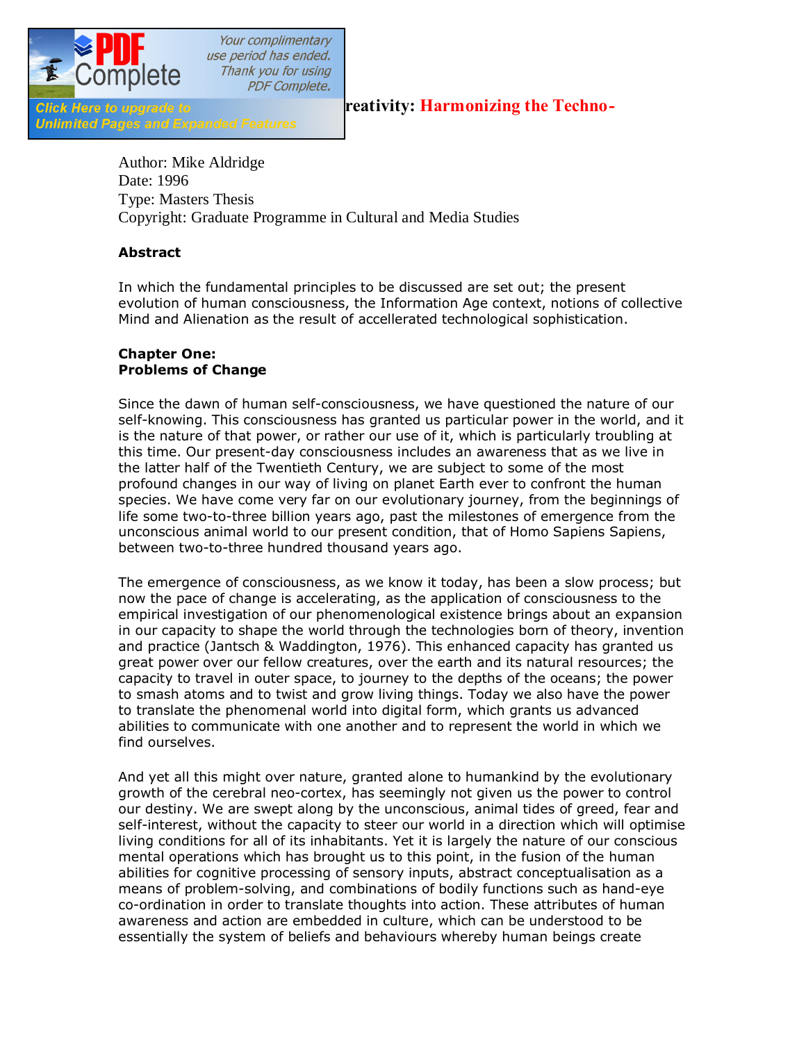# reativity: Harmonizing the Techno-

Author: Mike Aldridge
Date: 1996
Type: Masters Thesis
Copyright: Graduate Programme in Cultural and Media Studies

**Abstract**

In which the fundamental principles to be discussed are set out; the present evolution of human consciousness, the Information Age context, notions of collective Mind and Alienation as the result of accellerated technological sophistication.

## Chapter One: Problems of Change

Since the dawn of human self-consciousness, we have questioned the nature of our self-knowing. This consciousness has granted us particular power in the world, and it is the nature of that power, or rather our use of it, which is particularly troubling at this time. Our present-day consciousness includes an awareness that as we live in the latter half of the Twentieth Century, we are subject to some of the most profound changes in our way of living on planet Earth ever to confront the human species. We have come very far on our evolutionary journey, from the beginnings of life some two-to-three billion years ago, past the milestones of emergence from the unconscious animal world to our present condition, that of Homo Sapiens Sapiens, between two-to-three hundred thousand years ago.

The emergence of consciousness, as we know it today, has been a slow process; but now the pace of change is accelerating, as the application of consciousness to the empirical investigation of our phenomenological existence brings about an expansion in our capacity to shape the world through the technologies born of theory, invention and practice (Jantsch & Waddington, 1976). This enhanced capacity has granted us great power over our fellow creatures, over the earth and its natural resources; the capacity to travel in outer space, to journey to the depths of the oceans; the power to smash atoms and to twist and grow living things. Today we also have the power to translate the phenomenal world into digital form, which grants us advanced abilities to communicate with one another and to represent the world in which we find ourselves.

And yet all this might over nature, granted alone to humankind by the evolutionary growth of the cerebral neo-cortex, has seemingly not given us the power to control our destiny. We are swept along by the unconscious, animal tides of greed, fear and self-interest, without the capacity to steer our world in a direction which will optimise living conditions for all of its inhabitants. Yet it is largely the nature of our conscious mental operations which has brought us to this point, in the fusion of the human abilities for cognitive processing of sensory inputs, abstract conceptualisation as a means of problem-solving, and combinations of bodily functions such as hand-eye co-ordination in order to translate thoughts into action. These attributes of human awareness and action are embedded in culture, which can be understood to be essentially the system of beliefs and behaviours whereby human beings create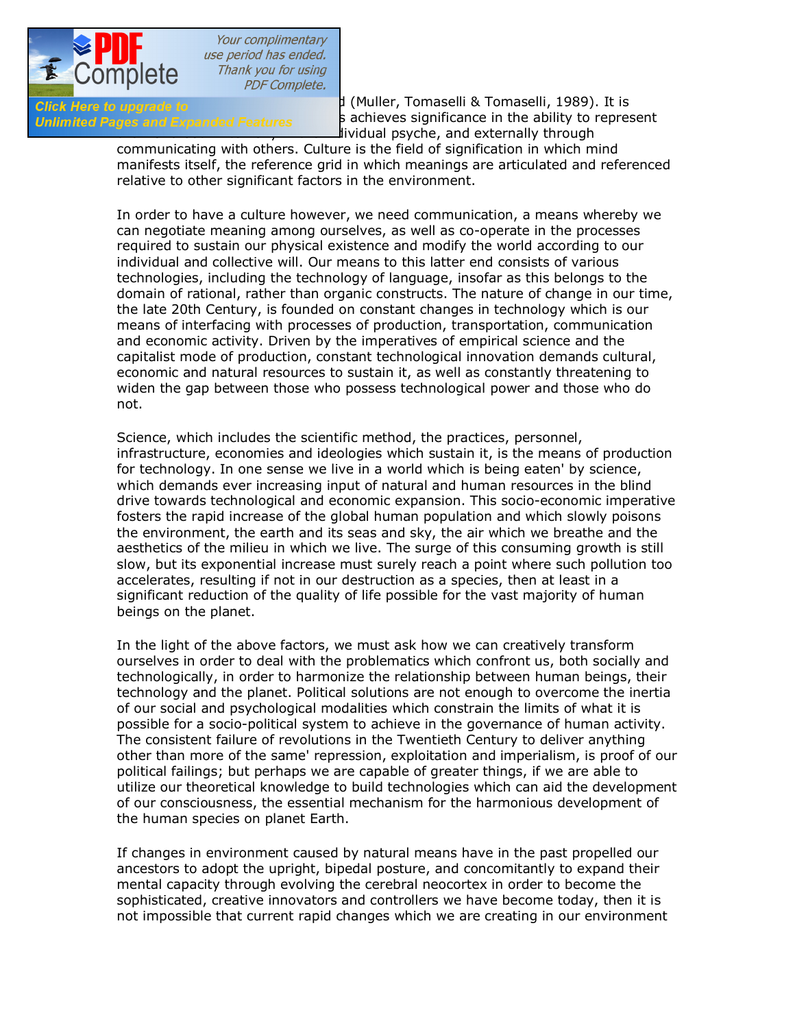d (Muller, Tomaselli & Tomaselli, 1989). It is s achieves significance in the ability to represent lividual psyche, and externally through communicating with others. Culture is the field of signification in which mind manifests itself, the reference grid in which meanings are articulated and referenced relative to other significant factors in the environment.

In order to have a culture however, we need communication, a means whereby we can negotiate meaning among ourselves, as well as co-operate in the processes required to sustain our physical existence and modify the world according to our individual and collective will. Our means to this latter end consists of various technologies, including the technology of language, insofar as this belongs to the domain of rational, rather than organic constructs. The nature of change in our time, the late 20th Century, is founded on constant changes in technology which is our means of interfacing with processes of production, transportation, communication and economic activity. Driven by the imperatives of empirical science and the capitalist mode of production, constant technological innovation demands cultural, economic and natural resources to sustain it, as well as constantly threatening to widen the gap between those who possess technological power and those who do not.

Science, which includes the scientific method, the practices, personnel, infrastructure, economies and ideologies which sustain it, is the means of production for technology. In one sense we live in a world which is being eaten' by science, which demands ever increasing input of natural and human resources in the blind drive towards technological and economic expansion. This socio-economic imperative fosters the rapid increase of the global human population and which slowly poisons the environment, the earth and its seas and sky, the air which we breathe and the aesthetics of the milieu in which we live. The surge of this consuming growth is still slow, but its exponential increase must surely reach a point where such pollution too accelerates, resulting if not in our destruction as a species, then at least in a significant reduction of the quality of life possible for the vast majority of human beings on the planet.

In the light of the above factors, we must ask how we can creatively transform ourselves in order to deal with the problematics which confront us, both socially and technologically, in order to harmonize the relationship between human beings, their technology and the planet. Political solutions are not enough to overcome the inertia of our social and psychological modalities which constrain the limits of what it is possible for a socio-political system to achieve in the governance of human activity. The consistent failure of revolutions in the Twentieth Century to deliver anything other than more of the same' repression, exploitation and imperialism, is proof of our political failings; but perhaps we are capable of greater things, if we are able to utilize our theoretical knowledge to build technologies which can aid the development of our consciousness, the essential mechanism for the harmonious development of the human species on planet Earth.

If changes in environment caused by natural means have in the past propelled our ancestors to adopt the upright, bipedal posture, and concomitantly to expand their mental capacity through evolving the cerebral neocortex in order to become the sophisticated, creative innovators and controllers we have become today, then it is not impossible that current rapid changes which we are creating in our environment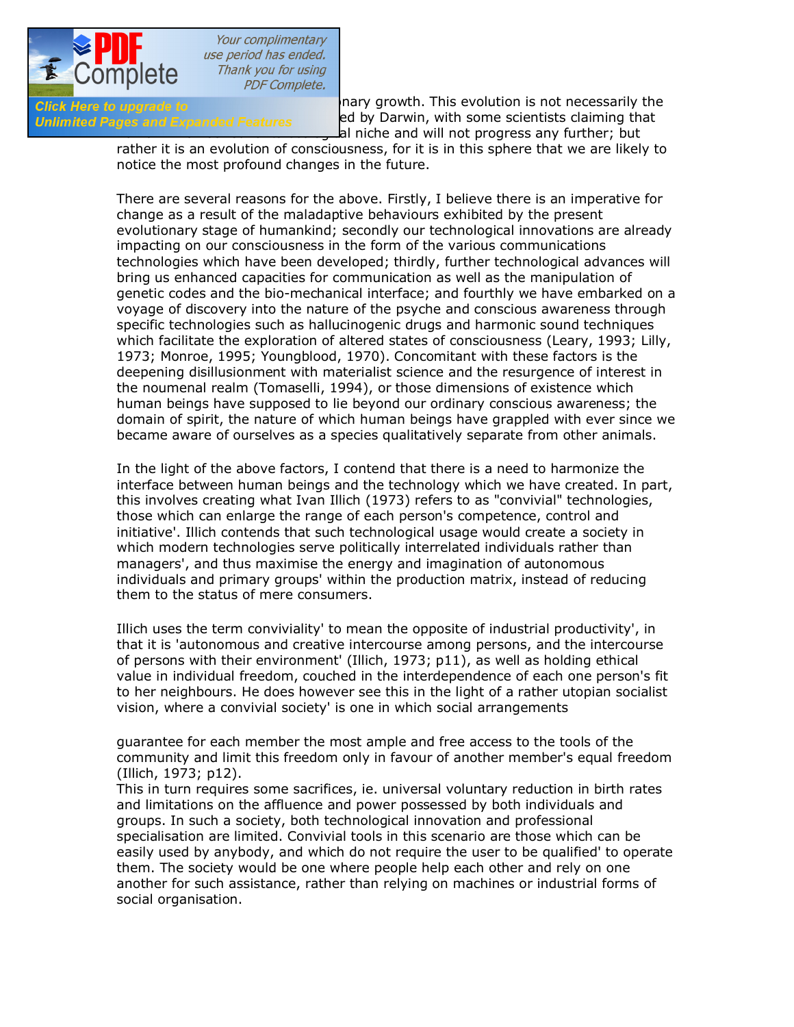nary growth. This evolution is not necessarily the ed by Darwin, with some scientists claiming that al niche and will not progress any further; but rather it is an evolution of consciousness, for it is in this sphere that we are likely to notice the most profound changes in the future.

There are several reasons for the above. Firstly, I believe there is an imperative for change as a result of the maladaptive behaviours exhibited by the present evolutionary stage of humankind; secondly our technological innovations are already impacting on our consciousness in the form of the various communications technologies which have been developed; thirdly, further technological advances will bring us enhanced capacities for communication as well as the manipulation of genetic codes and the bio-mechanical interface; and fourthly we have embarked on a voyage of discovery into the nature of the psyche and conscious awareness through specific technologies such as hallucinogenic drugs and harmonic sound techniques which facilitate the exploration of altered states of consciousness (Leary, 1993; Lilly, 1973; Monroe, 1995; Youngblood, 1970). Concomitant with these factors is the deepening disillusionment with materialist science and the resurgence of interest in the noumenal realm (Tomaselli, 1994), or those dimensions of existence which human beings have supposed to lie beyond our ordinary conscious awareness; the domain of spirit, the nature of which human beings have grappled with ever since we became aware of ourselves as a species qualitatively separate from other animals.

In the light of the above factors, I contend that there is a need to harmonize the interface between human beings and the technology which we have created. In part, this involves creating what Ivan Illich (1973) refers to as "convivial" technologies, those which can enlarge the range of each person's competence, control and initiative'. Illich contends that such technological usage would create a society in which modern technologies serve politically interrelated individuals rather than managers', and thus maximise the energy and imagination of autonomous individuals and primary groups' within the production matrix, instead of reducing them to the status of mere consumers.

Illich uses the term conviviality' to mean the opposite of industrial productivity', in that it is 'autonomous and creative intercourse among persons, and the intercourse of persons with their environment' (Illich, 1973; p11), as well as holding ethical value in individual freedom, couched in the interdependence of each one person's fit to her neighbours. He does however see this in the light of a rather utopian socialist vision, where a convivial society' is one in which social arrangements

guarantee for each member the most ample and free access to the tools of the community and limit this freedom only in favour of another member's equal freedom (Illich, 1973; p12).

This in turn requires some sacrifices, ie. universal voluntary reduction in birth rates and limitations on the affluence and power possessed by both individuals and groups. In such a society, both technological innovation and professional specialisation are limited. Convivial tools in this scenario are those which can be easily used by anybody, and which do not require the user to be qualified' to operate them. The society would be one where people help each other and rely on one another for such assistance, rather than relying on machines or industrial forms of social organisation.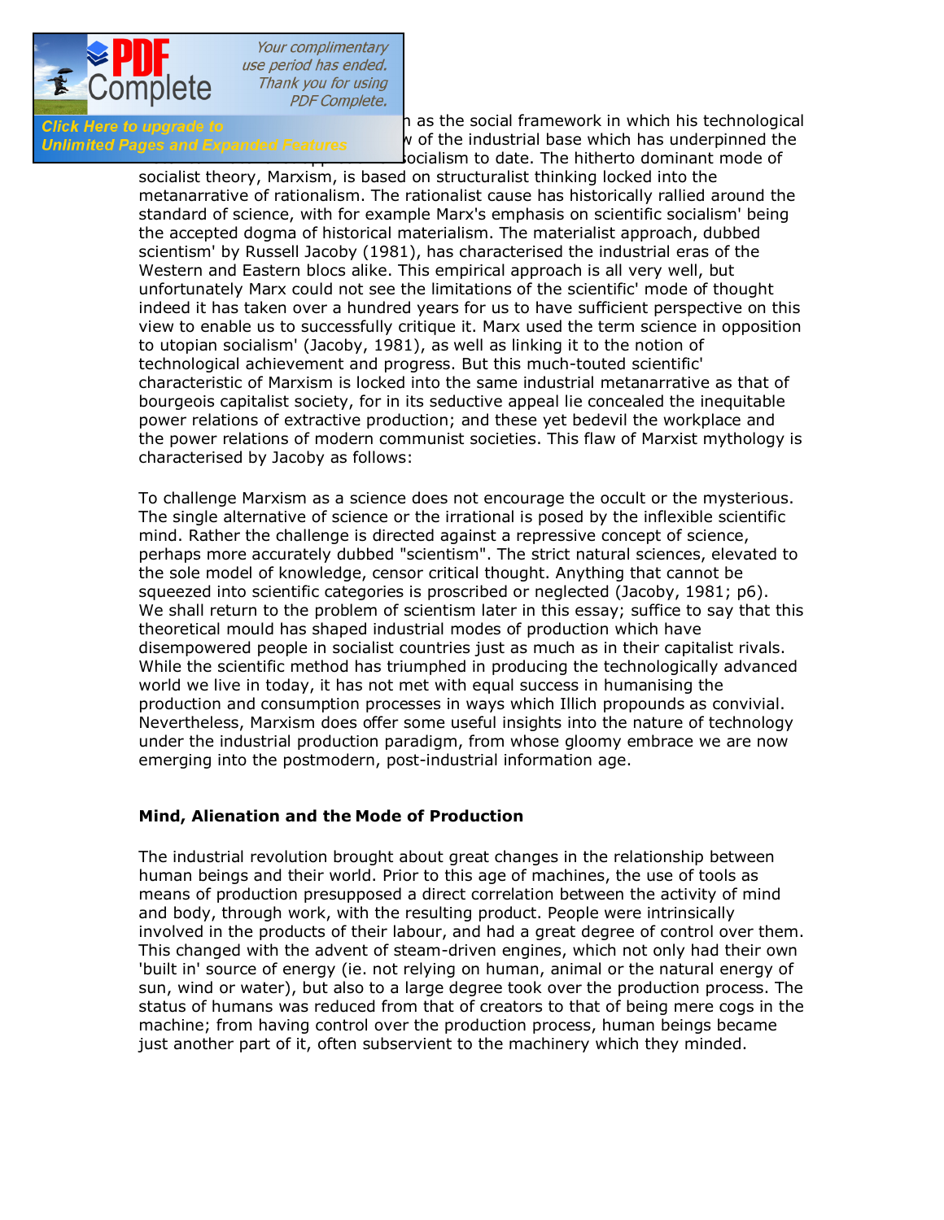as the social framework in which his technological ... of the industrial base which has underpinned the ... socialism to date. The hitherto dominant mode of socialist theory, Marxism, is based on structuralist thinking locked into the metanarrative of rationalism. The rationalist cause has historically rallied around the standard of science, with for example Marx's emphasis on scientific socialism' being the accepted dogma of historical materialism. The materialist approach, dubbed scientism' by Russell Jacoby (1981), has characterised the industrial eras of the Western and Eastern blocs alike. This empirical approach is all very well, but unfortunately Marx could not see the limitations of the scientific' mode of thought indeed it has taken over a hundred years for us to have sufficient perspective on this view to enable us to successfully critique it. Marx used the term science in opposition to utopian socialism' (Jacoby, 1981), as well as linking it to the notion of technological achievement and progress. But this much-touted scientific' characteristic of Marxism is locked into the same industrial metanarrative as that of bourgeois capitalist society, for in its seductive appeal lie concealed the inequitable power relations of extractive production; and these yet bedevil the workplace and the power relations of modern communist societies. This flaw of Marxist mythology is characterised by Jacoby as follows:

To challenge Marxism as a science does not encourage the occult or the mysterious. The single alternative of science or the irrational is posed by the inflexible scientific mind. Rather the challenge is directed against a repressive concept of science, perhaps more accurately dubbed "scientism". The strict natural sciences, elevated to the sole model of knowledge, censor critical thought. Anything that cannot be squeezed into scientific categories is proscribed or neglected (Jacoby, 1981; p6).
We shall return to the problem of scientism later in this essay; suffice to say that this theoretical mould has shaped industrial modes of production which have disempowered people in socialist countries just as much as in their capitalist rivals. While the scientific method has triumphed in producing the technologically advanced world we live in today, it has not met with equal success in humanising the production and consumption processes in ways which Illich propounds as convivial. Nevertheless, Marxism does offer some useful insights into the nature of technology under the industrial production paradigm, from whose gloomy embrace we are now emerging into the postmodern, post-industrial information age.

**Mind, Alienation and the Mode of Production**

The industrial revolution brought about great changes in the relationship between human beings and their world. Prior to this age of machines, the use of tools as means of production presupposed a direct correlation between the activity of mind and body, through work, with the resulting product. People were intrinsically involved in the products of their labour, and had a great degree of control over them. This changed with the advent of steam-driven engines, which not only had their own 'built in' source of energy (ie. not relying on human, animal or the natural energy of sun, wind or water), but also to a large degree took over the production process. The status of humans was reduced from that of creators to that of being mere cogs in the machine; from having control over the production process, human beings became just another part of it, often subservient to the machinery which they minded.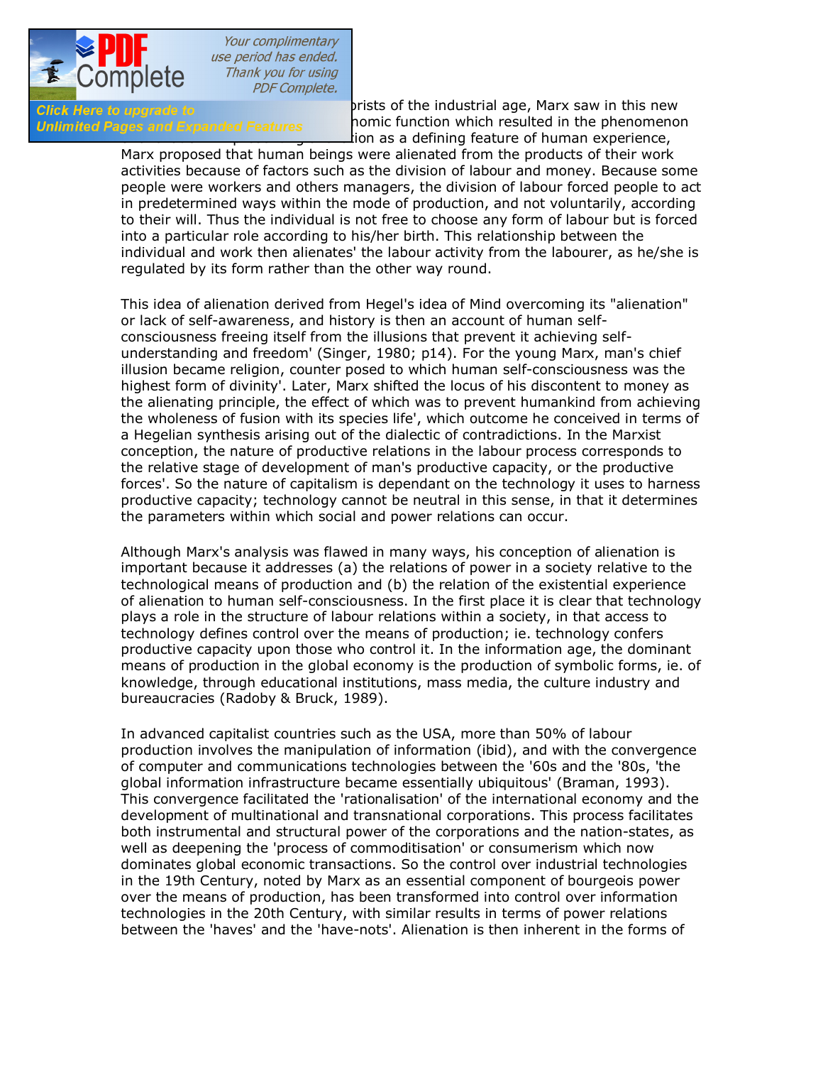orists of the industrial age, Marx saw in this new nomic function which resulted in the phenomenon tion as a defining feature of human experience, Marx proposed that human beings were alienated from the products of their work activities because of factors such as the division of labour and money. Because some people were workers and others managers, the division of labour forced people to act in predetermined ways within the mode of production, and not voluntarily, according to their will. Thus the individual is not free to choose any form of labour but is forced into a particular role according to his/her birth. This relationship between the individual and work then alienates' the labour activity from the labourer, as he/she is regulated by its form rather than the other way round.

This idea of alienation derived from Hegel's idea of Mind overcoming its "alienation" or lack of self-awareness, and history is then an account of human self-consciousness freeing itself from the illusions that prevent it achieving self-understanding and freedom' (Singer, 1980; p14). For the young Marx, man's chief illusion became religion, counter posed to which human self-consciousness was the highest form of divinity'. Later, Marx shifted the locus of his discontent to money as the alienating principle, the effect of which was to prevent humankind from achieving the wholeness of fusion with its species life', which outcome he conceived in terms of a Hegelian synthesis arising out of the dialectic of contradictions. In the Marxist conception, the nature of productive relations in the labour process corresponds to the relative stage of development of man's productive capacity, or the productive forces'. So the nature of capitalism is dependant on the technology it uses to harness productive capacity; technology cannot be neutral in this sense, in that it determines the parameters within which social and power relations can occur.

Although Marx's analysis was flawed in many ways, his conception of alienation is important because it addresses (a) the relations of power in a society relative to the technological means of production and (b) the relation of the existential experience of alienation to human self-consciousness. In the first place it is clear that technology plays a role in the structure of labour relations within a society, in that access to technology defines control over the means of production; ie. technology confers productive capacity upon those who control it. In the information age, the dominant means of production in the global economy is the production of symbolic forms, ie. of knowledge, through educational institutions, mass media, the culture industry and bureaucracies (Radoby & Bruck, 1989).

In advanced capitalist countries such as the USA, more than 50% of labour production involves the manipulation of information (ibid), and with the convergence of computer and communications technologies between the '60s and the '80s, 'the global information infrastructure became essentially ubiquitous' (Braman, 1993). This convergence facilitated the 'rationalisation' of the international economy and the development of multinational and transnational corporations. This process facilitates both instrumental and structural power of the corporations and the nation-states, as well as deepening the 'process of commoditisation' or consumerism which now dominates global economic transactions. So the control over industrial technologies in the 19th Century, noted by Marx as an essential component of bourgeois power over the means of production, has been transformed into control over information technologies in the 20th Century, with similar results in terms of power relations between the 'haves' and the 'have-nots'. Alienation is then inherent in the forms of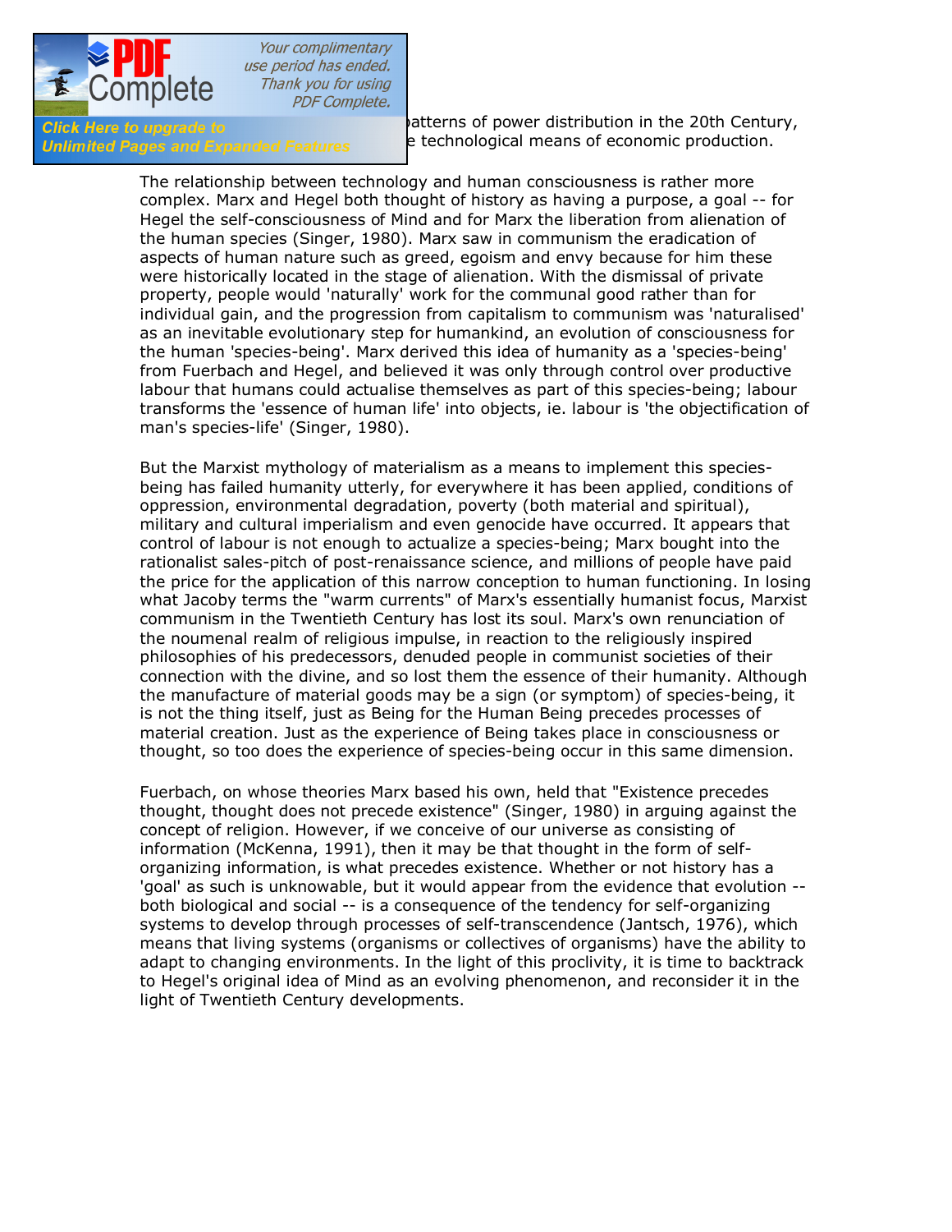patterns of power distribution in the 20th Century, e technological means of economic production.

The relationship between technology and human consciousness is rather more complex. Marx and Hegel both thought of history as having a purpose, a goal -- for Hegel the self-consciousness of Mind and for Marx the liberation from alienation of the human species (Singer, 1980). Marx saw in communism the eradication of aspects of human nature such as greed, egoism and envy because for him these were historically located in the stage of alienation. With the dismissal of private property, people would 'naturally' work for the communal good rather than for individual gain, and the progression from capitalism to communism was 'naturalised' as an inevitable evolutionary step for humankind, an evolution of consciousness for the human 'species-being'. Marx derived this idea of humanity as a 'species-being' from Fuerbach and Hegel, and believed it was only through control over productive labour that humans could actualise themselves as part of this species-being; labour transforms the 'essence of human life' into objects, ie. labour is 'the objectification of man's species-life' (Singer, 1980).

But the Marxist mythology of materialism as a means to implement this species-being has failed humanity utterly, for everywhere it has been applied, conditions of oppression, environmental degradation, poverty (both material and spiritual), military and cultural imperialism and even genocide have occurred. It appears that control of labour is not enough to actualize a species-being; Marx bought into the rationalist sales-pitch of post-renaissance science, and millions of people have paid the price for the application of this narrow conception to human functioning. In losing what Jacoby terms the "warm currents" of Marx's essentially humanist focus, Marxist communism in the Twentieth Century has lost its soul. Marx's own renunciation of the noumenal realm of religious impulse, in reaction to the religiously inspired philosophies of his predecessors, denuded people in communist societies of their connection with the divine, and so lost them the essence of their humanity. Although the manufacture of material goods may be a sign (or symptom) of species-being, it is not the thing itself, just as Being for the Human Being precedes processes of material creation. Just as the experience of Being takes place in consciousness or thought, so too does the experience of species-being occur in this same dimension.

Fuerbach, on whose theories Marx based his own, held that "Existence precedes thought, thought does not precede existence" (Singer, 1980) in arguing against the concept of religion. However, if we conceive of our universe as consisting of information (McKenna, 1991), then it may be that thought in the form of self-organizing information, is what precedes existence. Whether or not history has a 'goal' as such is unknowable, but it would appear from the evidence that evolution -- both biological and social -- is a consequence of the tendency for self-organizing systems to develop through processes of self-transcendence (Jantsch, 1976), which means that living systems (organisms or collectives of organisms) have the ability to adapt to changing environments. In the light of this proclivity, it is time to backtrack to Hegel's original idea of Mind as an evolving phenomenon, and reconsider it in the light of Twentieth Century developments.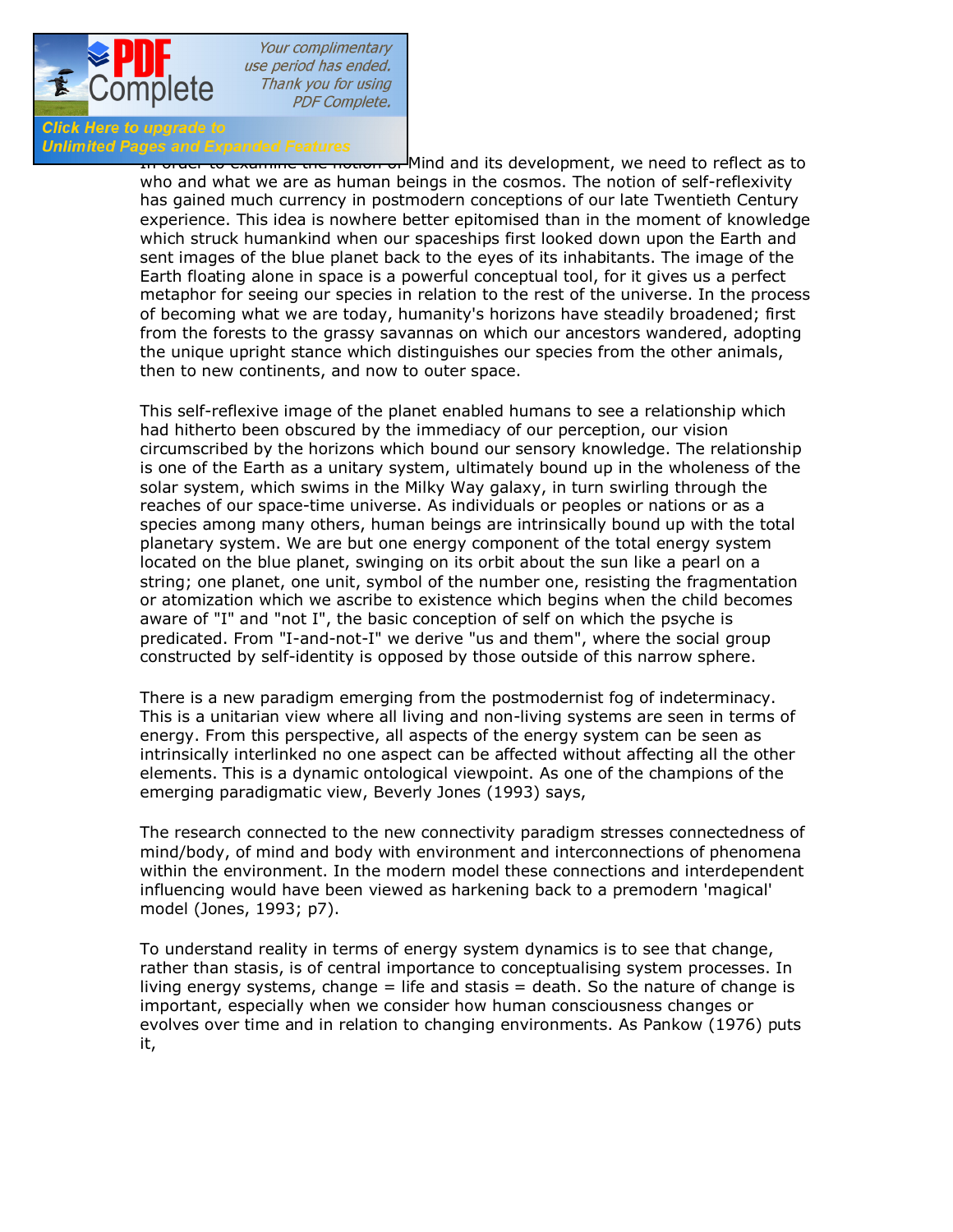In order to examine the notion of Mind and its development, we need to reflect as to who and what we are as human beings in the cosmos. The notion of self-reflexivity has gained much currency in postmodern conceptions of our late Twentieth Century experience. This idea is nowhere better epitomised than in the moment of knowledge which struck humankind when our spaceships first looked down upon the Earth and sent images of the blue planet back to the eyes of its inhabitants. The image of the Earth floating alone in space is a powerful conceptual tool, for it gives us a perfect metaphor for seeing our species in relation to the rest of the universe. In the process of becoming what we are today, humanity's horizons have steadily broadened; first from the forests to the grassy savannas on which our ancestors wandered, adopting the unique upright stance which distinguishes our species from the other animals, then to new continents, and now to outer space.

This self-reflexive image of the planet enabled humans to see a relationship which had hitherto been obscured by the immediacy of our perception, our vision circumscribed by the horizons which bound our sensory knowledge. The relationship is one of the Earth as a unitary system, ultimately bound up in the wholeness of the solar system, which swims in the Milky Way galaxy, in turn swirling through the reaches of our space-time universe. As individuals or peoples or nations or as a species among many others, human beings are intrinsically bound up with the total planetary system. We are but one energy component of the total energy system located on the blue planet, swinging on its orbit about the sun like a pearl on a string; one planet, one unit, symbol of the number one, resisting the fragmentation or atomization which we ascribe to existence which begins when the child becomes aware of "I" and "not I", the basic conception of self on which the psyche is predicated. From "I-and-not-I" we derive "us and them", where the social group constructed by self-identity is opposed by those outside of this narrow sphere.

There is a new paradigm emerging from the postmodernist fog of indeterminacy. This is a unitarian view where all living and non-living systems are seen in terms of energy. From this perspective, all aspects of the energy system can be seen as intrinsically interlinked no one aspect can be affected without affecting all the other elements. This is a dynamic ontological viewpoint. As one of the champions of the emerging paradigmatic view, Beverly Jones (1993) says,

The research connected to the new connectivity paradigm stresses connectedness of mind/body, of mind and body with environment and interconnections of phenomena within the environment. In the modern model these connections and interdependent influencing would have been viewed as harkening back to a premodern 'magical' model (Jones, 1993; p7).

To understand reality in terms of energy system dynamics is to see that change, rather than stasis, is of central importance to conceptualising system processes. In living energy systems, change = life and stasis = death. So the nature of change is important, especially when we consider how human consciousness changes or evolves over time and in relation to changing environments. As Pankow (1976) puts it,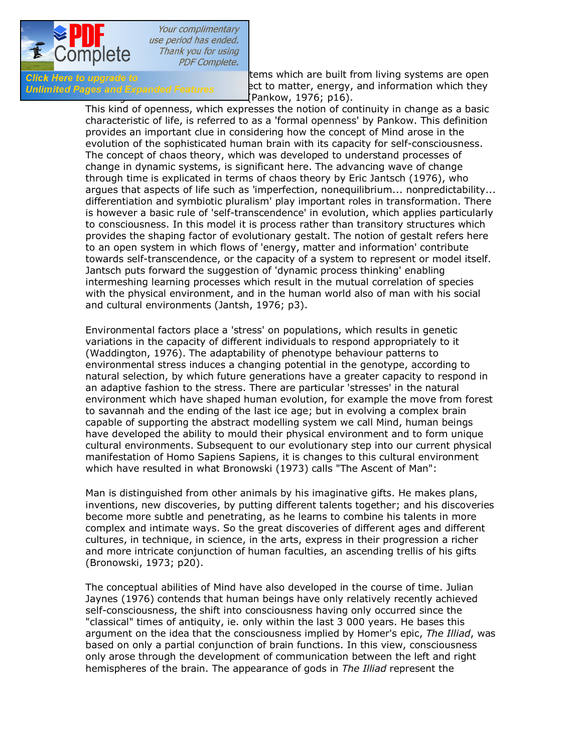tems which are built from living systems are open ect to matter, energy, and information which they (Pankow, 1976; p16).

This kind of openness, which expresses the notion of continuity in change as a basic characteristic of life, is referred to as a 'formal openness' by Pankow. This definition provides an important clue in considering how the concept of Mind arose in the evolution of the sophisticated human brain with its capacity for self-consciousness. The concept of chaos theory, which was developed to understand processes of change in dynamic systems, is significant here. The advancing wave of change through time is explicated in terms of chaos theory by Eric Jantsch (1976), who argues that aspects of life such as 'imperfection, nonequilibrium... nonpredictability... differentiation and symbiotic pluralism' play important roles in transformation. There is however a basic rule of 'self-transcendence' in evolution, which applies particularly to consciousness. In this model it is process rather than transitory structures which provides the shaping factor of evolutionary gestalt. The notion of gestalt refers here to an open system in which flows of 'energy, matter and information' contribute towards self-transcendence, or the capacity of a system to represent or model itself. Jantsch puts forward the suggestion of 'dynamic process thinking' enabling intermeshing learning processes which result in the mutual correlation of species with the physical environment, and in the human world also of man with his social and cultural environments (Jantsh, 1976; p3).

Environmental factors place a 'stress' on populations, which results in genetic variations in the capacity of different individuals to respond appropriately to it (Waddington, 1976). The adaptability of phenotype behaviour patterns to environmental stress induces a changing potential in the genotype, according to natural selection, by which future generations have a greater capacity to respond in an adaptive fashion to the stress. There are particular 'stresses' in the natural environment which have shaped human evolution, for example the move from forest to savannah and the ending of the last ice age; but in evolving a complex brain capable of supporting the abstract modelling system we call Mind, human beings have developed the ability to mould their physical environment and to form unique cultural environments. Subsequent to our evolutionary step into our current physical manifestation of Homo Sapiens Sapiens, it is changes to this cultural environment which have resulted in what Bronowski (1973) calls "The Ascent of Man":

Man is distinguished from other animals by his imaginative gifts. He makes plans, inventions, new discoveries, by putting different talents together; and his discoveries become more subtle and penetrating, as he learns to combine his talents in more complex and intimate ways. So the great discoveries of different ages and different cultures, in technique, in science, in the arts, express in their progression a richer and more intricate conjunction of human faculties, an ascending trellis of his gifts (Bronowski, 1973; p20).

The conceptual abilities of Mind have also developed in the course of time. Julian Jaynes (1976) contends that human beings have only relatively recently achieved self-consciousness, the shift into consciousness having only occurred since the "classical" times of antiquity, ie. only within the last 3 000 years. He bases this argument on the idea that the consciousness implied by Homer's epic, *The Illiad*, was based on only a partial conjunction of brain functions. In this view, consciousness only arose through the development of communication between the left and right hemispheres of the brain. The appearance of gods in *The Illiad* represent the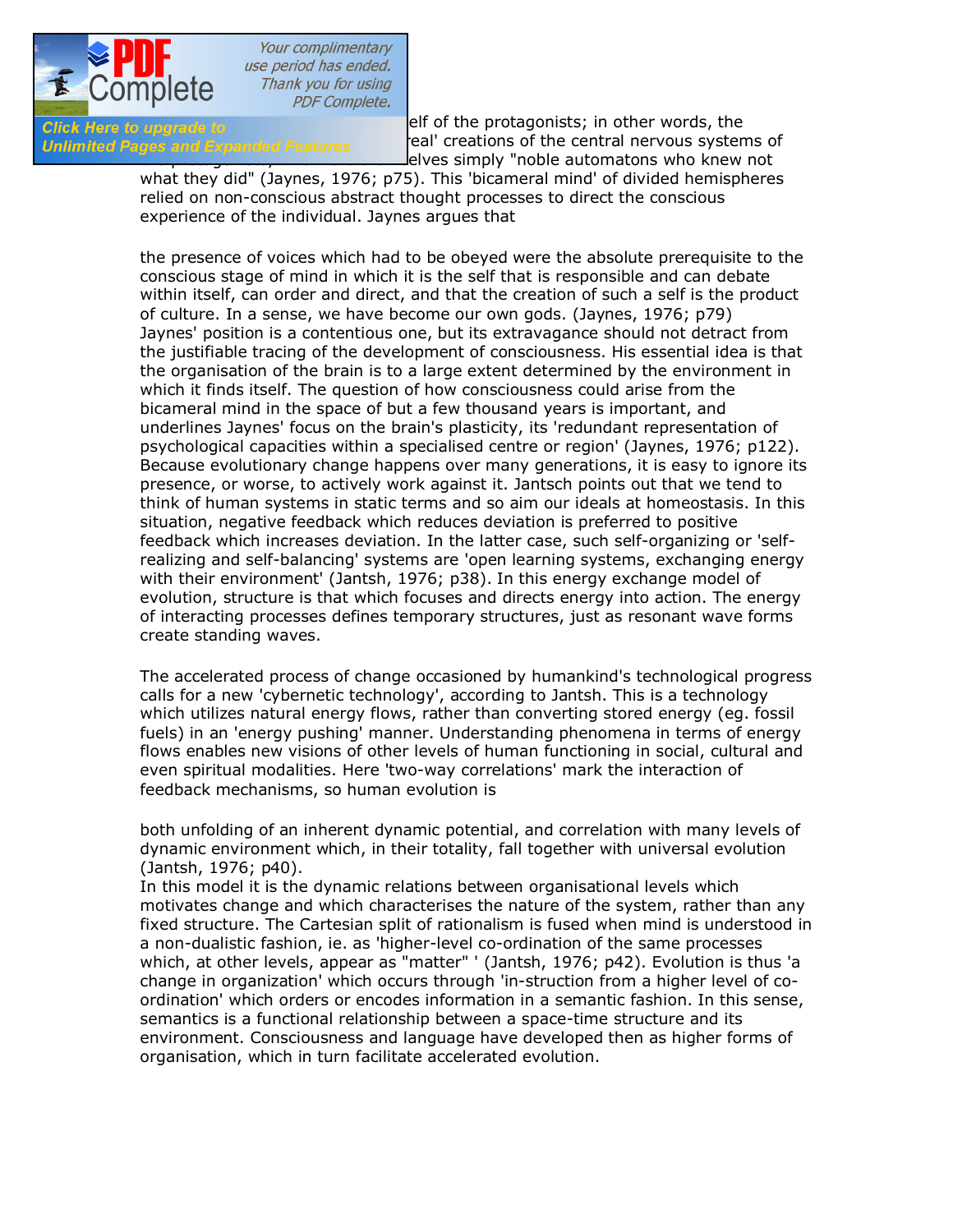elf of the protagonists; in other words, the 'eal' creations of the central nervous systems of elves simply "noble automatons who knew not what they did" (Jaynes, 1976; p75). This 'bicameral mind' of divided hemispheres relied on non-conscious abstract thought processes to direct the conscious experience of the individual. Jaynes argues that

the presence of voices which had to be obeyed were the absolute prerequisite to the conscious stage of mind in which it is the self that is responsible and can debate within itself, can order and direct, and that the creation of such a self is the product of culture. In a sense, we have become our own gods. (Jaynes, 1976; p79)

Jaynes' position is a contentious one, but its extravagance should not detract from the justifiable tracing of the development of consciousness. His essential idea is that the organisation of the brain is to a large extent determined by the environment in which it finds itself. The question of how consciousness could arise from the bicameral mind in the space of but a few thousand years is important, and underlines Jaynes' focus on the brain's plasticity, its 'redundant representation of psychological capacities within a specialised centre or region' (Jaynes, 1976; p122). Because evolutionary change happens over many generations, it is easy to ignore its presence, or worse, to actively work against it. Jantsch points out that we tend to think of human systems in static terms and so aim our ideals at homeostasis. In this situation, negative feedback which reduces deviation is preferred to positive feedback which increases deviation. In the latter case, such self-organizing or 'self-realizing and self-balancing' systems are 'open learning systems, exchanging energy with their environment' (Jantsh, 1976; p38). In this energy exchange model of evolution, structure is that which focuses and directs energy into action. The energy of interacting processes defines temporary structures, just as resonant wave forms create standing waves.

The accelerated process of change occasioned by humankind's technological progress calls for a new 'cybernetic technology', according to Jantsh. This is a technology which utilizes natural energy flows, rather than converting stored energy (eg. fossil fuels) in an 'energy pushing' manner. Understanding phenomena in terms of energy flows enables new visions of other levels of human functioning in social, cultural and even spiritual modalities. Here 'two-way correlations' mark the interaction of feedback mechanisms, so human evolution is

both unfolding of an inherent dynamic potential, and correlation with many levels of dynamic environment which, in their totality, fall together with universal evolution (Jantsh, 1976; p40).

In this model it is the dynamic relations between organisational levels which motivates change and which characterises the nature of the system, rather than any fixed structure. The Cartesian split of rationalism is fused when mind is understood in a non-dualistic fashion, ie. as 'higher-level co-ordination of the same processes which, at other levels, appear as "matter" ' (Jantsh, 1976; p42). Evolution is thus 'a change in organization' which occurs through 'in-struction from a higher level of co-ordination' which orders or encodes information in a semantic fashion. In this sense, semantics is a functional relationship between a space-time structure and its environment. Consciousness and language have developed then as higher forms of organisation, which in turn facilitate accelerated evolution.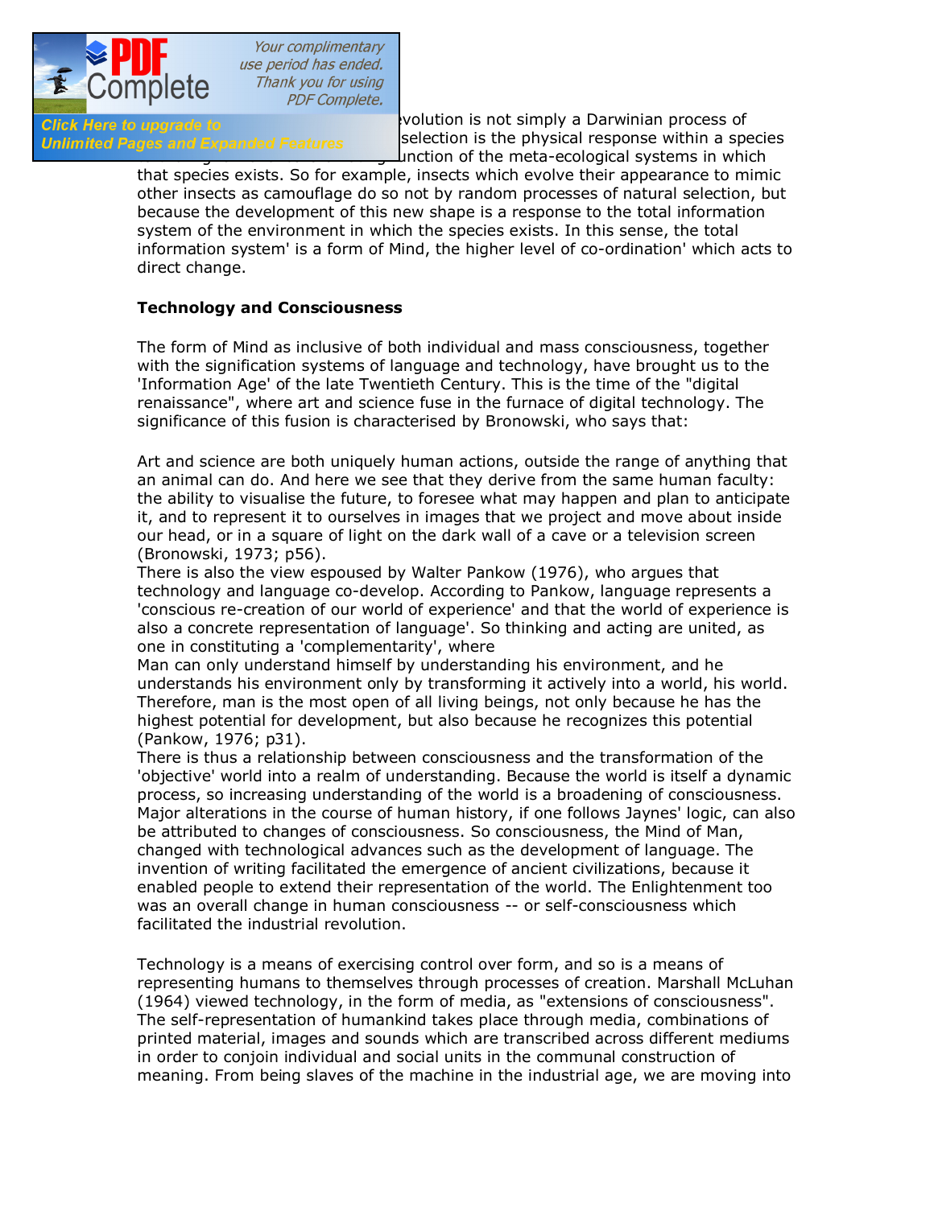volution is not simply a Darwinian process of selection is the physical response within a species unction of the meta-ecological systems in which that species exists. So for example, insects which evolve their appearance to mimic other insects as camouflage do so not by random processes of natural selection, but because the development of this new shape is a response to the total information system of the environment in which the species exists. In this sense, the total information system' is a form of Mind, the higher level of co-ordination' which acts to direct change.

**Technology and Consciousness**

The form of Mind as inclusive of both individual and mass consciousness, together with the signification systems of language and technology, have brought us to the 'Information Age' of the late Twentieth Century. This is the time of the "digital renaissance", where art and science fuse in the furnace of digital technology. The significance of this fusion is characterised by Bronowski, who says that:

Art and science are both uniquely human actions, outside the range of anything that an animal can do. And here we see that they derive from the same human faculty: the ability to visualise the future, to foresee what may happen and plan to anticipate it, and to represent it to ourselves in images that we project and move about inside our head, or in a square of light on the dark wall of a cave or a television screen (Bronowski, 1973; p56).

There is also the view espoused by Walter Pankow (1976), who argues that technology and language co-develop. According to Pankow, language represents a 'conscious re-creation of our world of experience' and that the world of experience is also a concrete representation of language'. So thinking and acting are united, as one in constituting a 'complementarity', where

Man can only understand himself by understanding his environment, and he understands his environment only by transforming it actively into a world, his world. Therefore, man is the most open of all living beings, not only because he has the highest potential for development, but also because he recognizes this potential (Pankow, 1976; p31).

There is thus a relationship between consciousness and the transformation of the 'objective' world into a realm of understanding. Because the world is itself a dynamic process, so increasing understanding of the world is a broadening of consciousness. Major alterations in the course of human history, if one follows Jaynes' logic, can also be attributed to changes of consciousness. So consciousness, the Mind of Man, changed with technological advances such as the development of language. The invention of writing facilitated the emergence of ancient civilizations, because it enabled people to extend their representation of the world. The Enlightenment too was an overall change in human consciousness -- or self-consciousness which facilitated the industrial revolution.

Technology is a means of exercising control over form, and so is a means of representing humans to themselves through processes of creation. Marshall McLuhan (1964) viewed technology, in the form of media, as "extensions of consciousness". The self-representation of humankind takes place through media, combinations of printed material, images and sounds which are transcribed across different mediums in order to conjoin individual and social units in the communal construction of meaning. From being slaves of the machine in the industrial age, we are moving into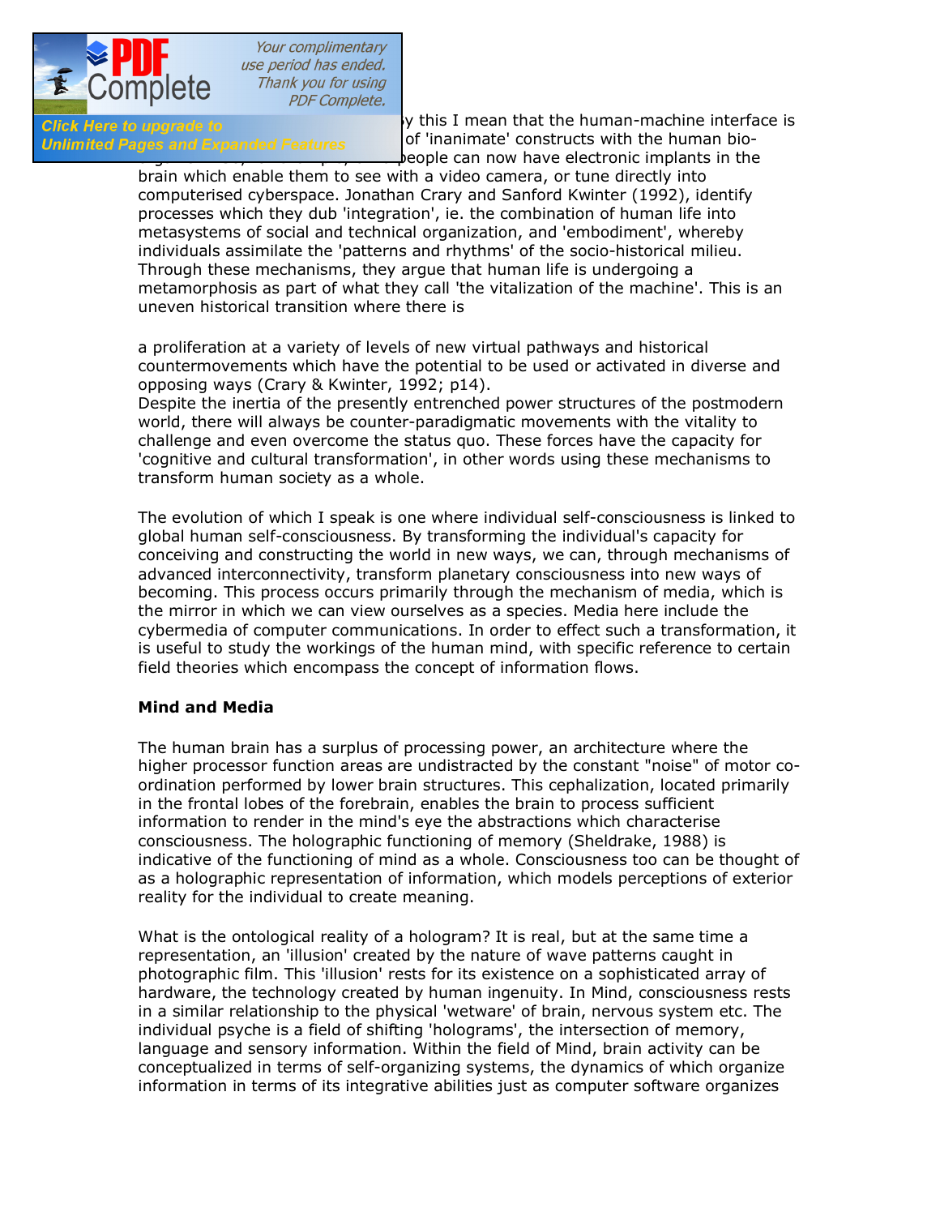y this I mean that the human-machine interface is of 'inanimate' constructs with the human bio- people can now have electronic implants in the brain which enable them to see with a video camera, or tune directly into computerised cyberspace. Jonathan Crary and Sanford Kwinter (1992), identify processes which they dub 'integration', ie. the combination of human life into metasystems of social and technical organization, and 'embodiment', whereby individuals assimilate the 'patterns and rhythms' of the socio-historical milieu. Through these mechanisms, they argue that human life is undergoing a metamorphosis as part of what they call 'the vitalization of the machine'. This is an uneven historical transition where there is

a proliferation at a variety of levels of new virtual pathways and historical countermovements which have the potential to be used or activated in diverse and opposing ways (Crary & Kwinter, 1992; p14).

Despite the inertia of the presently entrenched power structures of the postmodern world, there will always be counter-paradigmatic movements with the vitality to challenge and even overcome the status quo. These forces have the capacity for 'cognitive and cultural transformation', in other words using these mechanisms to transform human society as a whole.

The evolution of which I speak is one where individual self-consciousness is linked to global human self-consciousness. By transforming the individual's capacity for conceiving and constructing the world in new ways, we can, through mechanisms of advanced interconnectivity, transform planetary consciousness into new ways of becoming. This process occurs primarily through the mechanism of media, which is the mirror in which we can view ourselves as a species. Media here include the cybermedia of computer communications. In order to effect such a transformation, it is useful to study the workings of the human mind, with specific reference to certain field theories which encompass the concept of information flows.

**Mind and Media**

The human brain has a surplus of processing power, an architecture where the higher processor function areas are undistracted by the constant "noise" of motor co-ordination performed by lower brain structures. This cephalization, located primarily in the frontal lobes of the forebrain, enables the brain to process sufficient information to render in the mind's eye the abstractions which characterise consciousness. The holographic functioning of memory (Sheldrake, 1988) is indicative of the functioning of mind as a whole. Consciousness too can be thought of as a holographic representation of information, which models perceptions of exterior reality for the individual to create meaning.

What is the ontological reality of a hologram? It is real, but at the same time a representation, an 'illusion' created by the nature of wave patterns caught in photographic film. This 'illusion' rests for its existence on a sophisticated array of hardware, the technology created by human ingenuity. In Mind, consciousness rests in a similar relationship to the physical 'wetware' of brain, nervous system etc. The individual psyche is a field of shifting 'holograms', the intersection of memory, language and sensory information. Within the field of Mind, brain activity can be conceptualized in terms of self-organizing systems, the dynamics of which organize information in terms of its integrative abilities just as computer software organizes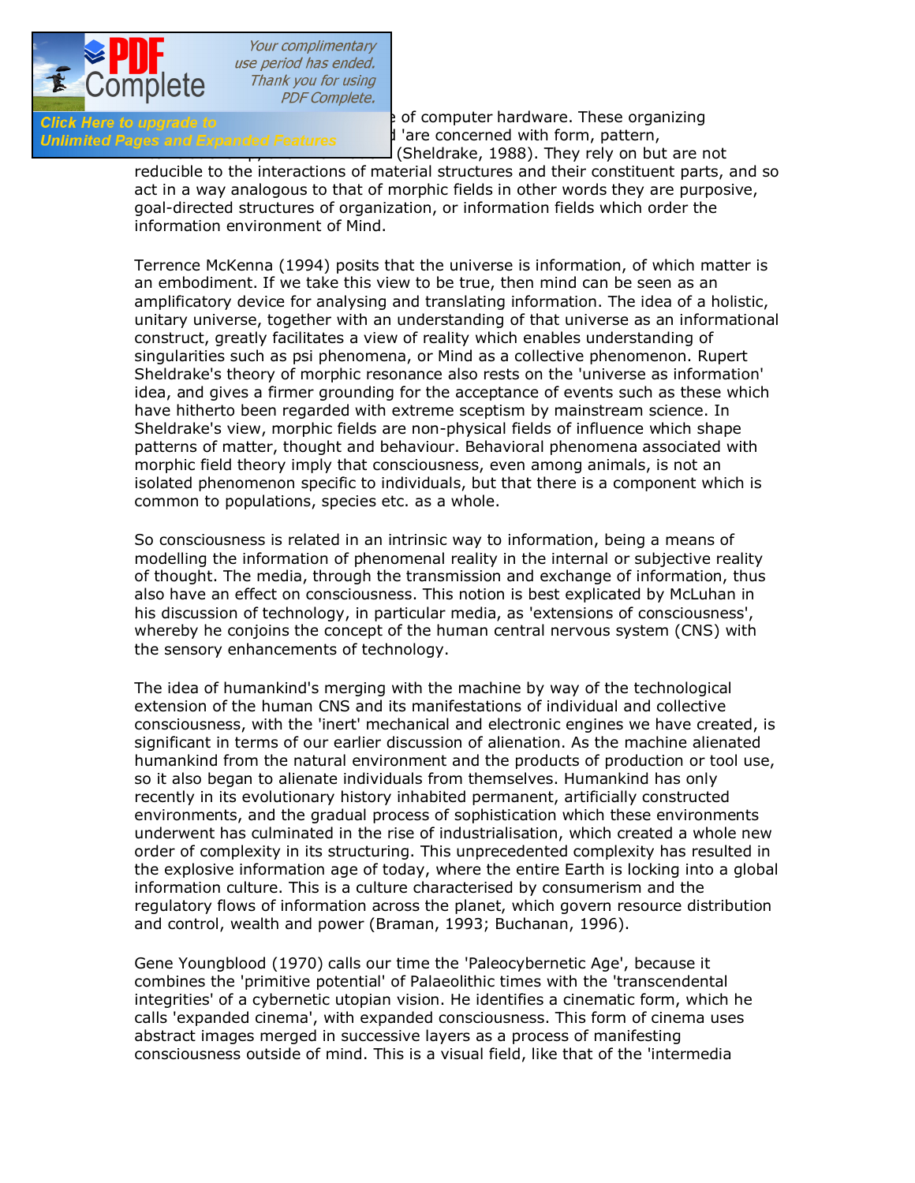of computer hardware. These organizing 'are concerned with form, pattern, (Sheldrake, 1988). They rely on but are not reducible to the interactions of material structures and their constituent parts, and so act in a way analogous to that of morphic fields in other words they are purposive, goal-directed structures of organization, or information fields which order the information environment of Mind.

Terrence McKenna (1994) posits that the universe is information, of which matter is an embodiment. If we take this view to be true, then mind can be seen as an amplificatory device for analysing and translating information. The idea of a holistic, unitary universe, together with an understanding of that universe as an informational construct, greatly facilitates a view of reality which enables understanding of singularities such as psi phenomena, or Mind as a collective phenomenon. Rupert Sheldrake's theory of morphic resonance also rests on the 'universe as information' idea, and gives a firmer grounding for the acceptance of events such as these which have hitherto been regarded with extreme sceptism by mainstream science. In Sheldrake's view, morphic fields are non-physical fields of influence which shape patterns of matter, thought and behaviour. Behavioral phenomena associated with morphic field theory imply that consciousness, even among animals, is not an isolated phenomenon specific to individuals, but that there is a component which is common to populations, species etc. as a whole.

So consciousness is related in an intrinsic way to information, being a means of modelling the information of phenomenal reality in the internal or subjective reality of thought. The media, through the transmission and exchange of information, thus also have an effect on consciousness. This notion is best explicated by McLuhan in his discussion of technology, in particular media, as 'extensions of consciousness', whereby he conjoins the concept of the human central nervous system (CNS) with the sensory enhancements of technology.

The idea of humankind's merging with the machine by way of the technological extension of the human CNS and its manifestations of individual and collective consciousness, with the 'inert' mechanical and electronic engines we have created, is significant in terms of our earlier discussion of alienation. As the machine alienated humankind from the natural environment and the products of production or tool use, so it also began to alienate individuals from themselves. Humankind has only recently in its evolutionary history inhabited permanent, artificially constructed environments, and the gradual process of sophistication which these environments underwent has culminated in the rise of industrialisation, which created a whole new order of complexity in its structuring. This unprecedented complexity has resulted in the explosive information age of today, where the entire Earth is locking into a global information culture. This is a culture characterised by consumerism and the regulatory flows of information across the planet, which govern resource distribution and control, wealth and power (Braman, 1993; Buchanan, 1996).

Gene Youngblood (1970) calls our time the 'Paleocybernetic Age', because it combines the 'primitive potential' of Palaeolithic times with the 'transcendental integrities' of a cybernetic utopian vision. He identifies a cinematic form, which he calls 'expanded cinema', with expanded consciousness. This form of cinema uses abstract images merged in successive layers as a process of manifesting consciousness outside of mind. This is a visual field, like that of the 'intermedia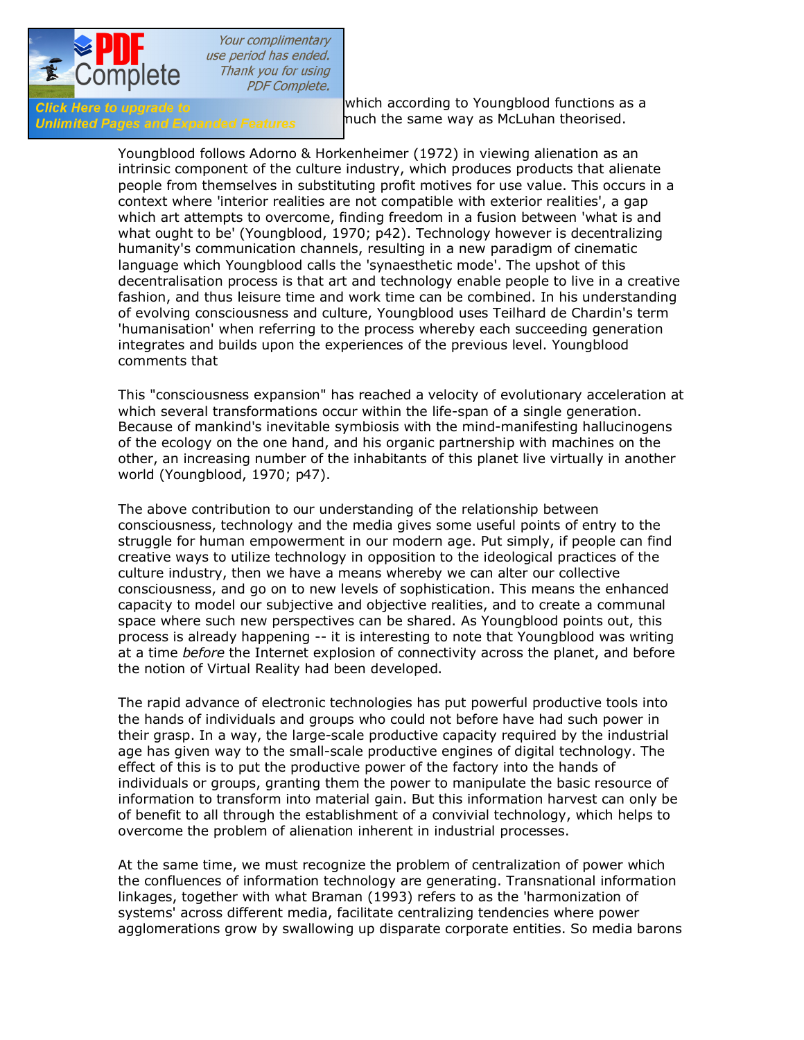which according to Youngblood functions as a much the same way as McLuhan theorised.

Youngblood follows Adorno & Horkenheimer (1972) in viewing alienation as an intrinsic component of the culture industry, which produces products that alienate people from themselves in substituting profit motives for use value. This occurs in a context where 'interior realities are not compatible with exterior realities', a gap which art attempts to overcome, finding freedom in a fusion between 'what is and what ought to be' (Youngblood, 1970; p42). Technology however is decentralizing humanity's communication channels, resulting in a new paradigm of cinematic language which Youngblood calls the 'synaesthetic mode'. The upshot of this decentralisation process is that art and technology enable people to live in a creative fashion, and thus leisure time and work time can be combined. In his understanding of evolving consciousness and culture, Youngblood uses Teilhard de Chardin's term 'humanisation' when referring to the process whereby each succeeding generation integrates and builds upon the experiences of the previous level. Youngblood comments that

This "consciousness expansion" has reached a velocity of evolutionary acceleration at which several transformations occur within the life-span of a single generation. Because of mankind's inevitable symbiosis with the mind-manifesting hallucinogens of the ecology on the one hand, and his organic partnership with machines on the other, an increasing number of the inhabitants of this planet live virtually in another world (Youngblood, 1970; p47).

The above contribution to our understanding of the relationship between consciousness, technology and the media gives some useful points of entry to the struggle for human empowerment in our modern age. Put simply, if people can find creative ways to utilize technology in opposition to the ideological practices of the culture industry, then we have a means whereby we can alter our collective consciousness, and go on to new levels of sophistication. This means the enhanced capacity to model our subjective and objective realities, and to create a communal space where such new perspectives can be shared. As Youngblood points out, this process is already happening -- it is interesting to note that Youngblood was writing at a time *before* the Internet explosion of connectivity across the planet, and before the notion of Virtual Reality had been developed.

The rapid advance of electronic technologies has put powerful productive tools into the hands of individuals and groups who could not before have had such power in their grasp. In a way, the large-scale productive capacity required by the industrial age has given way to the small-scale productive engines of digital technology. The effect of this is to put the productive power of the factory into the hands of individuals or groups, granting them the power to manipulate the basic resource of information to transform into material gain. But this information harvest can only be of benefit to all through the establishment of a convivial technology, which helps to overcome the problem of alienation inherent in industrial processes.

At the same time, we must recognize the problem of centralization of power which the confluences of information technology are generating. Transnational information linkages, together with what Braman (1993) refers to as the 'harmonization of systems' across different media, facilitate centralizing tendencies where power agglomerations grow by swallowing up disparate corporate entities. So media barons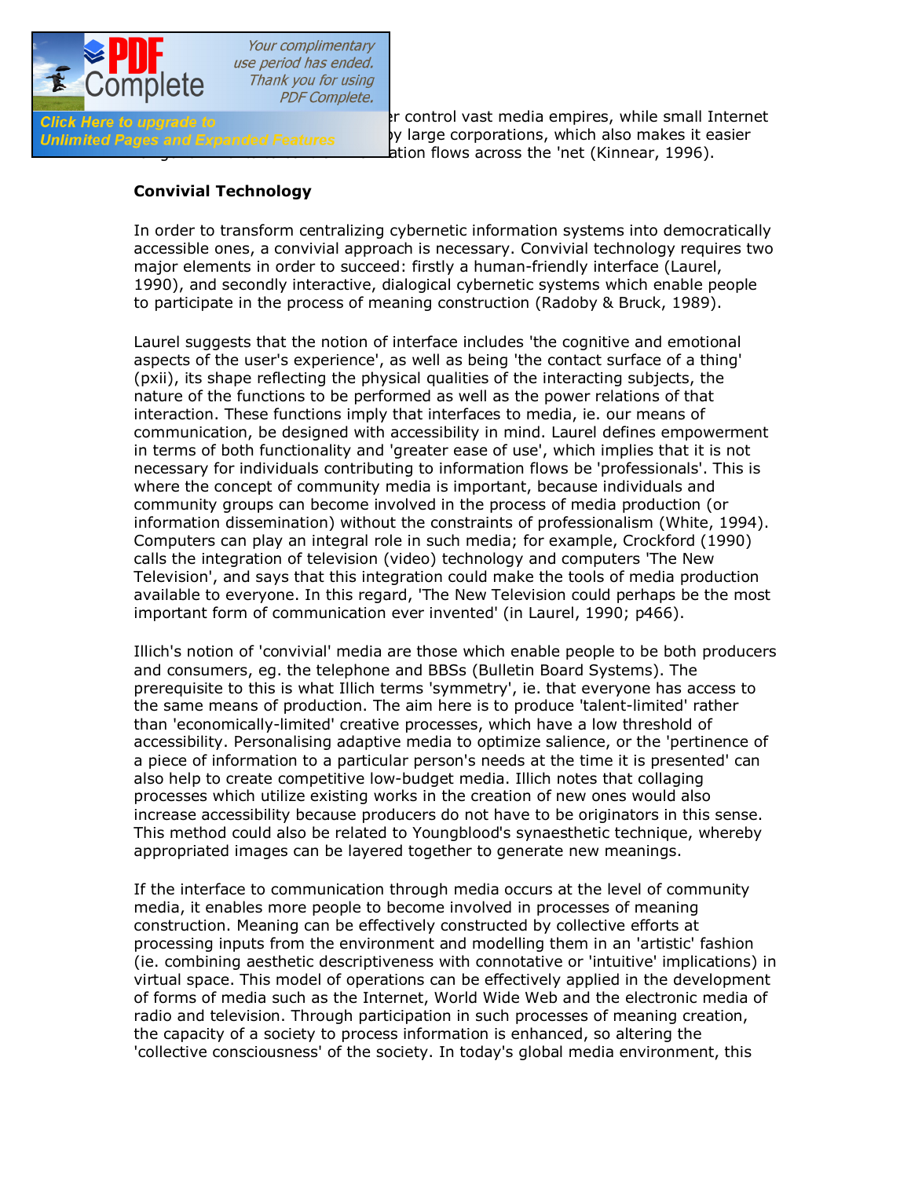r control vast media empires, while small Internet ...y large corporations, which also makes it easier ...ation flows across the 'net (Kinnear, 1996).

**Convivial Technology**

In order to transform centralizing cybernetic information systems into democratically accessible ones, a convivial approach is necessary. Convivial technology requires two major elements in order to succeed: firstly a human-friendly interface (Laurel, 1990), and secondly interactive, dialogical cybernetic systems which enable people to participate in the process of meaning construction (Radoby & Bruck, 1989).

Laurel suggests that the notion of interface includes 'the cognitive and emotional aspects of the user's experience', as well as being 'the contact surface of a thing' (pxii), its shape reflecting the physical qualities of the interacting subjects, the nature of the functions to be performed as well as the power relations of that interaction. These functions imply that interfaces to media, ie. our means of communication, be designed with accessibility in mind. Laurel defines empowerment in terms of both functionality and 'greater ease of use', which implies that it is not necessary for individuals contributing to information flows be 'professionals'. This is where the concept of community media is important, because individuals and community groups can become involved in the process of media production (or information dissemination) without the constraints of professionalism (White, 1994). Computers can play an integral role in such media; for example, Crockford (1990) calls the integration of television (video) technology and computers 'The New Television', and says that this integration could make the tools of media production available to everyone. In this regard, 'The New Television could perhaps be the most important form of communication ever invented' (in Laurel, 1990; p466).

Illich's notion of 'convivial' media are those which enable people to be both producers and consumers, eg. the telephone and BBSs (Bulletin Board Systems). The prerequisite to this is what Illich terms 'symmetry', ie. that everyone has access to the same means of production. The aim here is to produce 'talent-limited' rather than 'economically-limited' creative processes, which have a low threshold of accessibility. Personalising adaptive media to optimize salience, or the 'pertinence of a piece of information to a particular person's needs at the time it is presented' can also help to create competitive low-budget media. Illich notes that collaging processes which utilize existing works in the creation of new ones would also increase accessibility because producers do not have to be originators in this sense. This method could also be related to Youngblood's synaesthetic technique, whereby appropriated images can be layered together to generate new meanings.

If the interface to communication through media occurs at the level of community media, it enables more people to become involved in processes of meaning construction. Meaning can be effectively constructed by collective efforts at processing inputs from the environment and modelling them in an 'artistic' fashion (ie. combining aesthetic descriptiveness with connotative or 'intuitive' implications) in virtual space. This model of operations can be effectively applied in the development of forms of media such as the Internet, World Wide Web and the electronic media of radio and television. Through participation in such processes of meaning creation, the capacity of a society to process information is enhanced, so altering the 'collective consciousness' of the society. In today's global media environment, this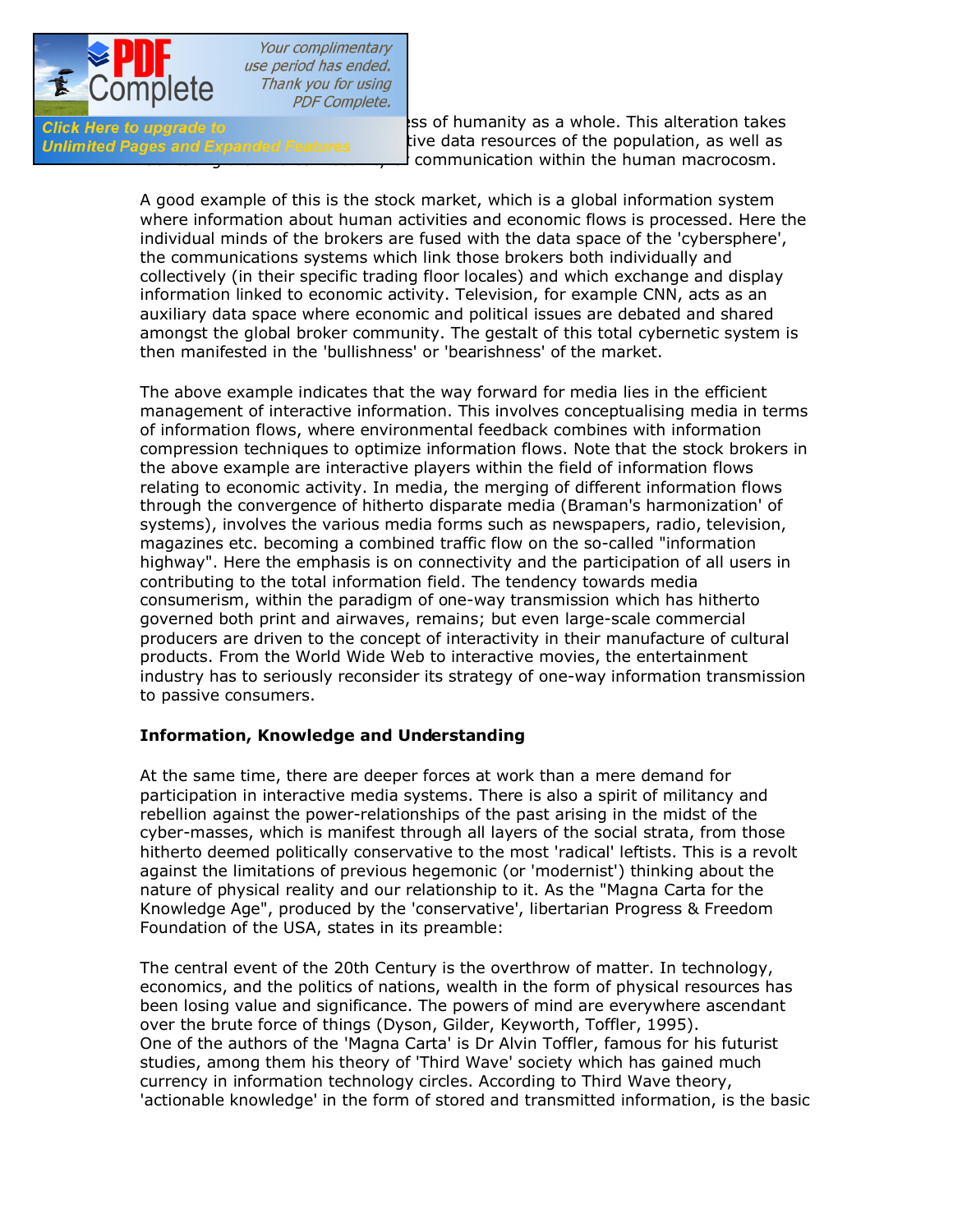ss of humanity as a whole. This alteration takes tive data resources of the population, as well as communication within the human macrocosm.

A good example of this is the stock market, which is a global information system where information about human activities and economic flows is processed. Here the individual minds of the brokers are fused with the data space of the 'cybersphere', the communications systems which link those brokers both individually and collectively (in their specific trading floor locales) and which exchange and display information linked to economic activity. Television, for example CNN, acts as an auxiliary data space where economic and political issues are debated and shared amongst the global broker community. The gestalt of this total cybernetic system is then manifested in the 'bullishness' or 'bearishness' of the market.

The above example indicates that the way forward for media lies in the efficient management of interactive information. This involves conceptualising media in terms of information flows, where environmental feedback combines with information compression techniques to optimize information flows. Note that the stock brokers in the above example are interactive players within the field of information flows relating to economic activity. In media, the merging of different information flows through the convergence of hitherto disparate media (Braman's harmonization' of systems), involves the various media forms such as newspapers, radio, television, magazines etc. becoming a combined traffic flow on the so-called "information highway". Here the emphasis is on connectivity and the participation of all users in contributing to the total information field. The tendency towards media consumerism, within the paradigm of one-way transmission which has hitherto governed both print and airwaves, remains; but even large-scale commercial producers are driven to the concept of interactivity in their manufacture of cultural products. From the World Wide Web to interactive movies, the entertainment industry has to seriously reconsider its strategy of one-way information transmission to passive consumers.

**Information, Knowledge and Understanding**

At the same time, there are deeper forces at work than a mere demand for participation in interactive media systems. There is also a spirit of militancy and rebellion against the power-relationships of the past arising in the midst of the cyber-masses, which is manifest through all layers of the social strata, from those hitherto deemed politically conservative to the most 'radical' leftists. This is a revolt against the limitations of previous hegemonic (or 'modernist') thinking about the nature of physical reality and our relationship to it. As the "Magna Carta for the Knowledge Age", produced by the 'conservative', libertarian Progress & Freedom Foundation of the USA, states in its preamble:

The central event of the 20th Century is the overthrow of matter. In technology, economics, and the politics of nations, wealth in the form of physical resources has been losing value and significance. The powers of mind are everywhere ascendant over the brute force of things (Dyson, Gilder, Keyworth, Toffler, 1995).
One of the authors of the 'Magna Carta' is Dr Alvin Toffler, famous for his futurist studies, among them his theory of 'Third Wave' society which has gained much currency in information technology circles. According to Third Wave theory, 'actionable knowledge' in the form of stored and transmitted information, is the basic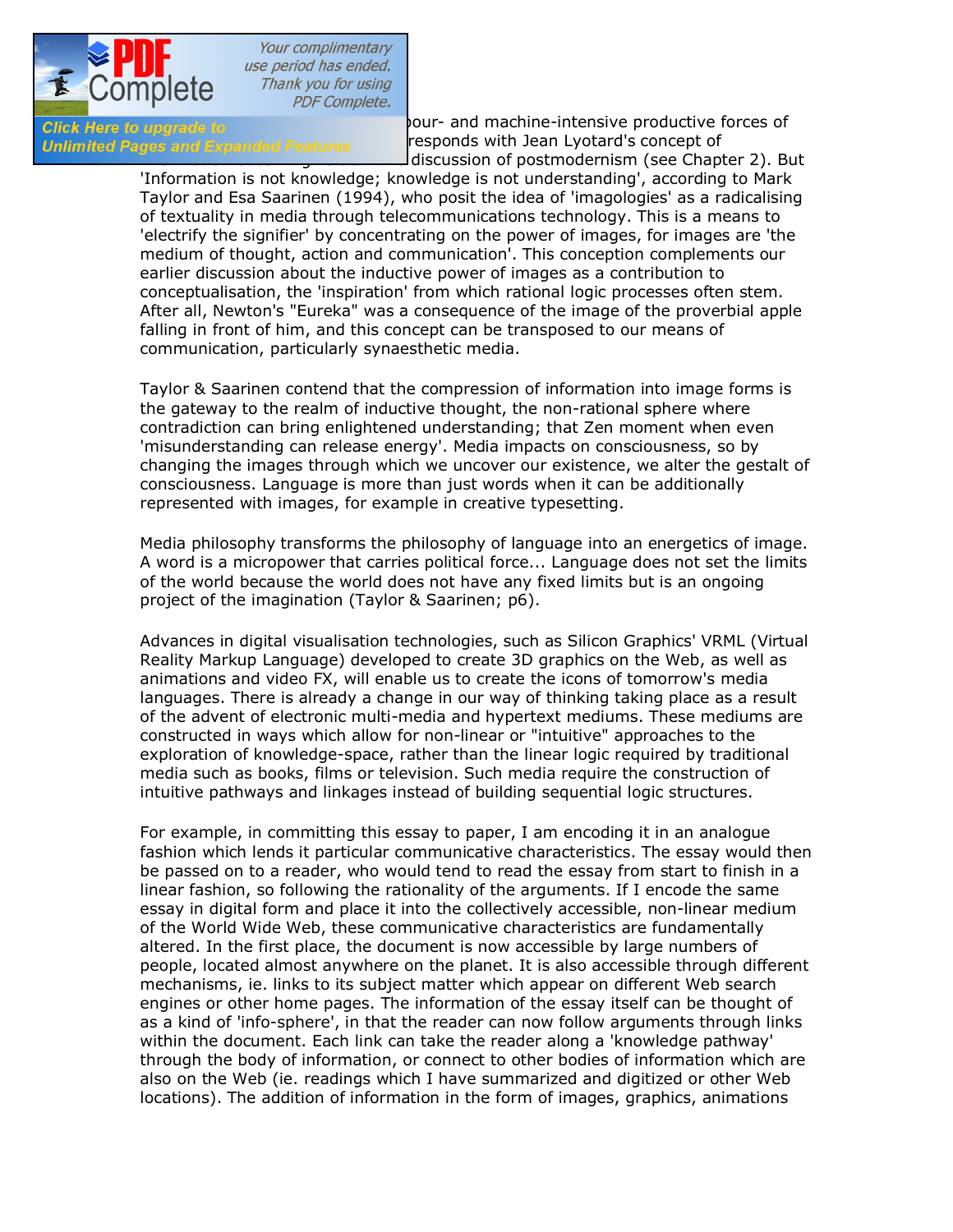bour- and machine-intensive productive forces of responds with Jean Lyotard's concept of discussion of postmodernism (see Chapter 2). But 'Information is not knowledge; knowledge is not understanding', according to Mark Taylor and Esa Saarinen (1994), who posit the idea of 'imagologies' as a radicalising of textuality in media through telecommunications technology. This is a means to 'electrify the signifier' by concentrating on the power of images, for images are 'the medium of thought, action and communication'. This conception complements our earlier discussion about the inductive power of images as a contribution to conceptualisation, the 'inspiration' from which rational logic processes often stem. After all, Newton's "Eureka" was a consequence of the image of the proverbial apple falling in front of him, and this concept can be transposed to our means of communication, particularly synaesthetic media.

Taylor & Saarinen contend that the compression of information into image forms is the gateway to the realm of inductive thought, the non-rational sphere where contradiction can bring enlightened understanding; that Zen moment when even 'misunderstanding can release energy'. Media impacts on consciousness, so by changing the images through which we uncover our existence, we alter the gestalt of consciousness. Language is more than just words when it can be additionally represented with images, for example in creative typesetting.

Media philosophy transforms the philosophy of language into an energetics of image. A word is a micropower that carries political force... Language does not set the limits of the world because the world does not have any fixed limits but is an ongoing project of the imagination (Taylor & Saarinen; p6).

Advances in digital visualisation technologies, such as Silicon Graphics' VRML (Virtual Reality Markup Language) developed to create 3D graphics on the Web, as well as animations and video FX, will enable us to create the icons of tomorrow's media languages. There is already a change in our way of thinking taking place as a result of the advent of electronic multi-media and hypertext mediums. These mediums are constructed in ways which allow for non-linear or "intuitive" approaches to the exploration of knowledge-space, rather than the linear logic required by traditional media such as books, films or television. Such media require the construction of intuitive pathways and linkages instead of building sequential logic structures.

For example, in committing this essay to paper, I am encoding it in an analogue fashion which lends it particular communicative characteristics. The essay would then be passed on to a reader, who would tend to read the essay from start to finish in a linear fashion, so following the rationality of the arguments. If I encode the same essay in digital form and place it into the collectively accessible, non-linear medium of the World Wide Web, these communicative characteristics are fundamentally altered. In the first place, the document is now accessible by large numbers of people, located almost anywhere on the planet. It is also accessible through different mechanisms, ie. links to its subject matter which appear on different Web search engines or other home pages. The information of the essay itself can be thought of as a kind of 'info-sphere', in that the reader can now follow arguments through links within the document. Each link can take the reader along a 'knowledge pathway' through the body of information, or connect to other bodies of information which are also on the Web (ie. readings which I have summarized and digitized or other Web locations). The addition of information in the form of images, graphics, animations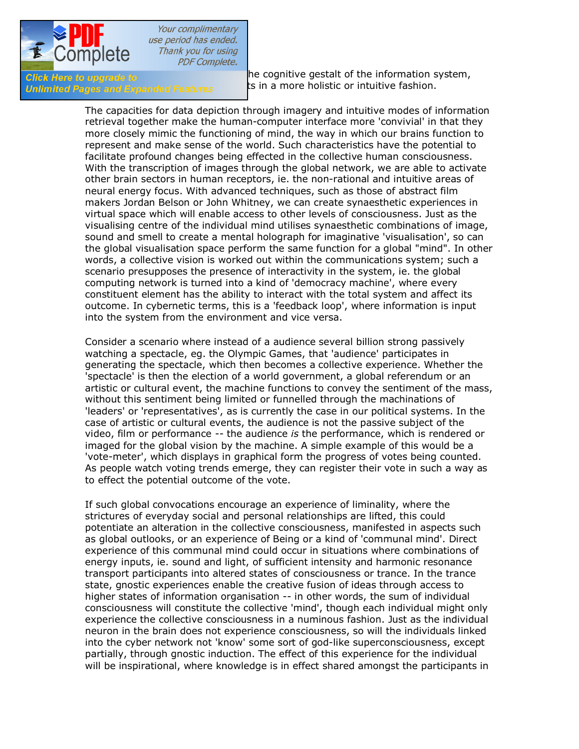he cognitive gestalt of the information system, ts in a more holistic or intuitive fashion.

The capacities for data depiction through imagery and intuitive modes of information retrieval together make the human-computer interface more 'convivial' in that they more closely mimic the functioning of mind, the way in which our brains function to represent and make sense of the world. Such characteristics have the potential to facilitate profound changes being effected in the collective human consciousness. With the transcription of images through the global network, we are able to activate other brain sectors in human receptors, ie. the non-rational and intuitive areas of neural energy focus. With advanced techniques, such as those of abstract film makers Jordan Belson or John Whitney, we can create synaesthetic experiences in virtual space which will enable access to other levels of consciousness. Just as the visualising centre of the individual mind utilises synaesthetic combinations of image, sound and smell to create a mental holograph for imaginative 'visualisation', so can the global visualisation space perform the same function for a global "mind". In other words, a collective vision is worked out within the communications system; such a scenario presupposes the presence of interactivity in the system, ie. the global computing network is turned into a kind of 'democracy machine', where every constituent element has the ability to interact with the total system and affect its outcome. In cybernetic terms, this is a 'feedback loop', where information is input into the system from the environment and vice versa.

Consider a scenario where instead of a audience several billion strong passively watching a spectacle, eg. the Olympic Games, that 'audience' participates in generating the spectacle, which then becomes a collective experience. Whether the 'spectacle' is then the election of a world government, a global referendum or an artistic or cultural event, the machine functions to convey the sentiment of the mass, without this sentiment being limited or funnelled through the machinations of 'leaders' or 'representatives', as is currently the case in our political systems. In the case of artistic or cultural events, the audience is not the passive subject of the video, film or performance -- the audience *is* the performance, which is rendered or imaged for the global vision by the machine. A simple example of this would be a 'vote-meter', which displays in graphical form the progress of votes being counted. As people watch voting trends emerge, they can register their vote in such a way as to effect the potential outcome of the vote.

If such global convocations encourage an experience of liminality, where the strictures of everyday social and personal relationships are lifted, this could potentiate an alteration in the collective consciousness, manifested in aspects such as global outlooks, or an experience of Being or a kind of 'communal mind'. Direct experience of this communal mind could occur in situations where combinations of energy inputs, ie. sound and light, of sufficient intensity and harmonic resonance transport participants into altered states of consciousness or trance. In the trance state, gnostic experiences enable the creative fusion of ideas through access to higher states of information organisation -- in other words, the sum of individual consciousness will constitute the collective 'mind', though each individual might only experience the collective consciousness in a numinous fashion. Just as the individual neuron in the brain does not experience consciousness, so will the individuals linked into the cyber network not 'know' some sort of god-like superconsciousness, except partially, through gnostic induction. The effect of this experience for the individual will be inspirational, where knowledge is in effect shared amongst the participants in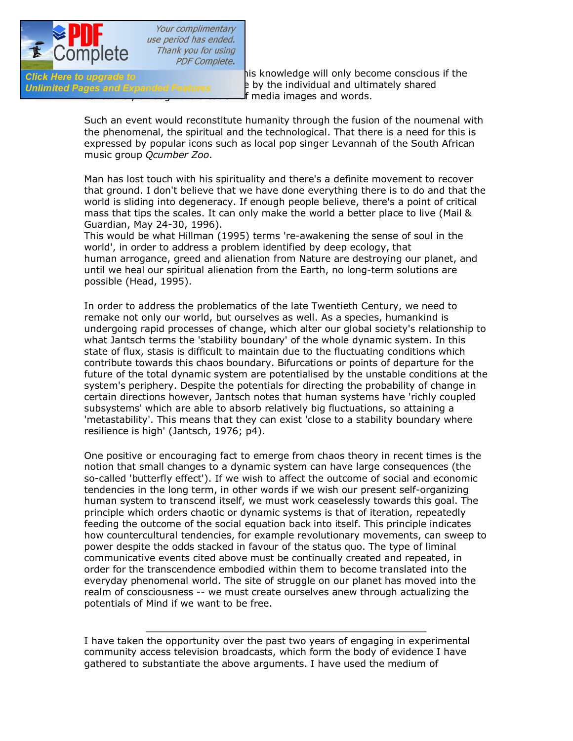his knowledge will only become conscious if the ... by the individual and ultimately shared ... f media images and words.

Such an event would reconstitute humanity through the fusion of the noumenal with the phenomenal, the spiritual and the technological. That there is a need for this is expressed by popular icons such as local pop singer Levannah of the South African music group *Qcumber Zoo*.

Man has lost touch with his spirituality and there's a definite movement to recover that ground. I don't believe that we have done everything there is to do and that the world is sliding into degeneracy. If enough people believe, there's a point of critical mass that tips the scales. It can only make the world a better place to live (Mail & Guardian, May 24-30, 1996).

This would be what Hillman (1995) terms 're-awakening the sense of soul in the world', in order to address a problem identified by deep ecology, that human arrogance, greed and alienation from Nature are destroying our planet, and until we heal our spiritual alienation from the Earth, no long-term solutions are possible (Head, 1995).

In order to address the problematics of the late Twentieth Century, we need to remake not only our world, but ourselves as well. As a species, humankind is undergoing rapid processes of change, which alter our global society's relationship to what Jantsch terms the 'stability boundary' of the whole dynamic system. In this state of flux, stasis is difficult to maintain due to the fluctuating conditions which contribute towards this chaos boundary. Bifurcations or points of departure for the future of the total dynamic system are potentialised by the unstable conditions at the system's periphery. Despite the potentials for directing the probability of change in certain directions however, Jantsch notes that human systems have 'richly coupled subsystems' which are able to absorb relatively big fluctuations, so attaining a 'metastability'. This means that they can exist 'close to a stability boundary where resilience is high' (Jantsch, 1976; p4).

One positive or encouraging fact to emerge from chaos theory in recent times is the notion that small changes to a dynamic system can have large consequences (the so-called 'butterfly effect'). If we wish to affect the outcome of social and economic tendencies in the long term, in other words if we wish our present self-organizing human system to transcend itself, we must work ceaselessly towards this goal. The principle which orders chaotic or dynamic systems is that of iteration, repeatedly feeding the outcome of the social equation back into itself. This principle indicates how countercultural tendencies, for example revolutionary movements, can sweep to power despite the odds stacked in favour of the status quo. The type of liminal communicative events cited above must be continually created and repeated, in order for the transcendence embodied within them to become translated into the everyday phenomenal world. The site of struggle on our planet has moved into the realm of consciousness -- we must create ourselves anew through actualizing the potentials of Mind if we want to be free.

---

I have taken the opportunity over the past two years of engaging in experimental community access television broadcasts, which form the body of evidence I have gathered to substantiate the above arguments. I have used the medium of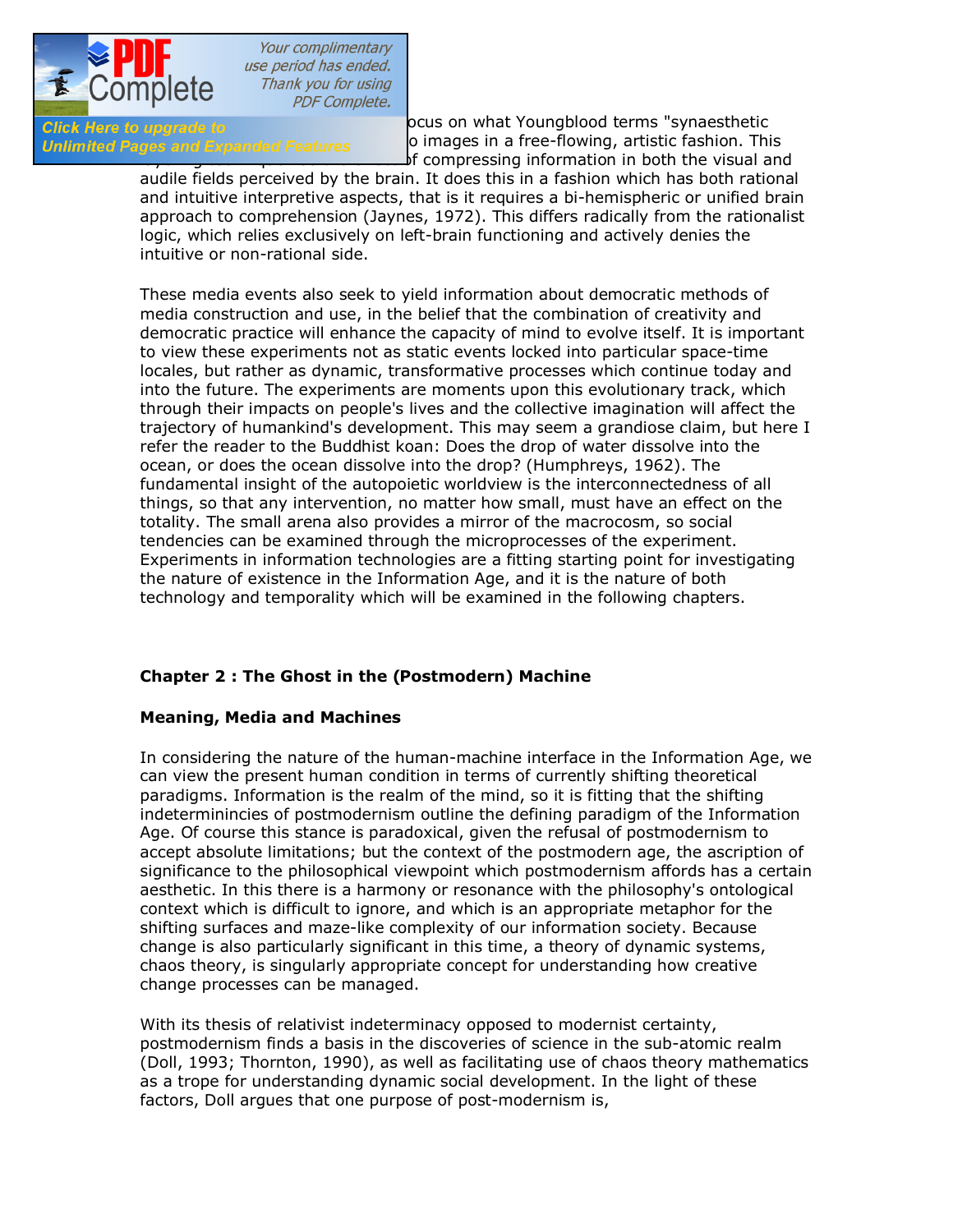ocus on what Youngblood terms "synaesthetic o images in a free-flowing, artistic fashion. This of compressing information in both the visual and audile fields perceived by the brain. It does this in a fashion which has both rational and intuitive interpretive aspects, that is it requires a bi-hemispheric or unified brain approach to comprehension (Jaynes, 1972). This differs radically from the rationalist logic, which relies exclusively on left-brain functioning and actively denies the intuitive or non-rational side.

These media events also seek to yield information about democratic methods of media construction and use, in the belief that the combination of creativity and democratic practice will enhance the capacity of mind to evolve itself. It is important to view these experiments not as static events locked into particular space-time locales, but rather as dynamic, transformative processes which continue today and into the future. The experiments are moments upon this evolutionary track, which through their impacts on people's lives and the collective imagination will affect the trajectory of humankind's development. This may seem a grandiose claim, but here I refer the reader to the Buddhist koan: Does the drop of water dissolve into the ocean, or does the ocean dissolve into the drop? (Humphreys, 1962). The fundamental insight of the autopoietic worldview is the interconnectedness of all things, so that any intervention, no matter how small, must have an effect on the totality. The small arena also provides a mirror of the macrocosm, so social tendencies can be examined through the microprocesses of the experiment. Experiments in information technologies are a fitting starting point for investigating the nature of existence in the Information Age, and it is the nature of both technology and temporality which will be examined in the following chapters.

## Chapter 2 : The Ghost in the (Postmodern) Machine

### Meaning, Media and Machines

In considering the nature of the human-machine interface in the Information Age, we can view the present human condition in terms of currently shifting theoretical paradigms. Information is the realm of the mind, so it is fitting that the shifting indeterminincies of postmodernism outline the defining paradigm of the Information Age. Of course this stance is paradoxical, given the refusal of postmodernism to accept absolute limitations; but the context of the postmodern age, the ascription of significance to the philosophical viewpoint which postmodernism affords has a certain aesthetic. In this there is a harmony or resonance with the philosophy's ontological context which is difficult to ignore, and which is an appropriate metaphor for the shifting surfaces and maze-like complexity of our information society. Because change is also particularly significant in this time, a theory of dynamic systems, chaos theory, is singularly appropriate concept for understanding how creative change processes can be managed.

With its thesis of relativist indeterminacy opposed to modernist certainty, postmodernism finds a basis in the discoveries of science in the sub-atomic realm (Doll, 1993; Thornton, 1990), as well as facilitating use of chaos theory mathematics as a trope for understanding dynamic social development. In the light of these factors, Doll argues that one purpose of post-modernism is,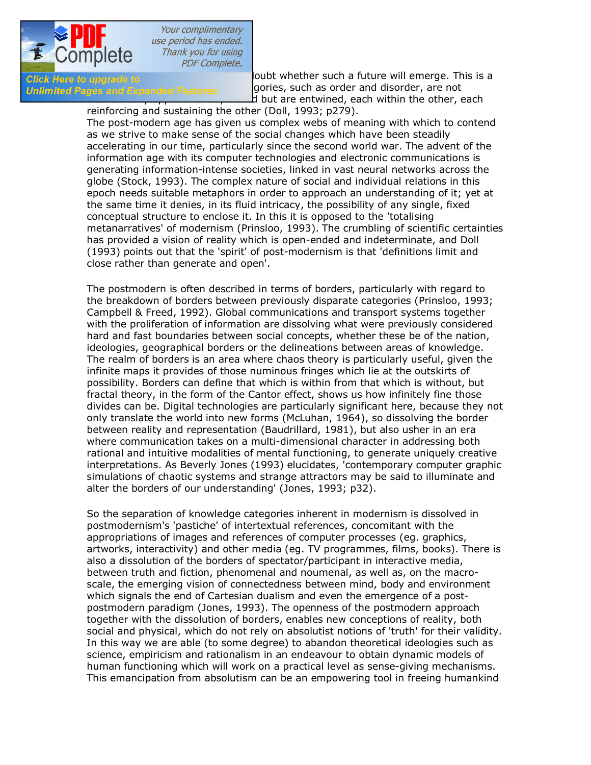oubt whether such a future will emerge. This is a ... gories, such as order and disorder, are not ... d but are entwined, each within the other, each reinforcing and sustaining the other (Doll, 1993; p279).

The post-modern age has given us complex webs of meaning with which to contend as we strive to make sense of the social changes which have been steadily accelerating in our time, particularly since the second world war. The advent of the information age with its computer technologies and electronic communications is generating information-intense societies, linked in vast neural networks across the globe (Stock, 1993). The complex nature of social and individual relations in this epoch needs suitable metaphors in order to approach an understanding of it; yet at the same time it denies, in its fluid intricacy, the possibility of any single, fixed conceptual structure to enclose it. In this it is opposed to the 'totalising metanarratives' of modernism (Prinsloo, 1993). The crumbling of scientific certainties has provided a vision of reality which is open-ended and indeterminate, and Doll (1993) points out that the 'spirit' of post-modernism is that 'definitions limit and close rather than generate and open'.

The postmodern is often described in terms of borders, particularly with regard to the breakdown of borders between previously disparate categories (Prinsloo, 1993; Campbell & Freed, 1992). Global communications and transport systems together with the proliferation of information are dissolving what were previously considered hard and fast boundaries between social concepts, whether these be of the nation, ideologies, geographical borders or the delineations between areas of knowledge. The realm of borders is an area where chaos theory is particularly useful, given the infinite maps it provides of those numinous fringes which lie at the outskirts of possibility. Borders can define that which is within from that which is without, but fractal theory, in the form of the Cantor effect, shows us how infinitely fine those divides can be. Digital technologies are particularly significant here, because they not only translate the world into new forms (McLuhan, 1964), so dissolving the border between reality and representation (Baudrillard, 1981), but also usher in an era where communication takes on a multi-dimensional character in addressing both rational and intuitive modalities of mental functioning, to generate uniquely creative interpretations. As Beverly Jones (1993) elucidates, 'contemporary computer graphic simulations of chaotic systems and strange attractors may be said to illuminate and alter the borders of our understanding' (Jones, 1993; p32).

So the separation of knowledge categories inherent in modernism is dissolved in postmodernism's 'pastiche' of intertextual references, concomitant with the appropriations of images and references of computer processes (eg. graphics, artworks, interactivity) and other media (eg. TV programmes, films, books). There is also a dissolution of the borders of spectator/participant in interactive media, between truth and fiction, phenomenal and noumenal, as well as, on the macro-scale, the emerging vision of connectedness between mind, body and environment which signals the end of Cartesian dualism and even the emergence of a post-postmodern paradigm (Jones, 1993). The openness of the postmodern approach together with the dissolution of borders, enables new conceptions of reality, both social and physical, which do not rely on absolutist notions of 'truth' for their validity. In this way we are able (to some degree) to abandon theoretical ideologies such as science, empiricism and rationalism in an endeavour to obtain dynamic models of human functioning which will work on a practical level as sense-giving mechanisms. This emancipation from absolutism can be an empowering tool in freeing humankind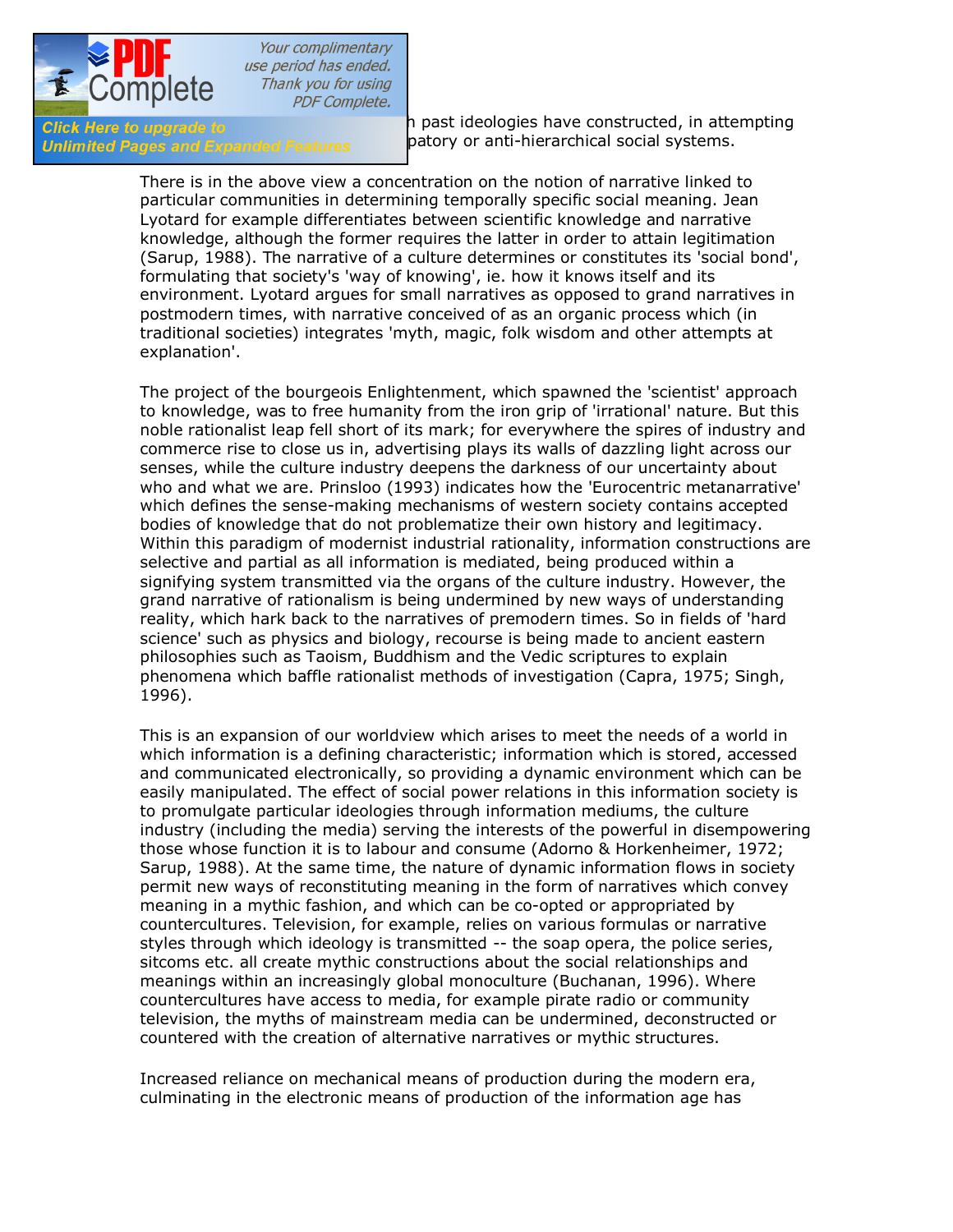past ideologies have constructed, in attempting patory or anti-hierarchical social systems.

There is in the above view a concentration on the notion of narrative linked to particular communities in determining temporally specific social meaning. Jean Lyotard for example differentiates between scientific knowledge and narrative knowledge, although the former requires the latter in order to attain legitimation (Sarup, 1988). The narrative of a culture determines or constitutes its 'social bond', formulating that society's 'way of knowing', ie. how it knows itself and its environment. Lyotard argues for small narratives as opposed to grand narratives in postmodern times, with narrative conceived of as an organic process which (in traditional societies) integrates 'myth, magic, folk wisdom and other attempts at explanation'.

The project of the bourgeois Enlightenment, which spawned the 'scientist' approach to knowledge, was to free humanity from the iron grip of 'irrational' nature. But this noble rationalist leap fell short of its mark; for everywhere the spires of industry and commerce rise to close us in, advertising plays its walls of dazzling light across our senses, while the culture industry deepens the darkness of our uncertainty about who and what we are. Prinsloo (1993) indicates how the 'Eurocentric metanarrative' which defines the sense-making mechanisms of western society contains accepted bodies of knowledge that do not problematize their own history and legitimacy. Within this paradigm of modernist industrial rationality, information constructions are selective and partial as all information is mediated, being produced within a signifying system transmitted via the organs of the culture industry. However, the grand narrative of rationalism is being undermined by new ways of understanding reality, which hark back to the narratives of premodern times. So in fields of 'hard science' such as physics and biology, recourse is being made to ancient eastern philosophies such as Taoism, Buddhism and the Vedic scriptures to explain phenomena which baffle rationalist methods of investigation (Capra, 1975; Singh, 1996).

This is an expansion of our worldview which arises to meet the needs of a world in which information is a defining characteristic; information which is stored, accessed and communicated electronically, so providing a dynamic environment which can be easily manipulated. The effect of social power relations in this information society is to promulgate particular ideologies through information mediums, the culture industry (including the media) serving the interests of the powerful in disempowering those whose function it is to labour and consume (Adorno & Horkenheimer, 1972; Sarup, 1988). At the same time, the nature of dynamic information flows in society permit new ways of reconstituting meaning in the form of narratives which convey meaning in a mythic fashion, and which can be co-opted or appropriated by countercultures. Television, for example, relies on various formulas or narrative styles through which ideology is transmitted -- the soap opera, the police series, sitcoms etc. all create mythic constructions about the social relationships and meanings within an increasingly global monoculture (Buchanan, 1996). Where countercultures have access to media, for example pirate radio or community television, the myths of mainstream media can be undermined, deconstructed or countered with the creation of alternative narratives or mythic structures.

Increased reliance on mechanical means of production during the modern era, culminating in the electronic means of production of the information age has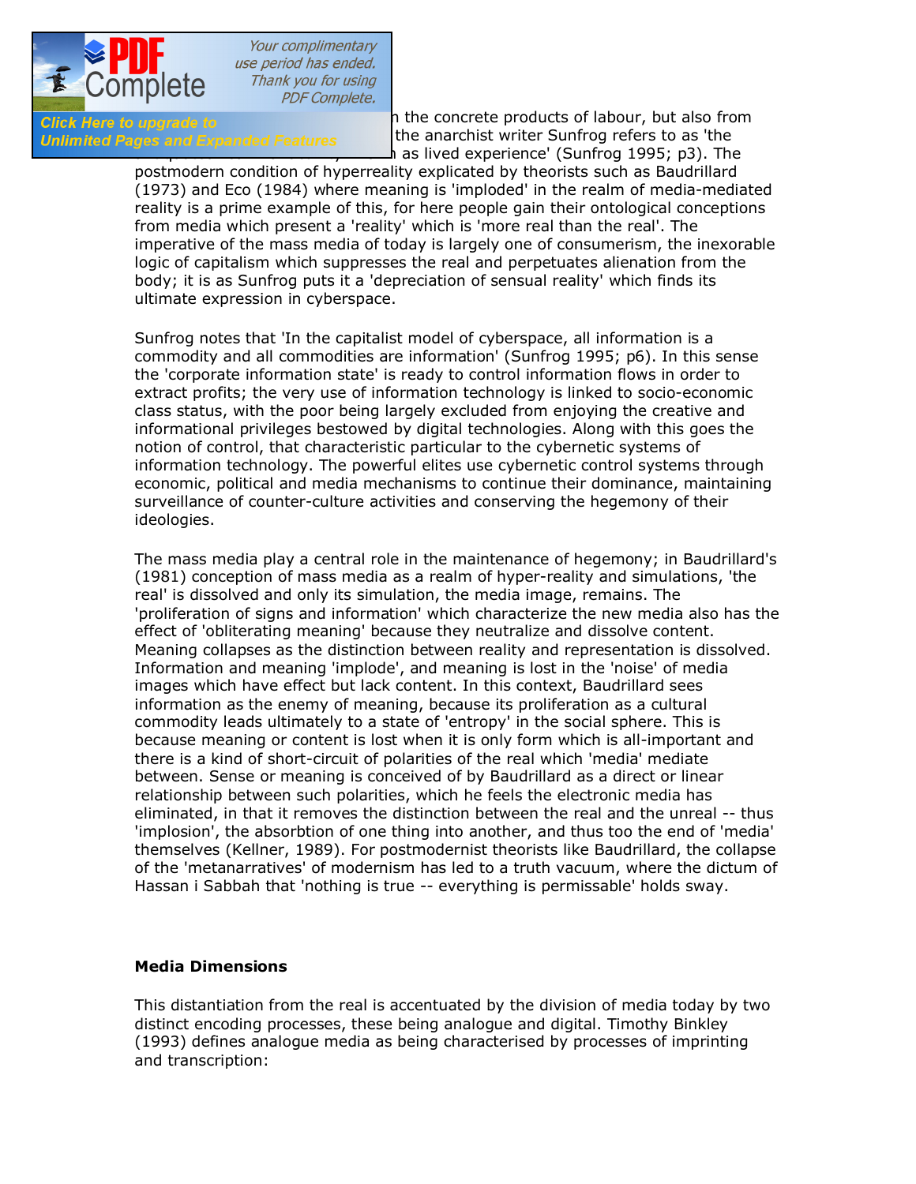the concrete products of labour, but also from the anarchist writer Sunfrog refers to as 'the as lived experience' (Sunfrog 1995; p3). The postmodern condition of hyperreality explicated by theorists such as Baudrillard (1973) and Eco (1984) where meaning is 'imploded' in the realm of media-mediated reality is a prime example of this, for here people gain their ontological conceptions from media which present a 'reality' which is 'more real than the real'. The imperative of the mass media of today is largely one of consumerism, the inexorable logic of capitalism which suppresses the real and perpetuates alienation from the body; it is as Sunfrog puts it a 'depreciation of sensual reality' which finds its ultimate expression in cyberspace.

Sunfrog notes that 'In the capitalist model of cyberspace, all information is a commodity and all commodities are information' (Sunfrog 1995; p6). In this sense the 'corporate information state' is ready to control information flows in order to extract profits; the very use of information technology is linked to socio-economic class status, with the poor being largely excluded from enjoying the creative and informational privileges bestowed by digital technologies. Along with this goes the notion of control, that characteristic particular to the cybernetic systems of information technology. The powerful elites use cybernetic control systems through economic, political and media mechanisms to continue their dominance, maintaining surveillance of counter-culture activities and conserving the hegemony of their ideologies.

The mass media play a central role in the maintenance of hegemony; in Baudrillard's (1981) conception of mass media as a realm of hyper-reality and simulations, 'the real' is dissolved and only its simulation, the media image, remains. The 'proliferation of signs and information' which characterize the new media also has the effect of 'obliterating meaning' because they neutralize and dissolve content. Meaning collapses as the distinction between reality and representation is dissolved. Information and meaning 'implode', and meaning is lost in the 'noise' of media images which have effect but lack content. In this context, Baudrillard sees information as the enemy of meaning, because its proliferation as a cultural commodity leads ultimately to a state of 'entropy' in the social sphere. This is because meaning or content is lost when it is only form which is all-important and there is a kind of short-circuit of polarities of the real which 'media' mediate between. Sense or meaning is conceived of by Baudrillard as a direct or linear relationship between such polarities, which he feels the electronic media has eliminated, in that it removes the distinction between the real and the unreal -- thus 'implosion', the absorbtion of one thing into another, and thus too the end of 'media' themselves (Kellner, 1989). For postmodernist theorists like Baudrillard, the collapse of the 'metanarratives' of modernism has led to a truth vacuum, where the dictum of Hassan i Sabbah that 'nothing is true -- everything is permissable' holds sway.

**Media Dimensions**

This distantiation from the real is accentuated by the division of media today by two distinct encoding processes, these being analogue and digital. Timothy Binkley (1993) defines analogue media as being characterised by processes of imprinting and transcription: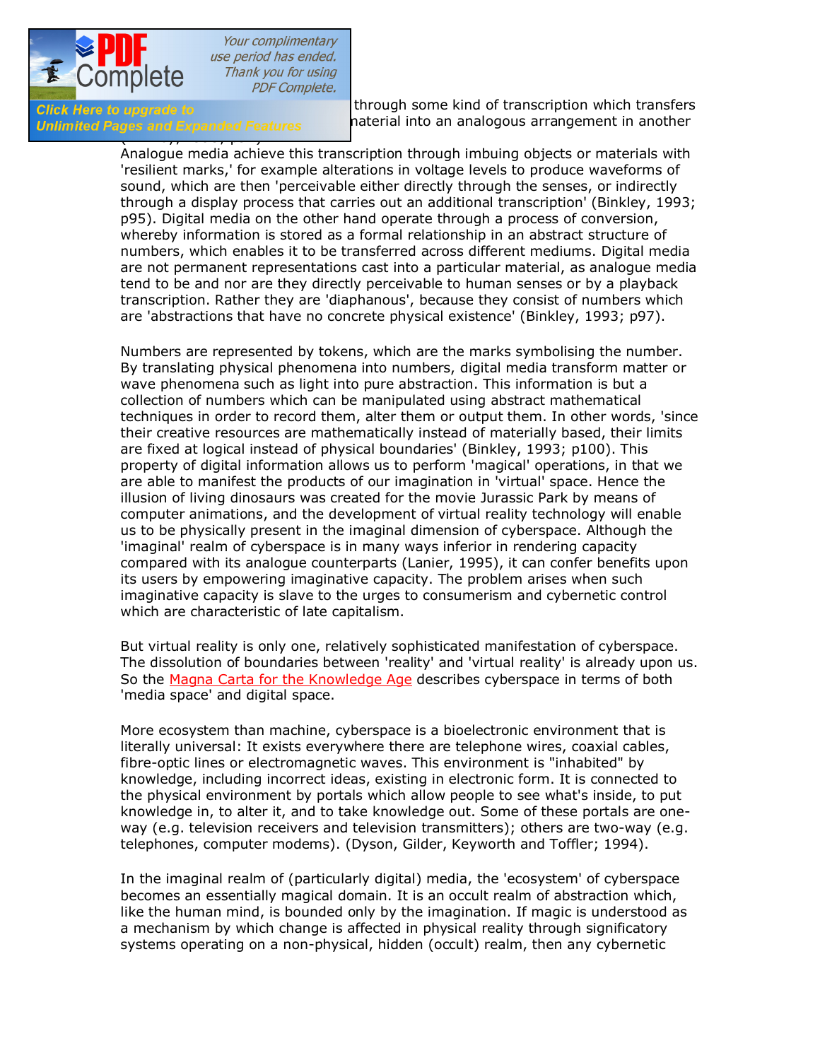through some kind of transcription which transfers
material into an analogous arrangement in another

Analogue media achieve this transcription through imbuing objects or materials with 'resilient marks,' for example alterations in voltage levels to produce waveforms of sound, which are then 'perceivable either directly through the senses, or indirectly through a display process that carries out an additional transcription' (Binkley, 1993; p95). Digital media on the other hand operate through a process of conversion, whereby information is stored as a formal relationship in an abstract structure of numbers, which enables it to be transferred across different mediums. Digital media are not permanent representations cast into a particular material, as analogue media tend to be and nor are they directly perceivable to human senses or by a playback transcription. Rather they are 'diaphanous', because they consist of numbers which are 'abstractions that have no concrete physical existence' (Binkley, 1993; p97).

Numbers are represented by tokens, which are the marks symbolising the number. By translating physical phenomena into numbers, digital media transform matter or wave phenomena such as light into pure abstraction. This information is but a collection of numbers which can be manipulated using abstract mathematical techniques in order to record them, alter them or output them. In other words, 'since their creative resources are mathematically instead of materially based, their limits are fixed at logical instead of physical boundaries' (Binkley, 1993; p100). This property of digital information allows us to perform 'magical' operations, in that we are able to manifest the products of our imagination in 'virtual' space. Hence the illusion of living dinosaurs was created for the movie Jurassic Park by means of computer animations, and the development of virtual reality technology will enable us to be physically present in the imaginal dimension of cyberspace. Although the 'imaginal' realm of cyberspace is in many ways inferior in rendering capacity compared with its analogue counterparts (Lanier, 1995), it can confer benefits upon its users by empowering imaginative capacity. The problem arises when such imaginative capacity is slave to the urges to consumerism and cybernetic control which are characteristic of late capitalism.

But virtual reality is only one, relatively sophisticated manifestation of cyberspace. The dissolution of boundaries between 'reality' and 'virtual reality' is already upon us. So the Magna Carta for the Knowledge Age describes cyberspace in terms of both 'media space' and digital space.

> More ecosystem than machine, cyberspace is a bioelectronic environment that is literally universal: It exists everywhere there are telephone wires, coaxial cables, fibre-optic lines or electromagnetic waves. This environment is "inhabited" by knowledge, including incorrect ideas, existing in electronic form. It is connected to the physical environment by portals which allow people to see what's inside, to put knowledge in, to alter it, and to take knowledge out. Some of these portals are one-way (e.g. television receivers and television transmitters); others are two-way (e.g. telephones, computer modems). (Dyson, Gilder, Keyworth and Toffler; 1994).

In the imaginal realm of (particularly digital) media, the 'ecosystem' of cyberspace becomes an essentially magical domain. It is an occult realm of abstraction which, like the human mind, is bounded only by the imagination. If magic is understood as a mechanism by which change is affected in physical reality through significatory systems operating on a non-physical, hidden (occult) realm, then any cybernetic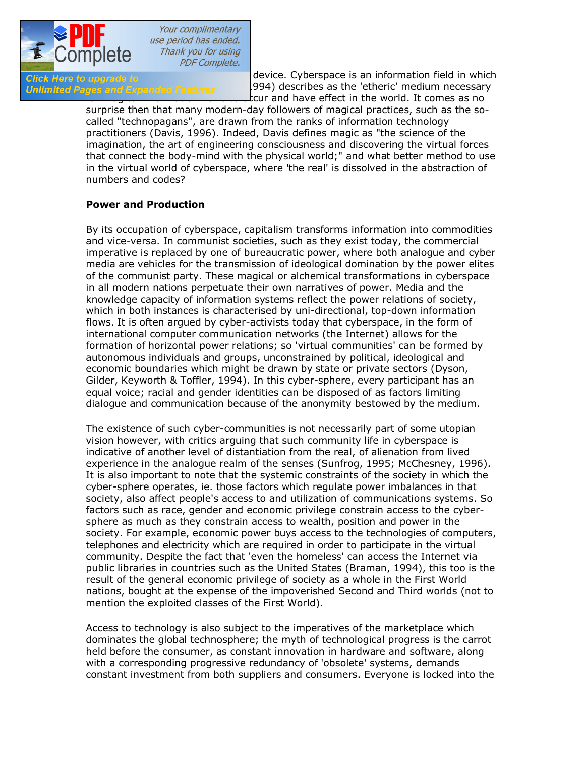device. Cyberspace is an information field in which ...994) describes as the 'etheric' medium necessary ...cur and have effect in the world. It comes as no surprise then that many modern-day followers of magical practices, such as the so-called "technopagans", are drawn from the ranks of information technology practitioners (Davis, 1996). Indeed, Davis defines magic as "the science of the imagination, the art of engineering consciousness and discovering the virtual forces that connect the body-mind with the physical world;" and what better method to use in the virtual world of cyberspace, where 'the real' is dissolved in the abstraction of numbers and codes?

**Power and Production**

By its occupation of cyberspace, capitalism transforms information into commodities and vice-versa. In communist societies, such as they exist today, the commercial imperative is replaced by one of bureaucratic power, where both analogue and cyber media are vehicles for the transmission of ideological domination by the power elites of the communist party. These magical or alchemical transformations in cyberspace in all modern nations perpetuate their own narratives of power. Media and the knowledge capacity of information systems reflect the power relations of society, which in both instances is characterised by uni-directional, top-down information flows. It is often argued by cyber-activists today that cyberspace, in the form of international computer communication networks (the Internet) allows for the formation of horizontal power relations; so 'virtual communities' can be formed by autonomous individuals and groups, unconstrained by political, ideological and economic boundaries which might be drawn by state or private sectors (Dyson, Gilder, Keyworth & Toffler, 1994). In this cyber-sphere, every participant has an equal voice; racial and gender identities can be disposed of as factors limiting dialogue and communication because of the anonymity bestowed by the medium.

The existence of such cyber-communities is not necessarily part of some utopian vision however, with critics arguing that such community life in cyberspace is indicative of another level of distantiation from the real, of alienation from lived experience in the analogue realm of the senses (Sunfrog, 1995; McChesney, 1996). It is also important to note that the systemic constraints of the society in which the cyber-sphere operates, ie. those factors which regulate power imbalances in that society, also affect people's access to and utilization of communications systems. So factors such as race, gender and economic privilege constrain access to the cyber-sphere as much as they constrain access to wealth, position and power in the society. For example, economic power buys access to the technologies of computers, telephones and electricity which are required in order to participate in the virtual community. Despite the fact that 'even the homeless' can access the Internet via public libraries in countries such as the United States (Braman, 1994), this too is the result of the general economic privilege of society as a whole in the First World nations, bought at the expense of the impoverished Second and Third worlds (not to mention the exploited classes of the First World).

Access to technology is also subject to the imperatives of the marketplace which dominates the global technosphere; the myth of technological progress is the carrot held before the consumer, as constant innovation in hardware and software, along with a corresponding progressive redundancy of 'obsolete' systems, demands constant investment from both suppliers and consumers. Everyone is locked into the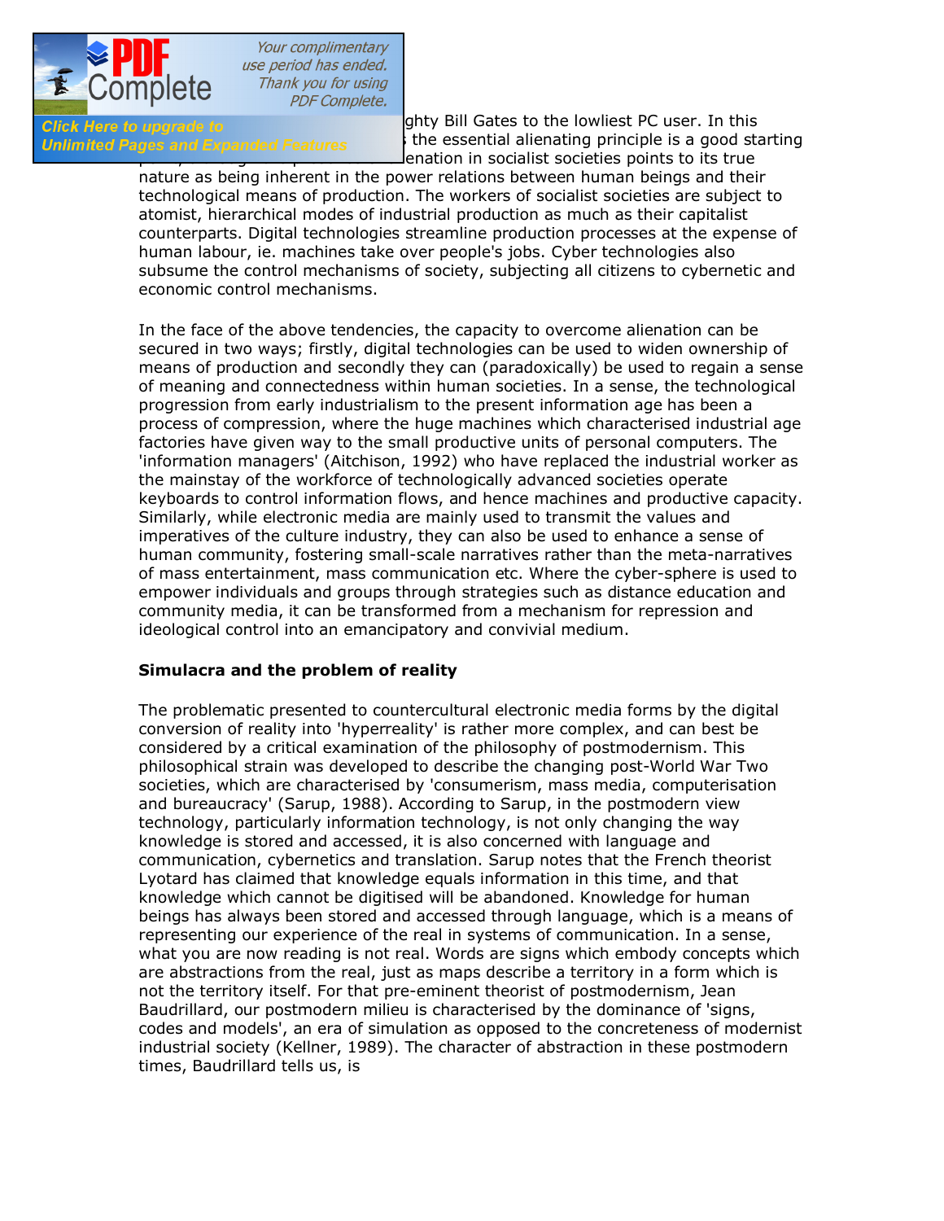ghty Bill Gates to the lowliest PC user. In this the essential alienating principle is a good starting enation in socialist societies points to its true nature as being inherent in the power relations between human beings and their technological means of production. The workers of socialist societies are subject to atomist, hierarchical modes of industrial production as much as their capitalist counterparts. Digital technologies streamline production processes at the expense of human labour, ie. machines take over people's jobs. Cyber technologies also subsume the control mechanisms of society, subjecting all citizens to cybernetic and economic control mechanisms.

In the face of the above tendencies, the capacity to overcome alienation can be secured in two ways; firstly, digital technologies can be used to widen ownership of means of production and secondly they can (paradoxically) be used to regain a sense of meaning and connectedness within human societies. In a sense, the technological progression from early industrialism to the present information age has been a process of compression, where the huge machines which characterised industrial age factories have given way to the small productive units of personal computers. The 'information managers' (Aitchison, 1992) who have replaced the industrial worker as the mainstay of the workforce of technologically advanced societies operate keyboards to control information flows, and hence machines and productive capacity. Similarly, while electronic media are mainly used to transmit the values and imperatives of the culture industry, they can also be used to enhance a sense of human community, fostering small-scale narratives rather than the meta-narratives of mass entertainment, mass communication etc. Where the cyber-sphere is used to empower individuals and groups through strategies such as distance education and community media, it can be transformed from a mechanism for repression and ideological control into an emancipatory and convivial medium.

**Simulacra and the problem of reality**

The problematic presented to countercultural electronic media forms by the digital conversion of reality into 'hyperreality' is rather more complex, and can best be considered by a critical examination of the philosophy of postmodernism. This philosophical strain was developed to describe the changing post-World War Two societies, which are characterised by 'consumerism, mass media, computerisation and bureaucracy' (Sarup, 1988). According to Sarup, in the postmodern view technology, particularly information technology, is not only changing the way knowledge is stored and accessed, it is also concerned with language and communication, cybernetics and translation. Sarup notes that the French theorist Lyotard has claimed that knowledge equals information in this time, and that knowledge which cannot be digitised will be abandoned. Knowledge for human beings has always been stored and accessed through language, which is a means of representing our experience of the real in systems of communication. In a sense, what you are now reading is not real. Words are signs which embody concepts which are abstractions from the real, just as maps describe a territory in a form which is not the territory itself. For that pre-eminent theorist of postmodernism, Jean Baudrillard, our postmodern milieu is characterised by the dominance of 'signs, codes and models', an era of simulation as opposed to the concreteness of modernist industrial society (Kellner, 1989). The character of abstraction in these postmodern times, Baudrillard tells us, is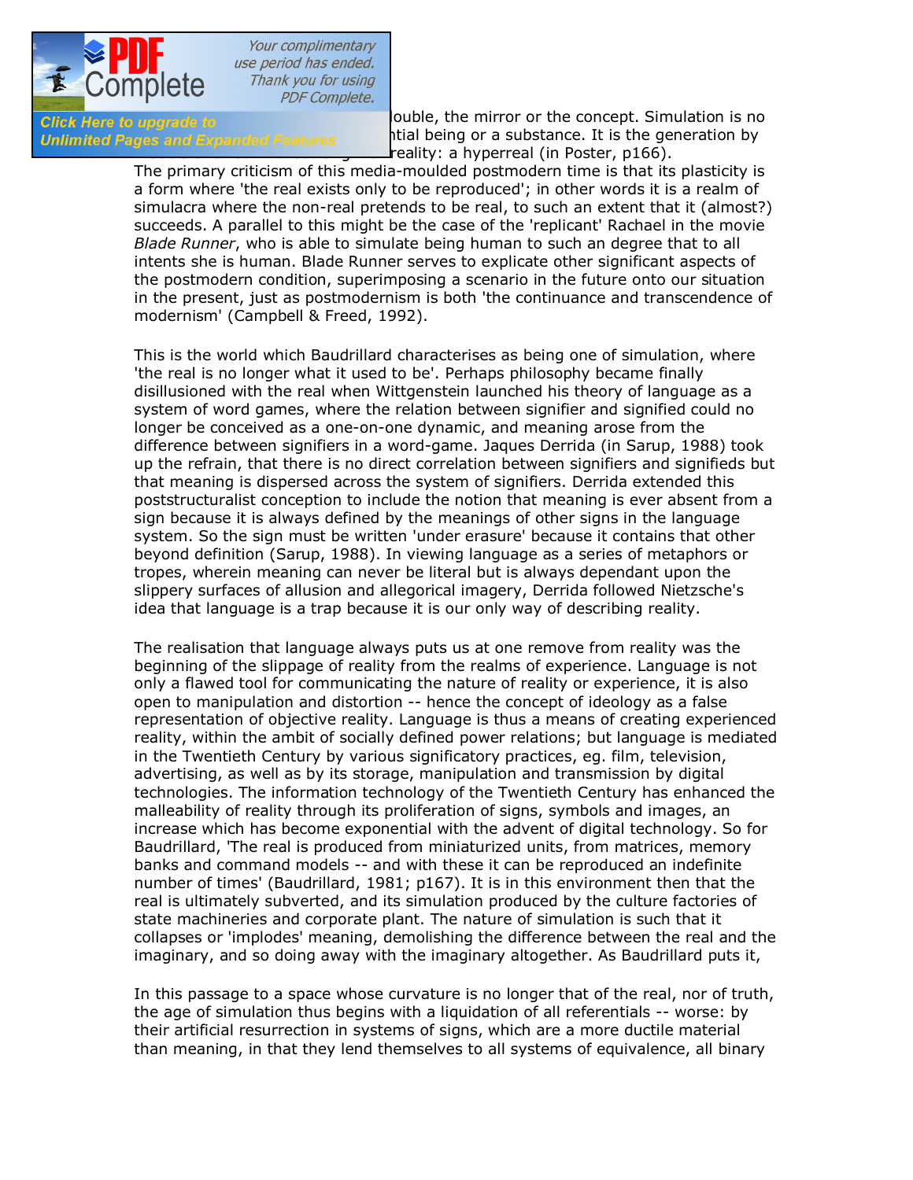ouble, the mirror or the concept. Simulation is no ntial being or a substance. It is the generation by reality: a hyperreal (in Poster, p166).

The primary criticism of this media-moulded postmodern time is that its plasticity is a form where 'the real exists only to be reproduced'; in other words it is a realm of simulacra where the non-real pretends to be real, to such an extent that it (almost?) succeeds. A parallel to this might be the case of the 'replicant' Rachael in the movie *Blade Runner*, who is able to simulate being human to such an degree that to all intents she is human. Blade Runner serves to explicate other significant aspects of the postmodern condition, superimposing a scenario in the future onto our situation in the present, just as postmodernism is both 'the continuance and transcendence of modernism' (Campbell & Freed, 1992).

This is the world which Baudrillard characterises as being one of simulation, where 'the real is no longer what it used to be'. Perhaps philosophy became finally disillusioned with the real when Wittgenstein launched his theory of language as a system of word games, where the relation between signifier and signified could no longer be conceived as a one-on-one dynamic, and meaning arose from the difference between signifiers in a word-game. Jaques Derrida (in Sarup, 1988) took up the refrain, that there is no direct correlation between signifiers and signifieds but that meaning is dispersed across the system of signifiers. Derrida extended this poststructuralist conception to include the notion that meaning is ever absent from a sign because it is always defined by the meanings of other signs in the language system. So the sign must be written 'under erasure' because it contains that other beyond definition (Sarup, 1988). In viewing language as a series of metaphors or tropes, wherein meaning can never be literal but is always dependant upon the slippery surfaces of allusion and allegorical imagery, Derrida followed Nietzsche's idea that language is a trap because it is our only way of describing reality.

The realisation that language always puts us at one remove from reality was the beginning of the slippage of reality from the realms of experience. Language is not only a flawed tool for communicating the nature of reality or experience, it is also open to manipulation and distortion -- hence the concept of ideology as a false representation of objective reality. Language is thus a means of creating experienced reality, within the ambit of socially defined power relations; but language is mediated in the Twentieth Century by various significatory practices, eg. film, television, advertising, as well as by its storage, manipulation and transmission by digital technologies. The information technology of the Twentieth Century has enhanced the malleability of reality through its proliferation of signs, symbols and images, an increase which has become exponential with the advent of digital technology. So for Baudrillard, 'The real is produced from miniaturized units, from matrices, memory banks and command models -- and with these it can be reproduced an indefinite number of times' (Baudrillard, 1981; p167). It is in this environment then that the real is ultimately subverted, and its simulation produced by the culture factories of state machineries and corporate plant. The nature of simulation is such that it collapses or 'implodes' meaning, demolishing the difference between the real and the imaginary, and so doing away with the imaginary altogether. As Baudrillard puts it,

In this passage to a space whose curvature is no longer that of the real, nor of truth, the age of simulation thus begins with a liquidation of all referentials -- worse: by their artificial resurrection in systems of signs, which are a more ductile material than meaning, in that they lend themselves to all systems of equivalence, all binary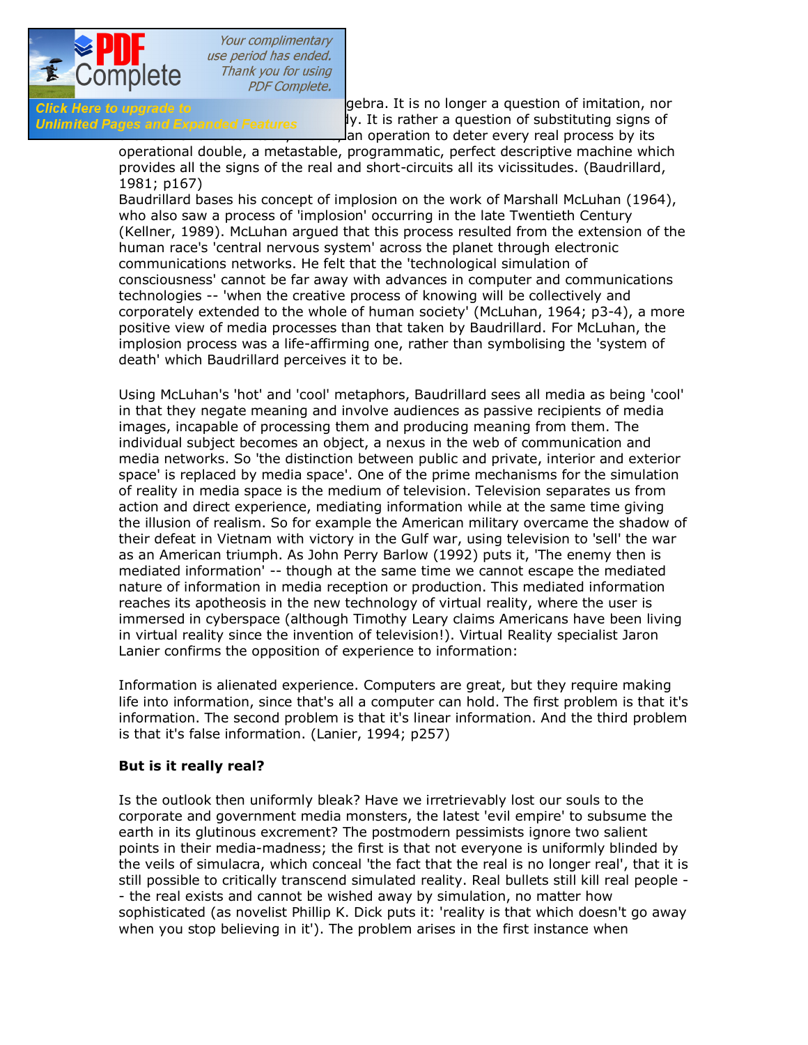gebra. It is no longer a question of imitation, nor ...ly. It is rather a question of substituting signs of ...an operation to deter every real process by its operational double, a metastable, programmatic, perfect descriptive machine which provides all the signs of the real and short-circuits all its vicissitudes. (Baudrillard, 1981; p167)

Baudrillard bases his concept of implosion on the work of Marshall McLuhan (1964), who also saw a process of 'implosion' occurring in the late Twentieth Century (Kellner, 1989). McLuhan argued that this process resulted from the extension of the human race's 'central nervous system' across the planet through electronic communications networks. He felt that the 'technological simulation of consciousness' cannot be far away with advances in computer and communications technologies -- 'when the creative process of knowing will be collectively and corporately extended to the whole of human society' (McLuhan, 1964; p3-4), a more positive view of media processes than that taken by Baudrillard. For McLuhan, the implosion process was a life-affirming one, rather than symbolising the 'system of death' which Baudrillard perceives it to be.

Using McLuhan's 'hot' and 'cool' metaphors, Baudrillard sees all media as being 'cool' in that they negate meaning and involve audiences as passive recipients of media images, incapable of processing them and producing meaning from them. The individual subject becomes an object, a nexus in the web of communication and media networks. So 'the distinction between public and private, interior and exterior space' is replaced by media space'. One of the prime mechanisms for the simulation of reality in media space is the medium of television. Television separates us from action and direct experience, mediating information while at the same time giving the illusion of realism. So for example the American military overcame the shadow of their defeat in Vietnam with victory in the Gulf war, using television to 'sell' the war as an American triumph. As John Perry Barlow (1992) puts it, 'The enemy then is mediated information' -- though at the same time we cannot escape the mediated nature of information in media reception or production. This mediated information reaches its apotheosis in the new technology of virtual reality, where the user is immersed in cyberspace (although Timothy Leary claims Americans have been living in virtual reality since the invention of television!). Virtual Reality specialist Jaron Lanier confirms the opposition of experience to information:

Information is alienated experience. Computers are great, but they require making life into information, since that's all a computer can hold. The first problem is that it's information. The second problem is that it's linear information. And the third problem is that it's false information. (Lanier, 1994; p257)

**But is it really real?**

Is the outlook then uniformly bleak? Have we irretrievably lost our souls to the corporate and government media monsters, the latest 'evil empire' to subsume the earth in its glutinous excrement? The postmodern pessimists ignore two salient points in their media-madness; the first is that not everyone is uniformly blinded by the veils of simulacra, which conceal 'the fact that the real is no longer real', that it is still possible to critically transcend simulated reality. Real bullets still kill real people -- the real exists and cannot be wished away by simulation, no matter how sophisticated (as novelist Phillip K. Dick puts it: 'reality is that which doesn't go away when you stop believing in it'). The problem arises in the first instance when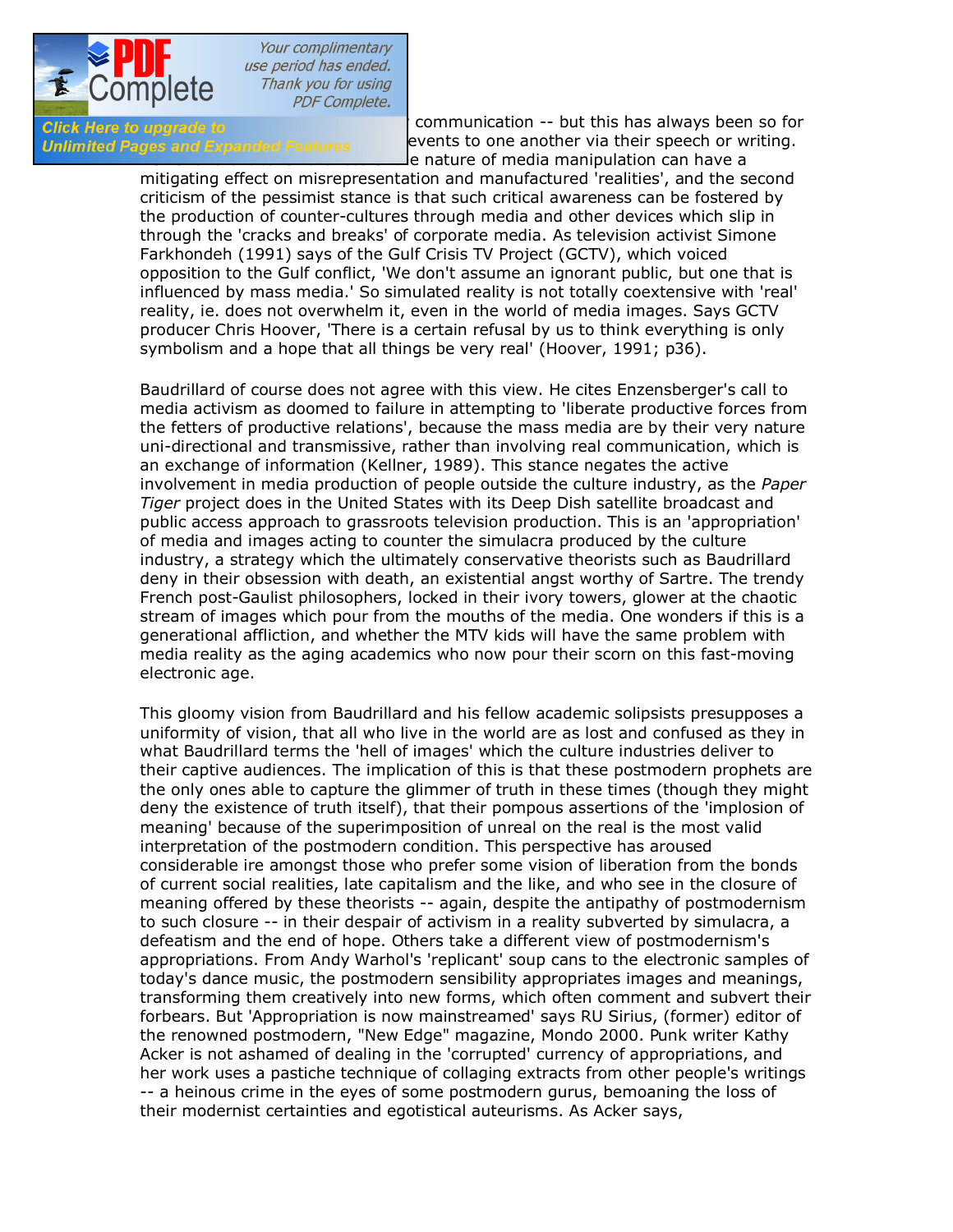communication -- but this has always been so for events to one another via their speech or writing. e nature of media manipulation can have a mitigating effect on misrepresentation and manufactured 'realities', and the second criticism of the pessimist stance is that such critical awareness can be fostered by the production of counter-cultures through media and other devices which slip in through the 'cracks and breaks' of corporate media. As television activist Simone Farkhondeh (1991) says of the Gulf Crisis TV Project (GCTV), which voiced opposition to the Gulf conflict, 'We don't assume an ignorant public, but one that is influenced by mass media.' So simulated reality is not totally coextensive with 'real' reality, ie. does not overwhelm it, even in the world of media images. Says GCTV producer Chris Hoover, 'There is a certain refusal by us to think everything is only symbolism and a hope that all things be very real' (Hoover, 1991; p36).

Baudrillard of course does not agree with this view. He cites Enzensberger's call to media activism as doomed to failure in attempting to 'liberate productive forces from the fetters of productive relations', because the mass media are by their very nature uni-directional and transmissive, rather than involving real communication, which is an exchange of information (Kellner, 1989). This stance negates the active involvement in media production of people outside the culture industry, as the *Paper Tiger* project does in the United States with its Deep Dish satellite broadcast and public access approach to grassroots television production. This is an 'appropriation' of media and images acting to counter the simulacra produced by the culture industry, a strategy which the ultimately conservative theorists such as Baudrillard deny in their obsession with death, an existential angst worthy of Sartre. The trendy French post-Gaulist philosophers, locked in their ivory towers, glower at the chaotic stream of images which pour from the mouths of the media. One wonders if this is a generational affliction, and whether the MTV kids will have the same problem with media reality as the aging academics who now pour their scorn on this fast-moving electronic age.

This gloomy vision from Baudrillard and his fellow academic solipsists presupposes a uniformity of vision, that all who live in the world are as lost and confused as they in what Baudrillard terms the 'hell of images' which the culture industries deliver to their captive audiences. The implication of this is that these postmodern prophets are the only ones able to capture the glimmer of truth in these times (though they might deny the existence of truth itself), that their pompous assertions of the 'implosion of meaning' because of the superimposition of unreal on the real is the most valid interpretation of the postmodern condition. This perspective has aroused considerable ire amongst those who prefer some vision of liberation from the bonds of current social realities, late capitalism and the like, and who see in the closure of meaning offered by these theorists -- again, despite the antipathy of postmodernism to such closure -- in their despair of activism in a reality subverted by simulacra, a defeatism and the end of hope. Others take a different view of postmodernism's appropriations. From Andy Warhol's 'replicant' soup cans to the electronic samples of today's dance music, the postmodern sensibility appropriates images and meanings, transforming them creatively into new forms, which often comment and subvert their forbears. But 'Appropriation is now mainstreamed' says RU Sirius, (former) editor of the renowned postmodern, "New Edge" magazine, Mondo 2000. Punk writer Kathy Acker is not ashamed of dealing in the 'corrupted' currency of appropriations, and her work uses a pastiche technique of collaging extracts from other people's writings -- a heinous crime in the eyes of some postmodern gurus, bemoaning the loss of their modernist certainties and egotistical auteurisms. As Acker says,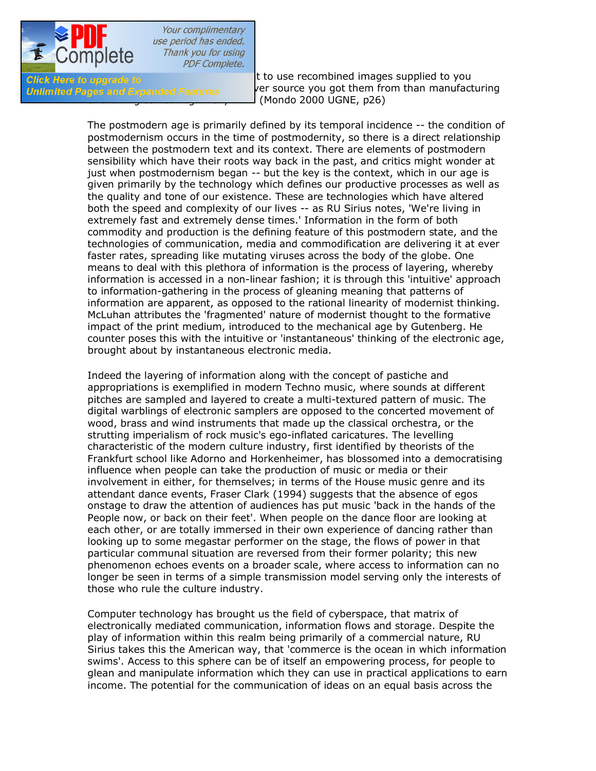t to use recombined images supplied to you ver source you got them from than manufacturing (Mondo 2000 UGNE, p26)

The postmodern age is primarily defined by its temporal incidence -- the condition of postmodernism occurs in the time of postmodernity, so there is a direct relationship between the postmodern text and its context. There are elements of postmodern sensibility which have their roots way back in the past, and critics might wonder at just when postmodernism began -- but the key is the context, which in our age is given primarily by the technology which defines our productive processes as well as the quality and tone of our existence. These are technologies which have altered both the speed and complexity of our lives -- as RU Sirius notes, 'We're living in extremely fast and extremely dense times.' Information in the form of both commodity and production is the defining feature of this postmodern state, and the technologies of communication, media and commodification are delivering it at ever faster rates, spreading like mutating viruses across the body of the globe. One means to deal with this plethora of information is the process of layering, whereby information is accessed in a non-linear fashion; it is through this 'intuitive' approach to information-gathering in the process of gleaning meaning that patterns of information are apparent, as opposed to the rational linearity of modernist thinking. McLuhan attributes the 'fragmented' nature of modernist thought to the formative impact of the print medium, introduced to the mechanical age by Gutenberg. He counter poses this with the intuitive or 'instantaneous' thinking of the electronic age, brought about by instantaneous electronic media.

Indeed the layering of information along with the concept of pastiche and appropriations is exemplified in modern Techno music, where sounds at different pitches are sampled and layered to create a multi-textured pattern of music. The digital warblings of electronic samplers are opposed to the concerted movement of wood, brass and wind instruments that made up the classical orchestra, or the strutting imperialism of rock music's ego-inflated caricatures. The levelling characteristic of the modern culture industry, first identified by theorists of the Frankfurt school like Adorno and Horkenheimer, has blossomed into a democratising influence when people can take the production of music or media or their involvement in either, for themselves; in terms of the House music genre and its attendant dance events, Fraser Clark (1994) suggests that the absence of egos onstage to draw the attention of audiences has put music 'back in the hands of the People now, or back on their feet'. When people on the dance floor are looking at each other, or are totally immersed in their own experience of dancing rather than looking up to some megastar performer on the stage, the flows of power in that particular communal situation are reversed from their former polarity; this new phenomenon echoes events on a broader scale, where access to information can no longer be seen in terms of a simple transmission model serving only the interests of those who rule the culture industry.

Computer technology has brought us the field of cyberspace, that matrix of electronically mediated communication, information flows and storage. Despite the play of information within this realm being primarily of a commercial nature, RU Sirius takes this the American way, that 'commerce is the ocean in which information swims'. Access to this sphere can be of itself an empowering process, for people to glean and manipulate information which they can use in practical applications to earn income. The potential for the communication of ideas on an equal basis across the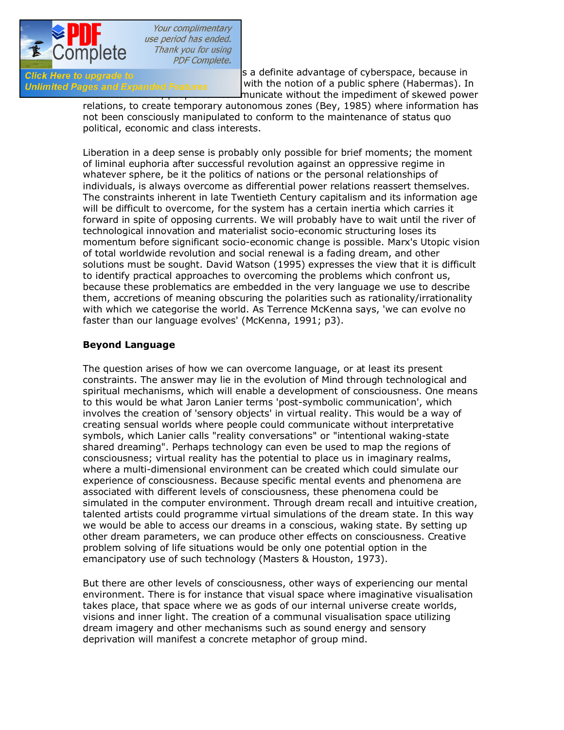s a definite advantage of cyberspace, because in with the notion of a public sphere (Habermas). In municate without the impediment of skewed power relations, to create temporary autonomous zones (Bey, 1985) where information has not been consciously manipulated to conform to the maintenance of status quo political, economic and class interests.

Liberation in a deep sense is probably only possible for brief moments; the moment of liminal euphoria after successful revolution against an oppressive regime in whatever sphere, be it the politics of nations or the personal relationships of individuals, is always overcome as differential power relations reassert themselves. The constraints inherent in late Twentieth Century capitalism and its information age will be difficult to overcome, for the system has a certain inertia which carries it forward in spite of opposing currents. We will probably have to wait until the river of technological innovation and materialist socio-economic structuring loses its momentum before significant socio-economic change is possible. Marx's Utopic vision of total worldwide revolution and social renewal is a fading dream, and other solutions must be sought. David Watson (1995) expresses the view that it is difficult to identify practical approaches to overcoming the problems which confront us, because these problematics are embedded in the very language we use to describe them, accretions of meaning obscuring the polarities such as rationality/irrationality with which we categorise the world. As Terrence McKenna says, 'we can evolve no faster than our language evolves' (McKenna, 1991; p3).

**Beyond Language**

The question arises of how we can overcome language, or at least its present constraints. The answer may lie in the evolution of Mind through technological and spiritual mechanisms, which will enable a development of consciousness. One means to this would be what Jaron Lanier terms 'post-symbolic communication', which involves the creation of 'sensory objects' in virtual reality. This would be a way of creating sensual worlds where people could communicate without interpretative symbols, which Lanier calls "reality conversations" or "intentional waking-state shared dreaming". Perhaps technology can even be used to map the regions of consciousness; virtual reality has the potential to place us in imaginary realms, where a multi-dimensional environment can be created which could simulate our experience of consciousness. Because specific mental events and phenomena are associated with different levels of consciousness, these phenomena could be simulated in the computer environment. Through dream recall and intuitive creation, talented artists could programme virtual simulations of the dream state. In this way we would be able to access our dreams in a conscious, waking state. By setting up other dream parameters, we can produce other effects on consciousness. Creative problem solving of life situations would be only one potential option in the emancipatory use of such technology (Masters & Houston, 1973).

But there are other levels of consciousness, other ways of experiencing our mental environment. There is for instance that visual space where imaginative visualisation takes place, that space where we as gods of our internal universe create worlds, visions and inner light. The creation of a communal visualisation space utilizing dream imagery and other mechanisms such as sound energy and sensory deprivation will manifest a concrete metaphor of group mind.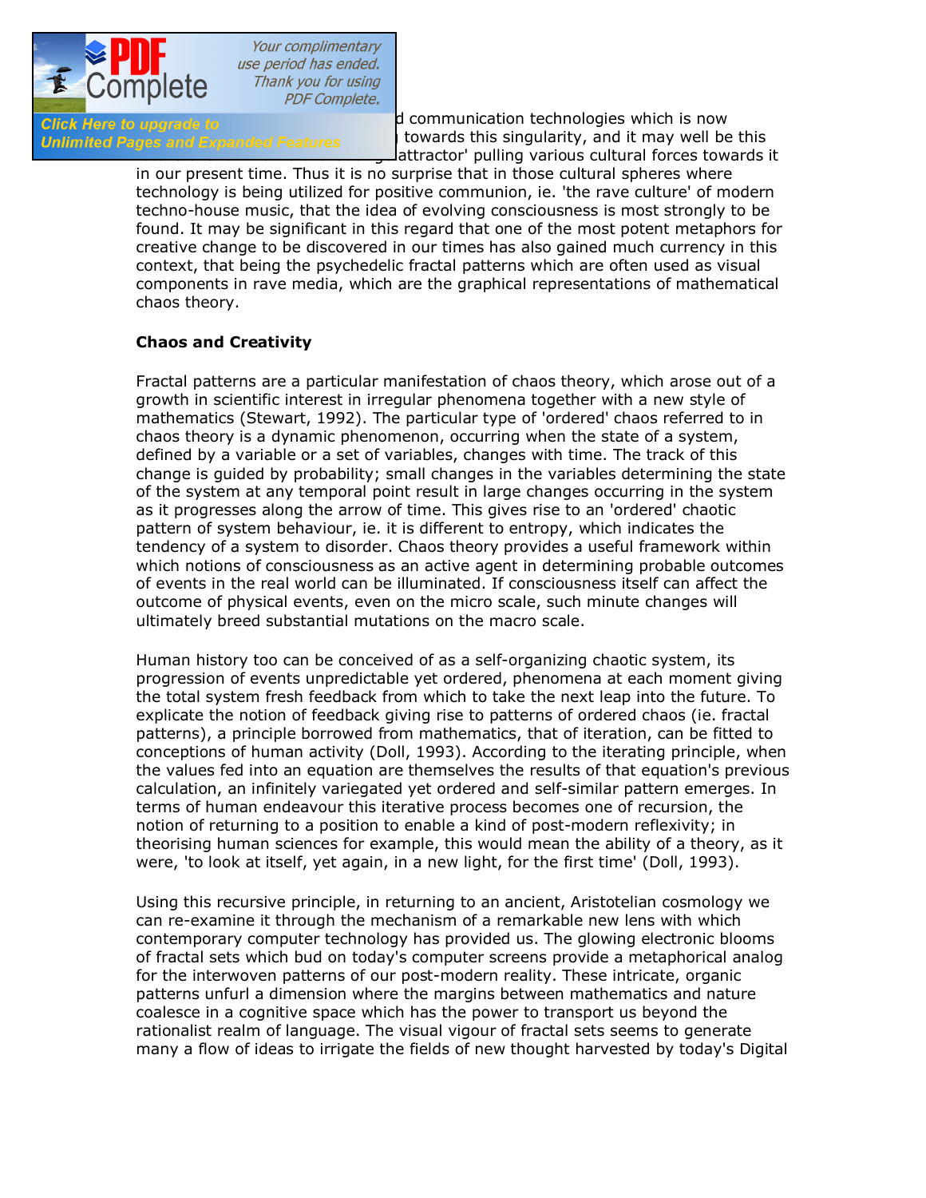d communication technologies which is now towards this singularity, and it may well be this attractor' pulling various cultural forces towards it in our present time. Thus it is no surprise that in those cultural spheres where technology is being utilized for positive communion, ie. 'the rave culture' of modern techno-house music, that the idea of evolving consciousness is most strongly to be found. It may be significant in this regard that one of the most potent metaphors for creative change to be discovered in our times has also gained much currency in this context, that being the psychedelic fractal patterns which are often used as visual components in rave media, which are the graphical representations of mathematical chaos theory.

**Chaos and Creativity**

Fractal patterns are a particular manifestation of chaos theory, which arose out of a growth in scientific interest in irregular phenomena together with a new style of mathematics (Stewart, 1992). The particular type of 'ordered' chaos referred to in chaos theory is a dynamic phenomenon, occurring when the state of a system, defined by a variable or a set of variables, changes with time. The track of this change is guided by probability; small changes in the variables determining the state of the system at any temporal point result in large changes occurring in the system as it progresses along the arrow of time. This gives rise to an 'ordered' chaotic pattern of system behaviour, ie. it is different to entropy, which indicates the tendency of a system to disorder. Chaos theory provides a useful framework within which notions of consciousness as an active agent in determining probable outcomes of events in the real world can be illuminated. If consciousness itself can affect the outcome of physical events, even on the micro scale, such minute changes will ultimately breed substantial mutations on the macro scale.

Human history too can be conceived of as a self-organizing chaotic system, its progression of events unpredictable yet ordered, phenomena at each moment giving the total system fresh feedback from which to take the next leap into the future. To explicate the notion of feedback giving rise to patterns of ordered chaos (ie. fractal patterns), a principle borrowed from mathematics, that of iteration, can be fitted to conceptions of human activity (Doll, 1993). According to the iterating principle, when the values fed into an equation are themselves the results of that equation's previous calculation, an infinitely variegated yet ordered and self-similar pattern emerges. In terms of human endeavour this iterative process becomes one of recursion, the notion of returning to a position to enable a kind of post-modern reflexivity; in theorising human sciences for example, this would mean the ability of a theory, as it were, 'to look at itself, yet again, in a new light, for the first time' (Doll, 1993).

Using this recursive principle, in returning to an ancient, Aristotelian cosmology we can re-examine it through the mechanism of a remarkable new lens with which contemporary computer technology has provided us. The glowing electronic blooms of fractal sets which bud on today's computer screens provide a metaphorical analog for the interwoven patterns of our post-modern reality. These intricate, organic patterns unfurl a dimension where the margins between mathematics and nature coalesce in a cognitive space which has the power to transport us beyond the rationalist realm of language. The visual vigour of fractal sets seems to generate many a flow of ideas to irrigate the fields of new thought harvested by today's Digital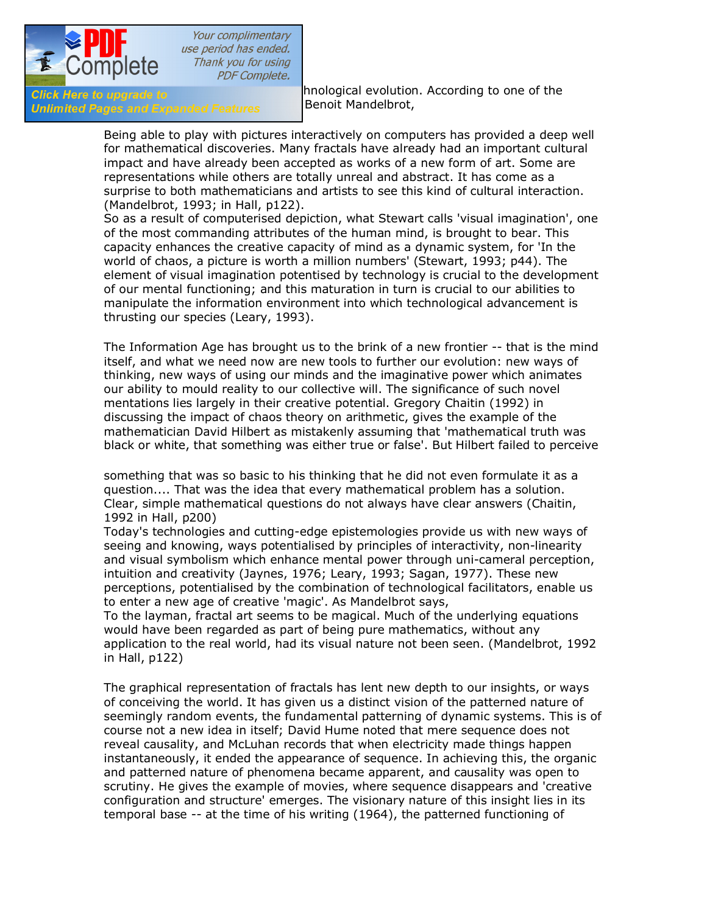hnological evolution. According to one of the Benoit Mandelbrot,

> Being able to play with pictures interactively on computers has provided a deep well for mathematical discoveries. Many fractals have already had an important cultural impact and have already been accepted as works of a new form of art. Some are representations while others are totally unreal and abstract. It has come as a surprise to both mathematicians and artists to see this kind of cultural interaction. (Mandelbrot, 1993; in Hall, p122).

So as a result of computerised depiction, what Stewart calls 'visual imagination', one of the most commanding attributes of the human mind, is brought to bear. This capacity enhances the creative capacity of mind as a dynamic system, for 'In the world of chaos, a picture is worth a million numbers' (Stewart, 1993; p44). The element of visual imagination potentised by technology is crucial to the development of our mental functioning; and this maturation in turn is crucial to our abilities to manipulate the information environment into which technological advancement is thrusting our species (Leary, 1993).

The Information Age has brought us to the brink of a new frontier -- that is the mind itself, and what we need now are new tools to further our evolution: new ways of thinking, new ways of using our minds and the imaginative power which animates our ability to mould reality to our collective will. The significance of such novel mentations lies largely in their creative potential. Gregory Chaitin (1992) in discussing the impact of chaos theory on arithmetic, gives the example of the mathematician David Hilbert as mistakenly assuming that 'mathematical truth was black or white, that something was either true or false'. But Hilbert failed to perceive

> something that was so basic to his thinking that he did not even formulate it as a question.... That was the idea that every mathematical problem has a solution. Clear, simple mathematical questions do not always have clear answers (Chaitin, 1992 in Hall, p200)

Today's technologies and cutting-edge epistemologies provide us with new ways of seeing and knowing, ways potentialised by principles of interactivity, non-linearity and visual symbolism which enhance mental power through uni-cameral perception, intuition and creativity (Jaynes, 1976; Leary, 1993; Sagan, 1977). These new perceptions, potentialised by the combination of technological facilitators, enable us to enter a new age of creative 'magic'. As Mandelbrot says,

> To the layman, fractal art seems to be magical. Much of the underlying equations would have been regarded as part of being pure mathematics, without any application to the real world, had its visual nature not been seen. (Mandelbrot, 1992 in Hall, p122)

The graphical representation of fractals has lent new depth to our insights, or ways of conceiving the world. It has given us a distinct vision of the patterned nature of seemingly random events, the fundamental patterning of dynamic systems. This is of course not a new idea in itself; David Hume noted that mere sequence does not reveal causality, and McLuhan records that when electricity made things happen instantaneously, it ended the appearance of sequence. In achieving this, the organic and patterned nature of phenomena became apparent, and causality was open to scrutiny. He gives the example of movies, where sequence disappears and 'creative configuration and structure' emerges. The visionary nature of this insight lies in its temporal base -- at the time of his writing (1964), the patterned functioning of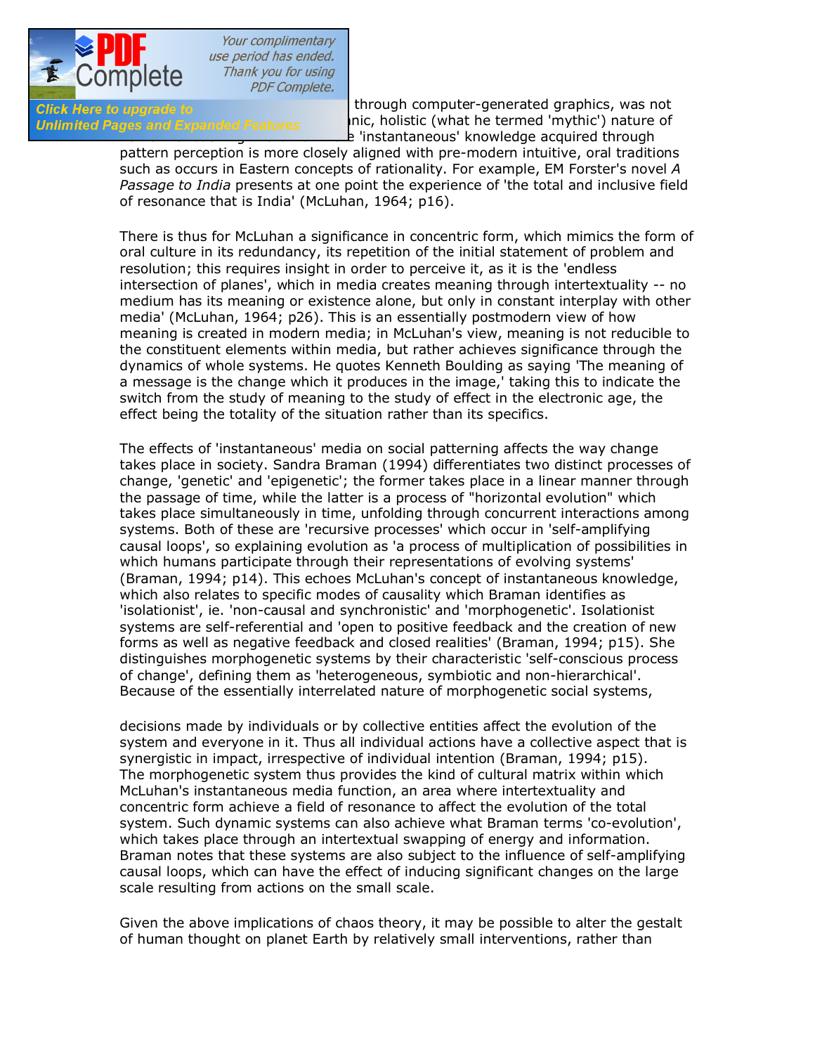through computer-generated graphics, was not ... nic, holistic (what he termed 'mythic') nature of ... e 'instantaneous' knowledge acquired through pattern perception is more closely aligned with pre-modern intuitive, oral traditions such as occurs in Eastern concepts of rationality. For example, EM Forster's novel *A Passage to India* presents at one point the experience of 'the total and inclusive field of resonance that is India' (McLuhan, 1964; p16).

There is thus for McLuhan a significance in concentric form, which mimics the form of oral culture in its redundancy, its repetition of the initial statement of problem and resolution; this requires insight in order to perceive it, as it is the 'endless intersection of planes', which in media creates meaning through intertextuality -- no medium has its meaning or existence alone, but only in constant interplay with other media' (McLuhan, 1964; p26). This is an essentially postmodern view of how meaning is created in modern media; in McLuhan's view, meaning is not reducible to the constituent elements within media, but rather achieves significance through the dynamics of whole systems. He quotes Kenneth Boulding as saying 'The meaning of a message is the change which it produces in the image,' taking this to indicate the switch from the study of meaning to the study of effect in the electronic age, the effect being the totality of the situation rather than its specifics.

The effects of 'instantaneous' media on social patterning affects the way change takes place in society. Sandra Braman (1994) differentiates two distinct processes of change, 'genetic' and 'epigenetic'; the former takes place in a linear manner through the passage of time, while the latter is a process of "horizontal evolution" which takes place simultaneously in time, unfolding through concurrent interactions among systems. Both of these are 'recursive processes' which occur in 'self-amplifying causal loops', so explaining evolution as 'a process of multiplication of possibilities in which humans participate through their representations of evolving systems' (Braman, 1994; p14). This echoes McLuhan's concept of instantaneous knowledge, which also relates to specific modes of causality which Braman identifies as 'isolationist', ie. 'non-causal and synchronistic' and 'morphogenetic'. Isolationist systems are self-referential and 'open to positive feedback and the creation of new forms as well as negative feedback and closed realities' (Braman, 1994; p15). She distinguishes morphogenetic systems by their characteristic 'self-conscious process of change', defining them as 'heterogeneous, symbiotic and non-hierarchical'. Because of the essentially interrelated nature of morphogenetic social systems,

decisions made by individuals or by collective entities affect the evolution of the system and everyone in it. Thus all individual actions have a collective aspect that is synergistic in impact, irrespective of individual intention (Braman, 1994; p15).

The morphogenetic system thus provides the kind of cultural matrix within which McLuhan's instantaneous media function, an area where intertextuality and concentric form achieve a field of resonance to affect the evolution of the total system. Such dynamic systems can also achieve what Braman terms 'co-evolution', which takes place through an intertextual swapping of energy and information. Braman notes that these systems are also subject to the influence of self-amplifying causal loops, which can have the effect of inducing significant changes on the large scale resulting from actions on the small scale.

Given the above implications of chaos theory, it may be possible to alter the gestalt of human thought on planet Earth by relatively small interventions, rather than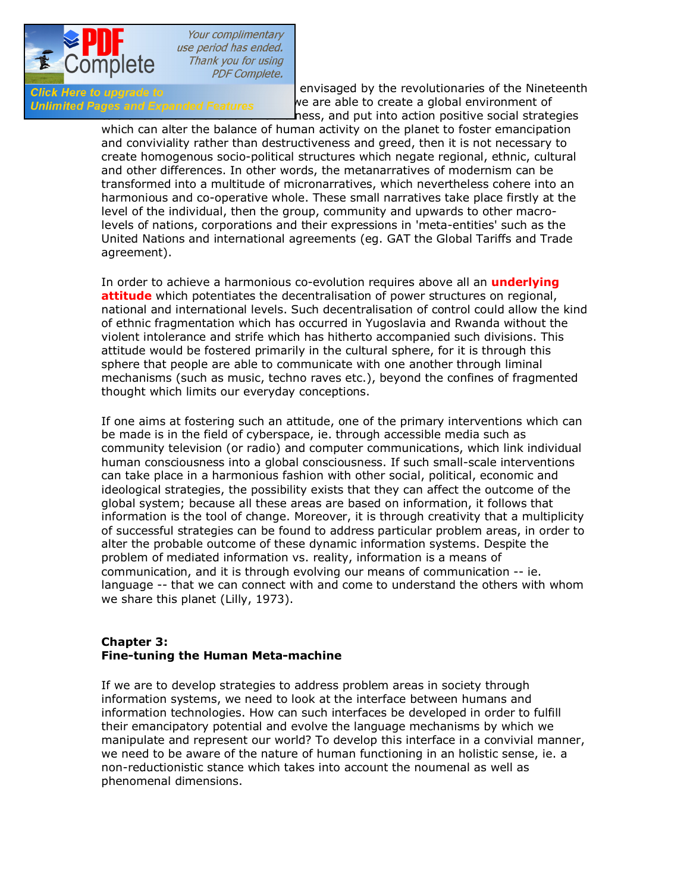envisaged by the revolutionaries of the Nineteenth ... we are able to create a global environment of ...ness, and put into action positive social strategies which can alter the balance of human activity on the planet to foster emancipation and conviviality rather than destructiveness and greed, then it is not necessary to create homogenous socio-political structures which negate regional, ethnic, cultural and other differences. In other words, the metanarratives of modernism can be transformed into a multitude of micronarratives, which nevertheless cohere into an harmonious and co-operative whole. These small narratives take place firstly at the level of the individual, then the group, community and upwards to other macro-levels of nations, corporations and their expressions in 'meta-entities' such as the United Nations and international agreements (eg. GAT the Global Tariffs and Trade agreement).

In order to achieve a harmonious co-evolution requires above all an **underlying attitude** which potentiates the decentralisation of power structures on regional, national and international levels. Such decentralisation of control could allow the kind of ethnic fragmentation which has occurred in Yugoslavia and Rwanda without the violent intolerance and strife which has hitherto accompanied such divisions. This attitude would be fostered primarily in the cultural sphere, for it is through this sphere that people are able to communicate with one another through liminal mechanisms (such as music, techno raves etc.), beyond the confines of fragmented thought which limits our everyday conceptions.

If one aims at fostering such an attitude, one of the primary interventions which can be made is in the field of cyberspace, ie. through accessible media such as community television (or radio) and computer communications, which link individual human consciousness into a global consciousness. If such small-scale interventions can take place in a harmonious fashion with other social, political, economic and ideological strategies, the possibility exists that they can affect the outcome of the global system; because all these areas are based on information, it follows that information is the tool of change. Moreover, it is through creativity that a multiplicity of successful strategies can be found to address particular problem areas, in order to alter the probable outcome of these dynamic information systems. Despite the problem of mediated information vs. reality, information is a means of communication, and it is through evolving our means of communication -- ie. language -- that we can connect with and come to understand the others with whom we share this planet (Lilly, 1973).

## Chapter 3:
## Fine-tuning the Human Meta-machine

If we are to develop strategies to address problem areas in society through information systems, we need to look at the interface between humans and information technologies. How can such interfaces be developed in order to fulfill their emancipatory potential and evolve the language mechanisms by which we manipulate and represent our world? To develop this interface in a convivial manner, we need to be aware of the nature of human functioning in an holistic sense, ie. a non-reductionistic stance which takes into account the noumenal as well as phenomenal dimensions.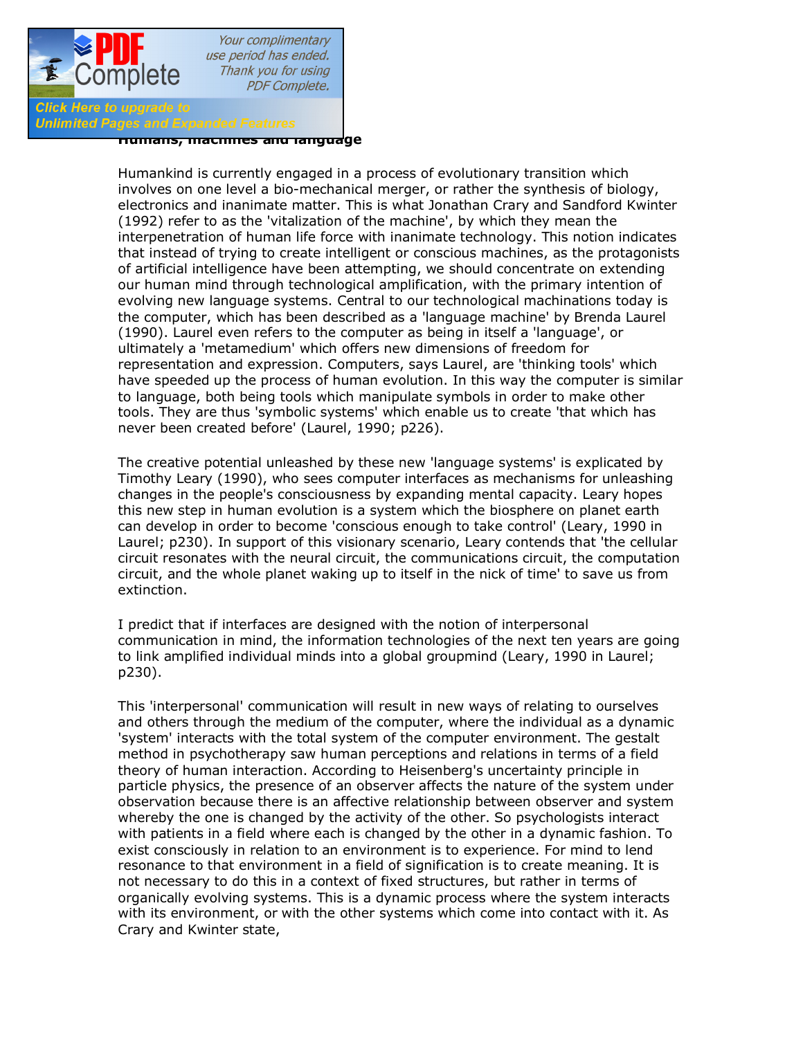## Humans, machines and language

Humankind is currently engaged in a process of evolutionary transition which involves on one level a bio-mechanical merger, or rather the synthesis of biology, electronics and inanimate matter. This is what Jonathan Crary and Sandford Kwinter (1992) refer to as the 'vitalization of the machine', by which they mean the interpenetration of human life force with inanimate technology. This notion indicates that instead of trying to create intelligent or conscious machines, as the protagonists of artificial intelligence have been attempting, we should concentrate on extending our human mind through technological amplification, with the primary intention of evolving new language systems. Central to our technological machinations today is the computer, which has been described as a 'language machine' by Brenda Laurel (1990). Laurel even refers to the computer as being in itself a 'language', or ultimately a 'metamedium' which offers new dimensions of freedom for representation and expression. Computers, says Laurel, are 'thinking tools' which have speeded up the process of human evolution. In this way the computer is similar to language, both being tools which manipulate symbols in order to make other tools. They are thus 'symbolic systems' which enable us to create 'that which has never been created before' (Laurel, 1990; p226).

The creative potential unleashed by these new 'language systems' is explicated by Timothy Leary (1990), who sees computer interfaces as mechanisms for unleashing changes in the people's consciousness by expanding mental capacity. Leary hopes this new step in human evolution is a system which the biosphere on planet earth can develop in order to become 'conscious enough to take control' (Leary, 1990 in Laurel; p230). In support of this visionary scenario, Leary contends that 'the cellular circuit resonates with the neural circuit, the communications circuit, the computation circuit, and the whole planet waking up to itself in the nick of time' to save us from extinction.

I predict that if interfaces are designed with the notion of interpersonal communication in mind, the information technologies of the next ten years are going to link amplified individual minds into a global groupmind (Leary, 1990 in Laurel; p230).

This 'interpersonal' communication will result in new ways of relating to ourselves and others through the medium of the computer, where the individual as a dynamic 'system' interacts with the total system of the computer environment. The gestalt method in psychotherapy saw human perceptions and relations in terms of a field theory of human interaction. According to Heisenberg's uncertainty principle in particle physics, the presence of an observer affects the nature of the system under observation because there is an affective relationship between observer and system whereby the one is changed by the activity of the other. So psychologists interact with patients in a field where each is changed by the other in a dynamic fashion. To exist consciously in relation to an environment is to experience. For mind to lend resonance to that environment in a field of signification is to create meaning. It is not necessary to do this in a context of fixed structures, but rather in terms of organically evolving systems. This is a dynamic process where the system interacts with its environment, or with the other systems which come into contact with it. As Crary and Kwinter state,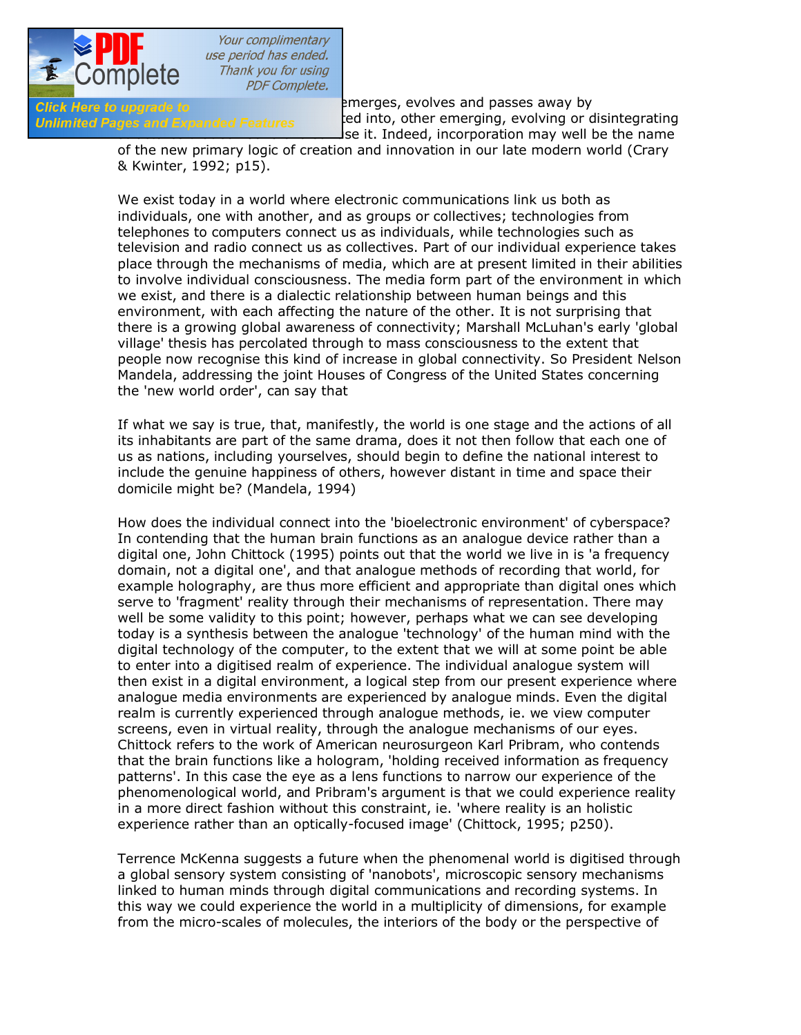emerges, evolves and passes away by ...ted into, other emerging, evolving or disintegrating ...se it. Indeed, incorporation may well be the name of the new primary logic of creation and innovation in our late modern world (Crary & Kwinter, 1992; p15).

We exist today in a world where electronic communications link us both as individuals, one with another, and as groups or collectives; technologies from telephones to computers connect us as individuals, while technologies such as television and radio connect us as collectives. Part of our individual experience takes place through the mechanisms of media, which are at present limited in their abilities to involve individual consciousness. The media form part of the environment in which we exist, and there is a dialectic relationship between human beings and this environment, with each affecting the nature of the other. It is not surprising that there is a growing global awareness of connectivity; Marshall McLuhan's early 'global village' thesis has percolated through to mass consciousness to the extent that people now recognise this kind of increase in global connectivity. So President Nelson Mandela, addressing the joint Houses of Congress of the United States concerning the 'new world order', can say that

If what we say is true, that, manifestly, the world is one stage and the actions of all its inhabitants are part of the same drama, does it not then follow that each one of us as nations, including yourselves, should begin to define the national interest to include the genuine happiness of others, however distant in time and space their domicile might be? (Mandela, 1994)

How does the individual connect into the 'bioelectronic environment' of cyberspace? In contending that the human brain functions as an analogue device rather than a digital one, John Chittock (1995) points out that the world we live in is 'a frequency domain, not a digital one', and that analogue methods of recording that world, for example holography, are thus more efficient and appropriate than digital ones which serve to 'fragment' reality through their mechanisms of representation. There may well be some validity to this point; however, perhaps what we can see developing today is a synthesis between the analogue 'technology' of the human mind with the digital technology of the computer, to the extent that we will at some point be able to enter into a digitised realm of experience. The individual analogue system will then exist in a digital environment, a logical step from our present experience where analogue media environments are experienced by analogue minds. Even the digital realm is currently experienced through analogue methods, ie. we view computer screens, even in virtual reality, through the analogue mechanisms of our eyes. Chittock refers to the work of American neurosurgeon Karl Pribram, who contends that the brain functions like a hologram, 'holding received information as frequency patterns'. In this case the eye as a lens functions to narrow our experience of the phenomenological world, and Pribram's argument is that we could experience reality in a more direct fashion without this constraint, ie. 'where reality is an holistic experience rather than an optically-focused image' (Chittock, 1995; p250).

Terrence McKenna suggests a future when the phenomenal world is digitised through a global sensory system consisting of 'nanobots', microscopic sensory mechanisms linked to human minds through digital communications and recording systems. In this way we could experience the world in a multiplicity of dimensions, for example from the micro-scales of molecules, the interiors of the body or the perspective of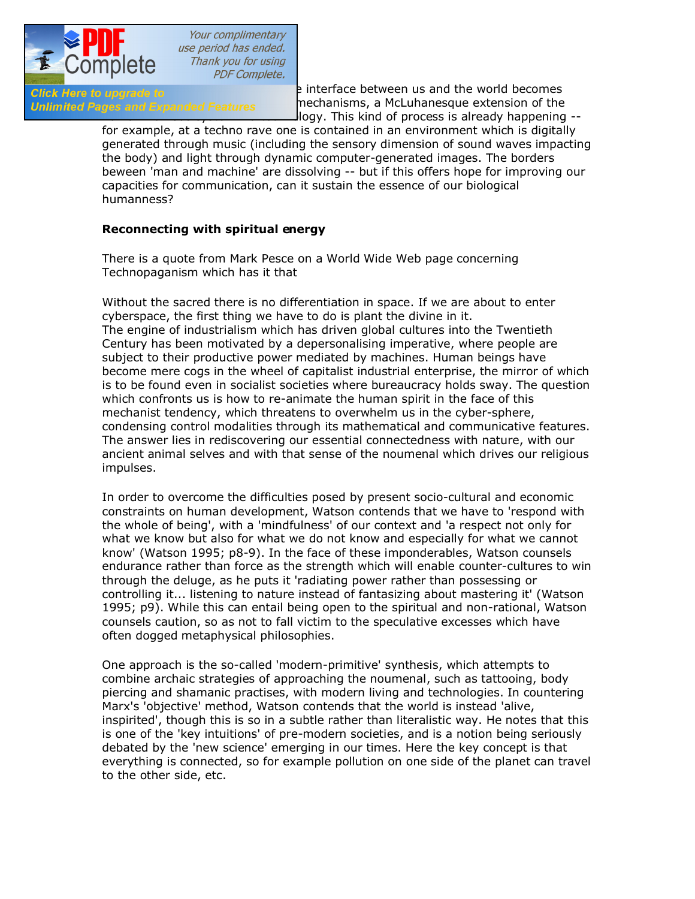e interface between us and the world becomes mechanisms, a McLuhanesque extension of the logy. This kind of process is already happening -- for example, at a techno rave one is contained in an environment which is digitally generated through music (including the sensory dimension of sound waves impacting the body) and light through dynamic computer-generated images. The borders beween 'man and machine' are dissolving -- but if this offers hope for improving our capacities for communication, can it sustain the essence of our biological humanness?

**Reconnecting with spiritual energy**

There is a quote from Mark Pesce on a World Wide Web page concerning Technopaganism which has it that

Without the sacred there is no differentiation in space. If we are about to enter cyberspace, the first thing we have to do is plant the divine in it.
The engine of industrialism which has driven global cultures into the Twentieth Century has been motivated by a depersonalising imperative, where people are subject to their productive power mediated by machines. Human beings have become mere cogs in the wheel of capitalist industrial enterprise, the mirror of which is to be found even in socialist societies where bureaucracy holds sway. The question which confronts us is how to re-animate the human spirit in the face of this mechanist tendency, which threatens to overwhelm us in the cyber-sphere, condensing control modalities through its mathematical and communicative features. The answer lies in rediscovering our essential connectedness with nature, with our ancient animal selves and with that sense of the noumenal which drives our religious impulses.

In order to overcome the difficulties posed by present socio-cultural and economic constraints on human development, Watson contends that we have to 'respond with the whole of being', with a 'mindfulness' of our context and 'a respect not only for what we know but also for what we do not know and especially for what we cannot know' (Watson 1995; p8-9). In the face of these imponderables, Watson counsels endurance rather than force as the strength which will enable counter-cultures to win through the deluge, as he puts it 'radiating power rather than possessing or controlling it... listening to nature instead of fantasizing about mastering it' (Watson 1995; p9). While this can entail being open to the spiritual and non-rational, Watson counsels caution, so as not to fall victim to the speculative excesses which have often dogged metaphysical philosophies.

One approach is the so-called 'modern-primitive' synthesis, which attempts to combine archaic strategies of approaching the noumenal, such as tattooing, body piercing and shamanic practises, with modern living and technologies. In countering Marx's 'objective' method, Watson contends that the world is instead 'alive, inspirited', though this is so in a subtle rather than literalistic way. He notes that this is one of the 'key intuitions' of pre-modern societies, and is a notion being seriously debated by the 'new science' emerging in our times. Here the key concept is that everything is connected, so for example pollution on one side of the planet can travel to the other side, etc.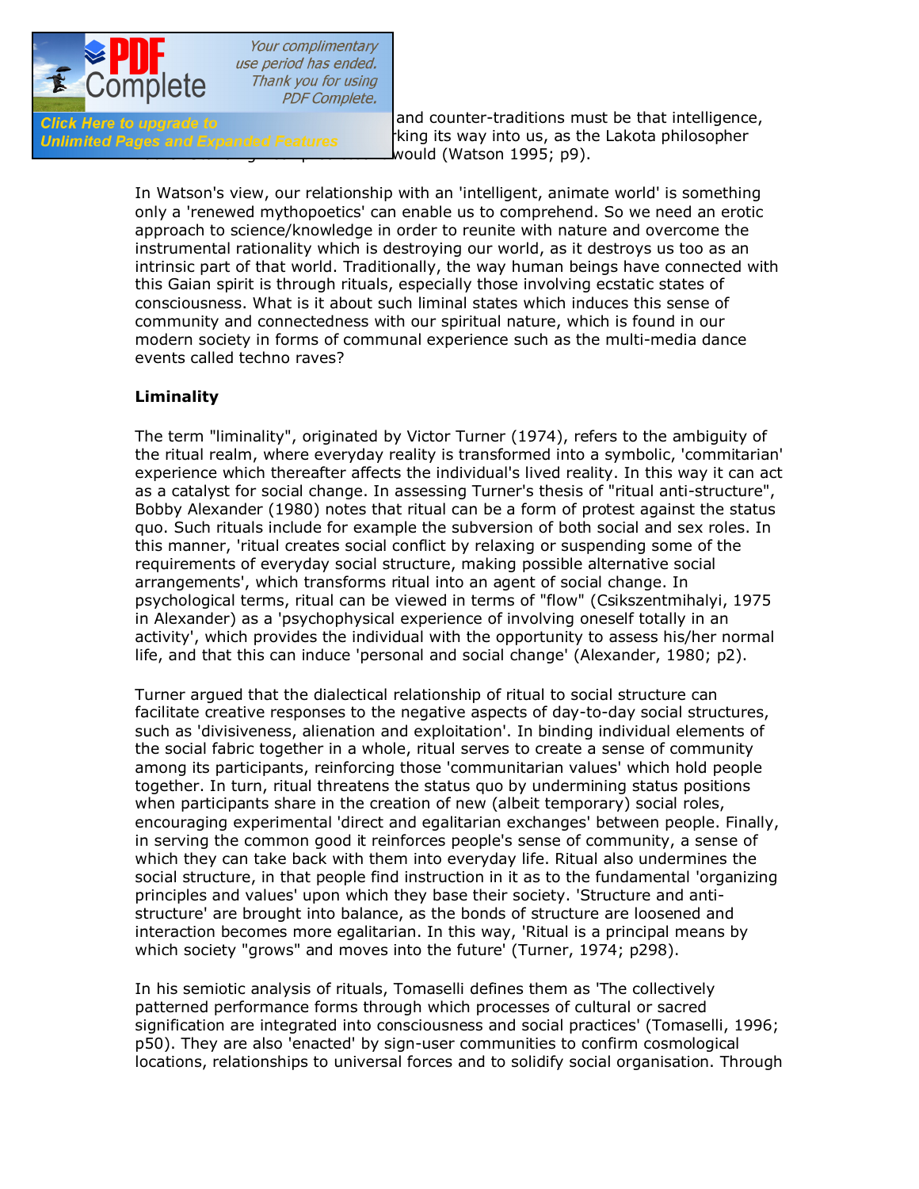and counter-traditions must be that intelligence, ...king its way into us, as the Lakota philosopher ... would (Watson 1995; p9).

In Watson's view, our relationship with an 'intelligent, animate world' is something only a 'renewed mythopoetics' can enable us to comprehend. So we need an erotic approach to science/knowledge in order to reunite with nature and overcome the instrumental rationality which is destroying our world, as it destroys us too as an intrinsic part of that world. Traditionally, the way human beings have connected with this Gaian spirit is through rituals, especially those involving ecstatic states of consciousness. What is it about such liminal states which induces this sense of community and connectedness with our spiritual nature, which is found in our modern society in forms of communal experience such as the multi-media dance events called techno raves?

**Liminality**

The term "liminality", originated by Victor Turner (1974), refers to the ambiguity of the ritual realm, where everyday reality is transformed into a symbolic, 'commitarian' experience which thereafter affects the individual's lived reality. In this way it can act as a catalyst for social change. In assessing Turner's thesis of "ritual anti-structure", Bobby Alexander (1980) notes that ritual can be a form of protest against the status quo. Such rituals include for example the subversion of both social and sex roles. In this manner, 'ritual creates social conflict by relaxing or suspending some of the requirements of everyday social structure, making possible alternative social arrangements', which transforms ritual into an agent of social change. In psychological terms, ritual can be viewed in terms of "flow" (Csikszentmihalyi, 1975 in Alexander) as a 'psychophysical experience of involving oneself totally in an activity', which provides the individual with the opportunity to assess his/her normal life, and that this can induce 'personal and social change' (Alexander, 1980; p2).

Turner argued that the dialectical relationship of ritual to social structure can facilitate creative responses to the negative aspects of day-to-day social structures, such as 'divisiveness, alienation and exploitation'. In binding individual elements of the social fabric together in a whole, ritual serves to create a sense of community among its participants, reinforcing those 'communitarian values' which hold people together. In turn, ritual threatens the status quo by undermining status positions when participants share in the creation of new (albeit temporary) social roles, encouraging experimental 'direct and egalitarian exchanges' between people. Finally, in serving the common good it reinforces people's sense of community, a sense of which they can take back with them into everyday life. Ritual also undermines the social structure, in that people find instruction in it as to the fundamental 'organizing principles and values' upon which they base their society. 'Structure and anti-structure' are brought into balance, as the bonds of structure are loosened and interaction becomes more egalitarian. In this way, 'Ritual is a principal means by which society "grows" and moves into the future' (Turner, 1974; p298).

In his semiotic analysis of rituals, Tomaselli defines them as 'The collectively patterned performance forms through which processes of cultural or sacred signification are integrated into consciousness and social practices' (Tomaselli, 1996; p50). They are also 'enacted' by sign-user communities to confirm cosmological locations, relationships to universal forces and to solidify social organisation. Through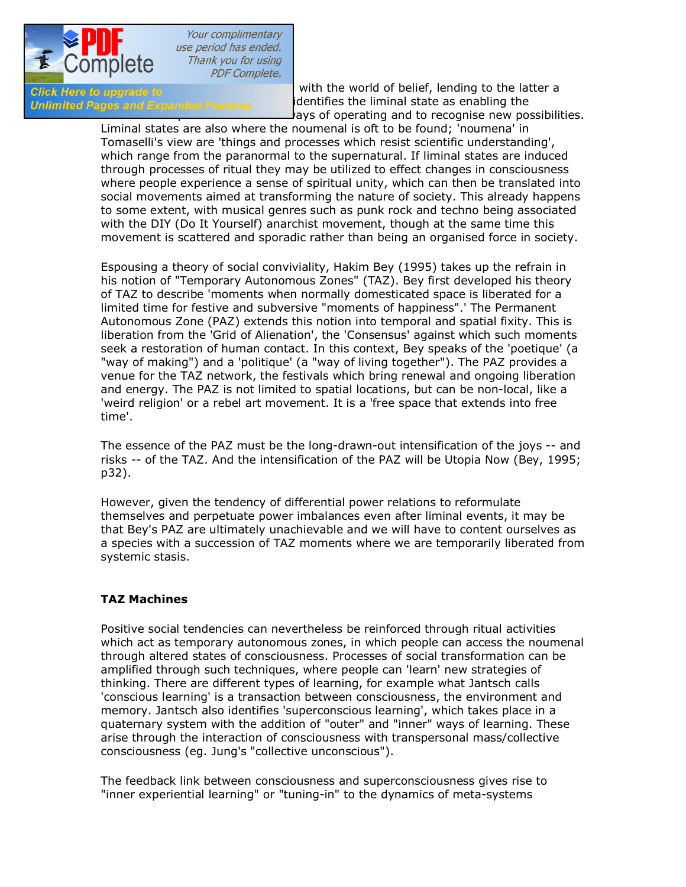with the world of belief, lending to the latter a identifies the liminal state as enabling the ays of operating and to recognise new possibilities. Liminal states are also where the noumenal is oft to be found; 'noumena' in Tomaselli's view are 'things and processes which resist scientific understanding', which range from the paranormal to the supernatural. If liminal states are induced through processes of ritual they may be utilized to effect changes in consciousness where people experience a sense of spiritual unity, which can then be translated into social movements aimed at transforming the nature of society. This already happens to some extent, with musical genres such as punk rock and techno being associated with the DIY (Do It Yourself) anarchist movement, though at the same time this movement is scattered and sporadic rather than being an organised force in society.

Espousing a theory of social conviviality, Hakim Bey (1995) takes up the refrain in his notion of "Temporary Autonomous Zones" (TAZ). Bey first developed his theory of TAZ to describe 'moments when normally domesticated space is liberated for a limited time for festive and subversive "moments of happiness".' The Permanent Autonomous Zone (PAZ) extends this notion into temporal and spatial fixity. This is liberation from the 'Grid of Alienation', the 'Consensus' against which such moments seek a restoration of human contact. In this context, Bey speaks of the 'poetique' (a "way of making") and a 'politique' (a "way of living together"). The PAZ provides a venue for the TAZ network, the festivals which bring renewal and ongoing liberation and energy. The PAZ is not limited to spatial locations, but can be non-local, like a 'weird religion' or a rebel art movement. It is a 'free space that extends into free time'.

The essence of the PAZ must be the long-drawn-out intensification of the joys -- and risks -- of the TAZ. And the intensification of the PAZ will be Utopia Now (Bey, 1995; p32).

However, given the tendency of differential power relations to reformulate themselves and perpetuate power imbalances even after liminal events, it may be that Bey's PAZ are ultimately unachievable and we will have to content ourselves as a species with a succession of TAZ moments where we are temporarily liberated from systemic stasis.

**TAZ Machines**

Positive social tendencies can nevertheless be reinforced through ritual activities which act as temporary autonomous zones, in which people can access the noumenal through altered states of consciousness. Processes of social transformation can be amplified through such techniques, where people can 'learn' new strategies of thinking. There are different types of learning, for example what Jantsch calls 'conscious learning' is a transaction between consciousness, the environment and memory. Jantsch also identifies 'superconscious learning', which takes place in a quaternary system with the addition of "outer" and "inner" ways of learning. These arise through the interaction of consciousness with transpersonal mass/collective consciousness (eg. Jung's "collective unconscious").

The feedback link between consciousness and superconsciousness gives rise to "inner experiential learning" or "tuning-in" to the dynamics of meta-systems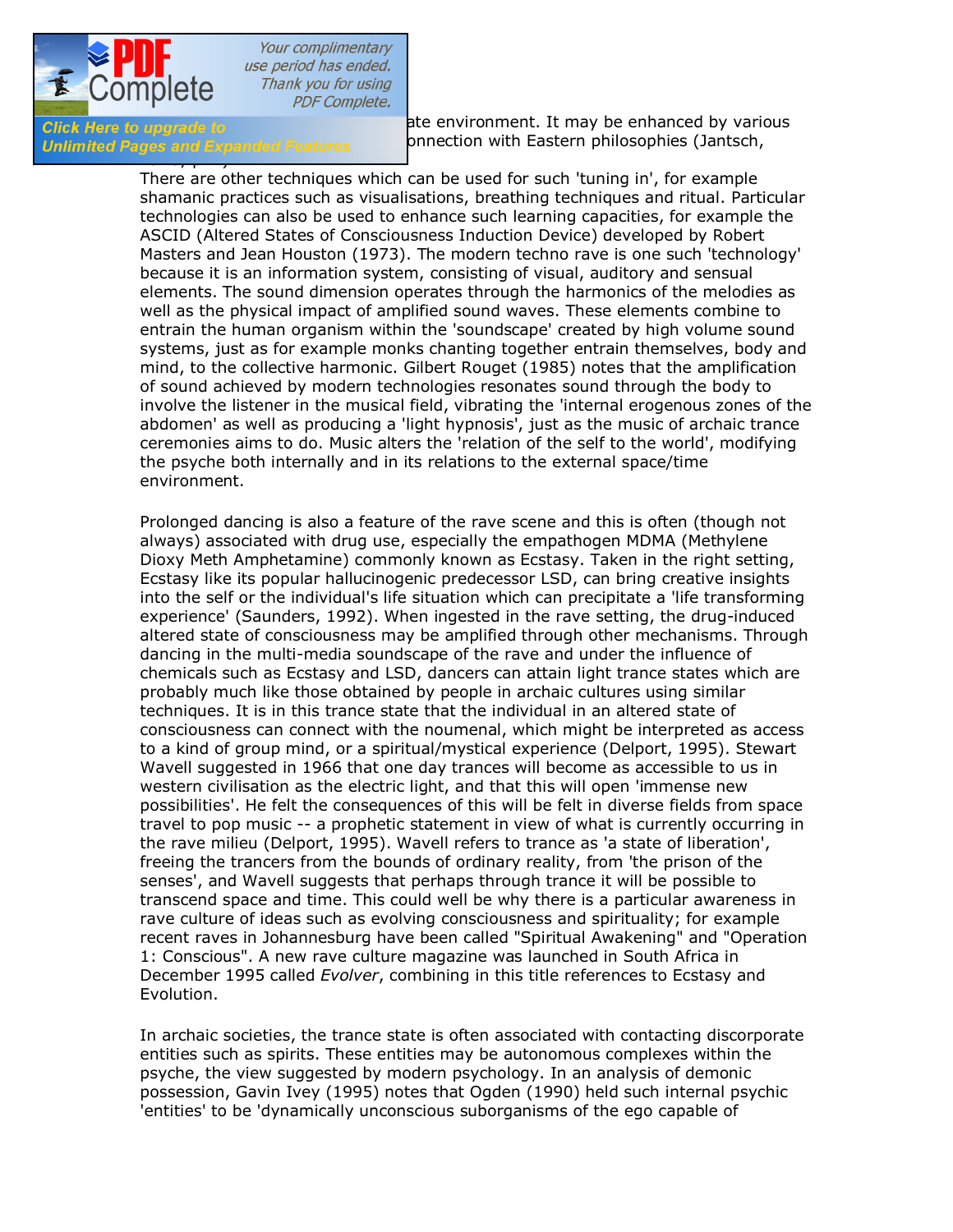ate environment. It may be enhanced by various onnection with Eastern philosophies (Jantsch,

There are other techniques which can be used for such 'tuning in', for example shamanic practices such as visualisations, breathing techniques and ritual. Particular technologies can also be used to enhance such learning capacities, for example the ASCID (Altered States of Consciousness Induction Device) developed by Robert Masters and Jean Houston (1973). The modern techno rave is one such 'technology' because it is an information system, consisting of visual, auditory and sensual elements. The sound dimension operates through the harmonics of the melodies as well as the physical impact of amplified sound waves. These elements combine to entrain the human organism within the 'soundscape' created by high volume sound systems, just as for example monks chanting together entrain themselves, body and mind, to the collective harmonic. Gilbert Rouget (1985) notes that the amplification of sound achieved by modern technologies resonates sound through the body to involve the listener in the musical field, vibrating the 'internal erogenous zones of the abdomen' as well as producing a 'light hypnosis', just as the music of archaic trance ceremonies aims to do. Music alters the 'relation of the self to the world', modifying the psyche both internally and in its relations to the external space/time environment.

Prolonged dancing is also a feature of the rave scene and this is often (though not always) associated with drug use, especially the empathogen MDMA (Methylene Dioxy Meth Amphetamine) commonly known as Ecstasy. Taken in the right setting, Ecstasy like its popular hallucinogenic predecessor LSD, can bring creative insights into the self or the individual's life situation which can precipitate a 'life transforming experience' (Saunders, 1992). When ingested in the rave setting, the drug-induced altered state of consciousness may be amplified through other mechanisms. Through dancing in the multi-media soundscape of the rave and under the influence of chemicals such as Ecstasy and LSD, dancers can attain light trance states which are probably much like those obtained by people in archaic cultures using similar techniques. It is in this trance state that the individual in an altered state of consciousness can connect with the noumenal, which might be interpreted as access to a kind of group mind, or a spiritual/mystical experience (Delport, 1995). Stewart Wavell suggested in 1966 that one day trances will become as accessible to us in western civilisation as the electric light, and that this will open 'immense new possibilities'. He felt the consequences of this will be felt in diverse fields from space travel to pop music -- a prophetic statement in view of what is currently occurring in the rave milieu (Delport, 1995). Wavell refers to trance as 'a state of liberation', freeing the trancers from the bounds of ordinary reality, from 'the prison of the senses', and Wavell suggests that perhaps through trance it will be possible to transcend space and time. This could well be why there is a particular awareness in rave culture of ideas such as evolving consciousness and spirituality; for example recent raves in Johannesburg have been called "Spiritual Awakening" and "Operation 1: Conscious". A new rave culture magazine was launched in South Africa in December 1995 called *Evolver*, combining in this title references to Ecstasy and Evolution.

In archaic societies, the trance state is often associated with contacting discorporate entities such as spirits. These entities may be autonomous complexes within the psyche, the view suggested by modern psychology. In an analysis of demonic possession, Gavin Ivey (1995) notes that Ogden (1990) held such internal psychic 'entities' to be 'dynamically unconscious suborganisms of the ego capable of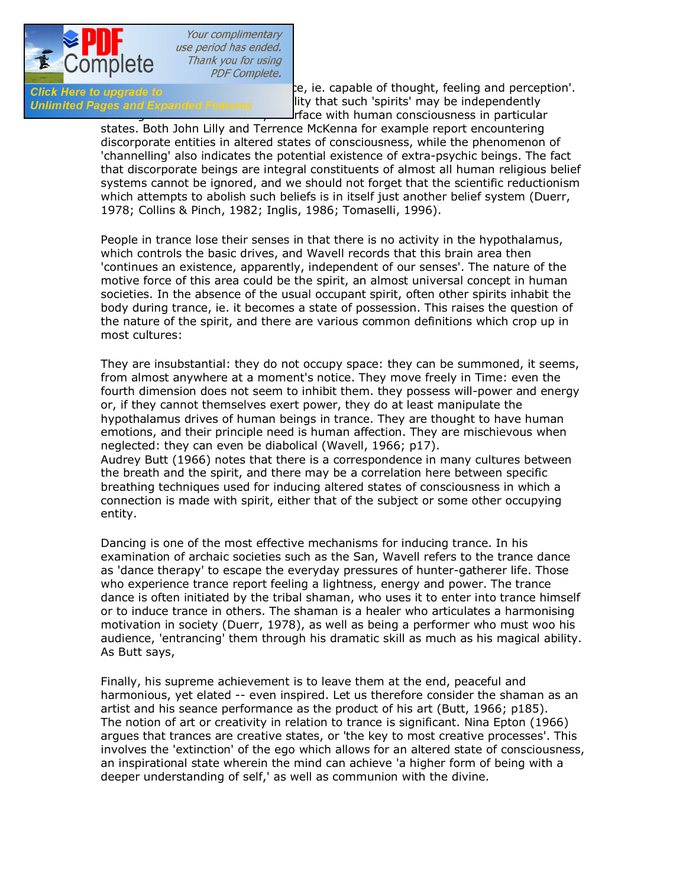e, ie. capable of thought, feeling and perception'. lity that such 'spirits' may be independently rface with human consciousness in particular states. Both John Lilly and Terrence McKenna for example report encountering discorporate entities in altered states of consciousness, while the phenomenon of 'channelling' also indicates the potential existence of extra-psychic beings. The fact that discorporate beings are integral constituents of almost all human religious belief systems cannot be ignored, and we should not forget that the scientific reductionism which attempts to abolish such beliefs is in itself just another belief system (Duerr, 1978; Collins & Pinch, 1982; Inglis, 1986; Tomaselli, 1996).

People in trance lose their senses in that there is no activity in the hypothalamus, which controls the basic drives, and Wavell records that this brain area then 'continues an existence, apparently, independent of our senses'. The nature of the motive force of this area could be the spirit, an almost universal concept in human societies. In the absence of the usual occupant spirit, often other spirits inhabit the body during trance, ie. it becomes a state of possession. This raises the question of the nature of the spirit, and there are various common definitions which crop up in most cultures:

They are insubstantial: they do not occupy space: they can be summoned, it seems, from almost anywhere at a moment's notice. They move freely in Time: even the fourth dimension does not seem to inhibit them. they possess will-power and energy or, if they cannot themselves exert power, they do at least manipulate the hypothalamus drives of human beings in trance. They are thought to have human emotions, and their principle need is human affection. They are mischievous when neglected: they can even be diabolical (Wavell, 1966; p17).

Audrey Butt (1966) notes that there is a correspondence in many cultures between the breath and the spirit, and there may be a correlation here between specific breathing techniques used for inducing altered states of consciousness in which a connection is made with spirit, either that of the subject or some other occupying entity.

Dancing is one of the most effective mechanisms for inducing trance. In his examination of archaic societies such as the San, Wavell refers to the trance dance as 'dance therapy' to escape the everyday pressures of hunter-gatherer life. Those who experience trance report feeling a lightness, energy and power. The trance dance is often initiated by the tribal shaman, who uses it to enter into trance himself or to induce trance in others. The shaman is a healer who articulates a harmonising motivation in society (Duerr, 1978), as well as being a performer who must woo his audience, 'entrancing' them through his dramatic skill as much as his magical ability. As Butt says,

Finally, his supreme achievement is to leave them at the end, peaceful and harmonious, yet elated -- even inspired. Let us therefore consider the shaman as an artist and his seance performance as the product of his art (Butt, 1966; p185).

The notion of art or creativity in relation to trance is significant. Nina Epton (1966) argues that trances are creative states, or 'the key to most creative processes'. This involves the 'extinction' of the ego which allows for an altered state of consciousness, an inspirational state wherein the mind can achieve 'a higher form of being with a deeper understanding of self,' as well as communion with the divine.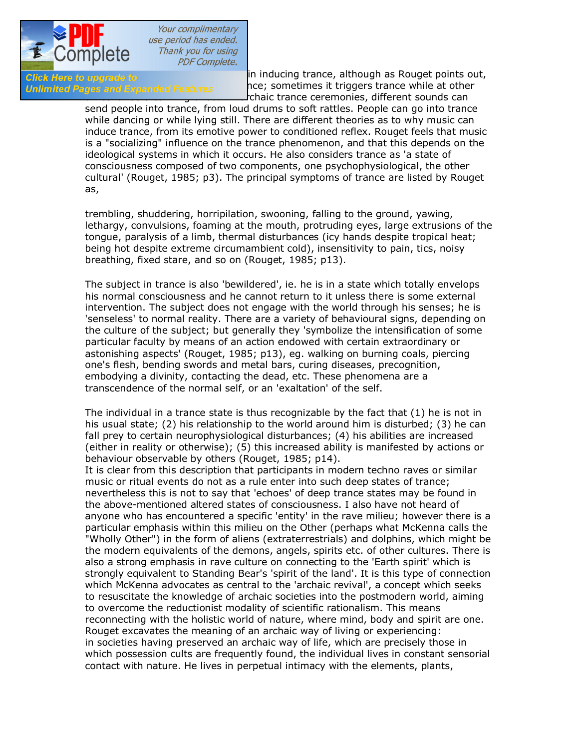in inducing trance, although as Rouget points out, nce; sometimes it triggers trance while at other rchaic trance ceremonies, different sounds can send people into trance, from loud drums to soft rattles. People can go into trance while dancing or while lying still. There are different theories as to why music can induce trance, from its emotive power to conditioned reflex. Rouget feels that music is a "socializing" influence on the trance phenomenon, and that this depends on the ideological systems in which it occurs. He also considers trance as 'a state of consciousness composed of two components, one psychophysiological, the other cultural' (Rouget, 1985; p3). The principal symptoms of trance are listed by Rouget as,

trembling, shuddering, horripilation, swooning, falling to the ground, yawing, lethargy, convulsions, foaming at the mouth, protruding eyes, large extrusions of the tongue, paralysis of a limb, thermal disturbances (icy hands despite tropical heat; being hot despite extreme circumambient cold), insensitivity to pain, tics, noisy breathing, fixed stare, and so on (Rouget, 1985; p13).

The subject in trance is also 'bewildered', ie. he is in a state which totally envelops his normal consciousness and he cannot return to it unless there is some external intervention. The subject does not engage with the world through his senses; he is 'senseless' to normal reality. There are a variety of behavioural signs, depending on the culture of the subject; but generally they 'symbolize the intensification of some particular faculty by means of an action endowed with certain extraordinary or astonishing aspects' (Rouget, 1985; p13), eg. walking on burning coals, piercing one's flesh, bending swords and metal bars, curing diseases, precognition, embodying a divinity, contacting the dead, etc. These phenomena are a transcendence of the normal self, or an 'exaltation' of the self.

The individual in a trance state is thus recognizable by the fact that (1) he is not in his usual state; (2) his relationship to the world around him is disturbed; (3) he can fall prey to certain neurophysiological disturbances; (4) his abilities are increased (either in reality or otherwise); (5) this increased ability is manifested by actions or behaviour observable by others (Rouget, 1985; p14).

It is clear from this description that participants in modern techno raves or similar music or ritual events do not as a rule enter into such deep states of trance; nevertheless this is not to say that 'echoes' of deep trance states may be found in the above-mentioned altered states of consciousness. I also have not heard of anyone who has encountered a specific 'entity' in the rave milieu; however there is a particular emphasis within this milieu on the Other (perhaps what McKenna calls the "Wholly Other") in the form of aliens (extraterrestrials) and dolphins, which might be the modern equivalents of the demons, angels, spirits etc. of other cultures. There is also a strong emphasis in rave culture on connecting to the 'Earth spirit' which is strongly equivalent to Standing Bear's 'spirit of the land'. It is this type of connection which McKenna advocates as central to the 'archaic revival', a concept which seeks to resuscitate the knowledge of archaic societies into the postmodern world, aiming to overcome the reductionist modality of scientific rationalism. This means reconnecting with the holistic world of nature, where mind, body and spirit are one. Rouget excavates the meaning of an archaic way of living or experiencing:

in societies having preserved an archaic way of life, which are precisely those in which possession cults are frequently found, the individual lives in constant sensorial contact with nature. He lives in perpetual intimacy with the elements, plants,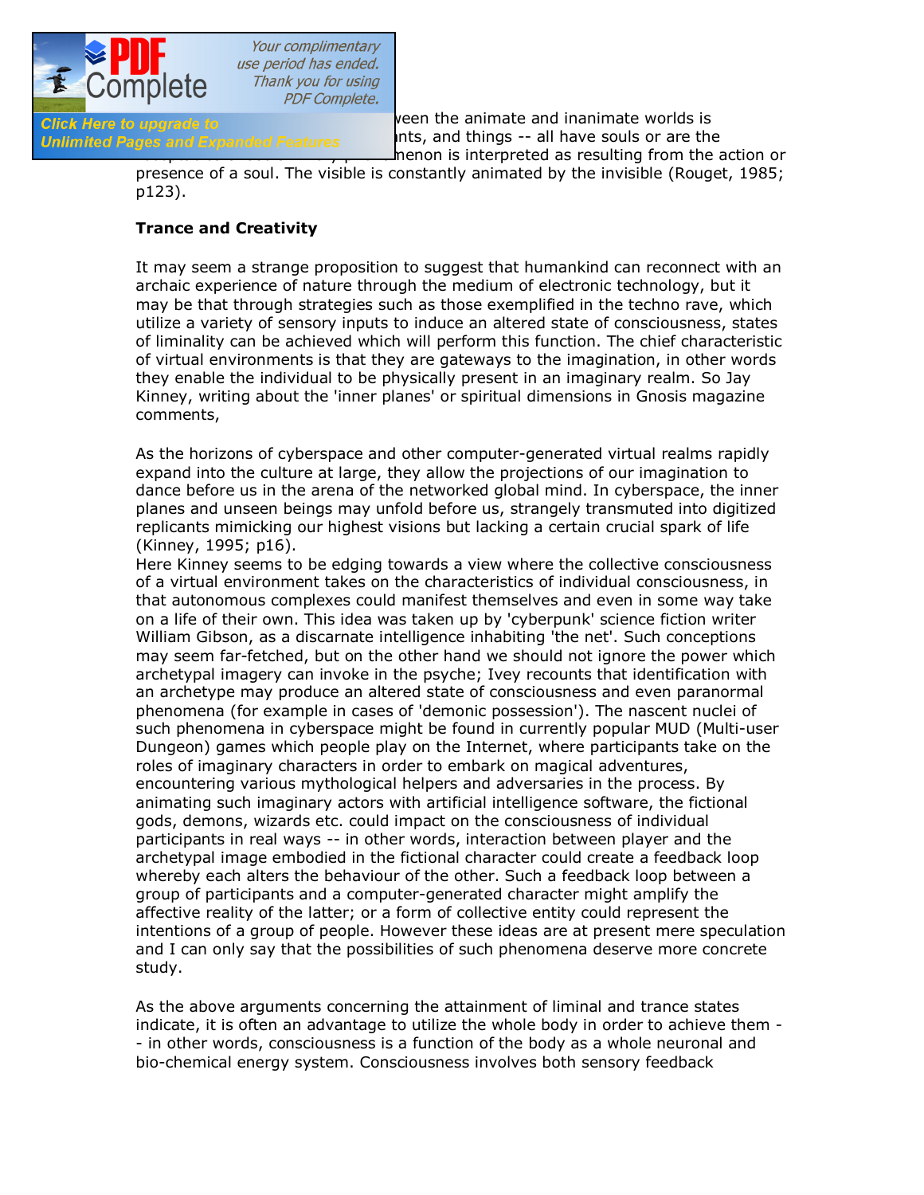ween the animate and inanimate worlds is ...nts, and things -- all have souls or are the ...menon is interpreted as resulting from the action or presence of a soul. The visible is constantly animated by the invisible (Rouget, 1985; p123).

**Trance and Creativity**

It may seem a strange proposition to suggest that humankind can reconnect with an archaic experience of nature through the medium of electronic technology, but it may be that through strategies such as those exemplified in the techno rave, which utilize a variety of sensory inputs to induce an altered state of consciousness, states of liminality can be achieved which will perform this function. The chief characteristic of virtual environments is that they are gateways to the imagination, in other words they enable the individual to be physically present in an imaginary realm. So Jay Kinney, writing about the 'inner planes' or spiritual dimensions in Gnosis magazine comments,

As the horizons of cyberspace and other computer-generated virtual realms rapidly expand into the culture at large, they allow the projections of our imagination to dance before us in the arena of the networked global mind. In cyberspace, the inner planes and unseen beings may unfold before us, strangely transmuted into digitized replicants mimicking our highest visions but lacking a certain crucial spark of life (Kinney, 1995; p16).

Here Kinney seems to be edging towards a view where the collective consciousness of a virtual environment takes on the characteristics of individual consciousness, in that autonomous complexes could manifest themselves and even in some way take on a life of their own. This idea was taken up by 'cyberpunk' science fiction writer William Gibson, as a discarnate intelligence inhabiting 'the net'. Such conceptions may seem far-fetched, but on the other hand we should not ignore the power which archetypal imagery can invoke in the psyche; Ivey recounts that identification with an archetype may produce an altered state of consciousness and even paranormal phenomena (for example in cases of 'demonic possession'). The nascent nuclei of such phenomena in cyberspace might be found in currently popular MUD (Multi-user Dungeon) games which people play on the Internet, where participants take on the roles of imaginary characters in order to embark on magical adventures, encountering various mythological helpers and adversaries in the process. By animating such imaginary actors with artificial intelligence software, the fictional gods, demons, wizards etc. could impact on the consciousness of individual participants in real ways -- in other words, interaction between player and the archetypal image embodied in the fictional character could create a feedback loop whereby each alters the behaviour of the other. Such a feedback loop between a group of participants and a computer-generated character might amplify the affective reality of the latter; or a form of collective entity could represent the intentions of a group of people. However these ideas are at present mere speculation and I can only say that the possibilities of such phenomena deserve more concrete study.

As the above arguments concerning the attainment of liminal and trance states indicate, it is often an advantage to utilize the whole body in order to achieve them -- in other words, consciousness is a function of the body as a whole neuronal and bio-chemical energy system. Consciousness involves both sensory feedback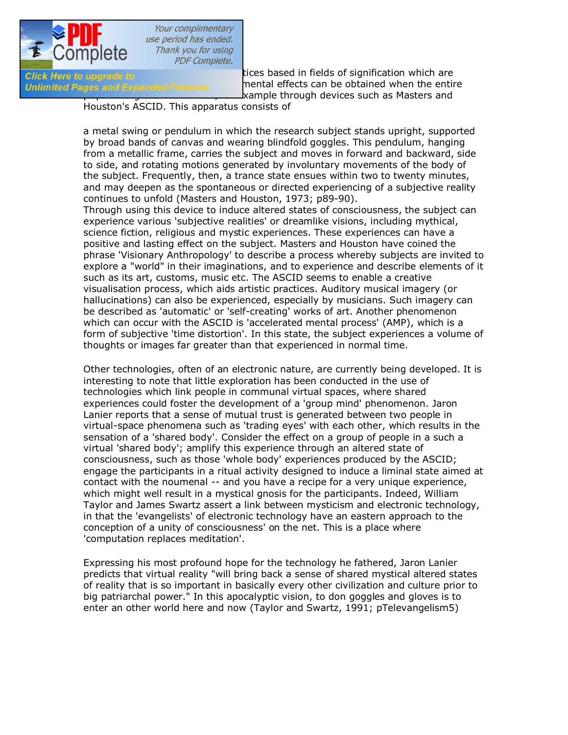tices based in fields of signification which are
mental effects can be obtained when the entire
xample through devices such as Masters and
Houston's ASCID. This apparatus consists of

> a metal swing or pendulum in which the research subject stands upright, supported by broad bands of canvas and wearing blindfold goggles. This pendulum, hanging from a metallic frame, carries the subject and moves in forward and backward, side to side, and rotating motions generated by involuntary movements of the body of the subject. Frequently, then, a trance state ensues within two to twenty minutes, and may deepen as the spontaneous or directed experiencing of a subjective reality continues to unfold (Masters and Houston, 1973; p89-90).

Through using this device to induce altered states of consciousness, the subject can experience various 'subjective realities' or dreamlike visions, including mythical, science fiction, religious and mystic experiences. These experiences can have a positive and lasting effect on the subject. Masters and Houston have coined the phrase 'Visionary Anthropology' to describe a process whereby subjects are invited to explore a "world" in their imaginations, and to experience and describe elements of it such as its art, customs, music etc. The ASCID seems to enable a creative visualisation process, which aids artistic practices. Auditory musical imagery (or hallucinations) can also be experienced, especially by musicians. Such imagery can be described as 'automatic' or 'self-creating' works of art. Another phenomenon which can occur with the ASCID is 'accelerated mental process' (AMP), which is a form of subjective 'time distortion'. In this state, the subject experiences a volume of thoughts or images far greater than that experienced in normal time.

Other technologies, often of an electronic nature, are currently being developed. It is interesting to note that little exploration has been conducted in the use of technologies which link people in communal virtual spaces, where shared experiences could foster the development of a 'group mind' phenomenon. Jaron Lanier reports that a sense of mutual trust is generated between two people in virtual-space phenomena such as 'trading eyes' with each other, which results in the sensation of a 'shared body'. Consider the effect on a group of people in a such a virtual 'shared body'; amplify this experience through an altered state of consciousness, such as those 'whole body' experiences produced by the ASCID; engage the participants in a ritual activity designed to induce a liminal state aimed at contact with the noumenal -- and you have a recipe for a very unique experience, which might well result in a mystical gnosis for the participants. Indeed, William Taylor and James Swartz assert a link between mysticism and electronic technology, in that the 'evangelists' of electronic technology have an eastern approach to the conception of a unity of consciousness' on the net. This is a place where 'computation replaces meditation'.

> Expressing his most profound hope for the technology he fathered, Jaron Lanier predicts that virtual reality "will bring back a sense of shared mystical altered states of reality that is so important in basically every other civilization and culture prior to big patriarchal power." In this apocalyptic vision, to don goggles and gloves is to enter an other world here and now (Taylor and Swartz, 1991; pTelevangelism5)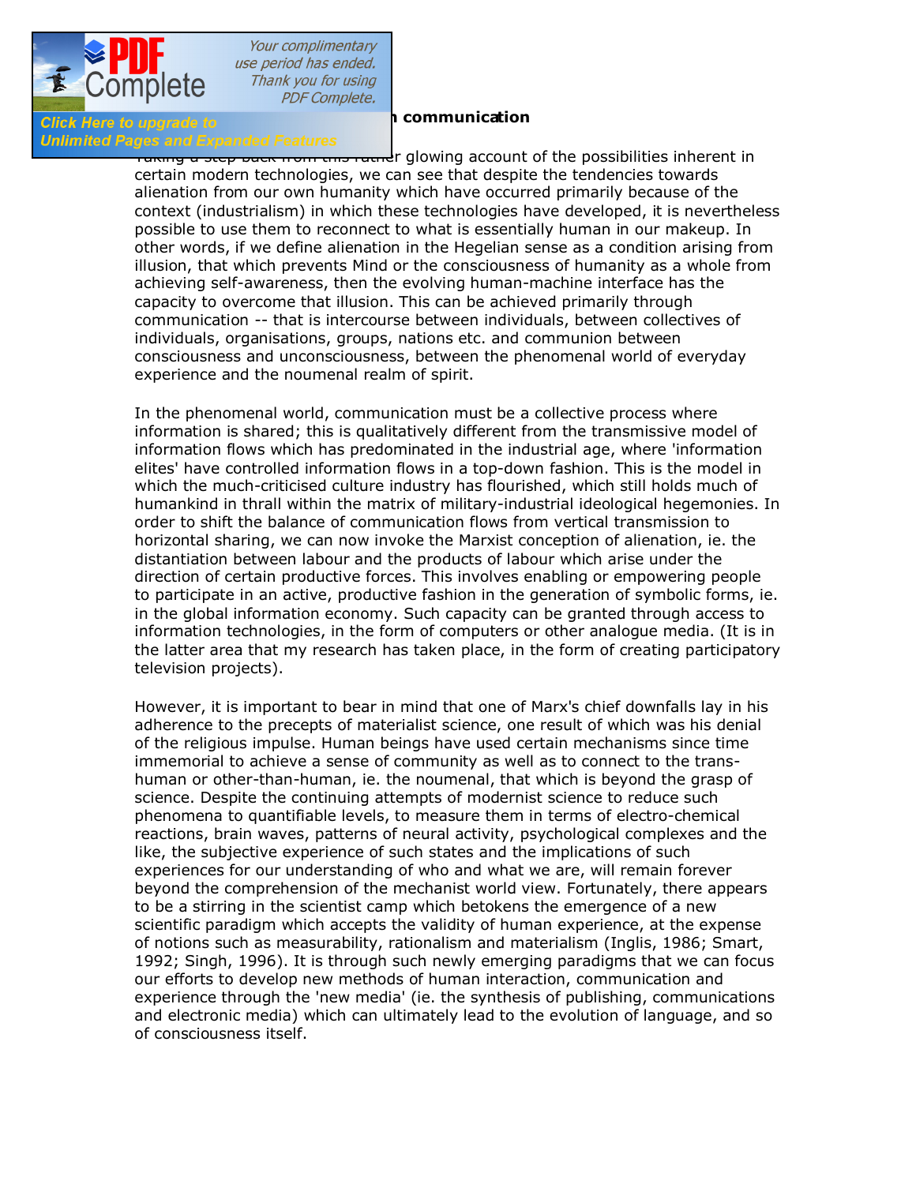### communication

Taking a step back from this rather glowing account of the possibilities inherent in certain modern technologies, we can see that despite the tendencies towards alienation from our own humanity which have occurred primarily because of the context (industrialism) in which these technologies have developed, it is nevertheless possible to use them to reconnect to what is essentially human in our makeup. In other words, if we define alienation in the Hegelian sense as a condition arising from illusion, that which prevents Mind or the consciousness of humanity as a whole from achieving self-awareness, then the evolving human-machine interface has the capacity to overcome that illusion. This can be achieved primarily through communication -- that is intercourse between individuals, between collectives of individuals, organisations, groups, nations etc. and communion between consciousness and unconsciousness, between the phenomenal world of everyday experience and the noumenal realm of spirit.

In the phenomenal world, communication must be a collective process where information is shared; this is qualitatively different from the transmissive model of information flows which has predominated in the industrial age, where 'information elites' have controlled information flows in a top-down fashion. This is the model in which the much-criticised culture industry has flourished, which still holds much of humankind in thrall within the matrix of military-industrial ideological hegemonies. In order to shift the balance of communication flows from vertical transmission to horizontal sharing, we can now invoke the Marxist conception of alienation, ie. the distantiation between labour and the products of labour which arise under the direction of certain productive forces. This involves enabling or empowering people to participate in an active, productive fashion in the generation of symbolic forms, ie. in the global information economy. Such capacity can be granted through access to information technologies, in the form of computers or other analogue media. (It is in the latter area that my research has taken place, in the form of creating participatory television projects).

However, it is important to bear in mind that one of Marx's chief downfalls lay in his adherence to the precepts of materialist science, one result of which was his denial of the religious impulse. Human beings have used certain mechanisms since time immemorial to achieve a sense of community as well as to connect to the trans-human or other-than-human, ie. the noumenal, that which is beyond the grasp of science. Despite the continuing attempts of modernist science to reduce such phenomena to quantifiable levels, to measure them in terms of electro-chemical reactions, brain waves, patterns of neural activity, psychological complexes and the like, the subjective experience of such states and the implications of such experiences for our understanding of who and what we are, will remain forever beyond the comprehension of the mechanist world view. Fortunately, there appears to be a stirring in the scientist camp which betokens the emergence of a new scientific paradigm which accepts the validity of human experience, at the expense of notions such as measurability, rationalism and materialism (Inglis, 1986; Smart, 1992; Singh, 1996). It is through such newly emerging paradigms that we can focus our efforts to develop new methods of human interaction, communication and experience through the 'new media' (ie. the synthesis of publishing, communications and electronic media) which can ultimately lead to the evolution of language, and so of consciousness itself.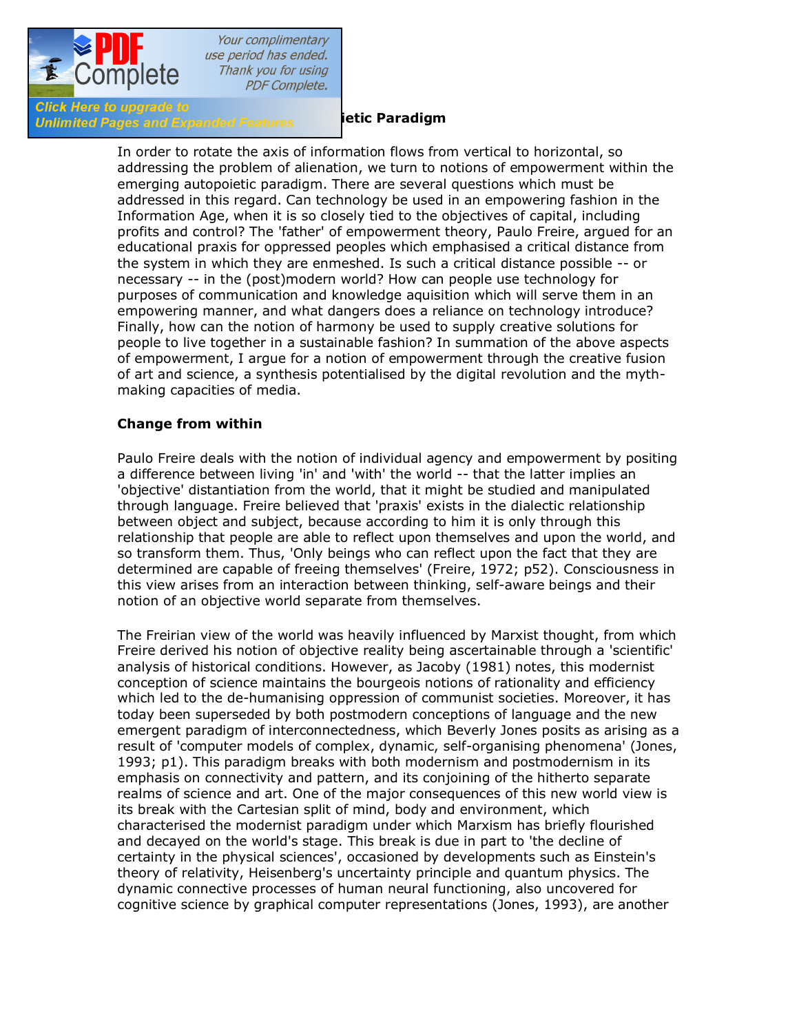## ...ietic Paradigm

In order to rotate the axis of information flows from vertical to horizontal, so addressing the problem of alienation, we turn to notions of empowerment within the emerging autopoietic paradigm. There are several questions which must be addressed in this regard. Can technology be used in an empowering fashion in the Information Age, when it is so closely tied to the objectives of capital, including profits and control? The 'father' of empowerment theory, Paulo Freire, argued for an educational praxis for oppressed peoples which emphasised a critical distance from the system in which they are enmeshed. Is such a critical distance possible -- or necessary -- in the (post)modern world? How can people use technology for purposes of communication and knowledge aquisition which will serve them in an empowering manner, and what dangers does a reliance on technology introduce? Finally, how can the notion of harmony be used to supply creative solutions for people to live together in a sustainable fashion? In summation of the above aspects of empowerment, I argue for a notion of empowerment through the creative fusion of art and science, a synthesis potentialised by the digital revolution and the myth-making capacities of media.

**Change from within**

Paulo Freire deals with the notion of individual agency and empowerment by positing a difference between living 'in' and 'with' the world -- that the latter implies an 'objective' distantiation from the world, that it might be studied and manipulated through language. Freire believed that 'praxis' exists in the dialectic relationship between object and subject, because according to him it is only through this relationship that people are able to reflect upon themselves and upon the world, and so transform them. Thus, 'Only beings who can reflect upon the fact that they are determined are capable of freeing themselves' (Freire, 1972; p52). Consciousness in this view arises from an interaction between thinking, self-aware beings and their notion of an objective world separate from themselves.

The Freirian view of the world was heavily influenced by Marxist thought, from which Freire derived his notion of objective reality being ascertainable through a 'scientific' analysis of historical conditions. However, as Jacoby (1981) notes, this modernist conception of science maintains the bourgeois notions of rationality and efficiency which led to the de-humanising oppression of communist societies. Moreover, it has today been superseded by both postmodern conceptions of language and the new emergent paradigm of interconnectedness, which Beverly Jones posits as arising as a result of 'computer models of complex, dynamic, self-organising phenomena' (Jones, 1993; p1). This paradigm breaks with both modernism and postmodernism in its emphasis on connectivity and pattern, and its conjoining of the hitherto separate realms of science and art. One of the major consequences of this new world view is its break with the Cartesian split of mind, body and environment, which characterised the modernist paradigm under which Marxism has briefly flourished and decayed on the world's stage. This break is due in part to 'the decline of certainty in the physical sciences', occasioned by developments such as Einstein's theory of relativity, Heisenberg's uncertainty principle and quantum physics. The dynamic connective processes of human neural functioning, also uncovered for cognitive science by graphical computer representations (Jones, 1993), are another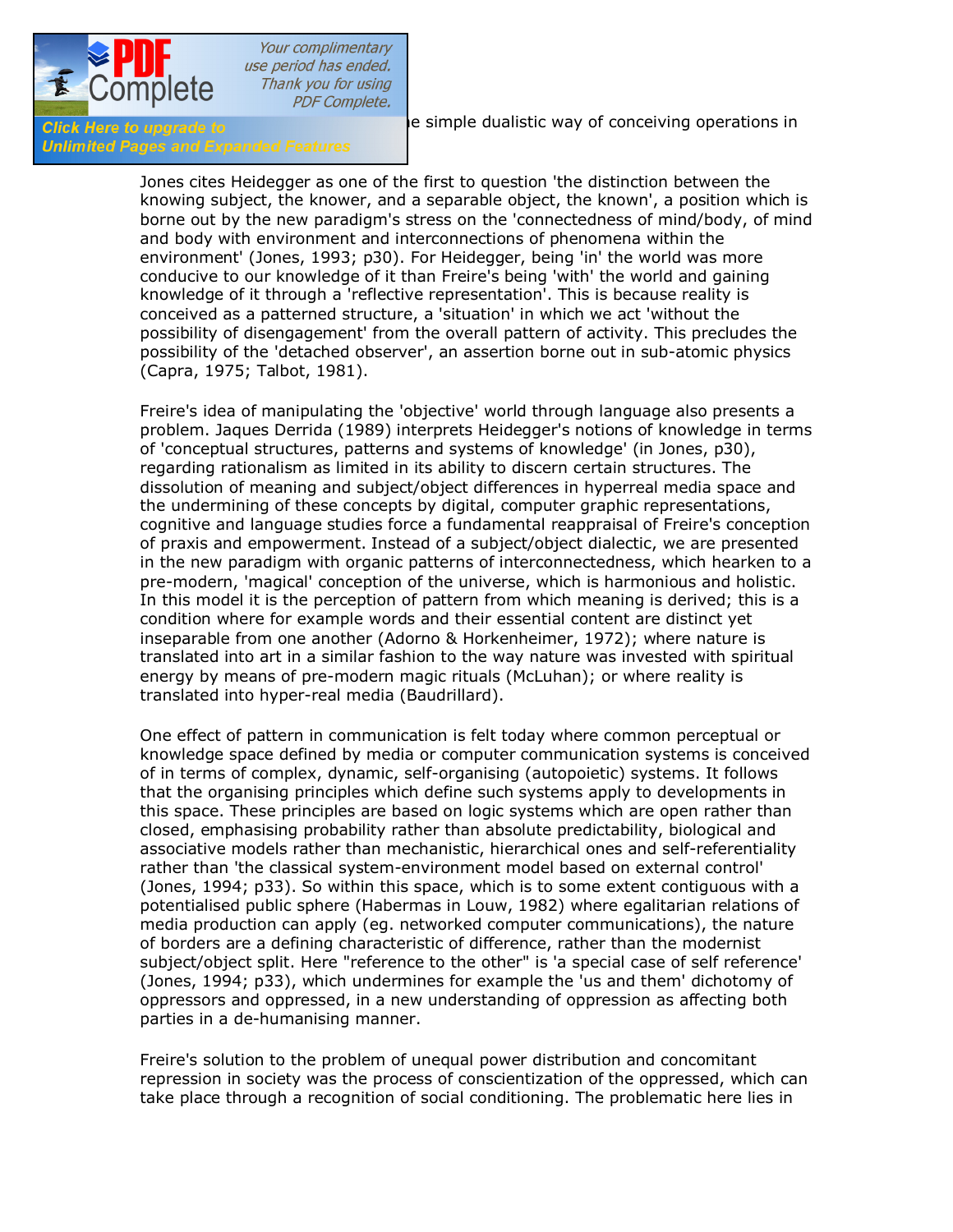e simple dualistic way of conceiving operations in

Jones cites Heidegger as one of the first to question 'the distinction between the knowing subject, the knower, and a separable object, the known', a position which is borne out by the new paradigm's stress on the 'connectedness of mind/body, of mind and body with environment and interconnections of phenomena within the environment' (Jones, 1993; p30). For Heidegger, being 'in' the world was more conducive to our knowledge of it than Freire's being 'with' the world and gaining knowledge of it through a 'reflective representation'. This is because reality is conceived as a patterned structure, a 'situation' in which we act 'without the possibility of disengagement' from the overall pattern of activity. This precludes the possibility of the 'detached observer', an assertion borne out in sub-atomic physics (Capra, 1975; Talbot, 1981).

Freire's idea of manipulating the 'objective' world through language also presents a problem. Jaques Derrida (1989) interprets Heidegger's notions of knowledge in terms of 'conceptual structures, patterns and systems of knowledge' (in Jones, p30), regarding rationalism as limited in its ability to discern certain structures. The dissolution of meaning and subject/object differences in hyperreal media space and the undermining of these concepts by digital, computer graphic representations, cognitive and language studies force a fundamental reappraisal of Freire's conception of praxis and empowerment. Instead of a subject/object dialectic, we are presented in the new paradigm with organic patterns of interconnectedness, which hearken to a pre-modern, 'magical' conception of the universe, which is harmonious and holistic. In this model it is the perception of pattern from which meaning is derived; this is a condition where for example words and their essential content are distinct yet inseparable from one another (Adorno & Horkenheimer, 1972); where nature is translated into art in a similar fashion to the way nature was invested with spiritual energy by means of pre-modern magic rituals (McLuhan); or where reality is translated into hyper-real media (Baudrillard).

One effect of pattern in communication is felt today where common perceptual or knowledge space defined by media or computer communication systems is conceived of in terms of complex, dynamic, self-organising (autopoietic) systems. It follows that the organising principles which define such systems apply to developments in this space. These principles are based on logic systems which are open rather than closed, emphasising probability rather than absolute predictability, biological and associative models rather than mechanistic, hierarchical ones and self-referentiality rather than 'the classical system-environment model based on external control' (Jones, 1994; p33). So within this space, which is to some extent contiguous with a potentialised public sphere (Habermas in Louw, 1982) where egalitarian relations of media production can apply (eg. networked computer communications), the nature of borders are a defining characteristic of difference, rather than the modernist subject/object split. Here "reference to the other" is 'a special case of self reference' (Jones, 1994; p33), which undermines for example the 'us and them' dichotomy of oppressors and oppressed, in a new understanding of oppression as affecting both parties in a de-humanising manner.

Freire's solution to the problem of unequal power distribution and concomitant repression in society was the process of conscientization of the oppressed, which can take place through a recognition of social conditioning. The problematic here lies in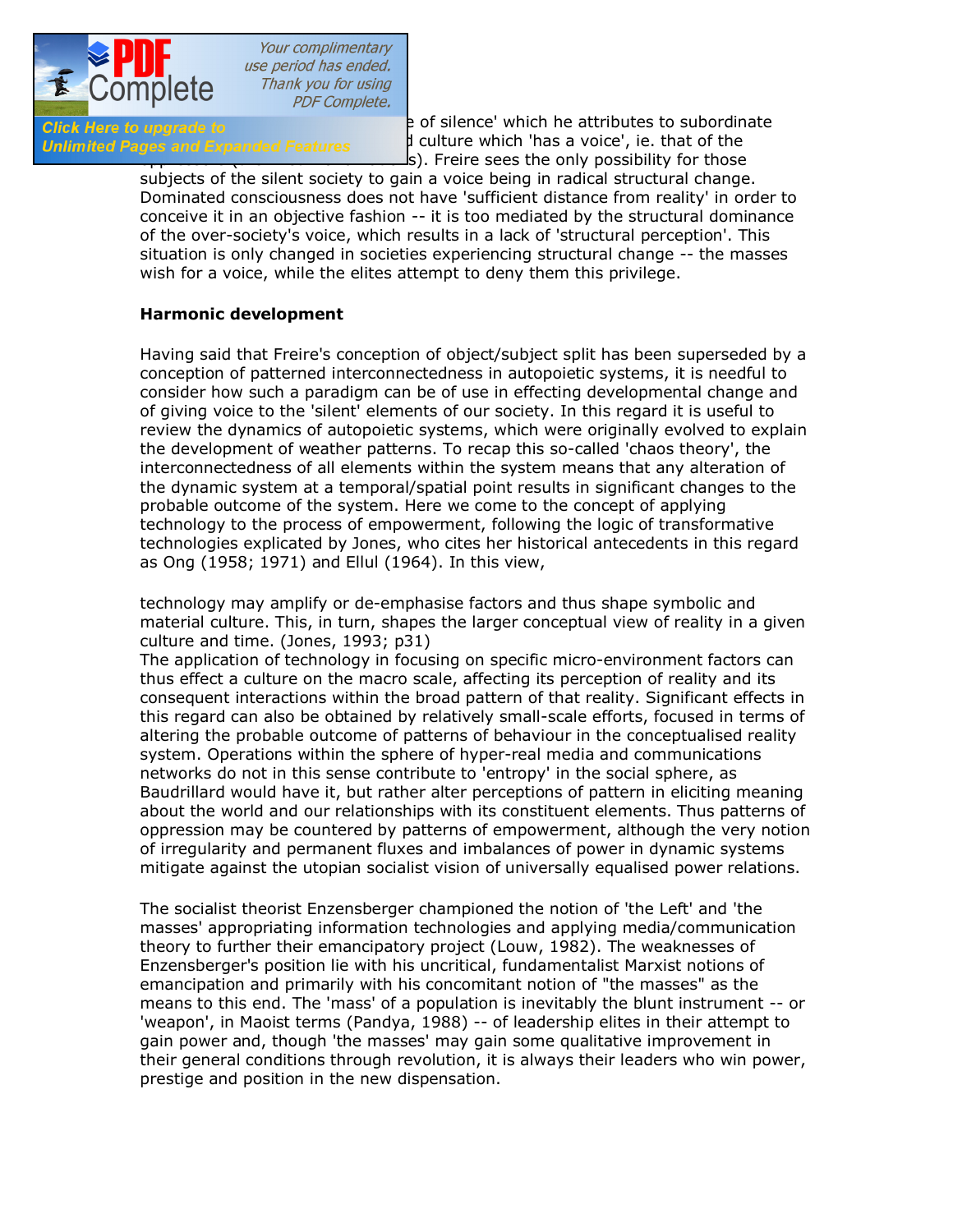e of silence' which he attributes to subordinate d culture which 'has a voice', ie. that of the s). Freire sees the only possibility for those subjects of the silent society to gain a voice being in radical structural change. Dominated consciousness does not have 'sufficient distance from reality' in order to conceive it in an objective fashion -- it is too mediated by the structural dominance of the over-society's voice, which results in a lack of 'structural perception'. This situation is only changed in societies experiencing structural change -- the masses wish for a voice, while the elites attempt to deny them this privilege.

**Harmonic development**

Having said that Freire's conception of object/subject split has been superseded by a conception of patterned interconnectedness in autopoietic systems, it is needful to consider how such a paradigm can be of use in effecting developmental change and of giving voice to the 'silent' elements of our society. In this regard it is useful to review the dynamics of autopoietic systems, which were originally evolved to explain the development of weather patterns. To recap this so-called 'chaos theory', the interconnectedness of all elements within the system means that any alteration of the dynamic system at a temporal/spatial point results in significant changes to the probable outcome of the system. Here we come to the concept of applying technology to the process of empowerment, following the logic of transformative technologies explicated by Jones, who cites her historical antecedents in this regard as Ong (1958; 1971) and Ellul (1964). In this view,

technology may amplify or de-emphasise factors and thus shape symbolic and material culture. This, in turn, shapes the larger conceptual view of reality in a given culture and time. (Jones, 1993; p31)

The application of technology in focusing on specific micro-environment factors can thus effect a culture on the macro scale, affecting its perception of reality and its consequent interactions within the broad pattern of that reality. Significant effects in this regard can also be obtained by relatively small-scale efforts, focused in terms of altering the probable outcome of patterns of behaviour in the conceptualised reality system. Operations within the sphere of hyper-real media and communications networks do not in this sense contribute to 'entropy' in the social sphere, as Baudrillard would have it, but rather alter perceptions of pattern in eliciting meaning about the world and our relationships with its constituent elements. Thus patterns of oppression may be countered by patterns of empowerment, although the very notion of irregularity and permanent fluxes and imbalances of power in dynamic systems mitigate against the utopian socialist vision of universally equalised power relations.

The socialist theorist Enzensberger championed the notion of 'the Left' and 'the masses' appropriating information technologies and applying media/communication theory to further their emancipatory project (Louw, 1982). The weaknesses of Enzensberger's position lie with his uncritical, fundamentalist Marxist notions of emancipation and primarily with his concomitant notion of "the masses" as the means to this end. The 'mass' of a population is inevitably the blunt instrument -- or 'weapon', in Maoist terms (Pandya, 1988) -- of leadership elites in their attempt to gain power and, though 'the masses' may gain some qualitative improvement in their general conditions through revolution, it is always their leaders who win power, prestige and position in the new dispensation.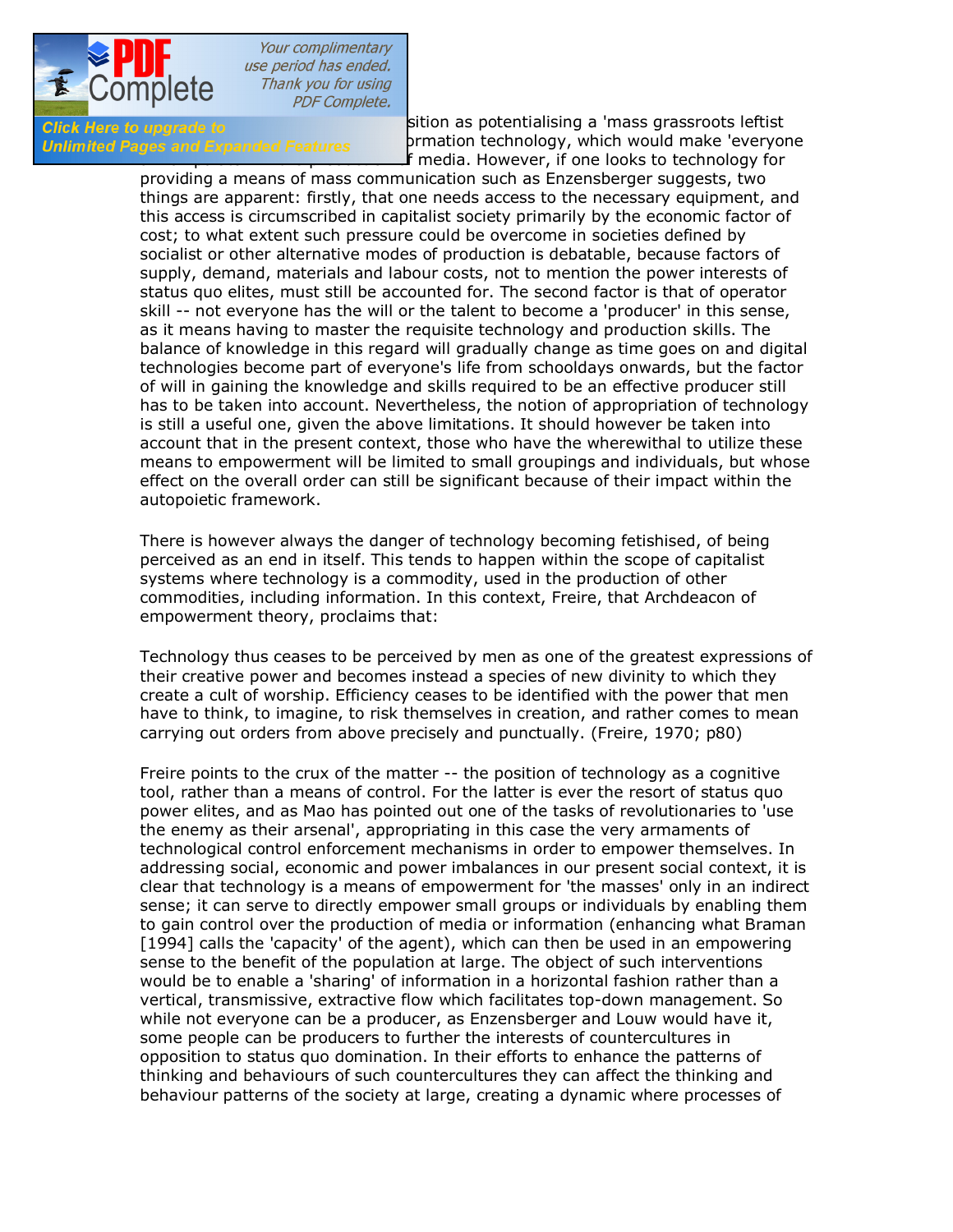sition as potentialising a 'mass grassroots leftist ormation technology, which would make 'everyone f media. However, if one looks to technology for providing a means of mass communication such as Enzensberger suggests, two things are apparent: firstly, that one needs access to the necessary equipment, and this access is circumscribed in capitalist society primarily by the economic factor of cost; to what extent such pressure could be overcome in societies defined by socialist or other alternative modes of production is debatable, because factors of supply, demand, materials and labour costs, not to mention the power interests of status quo elites, must still be accounted for. The second factor is that of operator skill -- not everyone has the will or the talent to become a 'producer' in this sense, as it means having to master the requisite technology and production skills. The balance of knowledge in this regard will gradually change as time goes on and digital technologies become part of everyone's life from schooldays onwards, but the factor of will in gaining the knowledge and skills required to be an effective producer still has to be taken into account. Nevertheless, the notion of appropriation of technology is still a useful one, given the above limitations. It should however be taken into account that in the present context, those who have the wherewithal to utilize these means to empowerment will be limited to small groupings and individuals, but whose effect on the overall order can still be significant because of their impact within the autopoietic framework.

There is however always the danger of technology becoming fetishised, of being perceived as an end in itself. This tends to happen within the scope of capitalist systems where technology is a commodity, used in the production of other commodities, including information. In this context, Freire, that Archdeacon of empowerment theory, proclaims that:

Technology thus ceases to be perceived by men as one of the greatest expressions of their creative power and becomes instead a species of new divinity to which they create a cult of worship. Efficiency ceases to be identified with the power that men have to think, to imagine, to risk themselves in creation, and rather comes to mean carrying out orders from above precisely and punctually. (Freire, 1970; p80)

Freire points to the crux of the matter -- the position of technology as a cognitive tool, rather than a means of control. For the latter is ever the resort of status quo power elites, and as Mao has pointed out one of the tasks of revolutionaries to 'use the enemy as their arsenal', appropriating in this case the very armaments of technological control enforcement mechanisms in order to empower themselves. In addressing social, economic and power imbalances in our present social context, it is clear that technology is a means of empowerment for 'the masses' only in an indirect sense; it can serve to directly empower small groups or individuals by enabling them to gain control over the production of media or information (enhancing what Braman [1994] calls the 'capacity' of the agent), which can then be used in an empowering sense to the benefit of the population at large. The object of such interventions would be to enable a 'sharing' of information in a horizontal fashion rather than a vertical, transmissive, extractive flow which facilitates top-down management. So while not everyone can be a producer, as Enzensberger and Louw would have it, some people can be producers to further the interests of countercultures in opposition to status quo domination. In their efforts to enhance the patterns of thinking and behaviours of such countercultures they can affect the thinking and behaviour patterns of the society at large, creating a dynamic where processes of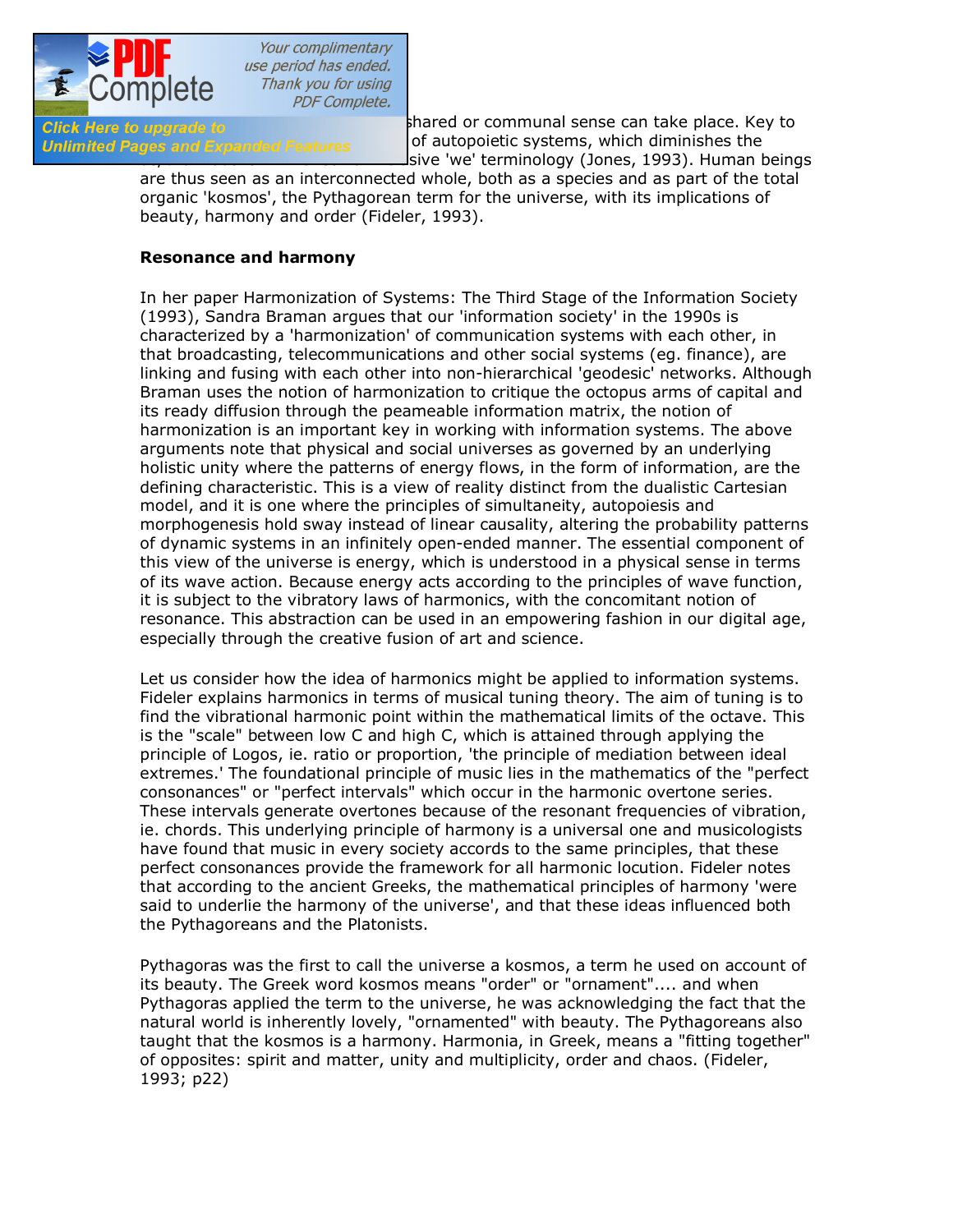shared or communal sense can take place. Key to of autopoietic systems, which diminishes the sive 'we' terminology (Jones, 1993). Human beings are thus seen as an interconnected whole, both as a species and as part of the total organic 'kosmos', the Pythagorean term for the universe, with its implications of beauty, harmony and order (Fideler, 1993).

**Resonance and harmony**

In her paper Harmonization of Systems: The Third Stage of the Information Society (1993), Sandra Braman argues that our 'information society' in the 1990s is characterized by a 'harmonization' of communication systems with each other, in that broadcasting, telecommunications and other social systems (eg. finance), are linking and fusing with each other into non-hierarchical 'geodesic' networks. Although Braman uses the notion of harmonization to critique the octopus arms of capital and its ready diffusion through the peameable information matrix, the notion of harmonization is an important key in working with information systems. The above arguments note that physical and social universes as governed by an underlying holistic unity where the patterns of energy flows, in the form of information, are the defining characteristic. This is a view of reality distinct from the dualistic Cartesian model, and it is one where the principles of simultaneity, autopoiesis and morphogenesis hold sway instead of linear causality, altering the probability patterns of dynamic systems in an infinitely open-ended manner. The essential component of this view of the universe is energy, which is understood in a physical sense in terms of its wave action. Because energy acts according to the principles of wave function, it is subject to the vibratory laws of harmonics, with the concomitant notion of resonance. This abstraction can be used in an empowering fashion in our digital age, especially through the creative fusion of art and science.

Let us consider how the idea of harmonics might be applied to information systems. Fideler explains harmonics in terms of musical tuning theory. The aim of tuning is to find the vibrational harmonic point within the mathematical limits of the octave. This is the "scale" between low C and high C, which is attained through applying the principle of Logos, ie. ratio or proportion, 'the principle of mediation between ideal extremes.' The foundational principle of music lies in the mathematics of the "perfect consonances" or "perfect intervals" which occur in the harmonic overtone series. These intervals generate overtones because of the resonant frequencies of vibration, ie. chords. This underlying principle of harmony is a universal one and musicologists have found that music in every society accords to the same principles, that these perfect consonances provide the framework for all harmonic locution. Fideler notes that according to the ancient Greeks, the mathematical principles of harmony 'were said to underlie the harmony of the universe', and that these ideas influenced both the Pythagoreans and the Platonists.

Pythagoras was the first to call the universe a kosmos, a term he used on account of its beauty. The Greek word kosmos means "order" or "ornament".... and when Pythagoras applied the term to the universe, he was acknowledging the fact that the natural world is inherently lovely, "ornamented" with beauty. The Pythagoreans also taught that the kosmos is a harmony. Harmonia, in Greek, means a "fitting together" of opposites: spirit and matter, unity and multiplicity, order and chaos. (Fideler, 1993; p22)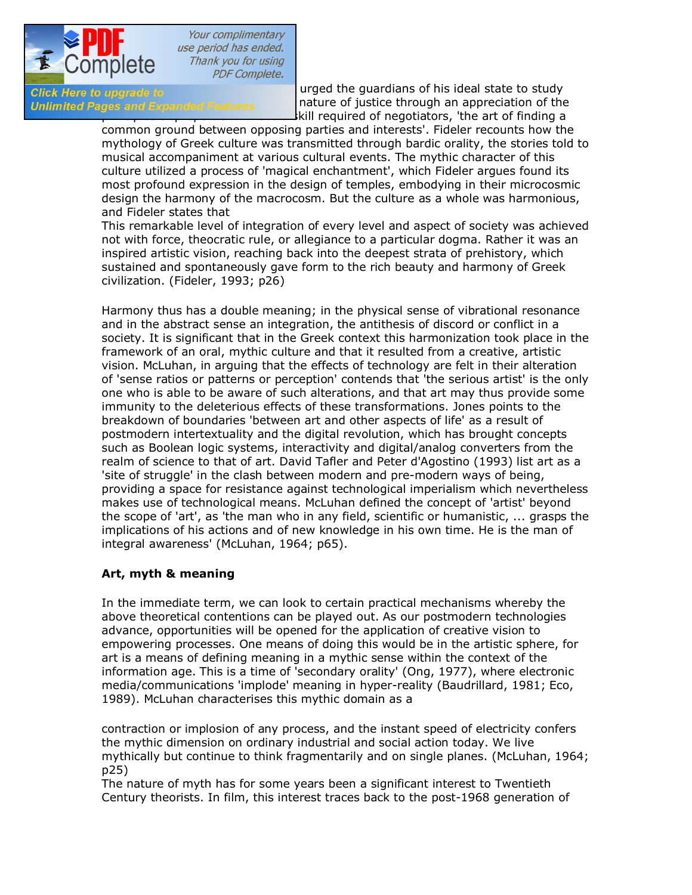urged the guardians of his ideal state to study nature of justice through an appreciation of the skill required of negotiators, 'the art of finding a common ground between opposing parties and interests'. Fideler recounts how the mythology of Greek culture was transmitted through bardic orality, the stories told to musical accompaniment at various cultural events. The mythic character of this culture utilized a process of 'magical enchantment', which Fideler argues found its most profound expression in the design of temples, embodying in their microcosmic design the harmony of the macrocosm. But the culture as a whole was harmonious, and Fideler states that

This remarkable level of integration of every level and aspect of society was achieved not with force, theocratic rule, or allegiance to a particular dogma. Rather it was an inspired artistic vision, reaching back into the deepest strata of prehistory, which sustained and spontaneously gave form to the rich beauty and harmony of Greek civilization. (Fideler, 1993; p26)

Harmony thus has a double meaning; in the physical sense of vibrational resonance and in the abstract sense an integration, the antithesis of discord or conflict in a society. It is significant that in the Greek context this harmonization took place in the framework of an oral, mythic culture and that it resulted from a creative, artistic vision. McLuhan, in arguing that the effects of technology are felt in their alteration of 'sense ratios or patterns or perception' contends that 'the serious artist' is the only one who is able to be aware of such alterations, and that art may thus provide some immunity to the deleterious effects of these transformations. Jones points to the breakdown of boundaries 'between art and other aspects of life' as a result of postmodern intertextuality and the digital revolution, which has brought concepts such as Boolean logic systems, interactivity and digital/analog converters from the realm of science to that of art. David Tafler and Peter d'Agostino (1993) list art as a 'site of struggle' in the clash between modern and pre-modern ways of being, providing a space for resistance against technological imperialism which nevertheless makes use of technological means. McLuhan defined the concept of 'artist' beyond the scope of 'art', as 'the man who in any field, scientific or humanistic, ... grasps the implications of his actions and of new knowledge in his own time. He is the man of integral awareness' (McLuhan, 1964; p65).

**Art, myth & meaning**

In the immediate term, we can look to certain practical mechanisms whereby the above theoretical contentions can be played out. As our postmodern technologies advance, opportunities will be opened for the application of creative vision to empowering processes. One means of doing this would be in the artistic sphere, for art is a means of defining meaning in a mythic sense within the context of the information age. This is a time of 'secondary orality' (Ong, 1977), where electronic media/communications 'implode' meaning in hyper-reality (Baudrillard, 1981; Eco, 1989). McLuhan characterises this mythic domain as a

contraction or implosion of any process, and the instant speed of electricity confers the mythic dimension on ordinary industrial and social action today. We live mythically but continue to think fragmentarily and on single planes. (McLuhan, 1964; p25)

The nature of myth has for some years been a significant interest to Twentieth Century theorists. In film, this interest traces back to the post-1968 generation of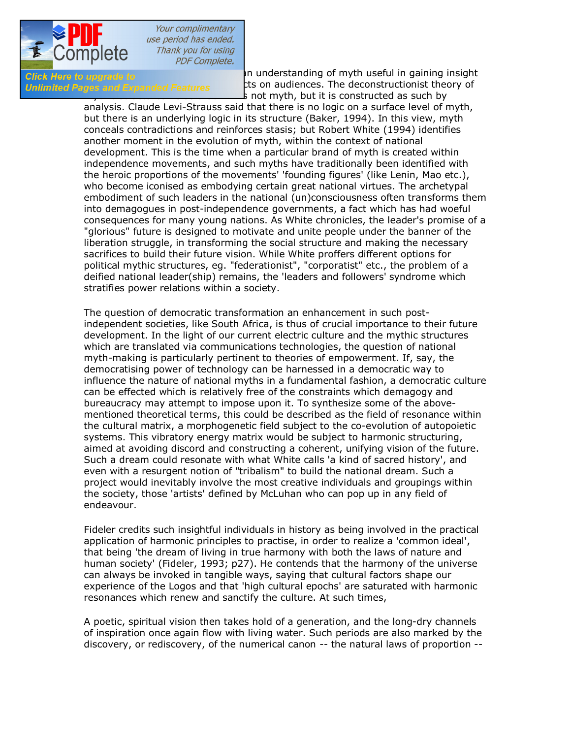...n understanding of myth useful in gaining insight ...cts on audiences. The deconstructionist theory of ...s not myth, but it is constructed as such by analysis. Claude Levi-Strauss said that there is no logic on a surface level of myth, but there is an underlying logic in its structure (Baker, 1994). In this view, myth conceals contradictions and reinforces stasis; but Robert White (1994) identifies another moment in the evolution of myth, within the context of national development. This is the time when a particular brand of myth is created within independence movements, and such myths have traditionally been identified with the heroic proportions of the movements' 'founding figures' (like Lenin, Mao etc.), who become iconised as embodying certain great national virtues. The archetypal embodiment of such leaders in the national (un)consciousness often transforms them into demagogues in post-independence governments, a fact which has had woeful consequences for many young nations. As White chronicles, the leader's promise of a "glorious" future is designed to motivate and unite people under the banner of the liberation struggle, in transforming the social structure and making the necessary sacrifices to build their future vision. While White proffers different options for political mythic structures, eg. "federationist", "corporatist" etc., the problem of a deified national leader(ship) remains, the 'leaders and followers' syndrome which stratifies power relations within a society.

The question of democratic transformation an enhancement in such post-independent societies, like South Africa, is thus of crucial importance to their future development. In the light of our current electric culture and the mythic structures which are translated via communications technologies, the question of national myth-making is particularly pertinent to theories of empowerment. If, say, the democratising power of technology can be harnessed in a democratic way to influence the nature of national myths in a fundamental fashion, a democratic culture can be effected which is relatively free of the constraints which demagogy and bureaucracy may attempt to impose upon it. To synthesize some of the above-mentioned theoretical terms, this could be described as the field of resonance within the cultural matrix, a morphogenetic field subject to the co-evolution of autopoietic systems. This vibratory energy matrix would be subject to harmonic structuring, aimed at avoiding discord and constructing a coherent, unifying vision of the future. Such a dream could resonate with what White calls 'a kind of sacred history', and even with a resurgent notion of "tribalism" to build the national dream. Such a project would inevitably involve the most creative individuals and groupings within the society, those 'artists' defined by McLuhan who can pop up in any field of endeavour.

Fideler credits such insightful individuals in history as being involved in the practical application of harmonic principles to practise, in order to realize a 'common ideal', that being 'the dream of living in true harmony with both the laws of nature and human society' (Fideler, 1993; p27). He contends that the harmony of the universe can always be invoked in tangible ways, saying that cultural factors shape our experience of the Logos and that 'high cultural epochs' are saturated with harmonic resonances which renew and sanctify the culture. At such times,

A poetic, spiritual vision then takes hold of a generation, and the long-dry channels of inspiration once again flow with living water. Such periods are also marked by the discovery, or rediscovery, of the numerical canon -- the natural laws of proportion --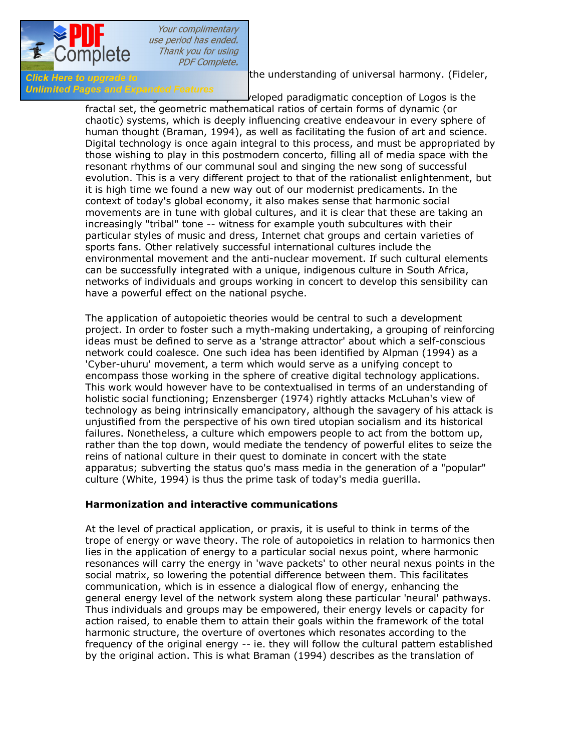the understanding of universal harmony. (Fideler,

veloped paradigmatic conception of Logos is the fractal set, the geometric mathematical ratios of certain forms of dynamic (or chaotic) systems, which is deeply influencing creative endeavour in every sphere of human thought (Braman, 1994), as well as facilitating the fusion of art and science. Digital technology is once again integral to this process, and must be appropriated by those wishing to play in this postmodern concerto, filling all of media space with the resonant rhythms of our communal soul and singing the new song of successful evolution. This is a very different project to that of the rationalist enlightenment, but it is high time we found a new way out of our modernist predicaments. In the context of today's global economy, it also makes sense that harmonic social movements are in tune with global cultures, and it is clear that these are taking an increasingly "tribal" tone -- witness for example youth subcultures with their particular styles of music and dress, Internet chat groups and certain varieties of sports fans. Other relatively successful international cultures include the environmental movement and the anti-nuclear movement. If such cultural elements can be successfully integrated with a unique, indigenous culture in South Africa, networks of individuals and groups working in concert to develop this sensibility can have a powerful effect on the national psyche.

The application of autopoietic theories would be central to such a development project. In order to foster such a myth-making undertaking, a grouping of reinforcing ideas must be defined to serve as a 'strange attractor' about which a self-conscious network could coalesce. One such idea has been identified by Alpman (1994) as a 'Cyber-uhuru' movement, a term which would serve as a unifying concept to encompass those working in the sphere of creative digital technology applications. This work would however have to be contextualised in terms of an understanding of holistic social functioning; Enzensberger (1974) rightly attacks McLuhan's view of technology as being intrinsically emancipatory, although the savagery of his attack is unjustified from the perspective of his own tired utopian socialism and its historical failures. Nonetheless, a culture which empowers people to act from the bottom up, rather than the top down, would mediate the tendency of powerful elites to seize the reins of national culture in their quest to dominate in concert with the state apparatus; subverting the status quo's mass media in the generation of a "popular" culture (White, 1994) is thus the prime task of today's media guerilla.

**Harmonization and interactive communications**

At the level of practical application, or praxis, it is useful to think in terms of the trope of energy or wave theory. The role of autopoietics in relation to harmonics then lies in the application of energy to a particular social nexus point, where harmonic resonances will carry the energy in 'wave packets' to other neural nexus points in the social matrix, so lowering the potential difference between them. This facilitates communication, which is in essence a dialogical flow of energy, enhancing the general energy level of the network system along these particular 'neural' pathways. Thus individuals and groups may be empowered, their energy levels or capacity for action raised, to enable them to attain their goals within the framework of the total harmonic structure, the overture of overtones which resonates according to the frequency of the original energy -- ie. they will follow the cultural pattern established by the original action. This is what Braman (1994) describes as the translation of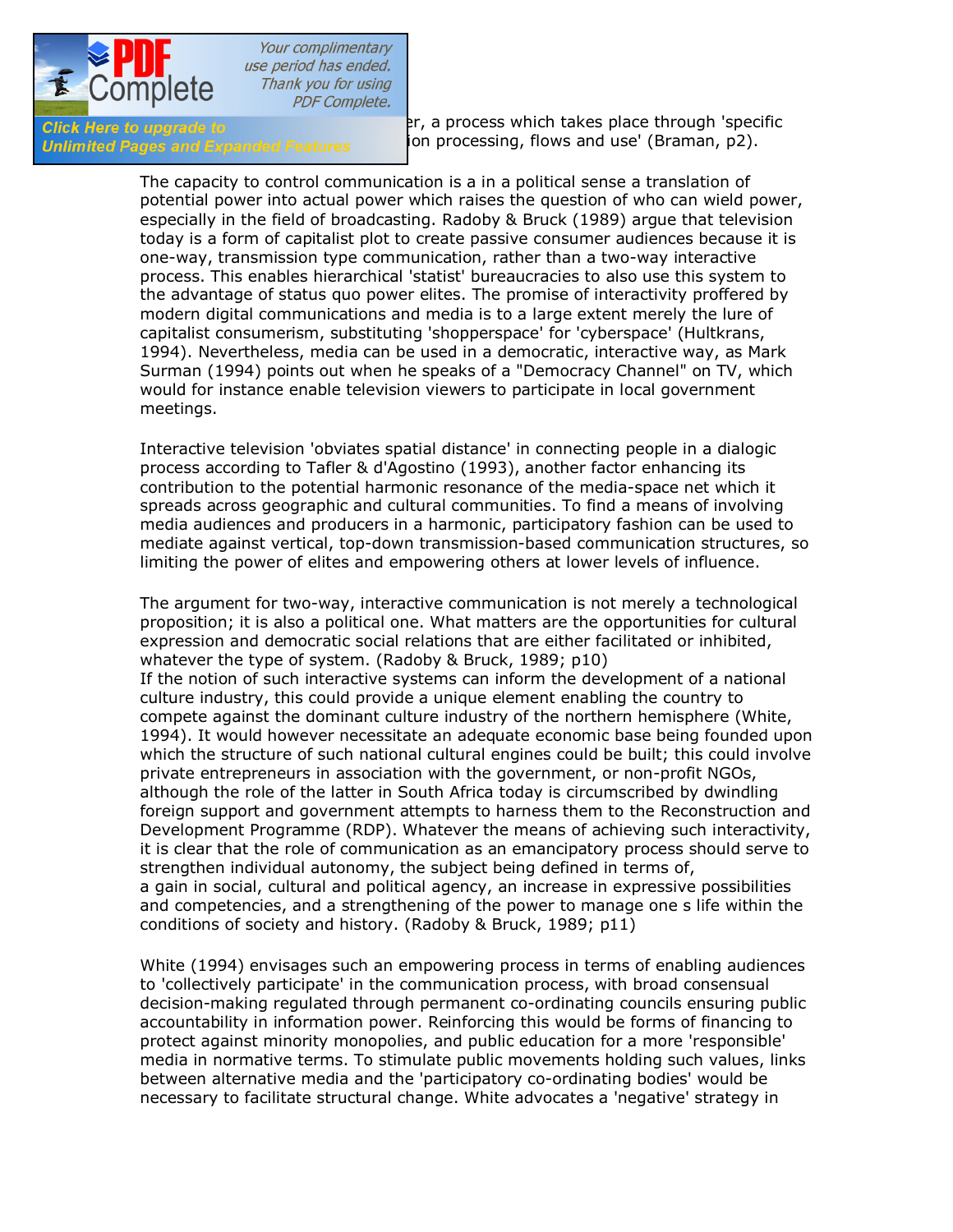er, a process which takes place through 'specific ion processing, flows and use' (Braman, p2).

The capacity to control communication is a in a political sense a translation of potential power into actual power which raises the question of who can wield power, especially in the field of broadcasting. Radoby & Bruck (1989) argue that television today is a form of capitalist plot to create passive consumer audiences because it is one-way, transmission type communication, rather than a two-way interactive process. This enables hierarchical 'statist' bureaucracies to also use this system to the advantage of status quo power elites. The promise of interactivity proffered by modern digital communications and media is to a large extent merely the lure of capitalist consumerism, substituting 'shopperspace' for 'cyberspace' (Hultkrans, 1994). Nevertheless, media can be used in a democratic, interactive way, as Mark Surman (1994) points out when he speaks of a "Democracy Channel" on TV, which would for instance enable television viewers to participate in local government meetings.

Interactive television 'obviates spatial distance' in connecting people in a dialogic process according to Tafler & d'Agostino (1993), another factor enhancing its contribution to the potential harmonic resonance of the media-space net which it spreads across geographic and cultural communities. To find a means of involving media audiences and producers in a harmonic, participatory fashion can be used to mediate against vertical, top-down transmission-based communication structures, so limiting the power of elites and empowering others at lower levels of influence.

The argument for two-way, interactive communication is not merely a technological proposition; it is also a political one. What matters are the opportunities for cultural expression and democratic social relations that are either facilitated or inhibited, whatever the type of system. (Radoby & Bruck, 1989; p10)

If the notion of such interactive systems can inform the development of a national culture industry, this could provide a unique element enabling the country to compete against the dominant culture industry of the northern hemisphere (White, 1994). It would however necessitate an adequate economic base being founded upon which the structure of such national cultural engines could be built; this could involve private entrepreneurs in association with the government, or non-profit NGOs, although the role of the latter in South Africa today is circumscribed by dwindling foreign support and government attempts to harness them to the Reconstruction and Development Programme (RDP). Whatever the means of achieving such interactivity, it is clear that the role of communication as an emancipatory process should serve to strengthen individual autonomy, the subject being defined in terms of,

a gain in social, cultural and political agency, an increase in expressive possibilities and competencies, and a strengthening of the power to manage one s life within the conditions of society and history. (Radoby & Bruck, 1989; p11)

White (1994) envisages such an empowering process in terms of enabling audiences to 'collectively participate' in the communication process, with broad consensual decision-making regulated through permanent co-ordinating councils ensuring public accountability in information power. Reinforcing this would be forms of financing to protect against minority monopolies, and public education for a more 'responsible' media in normative terms. To stimulate public movements holding such values, links between alternative media and the 'participatory co-ordinating bodies' would be necessary to facilitate structural change. White advocates a 'negative' strategy in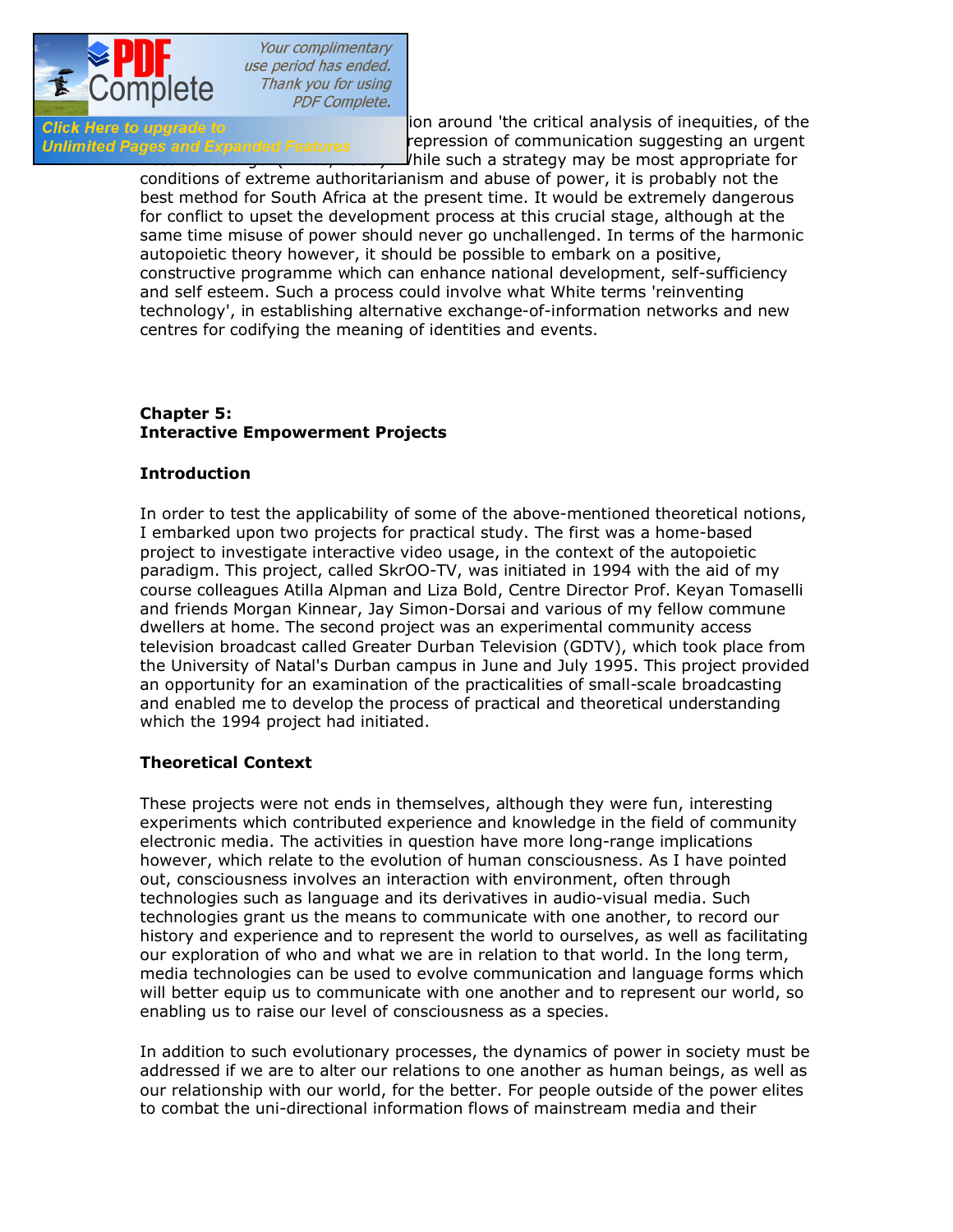ion around 'the critical analysis of inequities, of the repression of communication suggesting an urgent hile such a strategy may be most appropriate for conditions of extreme authoritarianism and abuse of power, it is probably not the best method for South Africa at the present time. It would be extremely dangerous for conflict to upset the development process at this crucial stage, although at the same time misuse of power should never go unchallenged. In terms of the harmonic autopoietic theory however, it should be possible to embark on a positive, constructive programme which can enhance national development, self-sufficiency and self esteem. Such a process could involve what White terms 'reinventing technology', in establishing alternative exchange-of-information networks and new centres for codifying the meaning of identities and events.

## Chapter 5:
## Interactive Empowerment Projects

### Introduction

In order to test the applicability of some of the above-mentioned theoretical notions, I embarked upon two projects for practical study. The first was a home-based project to investigate interactive video usage, in the context of the autopoietic paradigm. This project, called SkrOO-TV, was initiated in 1994 with the aid of my course colleagues Atilla Alpman and Liza Bold, Centre Director Prof. Keyan Tomaselli and friends Morgan Kinnear, Jay Simon-Dorsai and various of my fellow commune dwellers at home. The second project was an experimental community access television broadcast called Greater Durban Television (GDTV), which took place from the University of Natal's Durban campus in June and July 1995. This project provided an opportunity for an examination of the practicalities of small-scale broadcasting and enabled me to develop the process of practical and theoretical understanding which the 1994 project had initiated.

### Theoretical Context

These projects were not ends in themselves, although they were fun, interesting experiments which contributed experience and knowledge in the field of community electronic media. The activities in question have more long-range implications however, which relate to the evolution of human consciousness. As I have pointed out, consciousness involves an interaction with environment, often through technologies such as language and its derivatives in audio-visual media. Such technologies grant us the means to communicate with one another, to record our history and experience and to represent the world to ourselves, as well as facilitating our exploration of who and what we are in relation to that world. In the long term, media technologies can be used to evolve communication and language forms which will better equip us to communicate with one another and to represent our world, so enabling us to raise our level of consciousness as a species.

In addition to such evolutionary processes, the dynamics of power in society must be addressed if we are to alter our relations to one another as human beings, as well as our relationship with our world, for the better. For people outside of the power elites to combat the uni-directional information flows of mainstream media and their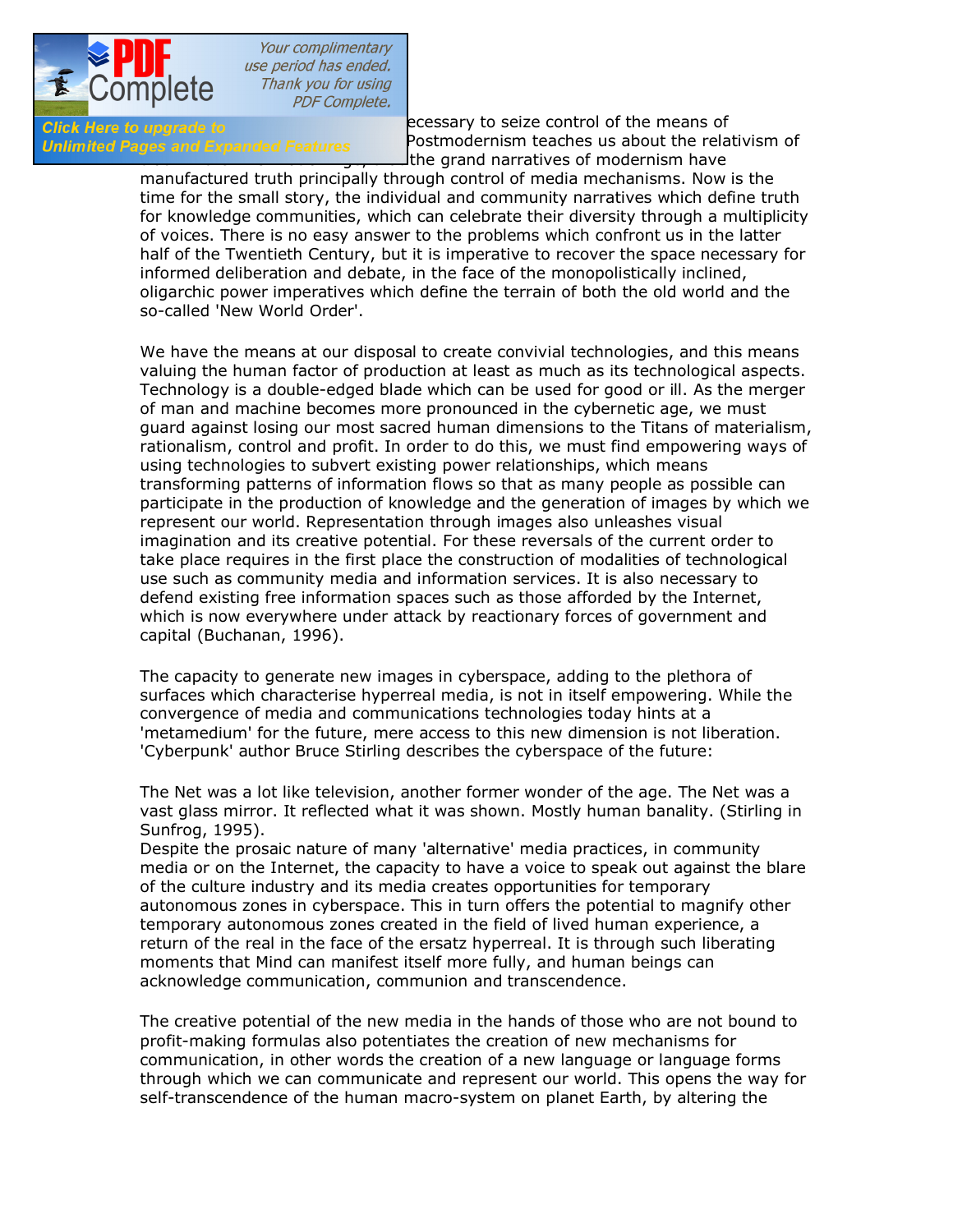ecessary to seize control of the means of Postmodernism teaches us about the relativism of the grand narratives of modernism have manufactured truth principally through control of media mechanisms. Now is the time for the small story, the individual and community narratives which define truth for knowledge communities, which can celebrate their diversity through a multiplicity of voices. There is no easy answer to the problems which confront us in the latter half of the Twentieth Century, but it is imperative to recover the space necessary for informed deliberation and debate, in the face of the monopolistically inclined, oligarchic power imperatives which define the terrain of both the old world and the so-called 'New World Order'.

We have the means at our disposal to create convivial technologies, and this means valuing the human factor of production at least as much as its technological aspects. Technology is a double-edged blade which can be used for good or ill. As the merger of man and machine becomes more pronounced in the cybernetic age, we must guard against losing our most sacred human dimensions to the Titans of materialism, rationalism, control and profit. In order to do this, we must find empowering ways of using technologies to subvert existing power relationships, which means transforming patterns of information flows so that as many people as possible can participate in the production of knowledge and the generation of images by which we represent our world. Representation through images also unleashes visual imagination and its creative potential. For these reversals of the current order to take place requires in the first place the construction of modalities of technological use such as community media and information services. It is also necessary to defend existing free information spaces such as those afforded by the Internet, which is now everywhere under attack by reactionary forces of government and capital (Buchanan, 1996).

The capacity to generate new images in cyberspace, adding to the plethora of surfaces which characterise hyperreal media, is not in itself empowering. While the convergence of media and communications technologies today hints at a 'metamedium' for the future, mere access to this new dimension is not liberation. 'Cyberpunk' author Bruce Stirling describes the cyberspace of the future:

The Net was a lot like television, another former wonder of the age. The Net was a vast glass mirror. It reflected what it was shown. Mostly human banality. (Stirling in Sunfrog, 1995).

Despite the prosaic nature of many 'alternative' media practices, in community media or on the Internet, the capacity to have a voice to speak out against the blare of the culture industry and its media creates opportunities for temporary autonomous zones in cyberspace. This in turn offers the potential to magnify other temporary autonomous zones created in the field of lived human experience, a return of the real in the face of the ersatz hyperreal. It is through such liberating moments that Mind can manifest itself more fully, and human beings can acknowledge communication, communion and transcendence.

The creative potential of the new media in the hands of those who are not bound to profit-making formulas also potentiates the creation of new mechanisms for communication, in other words the creation of a new language or language forms through which we can communicate and represent our world. This opens the way for self-transcendence of the human macro-system on planet Earth, by altering the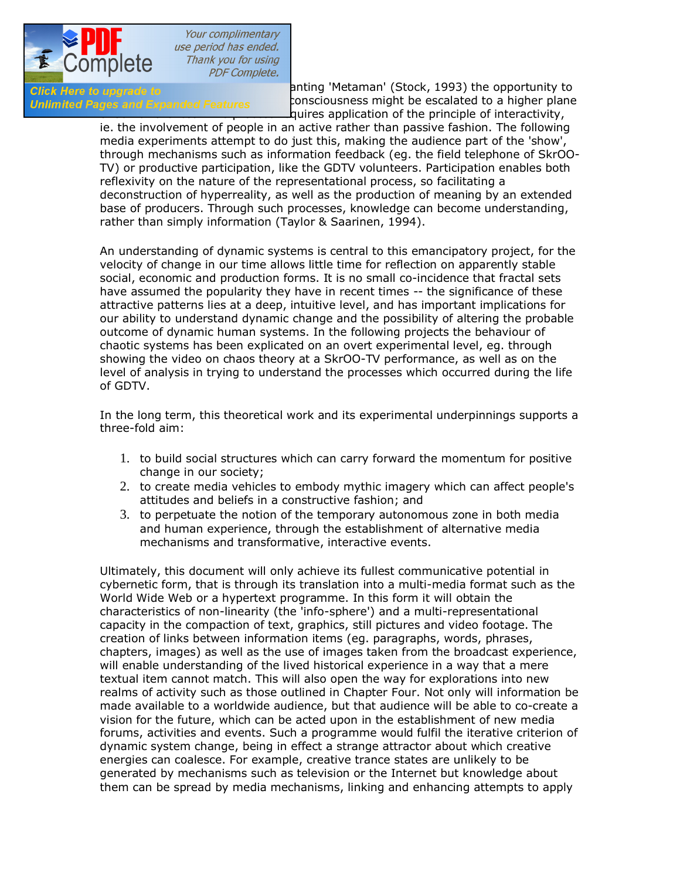anting 'Metaman' (Stock, 1993) the opportunity to consciousness might be escalated to a higher plane quires application of the principle of interactivity, ie. the involvement of people in an active rather than passive fashion. The following media experiments attempt to do just this, making the audience part of the 'show', through mechanisms such as information feedback (eg. the field telephone of SkrOO-TV) or productive participation, like the GDTV volunteers. Participation enables both reflexivity on the nature of the representational process, so facilitating a deconstruction of hyperreality, as well as the production of meaning by an extended base of producers. Through such processes, knowledge can become understanding, rather than simply information (Taylor & Saarinen, 1994).

An understanding of dynamic systems is central to this emancipatory project, for the velocity of change in our time allows little time for reflection on apparently stable social, economic and production forms. It is no small co-incidence that fractal sets have assumed the popularity they have in recent times -- the significance of these attractive patterns lies at a deep, intuitive level, and has important implications for our ability to understand dynamic change and the possibility of altering the probable outcome of dynamic human systems. In the following projects the behaviour of chaotic systems has been explicated on an overt experimental level, eg. through showing the video on chaos theory at a SkrOO-TV performance, as well as on the level of analysis in trying to understand the processes which occurred during the life of GDTV.

In the long term, this theoretical work and its experimental underpinnings supports a three-fold aim:

1. to build social structures which can carry forward the momentum for positive change in our society;
2. to create media vehicles to embody mythic imagery which can affect people's attitudes and beliefs in a constructive fashion; and
3. to perpetuate the notion of the temporary autonomous zone in both media and human experience, through the establishment of alternative media mechanisms and transformative, interactive events.

Ultimately, this document will only achieve its fullest communicative potential in cybernetic form, that is through its translation into a multi-media format such as the World Wide Web or a hypertext programme. In this form it will obtain the characteristics of non-linearity (the 'info-sphere') and a multi-representational capacity in the compaction of text, graphics, still pictures and video footage. The creation of links between information items (eg. paragraphs, words, phrases, chapters, images) as well as the use of images taken from the broadcast experience, will enable understanding of the lived historical experience in a way that a mere textual item cannot match. This will also open the way for explorations into new realms of activity such as those outlined in Chapter Four. Not only will information be made available to a worldwide audience, but that audience will be able to co-create a vision for the future, which can be acted upon in the establishment of new media forums, activities and events. Such a programme would fulfil the iterative criterion of dynamic system change, being in effect a strange attractor about which creative energies can coalesce. For example, creative trance states are unlikely to be generated by mechanisms such as television or the Internet but knowledge about them can be spread by media mechanisms, linking and enhancing attempts to apply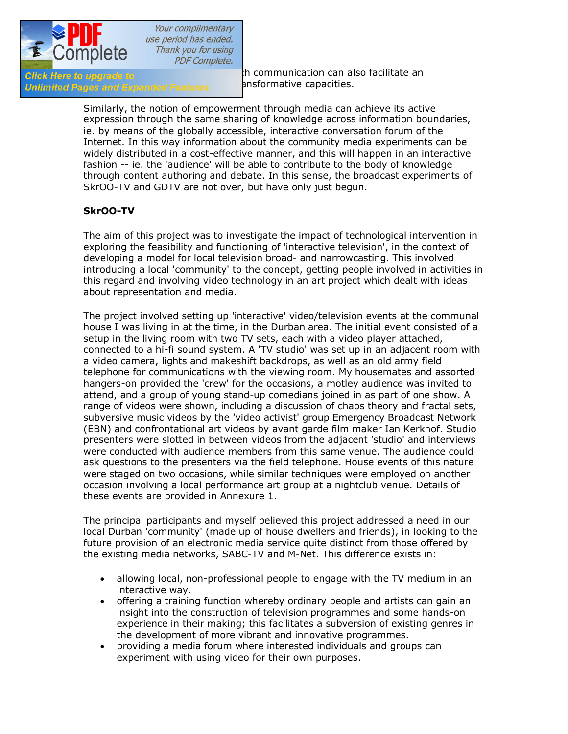h communication can also facilitate an ansformative capacities.

Similarly, the notion of empowerment through media can achieve its active expression through the same sharing of knowledge across information boundaries, ie. by means of the globally accessible, interactive conversation forum of the Internet. In this way information about the community media experiments can be widely distributed in a cost-effective manner, and this will happen in an interactive fashion -- ie. the 'audience' will be able to contribute to the body of knowledge through content authoring and debate. In this sense, the broadcast experiments of SkrOO-TV and GDTV are not over, but have only just begun.

**SkrOO-TV**

The aim of this project was to investigate the impact of technological intervention in exploring the feasibility and functioning of 'interactive television', in the context of developing a model for local television broad- and narrowcasting. This involved introducing a local 'community' to the concept, getting people involved in activities in this regard and involving video technology in an art project which dealt with ideas about representation and media.

The project involved setting up 'interactive' video/television events at the communal house I was living in at the time, in the Durban area. The initial event consisted of a setup in the living room with two TV sets, each with a video player attached, connected to a hi-fi sound system. A 'TV studio' was set up in an adjacent room with a video camera, lights and makeshift backdrops, as well as an old army field telephone for communications with the viewing room. My housemates and assorted hangers-on provided the 'crew' for the occasions, a motley audience was invited to attend, and a group of young stand-up comedians joined in as part of one show. A range of videos were shown, including a discussion of chaos theory and fractal sets, subversive music videos by the 'video activist' group Emergency Broadcast Network (EBN) and confrontational art videos by avant garde film maker Ian Kerkhof. Studio presenters were slotted in between videos from the adjacent 'studio' and interviews were conducted with audience members from this same venue. The audience could ask questions to the presenters via the field telephone. House events of this nature were staged on two occasions, while similar techniques were employed on another occasion involving a local performance art group at a nightclub venue. Details of these events are provided in Annexure 1.

The principal participants and myself believed this project addressed a need in our local Durban 'community' (made up of house dwellers and friends), in looking to the future provision of an electronic media service quite distinct from those offered by the existing media networks, SABC-TV and M-Net. This difference exists in:

- allowing local, non-professional people to engage with the TV medium in an interactive way.
- offering a training function whereby ordinary people and artists can gain an insight into the construction of television programmes and some hands-on experience in their making; this facilitates a subversion of existing genres in the development of more vibrant and innovative programmes.
- providing a media forum where interested individuals and groups can experiment with using video for their own purposes.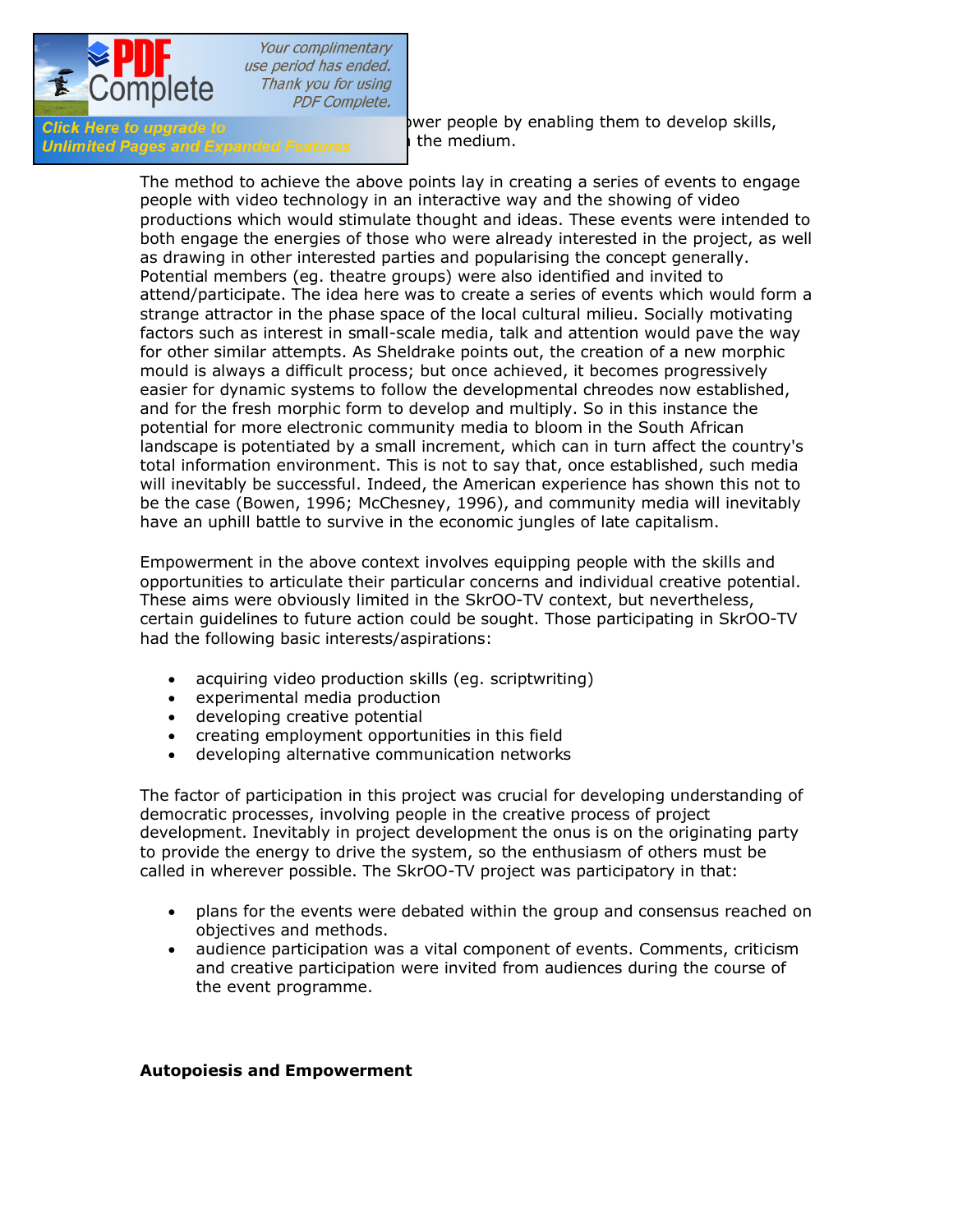ower people by enabling them to develop skills, the medium.

The method to achieve the above points lay in creating a series of events to engage people with video technology in an interactive way and the showing of video productions which would stimulate thought and ideas. These events were intended to both engage the energies of those who were already interested in the project, as well as drawing in other interested parties and popularising the concept generally. Potential members (eg. theatre groups) were also identified and invited to attend/participate. The idea here was to create a series of events which would form a strange attractor in the phase space of the local cultural milieu. Socially motivating factors such as interest in small-scale media, talk and attention would pave the way for other similar attempts. As Sheldrake points out, the creation of a new morphic mould is always a difficult process; but once achieved, it becomes progressively easier for dynamic systems to follow the developmental chreodes now established, and for the fresh morphic form to develop and multiply. So in this instance the potential for more electronic community media to bloom in the South African landscape is potentiated by a small increment, which can in turn affect the country's total information environment. This is not to say that, once established, such media will inevitably be successful. Indeed, the American experience has shown this not to be the case (Bowen, 1996; McChesney, 1996), and community media will inevitably have an uphill battle to survive in the economic jungles of late capitalism.

Empowerment in the above context involves equipping people with the skills and opportunities to articulate their particular concerns and individual creative potential. These aims were obviously limited in the SkrOO-TV context, but nevertheless, certain guidelines to future action could be sought. Those participating in SkrOO-TV had the following basic interests/aspirations:

- acquiring video production skills (eg. scriptwriting)
- experimental media production
- developing creative potential
- creating employment opportunities in this field
- developing alternative communication networks

The factor of participation in this project was crucial for developing understanding of democratic processes, involving people in the creative process of project development. Inevitably in project development the onus is on the originating party to provide the energy to drive the system, so the enthusiasm of others must be called in wherever possible. The SkrOO-TV project was participatory in that:

- plans for the events were debated within the group and consensus reached on objectives and methods.
- audience participation was a vital component of events. Comments, criticism and creative participation were invited from audiences during the course of the event programme.

**Autopoiesis and Empowerment**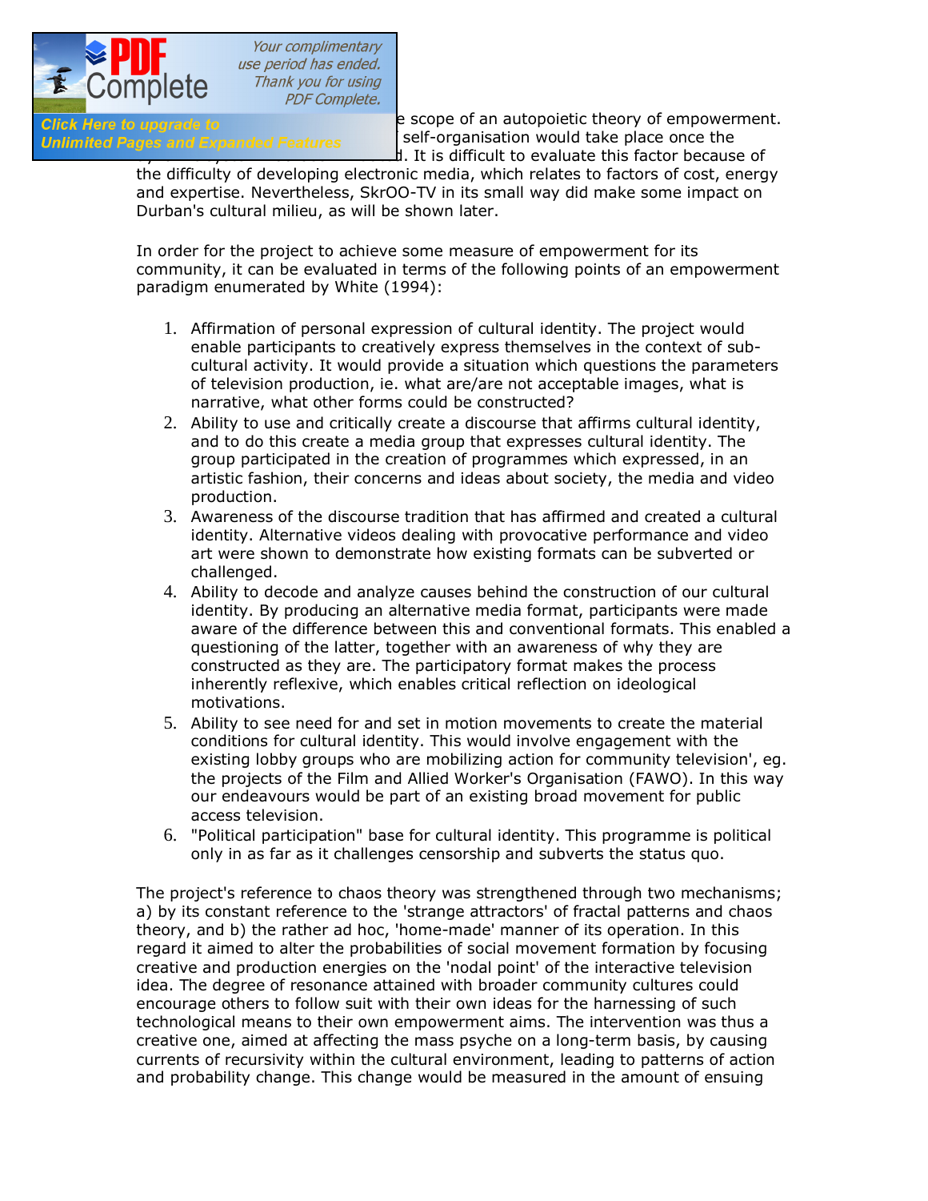e scope of an autopoietic theory of empowerment. self-organisation would take place once the d. It is difficult to evaluate this factor because of the difficulty of developing electronic media, which relates to factors of cost, energy and expertise. Nevertheless, SkrOO-TV in its small way did make some impact on Durban's cultural milieu, as will be shown later.

In order for the project to achieve some measure of empowerment for its community, it can be evaluated in terms of the following points of an empowerment paradigm enumerated by White (1994):

1. Affirmation of personal expression of cultural identity. The project would enable participants to creatively express themselves in the context of sub-cultural activity. It would provide a situation which questions the parameters of television production, ie. what are/are not acceptable images, what is narrative, what other forms could be constructed?
2. Ability to use and critically create a discourse that affirms cultural identity, and to do this create a media group that expresses cultural identity. The group participated in the creation of programmes which expressed, in an artistic fashion, their concerns and ideas about society, the media and video production.
3. Awareness of the discourse tradition that has affirmed and created a cultural identity. Alternative videos dealing with provocative performance and video art were shown to demonstrate how existing formats can be subverted or challenged.
4. Ability to decode and analyze causes behind the construction of our cultural identity. By producing an alternative media format, participants were made aware of the difference between this and conventional formats. This enabled a questioning of the latter, together with an awareness of why they are constructed as they are. The participatory format makes the process inherently reflexive, which enables critical reflection on ideological motivations.
5. Ability to see need for and set in motion movements to create the material conditions for cultural identity. This would involve engagement with the existing lobby groups who are mobilizing action for community television', eg. the projects of the Film and Allied Worker's Organisation (FAWO). In this way our endeavours would be part of an existing broad movement for public access television.
6. "Political participation" base for cultural identity. This programme is political only in as far as it challenges censorship and subverts the status quo.

The project's reference to chaos theory was strengthened through two mechanisms; a) by its constant reference to the 'strange attractors' of fractal patterns and chaos theory, and b) the rather ad hoc, 'home-made' manner of its operation. In this regard it aimed to alter the probabilities of social movement formation by focusing creative and production energies on the 'nodal point' of the interactive television idea. The degree of resonance attained with broader community cultures could encourage others to follow suit with their own ideas for the harnessing of such technological means to their own empowerment aims. The intervention was thus a creative one, aimed at affecting the mass psyche on a long-term basis, by causing currents of recursivity within the cultural environment, leading to patterns of action and probability change. This change would be measured in the amount of ensuing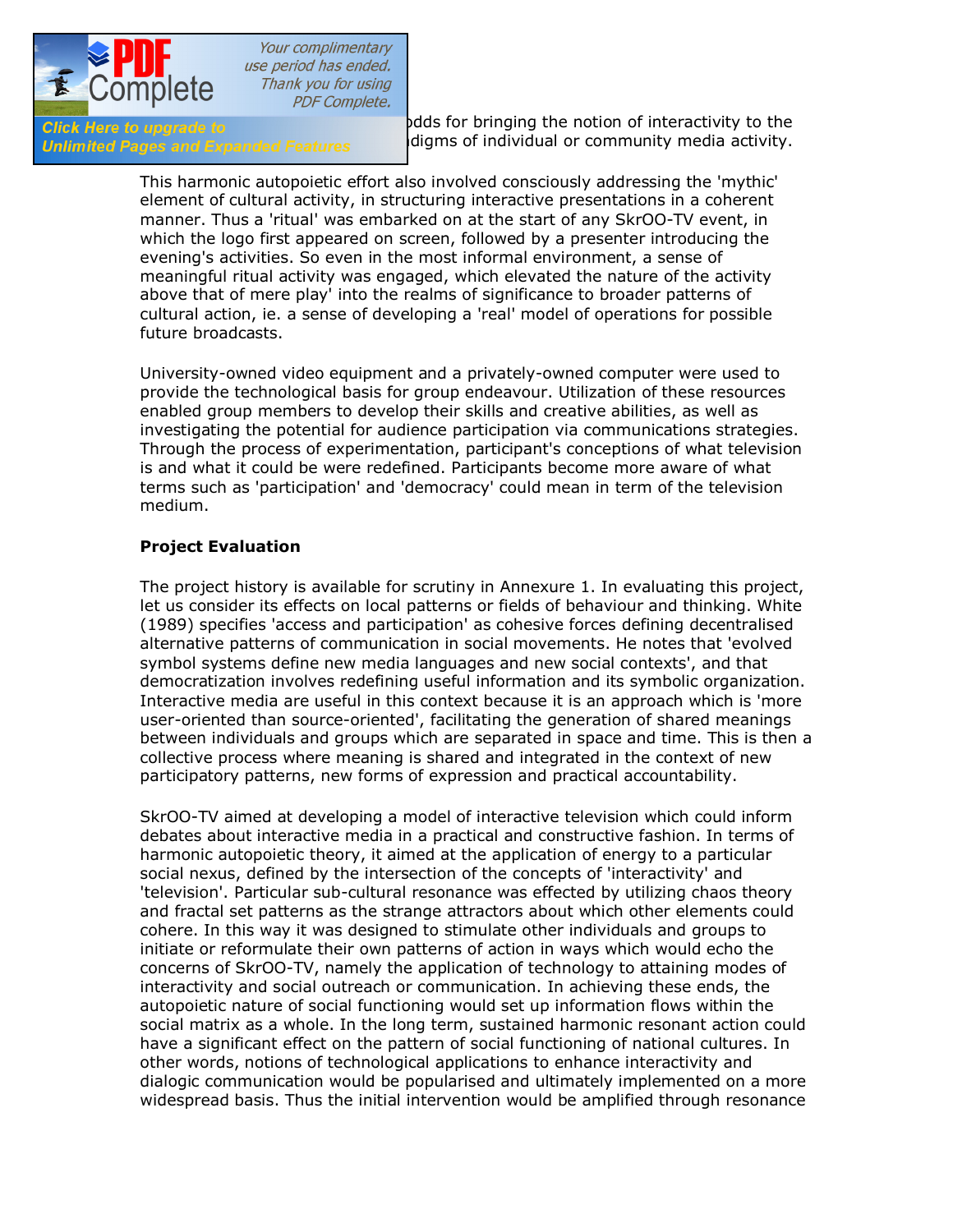odds for bringing the notion of interactivity to the digms of individual or community media activity.

This harmonic autopoietic effort also involved consciously addressing the 'mythic' element of cultural activity, in structuring interactive presentations in a coherent manner. Thus a 'ritual' was embarked on at the start of any SkrOO-TV event, in which the logo first appeared on screen, followed by a presenter introducing the evening's activities. So even in the most informal environment, a sense of meaningful ritual activity was engaged, which elevated the nature of the activity above that of mere play' into the realms of significance to broader patterns of cultural action, ie. a sense of developing a 'real' model of operations for possible future broadcasts.

University-owned video equipment and a privately-owned computer were used to provide the technological basis for group endeavour. Utilization of these resources enabled group members to develop their skills and creative abilities, as well as investigating the potential for audience participation via communications strategies. Through the process of experimentation, participant's conceptions of what television is and what it could be were redefined. Participants become more aware of what terms such as 'participation' and 'democracy' could mean in term of the television medium.

**Project Evaluation**

The project history is available for scrutiny in Annexure 1. In evaluating this project, let us consider its effects on local patterns or fields of behaviour and thinking. White (1989) specifies 'access and participation' as cohesive forces defining decentralised alternative patterns of communication in social movements. He notes that 'evolved symbol systems define new media languages and new social contexts', and that democratization involves redefining useful information and its symbolic organization. Interactive media are useful in this context because it is an approach which is 'more user-oriented than source-oriented', facilitating the generation of shared meanings between individuals and groups which are separated in space and time. This is then a collective process where meaning is shared and integrated in the context of new participatory patterns, new forms of expression and practical accountability.

SkrOO-TV aimed at developing a model of interactive television which could inform debates about interactive media in a practical and constructive fashion. In terms of harmonic autopoietic theory, it aimed at the application of energy to a particular social nexus, defined by the intersection of the concepts of 'interactivity' and 'television'. Particular sub-cultural resonance was effected by utilizing chaos theory and fractal set patterns as the strange attractors about which other elements could cohere. In this way it was designed to stimulate other individuals and groups to initiate or reformulate their own patterns of action in ways which would echo the concerns of SkrOO-TV, namely the application of technology to attaining modes of interactivity and social outreach or communication. In achieving these ends, the autopoietic nature of social functioning would set up information flows within the social matrix as a whole. In the long term, sustained harmonic resonant action could have a significant effect on the pattern of social functioning of national cultures. In other words, notions of technological applications to enhance interactivity and dialogic communication would be popularised and ultimately implemented on a more widespread basis. Thus the initial intervention would be amplified through resonance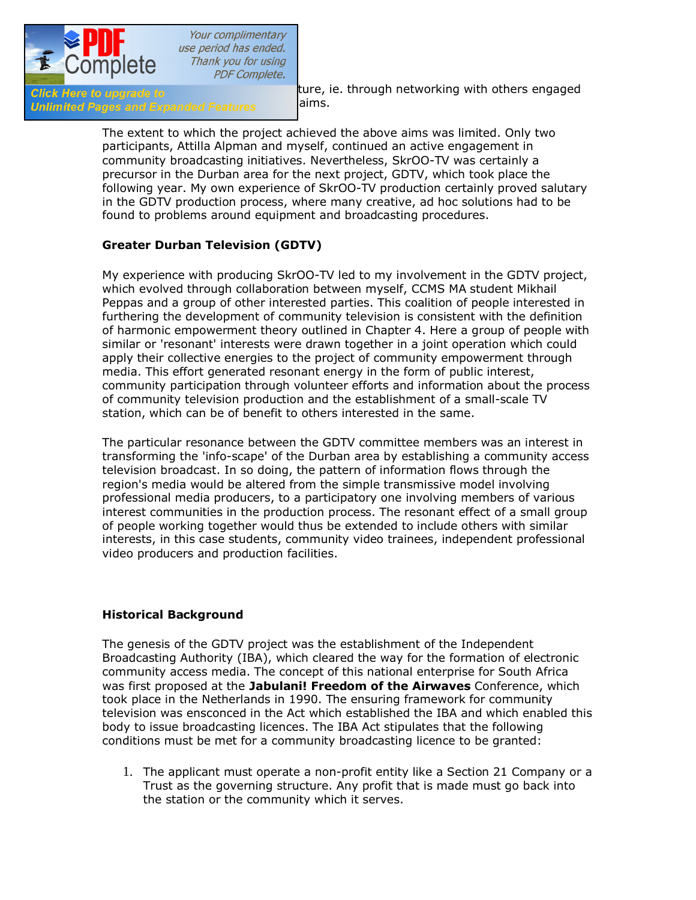ture, ie. through networking with others engaged aims.

The extent to which the project achieved the above aims was limited. Only two participants, Attilla Alpman and myself, continued an active engagement in community broadcasting initiatives. Nevertheless, SkrOO-TV was certainly a precursor in the Durban area for the next project, GDTV, which took place the following year. My own experience of SkrOO-TV production certainly proved salutary in the GDTV production process, where many creative, ad hoc solutions had to be found to problems around equipment and broadcasting procedures.

### Greater Durban Television (GDTV)

My experience with producing SkrOO-TV led to my involvement in the GDTV project, which evolved through collaboration between myself, CCMS MA student Mikhail Peppas and a group of other interested parties. This coalition of people interested in furthering the development of community television is consistent with the definition of harmonic empowerment theory outlined in Chapter 4. Here a group of people with similar or 'resonant' interests were drawn together in a joint operation which could apply their collective energies to the project of community empowerment through media. This effort generated resonant energy in the form of public interest, community participation through volunteer efforts and information about the process of community television production and the establishment of a small-scale TV station, which can be of benefit to others interested in the same.

The particular resonance between the GDTV committee members was an interest in transforming the 'info-scape' of the Durban area by establishing a community access television broadcast. In so doing, the pattern of information flows through the region's media would be altered from the simple transmissive model involving professional media producers, to a participatory one involving members of various interest communities in the production process. The resonant effect of a small group of people working together would thus be extended to include others with similar interests, in this case students, community video trainees, independent professional video producers and production facilities.

### Historical Background

The genesis of the GDTV project was the establishment of the Independent Broadcasting Authority (IBA), which cleared the way for the formation of electronic community access media. The concept of this national enterprise for South Africa was first proposed at the **Jabulani! Freedom of the Airwaves** Conference, which took place in the Netherlands in 1990. The ensuring framework for community television was ensconced in the Act which established the IBA and which enabled this body to issue broadcasting licences. The IBA Act stipulates that the following conditions must be met for a community broadcasting licence to be granted:

1. The applicant must operate a non-profit entity like a Section 21 Company or a Trust as the governing structure. Any profit that is made must go back into the station or the community which it serves.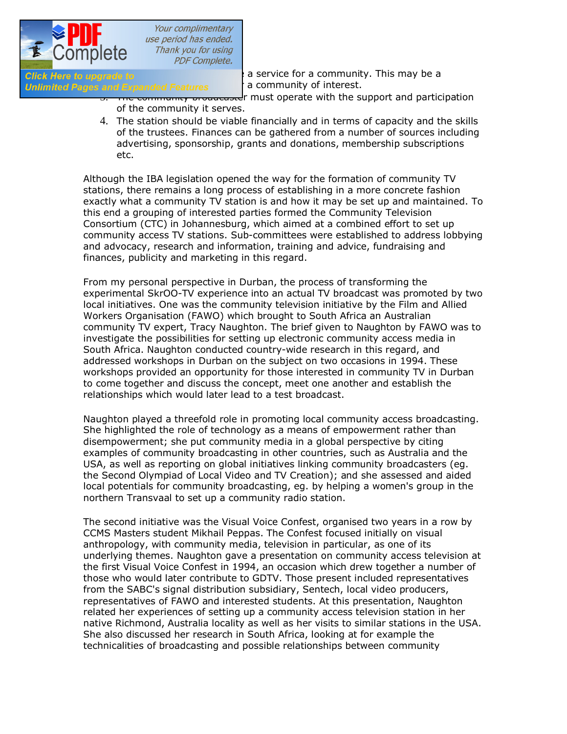a service for a community. This may be a
a community of interest.

3. The community broadcaster must operate with the support and participation of the community it serves.
4. The station should be viable financially and in terms of capacity and the skills of the trustees. Finances can be gathered from a number of sources including advertising, sponsorship, grants and donations, membership subscriptions etc.

Although the IBA legislation opened the way for the formation of community TV stations, there remains a long process of establishing in a more concrete fashion exactly what a community TV station is and how it may be set up and maintained. To this end a grouping of interested parties formed the Community Television Consortium (CTC) in Johannesburg, which aimed at a combined effort to set up community access TV stations. Sub-committees were established to address lobbying and advocacy, research and information, training and advice, fundraising and finances, publicity and marketing in this regard.

From my personal perspective in Durban, the process of transforming the experimental SkrOO-TV experience into an actual TV broadcast was promoted by two local initiatives. One was the community television initiative by the Film and Allied Workers Organisation (FAWO) which brought to South Africa an Australian community TV expert, Tracy Naughton. The brief given to Naughton by FAWO was to investigate the possibilities for setting up electronic community access media in South Africa. Naughton conducted country-wide research in this regard, and addressed workshops in Durban on the subject on two occasions in 1994. These workshops provided an opportunity for those interested in community TV in Durban to come together and discuss the concept, meet one another and establish the relationships which would later lead to a test broadcast.

Naughton played a threefold role in promoting local community access broadcasting. She highlighted the role of technology as a means of empowerment rather than disempowerment; she put community media in a global perspective by citing examples of community broadcasting in other countries, such as Australia and the USA, as well as reporting on global initiatives linking community broadcasters (eg. the Second Olympiad of Local Video and TV Creation); and she assessed and aided local potentials for community broadcasting, eg. by helping a women's group in the northern Transvaal to set up a community radio station.

The second initiative was the Visual Voice Confest, organised two years in a row by CCMS Masters student Mikhail Peppas. The Confest focused initially on visual anthropology, with community media, television in particular, as one of its underlying themes. Naughton gave a presentation on community access television at the first Visual Voice Confest in 1994, an occasion which drew together a number of those who would later contribute to GDTV. Those present included representatives from the SABC's signal distribution subsidiary, Sentech, local video producers, representatives of FAWO and interested students. At this presentation, Naughton related her experiences of setting up a community access television station in her native Richmond, Australia locality as well as her visits to similar stations in the USA. She also discussed her research in South Africa, looking at for example the technicalities of broadcasting and possible relationships between community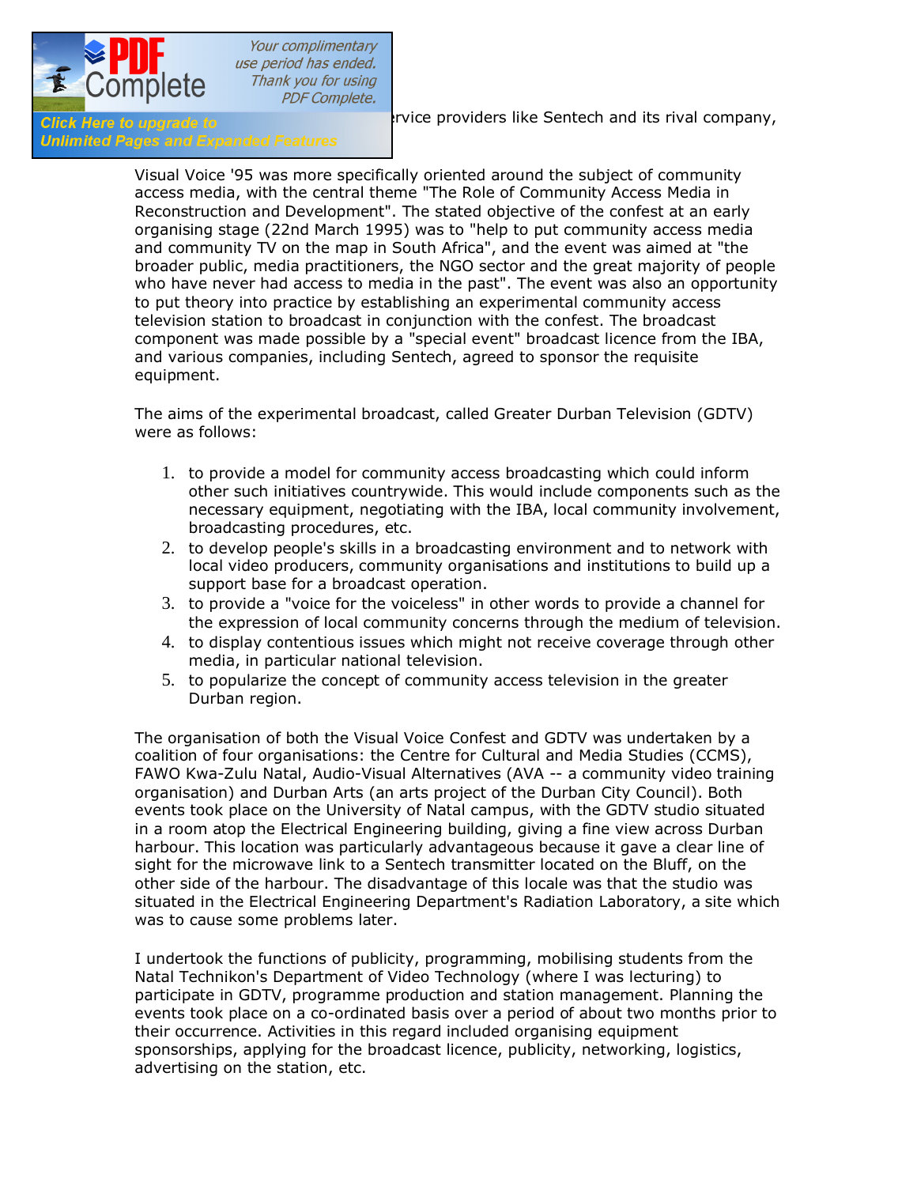rvice providers like Sentech and its rival company,

Visual Voice '95 was more specifically oriented around the subject of community access media, with the central theme "The Role of Community Access Media in Reconstruction and Development". The stated objective of the confest at an early organising stage (22nd March 1995) was to "help to put community access media and community TV on the map in South Africa", and the event was aimed at "the broader public, media practitioners, the NGO sector and the great majority of people who have never had access to media in the past". The event was also an opportunity to put theory into practice by establishing an experimental community access television station to broadcast in conjunction with the confest. The broadcast component was made possible by a "special event" broadcast licence from the IBA, and various companies, including Sentech, agreed to sponsor the requisite equipment.

The aims of the experimental broadcast, called Greater Durban Television (GDTV) were as follows:

1. to provide a model for community access broadcasting which could inform other such initiatives countrywide. This would include components such as the necessary equipment, negotiating with the IBA, local community involvement, broadcasting procedures, etc.
2. to develop people's skills in a broadcasting environment and to network with local video producers, community organisations and institutions to build up a support base for a broadcast operation.
3. to provide a "voice for the voiceless" in other words to provide a channel for the expression of local community concerns through the medium of television.
4. to display contentious issues which might not receive coverage through other media, in particular national television.
5. to popularize the concept of community access television in the greater Durban region.

The organisation of both the Visual Voice Confest and GDTV was undertaken by a coalition of four organisations: the Centre for Cultural and Media Studies (CCMS), FAWO Kwa-Zulu Natal, Audio-Visual Alternatives (AVA -- a community video training organisation) and Durban Arts (an arts project of the Durban City Council). Both events took place on the University of Natal campus, with the GDTV studio situated in a room atop the Electrical Engineering building, giving a fine view across Durban harbour. This location was particularly advantageous because it gave a clear line of sight for the microwave link to a Sentech transmitter located on the Bluff, on the other side of the harbour. The disadvantage of this locale was that the studio was situated in the Electrical Engineering Department's Radiation Laboratory, a site which was to cause some problems later.

I undertook the functions of publicity, programming, mobilising students from the Natal Technikon's Department of Video Technology (where I was lecturing) to participate in GDTV, programme production and station management. Planning the events took place on a co-ordinated basis over a period of about two months prior to their occurrence. Activities in this regard included organising equipment sponsorships, applying for the broadcast licence, publicity, networking, logistics, advertising on the station, etc.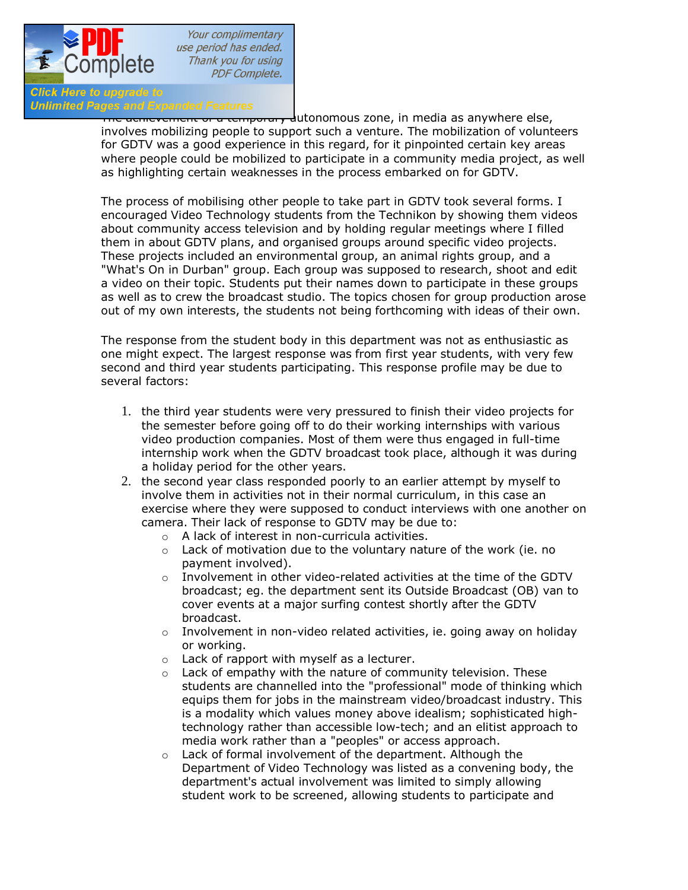autonomous zone, in media as anywhere else, involves mobilizing people to support such a venture. The mobilization of volunteers for GDTV was a good experience in this regard, for it pinpointed certain key areas where people could be mobilized to participate in a community media project, as well as highlighting certain weaknesses in the process embarked on for GDTV.

The process of mobilising other people to take part in GDTV took several forms. I encouraged Video Technology students from the Technikon by showing them videos about community access television and by holding regular meetings where I filled them in about GDTV plans, and organised groups around specific video projects. These projects included an environmental group, an animal rights group, and a "What's On in Durban" group. Each group was supposed to research, shoot and edit a video on their topic. Students put their names down to participate in these groups as well as to crew the broadcast studio. The topics chosen for group production arose out of my own interests, the students not being forthcoming with ideas of their own.

The response from the student body in this department was not as enthusiastic as one might expect. The largest response was from first year students, with very few second and third year students participating. This response profile may be due to several factors:

1. the third year students were very pressured to finish their video projects for the semester before going off to do their working internships with various video production companies. Most of them were thus engaged in full-time internship work when the GDTV broadcast took place, although it was during a holiday period for the other years.
2. the second year class responded poorly to an earlier attempt by myself to involve them in activities not in their normal curriculum, in this case an exercise where they were supposed to conduct interviews with one another on camera. Their lack of response to GDTV may be due to:
   - A lack of interest in non-curricula activities.
   - Lack of motivation due to the voluntary nature of the work (ie. no payment involved).
   - Involvement in other video-related activities at the time of the GDTV broadcast; eg. the department sent its Outside Broadcast (OB) van to cover events at a major surfing contest shortly after the GDTV broadcast.
   - Involvement in non-video related activities, ie. going away on holiday or working.
   - Lack of rapport with myself as a lecturer.
   - Lack of empathy with the nature of community television. These students are channelled into the "professional" mode of thinking which equips them for jobs in the mainstream video/broadcast industry. This is a modality which values money above idealism; sophisticated high-technology rather than accessible low-tech; and an elitist approach to media work rather than a "peoples" or access approach.
   - Lack of formal involvement of the department. Although the Department of Video Technology was listed as a convening body, the department's actual involvement was limited to simply allowing student work to be screened, allowing students to participate and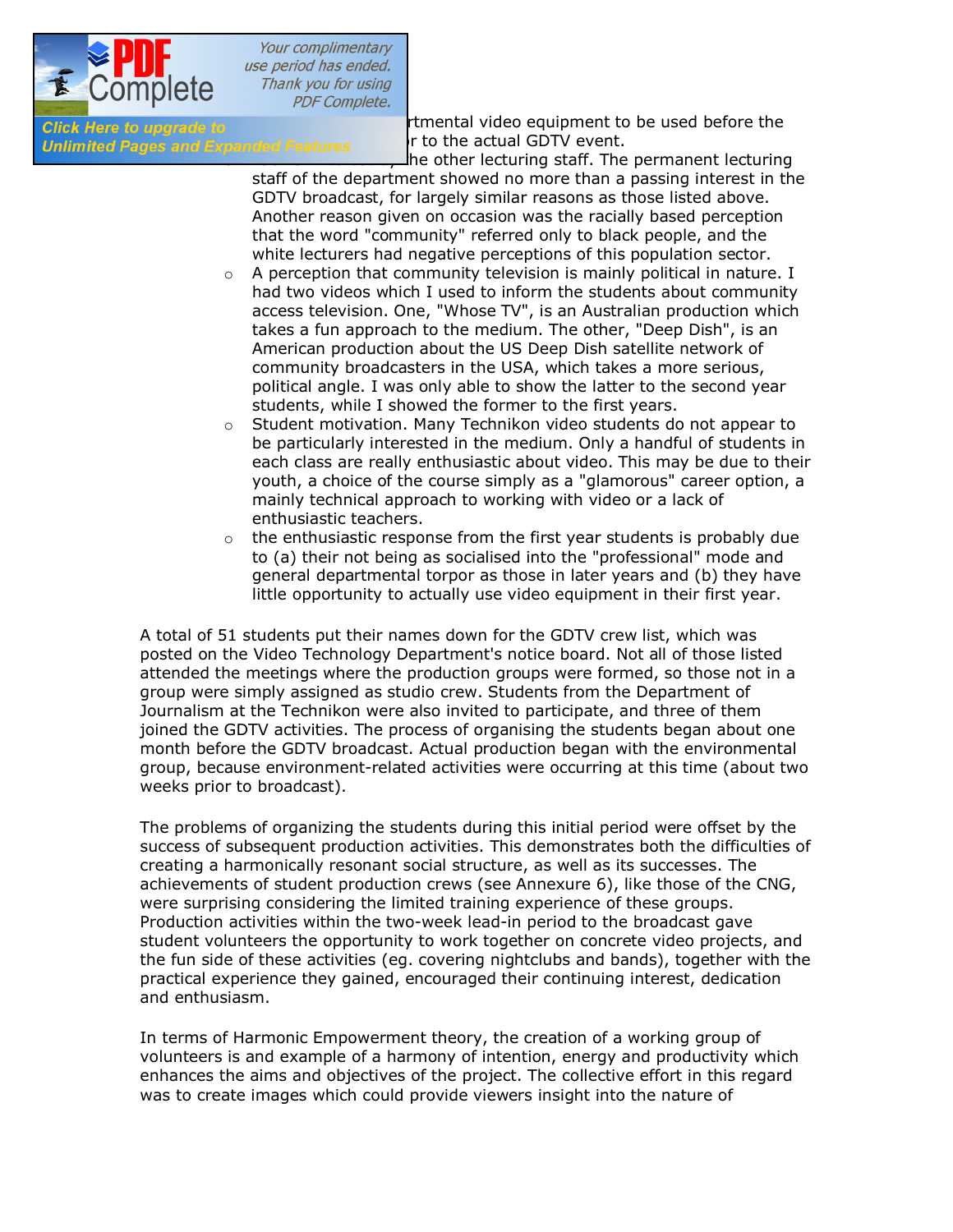rtmental video equipment to be used before the r to the actual GDTV event.

- he other lecturing staff. The permanent lecturing staff of the department showed no more than a passing interest in the GDTV broadcast, for largely similar reasons as those listed above. Another reason given on occasion was the racially based perception that the word "community" referred only to black people, and the white lecturers had negative perceptions of this population sector.
- A perception that community television is mainly political in nature. I had two videos which I used to inform the students about community access television. One, "Whose TV", is an Australian production which takes a fun approach to the medium. The other, "Deep Dish", is an American production about the US Deep Dish satellite network of community broadcasters in the USA, which takes a more serious, political angle. I was only able to show the latter to the second year students, while I showed the former to the first years.
- Student motivation. Many Technikon video students do not appear to be particularly interested in the medium. Only a handful of students in each class are really enthusiastic about video. This may be due to their youth, a choice of the course simply as a "glamorous" career option, a mainly technical approach to working with video or a lack of enthusiastic teachers.
- the enthusiastic response from the first year students is probably due to (a) their not being as socialised into the "professional" mode and general departmental torpor as those in later years and (b) they have little opportunity to actually use video equipment in their first year.

A total of 51 students put their names down for the GDTV crew list, which was posted on the Video Technology Department's notice board. Not all of those listed attended the meetings where the production groups were formed, so those not in a group were simply assigned as studio crew. Students from the Department of Journalism at the Technikon were also invited to participate, and three of them joined the GDTV activities. The process of organising the students began about one month before the GDTV broadcast. Actual production began with the environmental group, because environment-related activities were occurring at this time (about two weeks prior to broadcast).

The problems of organizing the students during this initial period were offset by the success of subsequent production activities. This demonstrates both the difficulties of creating a harmonically resonant social structure, as well as its successes. The achievements of student production crews (see Annexure 6), like those of the CNG, were surprising considering the limited training experience of these groups. Production activities within the two-week lead-in period to the broadcast gave student volunteers the opportunity to work together on concrete video projects, and the fun side of these activities (eg. covering nightclubs and bands), together with the practical experience they gained, encouraged their continuing interest, dedication and enthusiasm.

In terms of Harmonic Empowerment theory, the creation of a working group of volunteers is and example of a harmony of intention, energy and productivity which enhances the aims and objectives of the project. The collective effort in this regard was to create images which could provide viewers insight into the nature of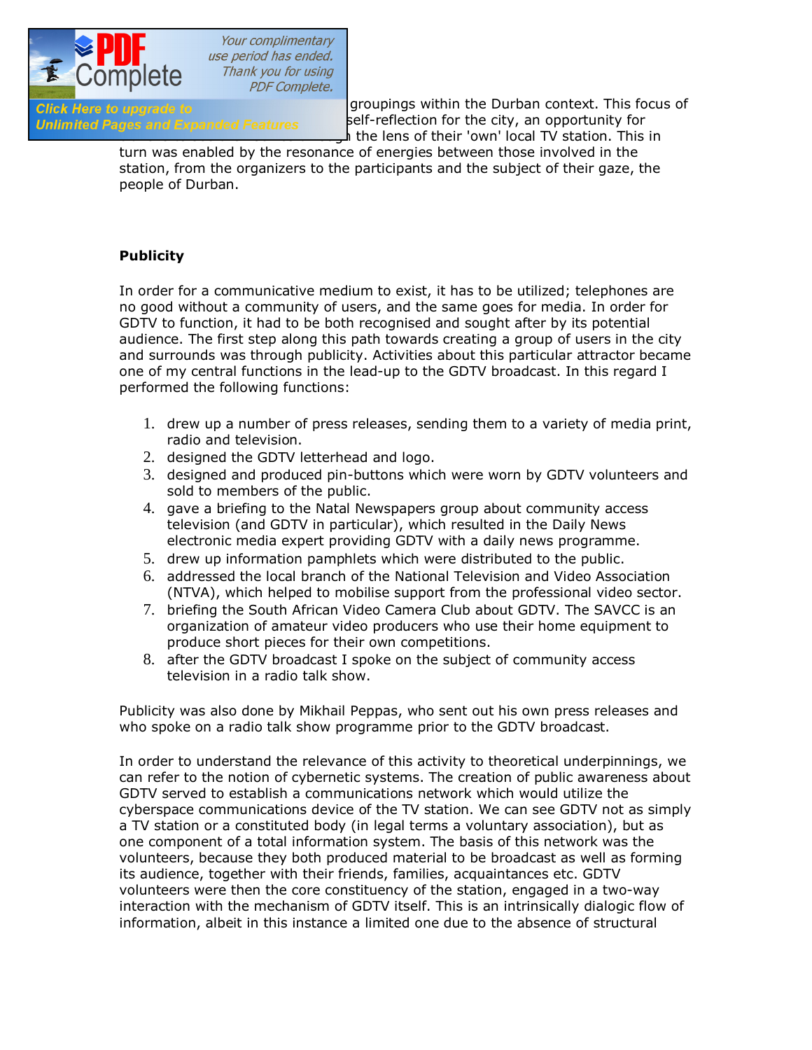groupings within the Durban context. This focus of self-reflection for the city, an opportunity for the lens of their 'own' local TV station. This in turn was enabled by the resonance of energies between those involved in the station, from the organizers to the participants and the subject of their gaze, the people of Durban.

**Publicity**

In order for a communicative medium to exist, it has to be utilized; telephones are no good without a community of users, and the same goes for media. In order for GDTV to function, it had to be both recognised and sought after by its potential audience. The first step along this path towards creating a group of users in the city and surrounds was through publicity. Activities about this particular attractor became one of my central functions in the lead-up to the GDTV broadcast. In this regard I performed the following functions:

1. drew up a number of press releases, sending them to a variety of media print, radio and television.
2. designed the GDTV letterhead and logo.
3. designed and produced pin-buttons which were worn by GDTV volunteers and sold to members of the public.
4. gave a briefing to the Natal Newspapers group about community access television (and GDTV in particular), which resulted in the Daily News electronic media expert providing GDTV with a daily news programme.
5. drew up information pamphlets which were distributed to the public.
6. addressed the local branch of the National Television and Video Association (NTVA), which helped to mobilise support from the professional video sector.
7. briefing the South African Video Camera Club about GDTV. The SAVCC is an organization of amateur video producers who use their home equipment to produce short pieces for their own competitions.
8. after the GDTV broadcast I spoke on the subject of community access television in a radio talk show.

Publicity was also done by Mikhail Peppas, who sent out his own press releases and who spoke on a radio talk show programme prior to the GDTV broadcast.

In order to understand the relevance of this activity to theoretical underpinnings, we can refer to the notion of cybernetic systems. The creation of public awareness about GDTV served to establish a communications network which would utilize the cyberspace communications device of the TV station. We can see GDTV not as simply a TV station or a constituted body (in legal terms a voluntary association), but as one component of a total information system. The basis of this network was the volunteers, because they both produced material to be broadcast as well as forming its audience, together with their friends, families, acquaintances etc. GDTV volunteers were then the core constituency of the station, engaged in a two-way interaction with the mechanism of GDTV itself. This is an intrinsically dialogic flow of information, albeit in this instance a limited one due to the absence of structural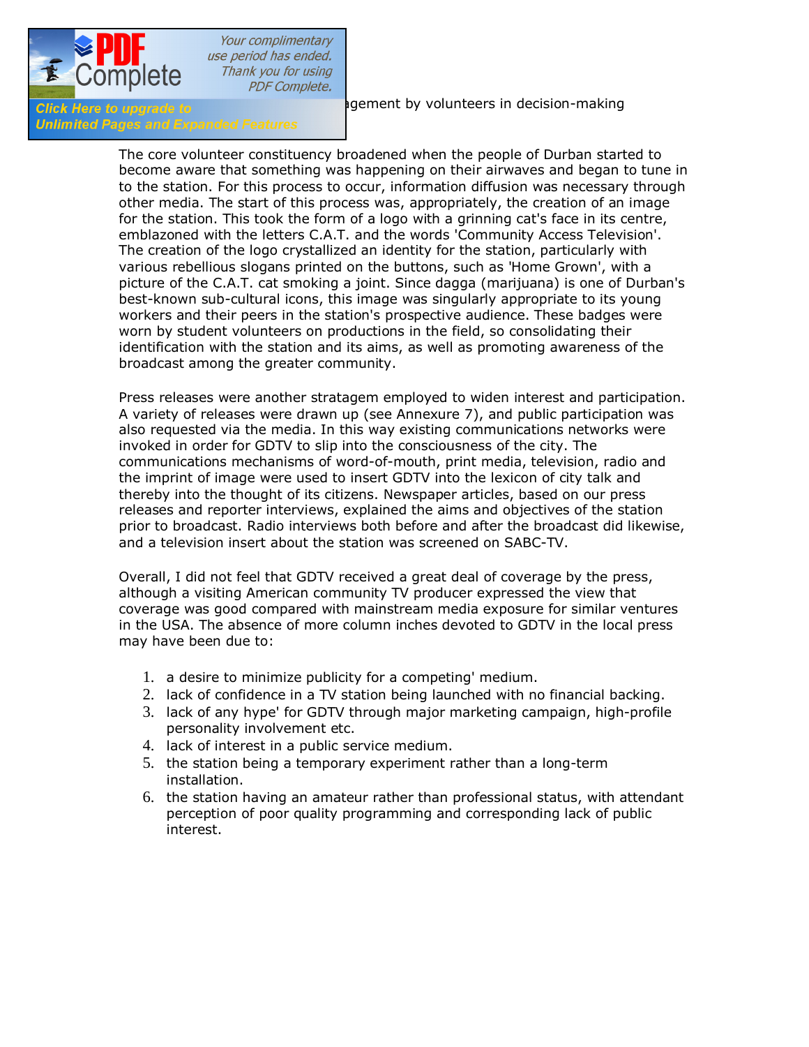agement by volunteers in decision-making

The core volunteer constituency broadened when the people of Durban started to become aware that something was happening on their airwaves and began to tune in to the station. For this process to occur, information diffusion was necessary through other media. The start of this process was, appropriately, the creation of an image for the station. This took the form of a logo with a grinning cat's face in its centre, emblazoned with the letters C.A.T. and the words 'Community Access Television'. The creation of the logo crystallized an identity for the station, particularly with various rebellious slogans printed on the buttons, such as 'Home Grown', with a picture of the C.A.T. cat smoking a joint. Since dagga (marijuana) is one of Durban's best-known sub-cultural icons, this image was singularly appropriate to its young workers and their peers in the station's prospective audience. These badges were worn by student volunteers on productions in the field, so consolidating their identification with the station and its aims, as well as promoting awareness of the broadcast among the greater community.

Press releases were another stratagem employed to widen interest and participation. A variety of releases were drawn up (see Annexure 7), and public participation was also requested via the media. In this way existing communications networks were invoked in order for GDTV to slip into the consciousness of the city. The communications mechanisms of word-of-mouth, print media, television, radio and the imprint of image were used to insert GDTV into the lexicon of city talk and thereby into the thought of its citizens. Newspaper articles, based on our press releases and reporter interviews, explained the aims and objectives of the station prior to broadcast. Radio interviews both before and after the broadcast did likewise, and a television insert about the station was screened on SABC-TV.

Overall, I did not feel that GDTV received a great deal of coverage by the press, although a visiting American community TV producer expressed the view that coverage was good compared with mainstream media exposure for similar ventures in the USA. The absence of more column inches devoted to GDTV in the local press may have been due to:

1. a desire to minimize publicity for a competing' medium.
2. lack of confidence in a TV station being launched with no financial backing.
3. lack of any hype' for GDTV through major marketing campaign, high-profile personality involvement etc.
4. lack of interest in a public service medium.
5. the station being a temporary experiment rather than a long-term installation.
6. the station having an amateur rather than professional status, with attendant perception of poor quality programming and corresponding lack of public interest.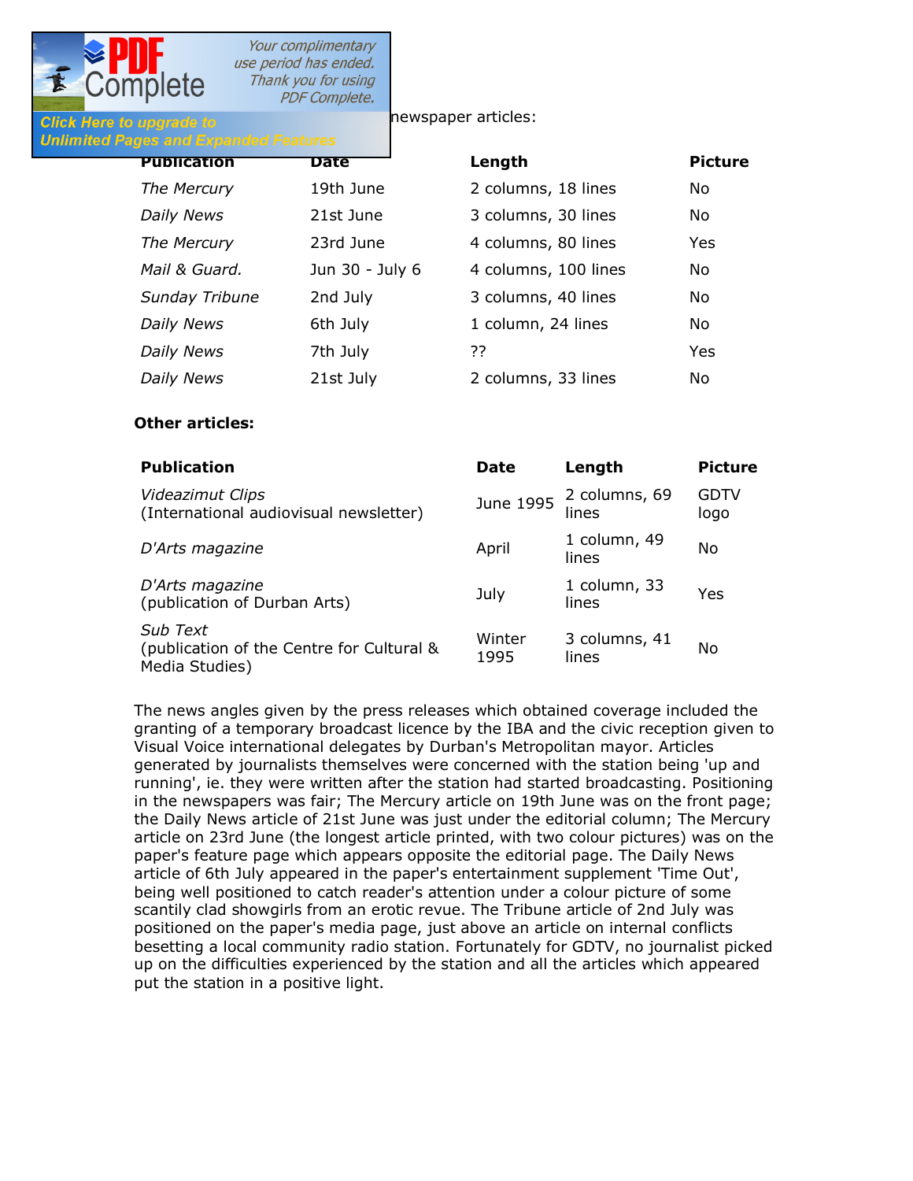newspaper articles:

| Publication | Date | Length | Picture |
|---|---|---|---|
| *The Mercury* | 19th June | 2 columns, 18 lines | No |
| *Daily News* | 21st June | 3 columns, 30 lines | No |
| *The Mercury* | 23rd June | 4 columns, 80 lines | Yes |
| *Mail & Guard.* | Jun 30 - July 6 | 4 columns, 100 lines | No |
| *Sunday Tribune* | 2nd July | 3 columns, 40 lines | No |
| *Daily News* | 6th July | 1 column, 24 lines | No |
| *Daily News* | 7th July | ?? | Yes |
| *Daily News* | 21st July | 2 columns, 33 lines | No |

**Other articles:**

| Publication | Date | Length | Picture |
|---|---|---|---|
| *Videazimut Clips* (International audiovisual newsletter) | June 1995 | 2 columns, 69 lines | GDTV logo |
| *D'Arts magazine* | April | 1 column, 49 lines | No |
| *D'Arts magazine* (publication of Durban Arts) | July | 1 column, 33 lines | Yes |
| *Sub Text* (publication of the Centre for Cultural & Media Studies) | Winter 1995 | 3 columns, 41 lines | No |

The news angles given by the press releases which obtained coverage included the granting of a temporary broadcast licence by the IBA and the civic reception given to Visual Voice international delegates by Durban's Metropolitan mayor. Articles generated by journalists themselves were concerned with the station being 'up and running', ie. they were written after the station had started broadcasting. Positioning in the newspapers was fair; The Mercury article on 19th June was on the front page; the Daily News article of 21st June was just under the editorial column; The Mercury article on 23rd June (the longest article printed, with two colour pictures) was on the paper's feature page which appears opposite the editorial page. The Daily News article of 6th July appeared in the paper's entertainment supplement 'Time Out', being well positioned to catch reader's attention under a colour picture of some scantily clad showgirls from an erotic revue. The Tribune article of 2nd July was positioned on the paper's media page, just above an article on internal conflicts besetting a local community radio station. Fortunately for GDTV, no journalist picked up on the difficulties experienced by the station and all the articles which appeared put the station in a positive light.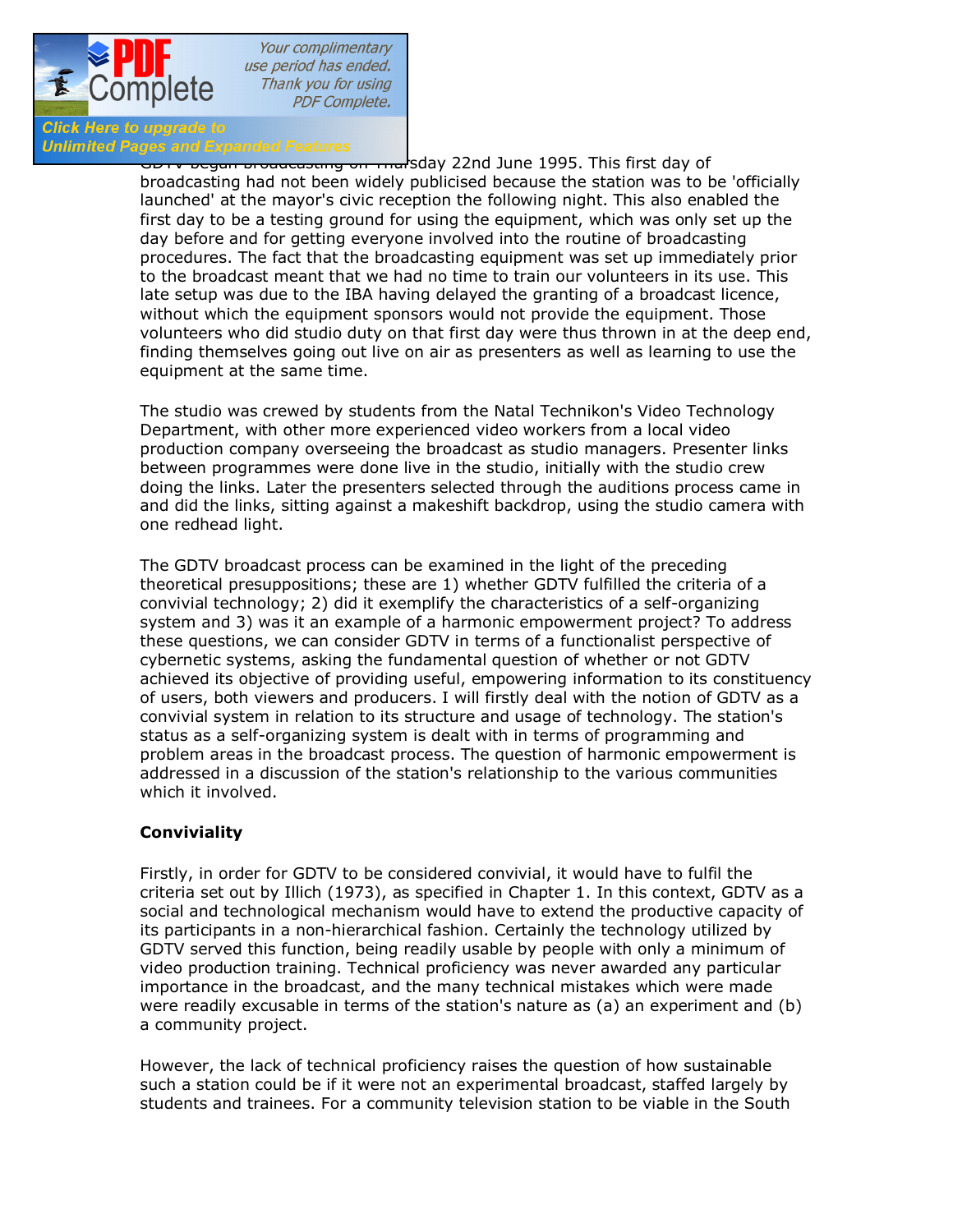sday 22nd June 1995. This first day of broadcasting had not been widely publicised because the station was to be 'officially launched' at the mayor's civic reception the following night. This also enabled the first day to be a testing ground for using the equipment, which was only set up the day before and for getting everyone involved into the routine of broadcasting procedures. The fact that the broadcasting equipment was set up immediately prior to the broadcast meant that we had no time to train our volunteers in its use. This late setup was due to the IBA having delayed the granting of a broadcast licence, without which the equipment sponsors would not provide the equipment. Those volunteers who did studio duty on that first day were thus thrown in at the deep end, finding themselves going out live on air as presenters as well as learning to use the equipment at the same time.

The studio was crewed by students from the Natal Technikon's Video Technology Department, with other more experienced video workers from a local video production company overseeing the broadcast as studio managers. Presenter links between programmes were done live in the studio, initially with the studio crew doing the links. Later the presenters selected through the auditions process came in and did the links, sitting against a makeshift backdrop, using the studio camera with one redhead light.

The GDTV broadcast process can be examined in the light of the preceding theoretical presuppositions; these are 1) whether GDTV fulfilled the criteria of a convivial technology; 2) did it exemplify the characteristics of a self-organizing system and 3) was it an example of a harmonic empowerment project? To address these questions, we can consider GDTV in terms of a functionalist perspective of cybernetic systems, asking the fundamental question of whether or not GDTV achieved its objective of providing useful, empowering information to its constituency of users, both viewers and producers. I will firstly deal with the notion of GDTV as a convivial system in relation to its structure and usage of technology. The station's status as a self-organizing system is dealt with in terms of programming and problem areas in the broadcast process. The question of harmonic empowerment is addressed in a discussion of the station's relationship to the various communities which it involved.

**Conviviality**

Firstly, in order for GDTV to be considered convivial, it would have to fulfil the criteria set out by Illich (1973), as specified in Chapter 1. In this context, GDTV as a social and technological mechanism would have to extend the productive capacity of its participants in a non-hierarchical fashion. Certainly the technology utilized by GDTV served this function, being readily usable by people with only a minimum of video production training. Technical proficiency was never awarded any particular importance in the broadcast, and the many technical mistakes which were made were readily excusable in terms of the station's nature as (a) an experiment and (b) a community project.

However, the lack of technical proficiency raises the question of how sustainable such a station could be if it were not an experimental broadcast, staffed largely by students and trainees. For a community television station to be viable in the South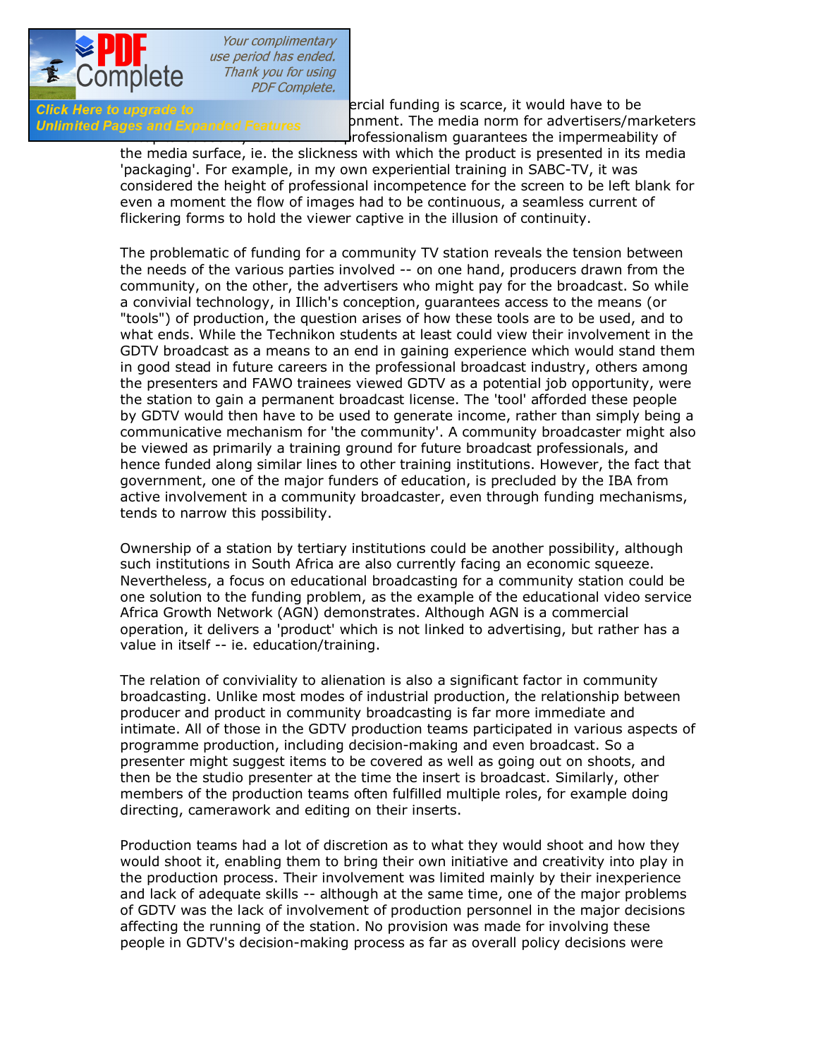ercial funding is scarce, it would have to be

onment. The media norm for advertisers/marketers

professionalism guarantees the impermeability of the media surface, ie. the slickness with which the product is presented in its media 'packaging'. For example, in my own experiential training in SABC-TV, it was considered the height of professional incompetence for the screen to be left blank for even a moment the flow of images had to be continuous, a seamless current of flickering forms to hold the viewer captive in the illusion of continuity.

The problematic of funding for a community TV station reveals the tension between the needs of the various parties involved -- on one hand, producers drawn from the community, on the other, the advertisers who might pay for the broadcast. So while a convivial technology, in Illich's conception, guarantees access to the means (or "tools") of production, the question arises of how these tools are to be used, and to what ends. While the Technikon students at least could view their involvement in the GDTV broadcast as a means to an end in gaining experience which would stand them in good stead in future careers in the professional broadcast industry, others among the presenters and FAWO trainees viewed GDTV as a potential job opportunity, were the station to gain a permanent broadcast license. The 'tool' afforded these people by GDTV would then have to be used to generate income, rather than simply being a communicative mechanism for 'the community'. A community broadcaster might also be viewed as primarily a training ground for future broadcast professionals, and hence funded along similar lines to other training institutions. However, the fact that government, one of the major funders of education, is precluded by the IBA from active involvement in a community broadcaster, even through funding mechanisms, tends to narrow this possibility.

Ownership of a station by tertiary institutions could be another possibility, although such institutions in South Africa are also currently facing an economic squeeze. Nevertheless, a focus on educational broadcasting for a community station could be one solution to the funding problem, as the example of the educational video service Africa Growth Network (AGN) demonstrates. Although AGN is a commercial operation, it delivers a 'product' which is not linked to advertising, but rather has a value in itself -- ie. education/training.

The relation of conviviality to alienation is also a significant factor in community broadcasting. Unlike most modes of industrial production, the relationship between producer and product in community broadcasting is far more immediate and intimate. All of those in the GDTV production teams participated in various aspects of programme production, including decision-making and even broadcast. So a presenter might suggest items to be covered as well as going out on shoots, and then be the studio presenter at the time the insert is broadcast. Similarly, other members of the production teams often fulfilled multiple roles, for example doing directing, camerawork and editing on their inserts.

Production teams had a lot of discretion as to what they would shoot and how they would shoot it, enabling them to bring their own initiative and creativity into play in the production process. Their involvement was limited mainly by their inexperience and lack of adequate skills -- although at the same time, one of the major problems of GDTV was the lack of involvement of production personnel in the major decisions affecting the running of the station. No provision was made for involving these people in GDTV's decision-making process as far as overall policy decisions were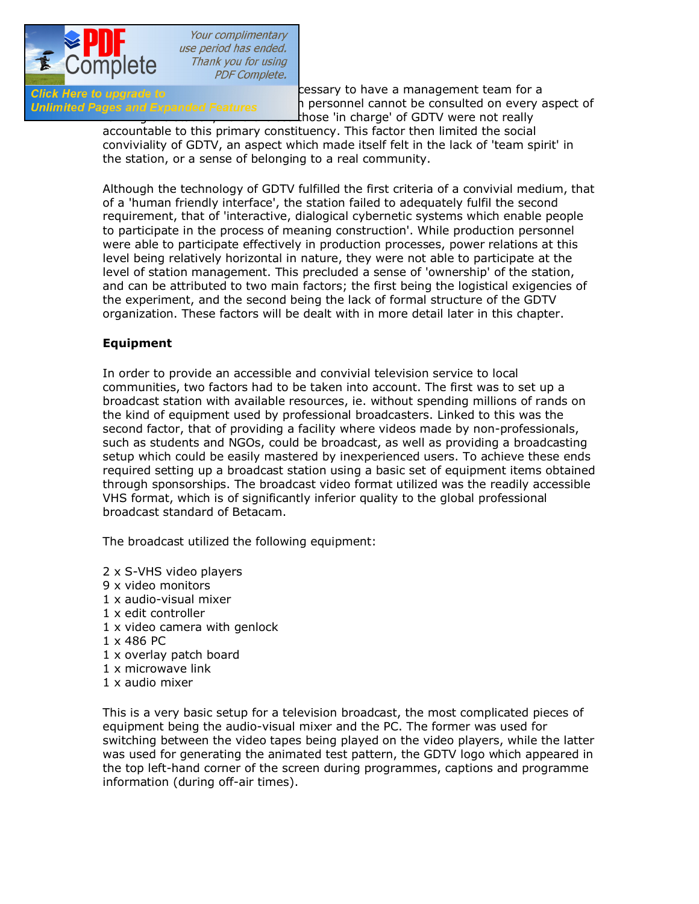cessary to have a management team for a personnel cannot be consulted on every aspect of those 'in charge' of GDTV were not really accountable to this primary constituency. This factor then limited the social conviviality of GDTV, an aspect which made itself felt in the lack of 'team spirit' in the station, or a sense of belonging to a real community.

Although the technology of GDTV fulfilled the first criteria of a convivial medium, that of a 'human friendly interface', the station failed to adequately fulfil the second requirement, that of 'interactive, dialogical cybernetic systems which enable people to participate in the process of meaning construction'. While production personnel were able to participate effectively in production processes, power relations at this level being relatively horizontal in nature, they were not able to participate at the level of station management. This precluded a sense of 'ownership' of the station, and can be attributed to two main factors; the first being the logistical exigencies of the experiment, and the second being the lack of formal structure of the GDTV organization. These factors will be dealt with in more detail later in this chapter.

**Equipment**

In order to provide an accessible and convivial television service to local communities, two factors had to be taken into account. The first was to set up a broadcast station with available resources, ie. without spending millions of rands on the kind of equipment used by professional broadcasters. Linked to this was the second factor, that of providing a facility where videos made by non-professionals, such as students and NGOs, could be broadcast, as well as providing a broadcasting setup which could be easily mastered by inexperienced users. To achieve these ends required setting up a broadcast station using a basic set of equipment items obtained through sponsorships. The broadcast video format utilized was the readily accessible VHS format, which is of significantly inferior quality to the global professional broadcast standard of Betacam.

The broadcast utilized the following equipment:

2 x S-VHS video players
9 x video monitors
1 x audio-visual mixer
1 x edit controller
1 x video camera with genlock
1 x 486 PC
1 x overlay patch board
1 x microwave link
1 x audio mixer

This is a very basic setup for a television broadcast, the most complicated pieces of equipment being the audio-visual mixer and the PC. The former was used for switching between the video tapes being played on the video players, while the latter was used for generating the animated test pattern, the GDTV logo which appeared in the top left-hand corner of the screen during programmes, captions and programme information (during off-air times).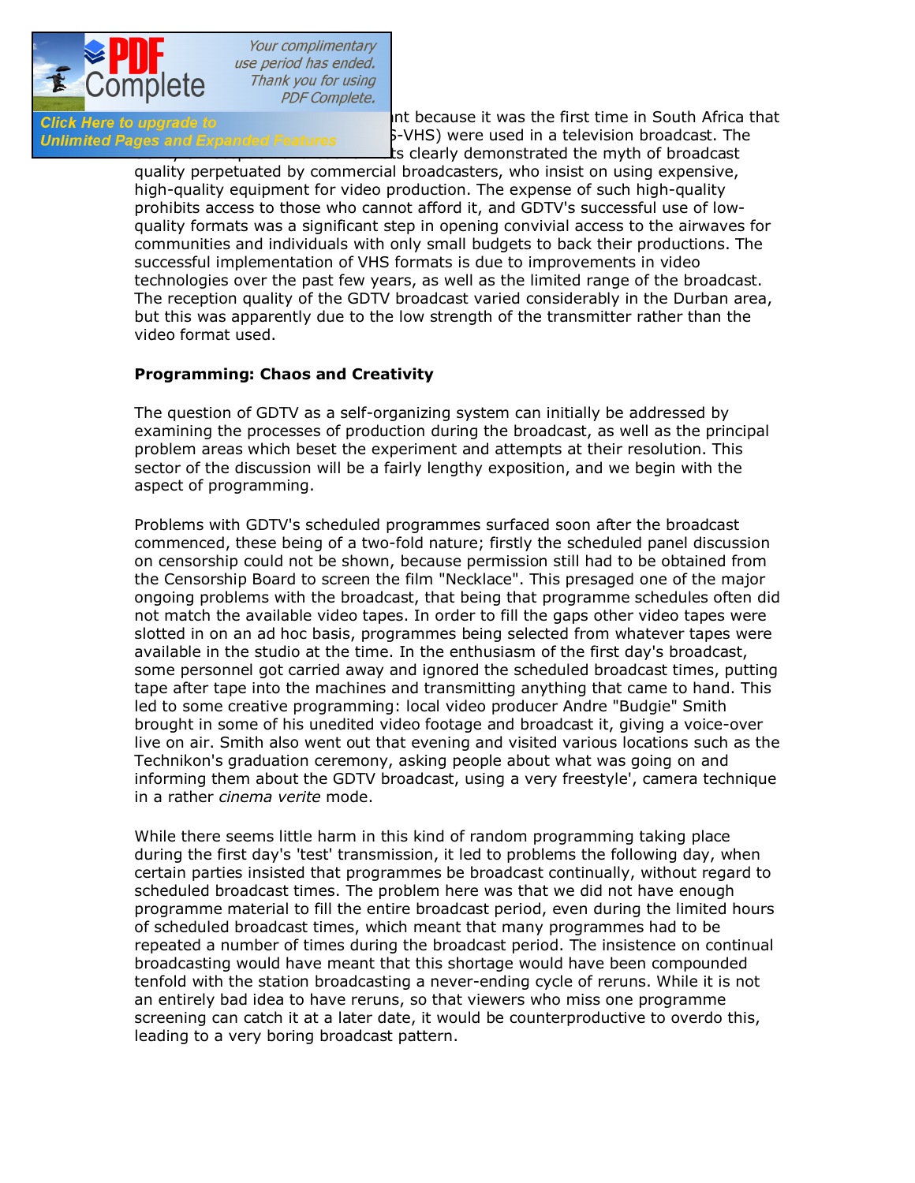nt because it was the first time in South Africa that S-VHS) were used in a television broadcast. The ts clearly demonstrated the myth of broadcast quality perpetuated by commercial broadcasters, who insist on using expensive, high-quality equipment for video production. The expense of such high-quality prohibits access to those who cannot afford it, and GDTV's successful use of low-quality formats was a significant step in opening convivial access to the airwaves for communities and individuals with only small budgets to back their productions. The successful implementation of VHS formats is due to improvements in video technologies over the past few years, as well as the limited range of the broadcast. The reception quality of the GDTV broadcast varied considerably in the Durban area, but this was apparently due to the low strength of the transmitter rather than the video format used.

**Programming: Chaos and Creativity**

The question of GDTV as a self-organizing system can initially be addressed by examining the processes of production during the broadcast, as well as the principal problem areas which beset the experiment and attempts at their resolution. This sector of the discussion will be a fairly lengthy exposition, and we begin with the aspect of programming.

Problems with GDTV's scheduled programmes surfaced soon after the broadcast commenced, these being of a two-fold nature; firstly the scheduled panel discussion on censorship could not be shown, because permission still had to be obtained from the Censorship Board to screen the film "Necklace". This presaged one of the major ongoing problems with the broadcast, that being that programme schedules often did not match the available video tapes. In order to fill the gaps other video tapes were slotted in on an ad hoc basis, programmes being selected from whatever tapes were available in the studio at the time. In the enthusiasm of the first day's broadcast, some personnel got carried away and ignored the scheduled broadcast times, putting tape after tape into the machines and transmitting anything that came to hand. This led to some creative programming: local video producer Andre "Budgie" Smith brought in some of his unedited video footage and broadcast it, giving a voice-over live on air. Smith also went out that evening and visited various locations such as the Technikon's graduation ceremony, asking people about what was going on and informing them about the GDTV broadcast, using a very freestyle', camera technique in a rather *cinema verite* mode.

While there seems little harm in this kind of random programming taking place during the first day's 'test' transmission, it led to problems the following day, when certain parties insisted that programmes be broadcast continually, without regard to scheduled broadcast times. The problem here was that we did not have enough programme material to fill the entire broadcast period, even during the limited hours of scheduled broadcast times, which meant that many programmes had to be repeated a number of times during the broadcast period. The insistence on continual broadcasting would have meant that this shortage would have been compounded tenfold with the station broadcasting a never-ending cycle of reruns. While it is not an entirely bad idea to have reruns, so that viewers who miss one programme screening can catch it at a later date, it would be counterproductive to overdo this, leading to a very boring broadcast pattern.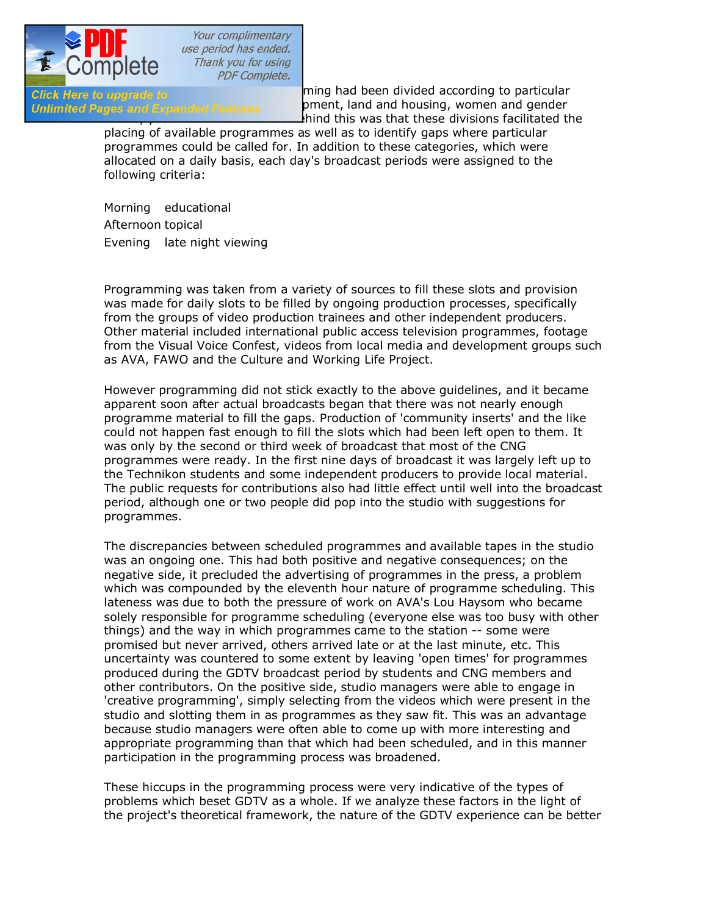ming had been divided according to particular ...pment, land and housing, women and gender ...hind this was that these divisions facilitated the placing of available programmes as well as to identify gaps where particular programmes could be called for. In addition to these categories, which were allocated on a daily basis, each day's broadcast periods were assigned to the following criteria:

Morning    educational
Afternoon topical
Evening    late night viewing

Programming was taken from a variety of sources to fill these slots and provision was made for daily slots to be filled by ongoing production processes, specifically from the groups of video production trainees and other independent producers. Other material included international public access television programmes, footage from the Visual Voice Confest, videos from local media and development groups such as AVA, FAWO and the Culture and Working Life Project.

However programming did not stick exactly to the above guidelines, and it became apparent soon after actual broadcasts began that there was not nearly enough programme material to fill the gaps. Production of 'community inserts' and the like could not happen fast enough to fill the slots which had been left open to them. It was only by the second or third week of broadcast that most of the CNG programmes were ready. In the first nine days of broadcast it was largely left up to the Technikon students and some independent producers to provide local material. The public requests for contributions also had little effect until well into the broadcast period, although one or two people did pop into the studio with suggestions for programmes.

The discrepancies between scheduled programmes and available tapes in the studio was an ongoing one. This had both positive and negative consequences; on the negative side, it precluded the advertising of programmes in the press, a problem which was compounded by the eleventh hour nature of programme scheduling. This lateness was due to both the pressure of work on AVA's Lou Haysom who became solely responsible for programme scheduling (everyone else was too busy with other things) and the way in which programmes came to the station -- some were promised but never arrived, others arrived late or at the last minute, etc. This uncertainty was countered to some extent by leaving 'open times' for programmes produced during the GDTV broadcast period by students and CNG members and other contributors. On the positive side, studio managers were able to engage in 'creative programming', simply selecting from the videos which were present in the studio and slotting them in as programmes as they saw fit. This was an advantage because studio managers were often able to come up with more interesting and appropriate programming than that which had been scheduled, and in this manner participation in the programming process was broadened.

These hiccups in the programming process were very indicative of the types of problems which beset GDTV as a whole. If we analyze these factors in the light of the project's theoretical framework, the nature of the GDTV experience can be better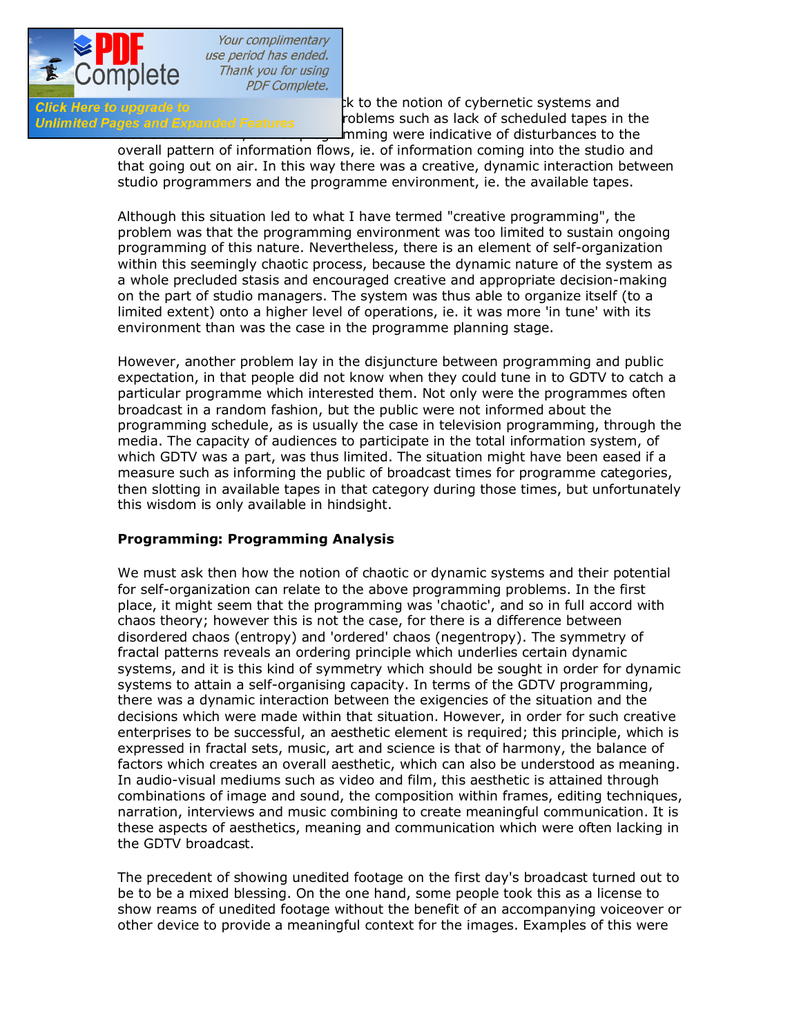k to the notion of cybernetic systems and roblems such as lack of scheduled tapes in the mming were indicative of disturbances to the overall pattern of information flows, ie. of information coming into the studio and that going out on air. In this way there was a creative, dynamic interaction between studio programmers and the programme environment, ie. the available tapes.

Although this situation led to what I have termed "creative programming", the problem was that the programming environment was too limited to sustain ongoing programming of this nature. Nevertheless, there is an element of self-organization within this seemingly chaotic process, because the dynamic nature of the system as a whole precluded stasis and encouraged creative and appropriate decision-making on the part of studio managers. The system was thus able to organize itself (to a limited extent) onto a higher level of operations, ie. it was more 'in tune' with its environment than was the case in the programme planning stage.

However, another problem lay in the disjuncture between programming and public expectation, in that people did not know when they could tune in to GDTV to catch a particular programme which interested them. Not only were the programmes often broadcast in a random fashion, but the public were not informed about the programming schedule, as is usually the case in television programming, through the media. The capacity of audiences to participate in the total information system, of which GDTV was a part, was thus limited. The situation might have been eased if a measure such as informing the public of broadcast times for programme categories, then slotting in available tapes in that category during those times, but unfortunately this wisdom is only available in hindsight.

**Programming: Programming Analysis**

We must ask then how the notion of chaotic or dynamic systems and their potential for self-organization can relate to the above programming problems. In the first place, it might seem that the programming was 'chaotic', and so in full accord with chaos theory; however this is not the case, for there is a difference between disordered chaos (entropy) and 'ordered' chaos (negentropy). The symmetry of fractal patterns reveals an ordering principle which underlies certain dynamic systems, and it is this kind of symmetry which should be sought in order for dynamic systems to attain a self-organising capacity. In terms of the GDTV programming, there was a dynamic interaction between the exigencies of the situation and the decisions which were made within that situation. However, in order for such creative enterprises to be successful, an aesthetic element is required; this principle, which is expressed in fractal sets, music, art and science is that of harmony, the balance of factors which creates an overall aesthetic, which can also be understood as meaning. In audio-visual mediums such as video and film, this aesthetic is attained through combinations of image and sound, the composition within frames, editing techniques, narration, interviews and music combining to create meaningful communication. It is these aspects of aesthetics, meaning and communication which were often lacking in the GDTV broadcast.

The precedent of showing unedited footage on the first day's broadcast turned out to be to be a mixed blessing. On the one hand, some people took this as a license to show reams of unedited footage without the benefit of an accompanying voiceover or other device to provide a meaningful context for the images. Examples of this were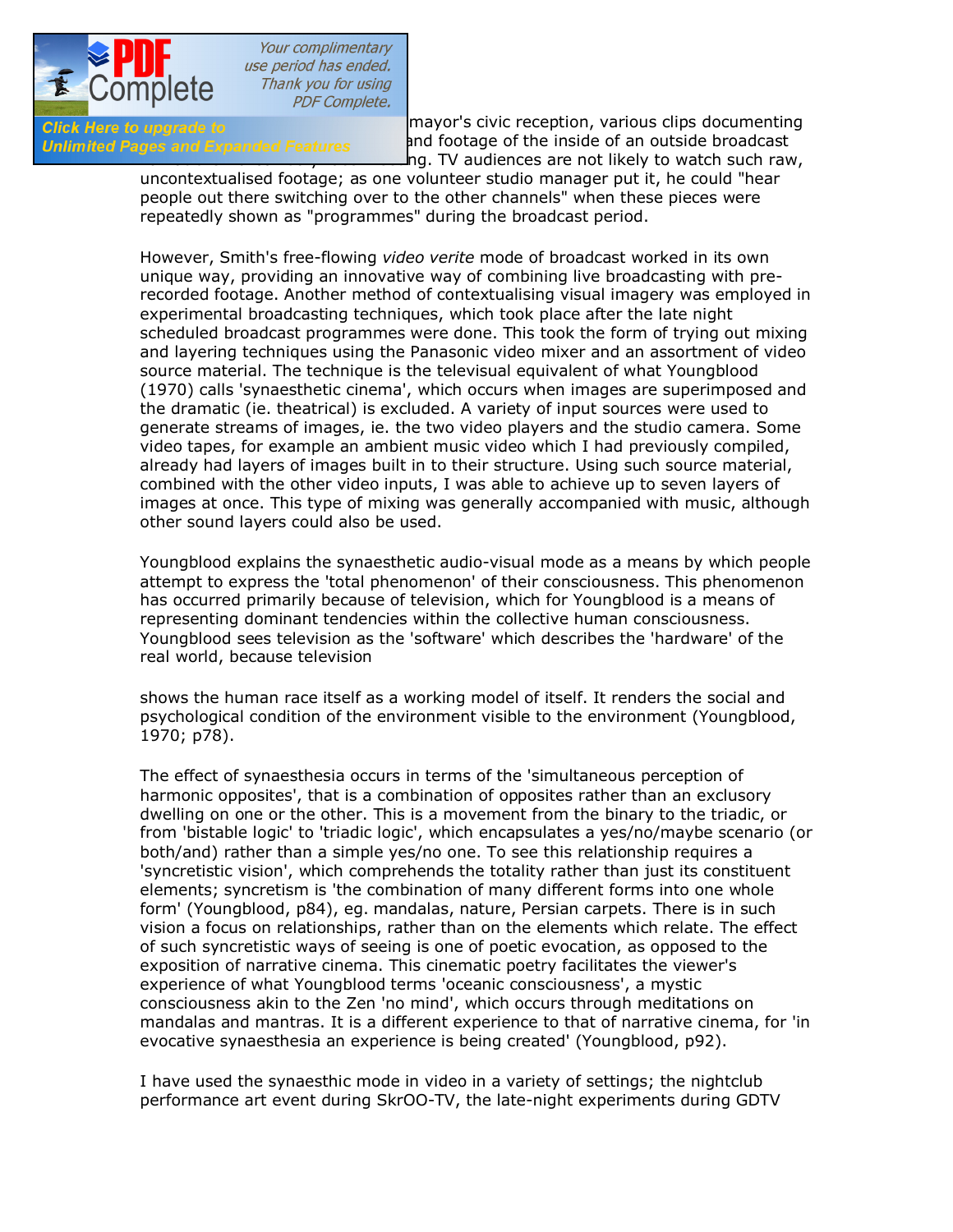mayor's civic reception, various clips documenting and footage of the inside of an outside broadcast ng. TV audiences are not likely to watch such raw, uncontextualised footage; as one volunteer studio manager put it, he could "hear people out there switching over to the other channels" when these pieces were repeatedly shown as "programmes" during the broadcast period.

However, Smith's free-flowing *video verite* mode of broadcast worked in its own unique way, providing an innovative way of combining live broadcasting with pre-recorded footage. Another method of contextualising visual imagery was employed in experimental broadcasting techniques, which took place after the late night scheduled broadcast programmes were done. This took the form of trying out mixing and layering techniques using the Panasonic video mixer and an assortment of video source material. The technique is the televisual equivalent of what Youngblood (1970) calls 'synaesthetic cinema', which occurs when images are superimposed and the dramatic (ie. theatrical) is excluded. A variety of input sources were used to generate streams of images, ie. the two video players and the studio camera. Some video tapes, for example an ambient music video which I had previously compiled, already had layers of images built in to their structure. Using such source material, combined with the other video inputs, I was able to achieve up to seven layers of images at once. This type of mixing was generally accompanied with music, although other sound layers could also be used.

Youngblood explains the synaesthetic audio-visual mode as a means by which people attempt to express the 'total phenomenon' of their consciousness. This phenomenon has occurred primarily because of television, which for Youngblood is a means of representing dominant tendencies within the collective human consciousness. Youngblood sees television as the 'software' which describes the 'hardware' of the real world, because television

shows the human race itself as a working model of itself. It renders the social and psychological condition of the environment visible to the environment (Youngblood, 1970; p78).

The effect of synaesthesia occurs in terms of the 'simultaneous perception of harmonic opposites', that is a combination of opposites rather than an exclusory dwelling on one or the other. This is a movement from the binary to the triadic, or from 'bistable logic' to 'triadic logic', which encapsulates a yes/no/maybe scenario (or both/and) rather than a simple yes/no one. To see this relationship requires a 'syncretistic vision', which comprehends the totality rather than just its constituent elements; syncretism is 'the combination of many different forms into one whole form' (Youngblood, p84), eg. mandalas, nature, Persian carpets. There is in such vision a focus on relationships, rather than on the elements which relate. The effect of such syncretistic ways of seeing is one of poetic evocation, as opposed to the exposition of narrative cinema. This cinematic poetry facilitates the viewer's experience of what Youngblood terms 'oceanic consciousness', a mystic consciousness akin to the Zen 'no mind', which occurs through meditations on mandalas and mantras. It is a different experience to that of narrative cinema, for 'in evocative synaesthesia an experience is being created' (Youngblood, p92).

I have used the synaesthic mode in video in a variety of settings; the nightclub performance art event during SkrOO-TV, the late-night experiments during GDTV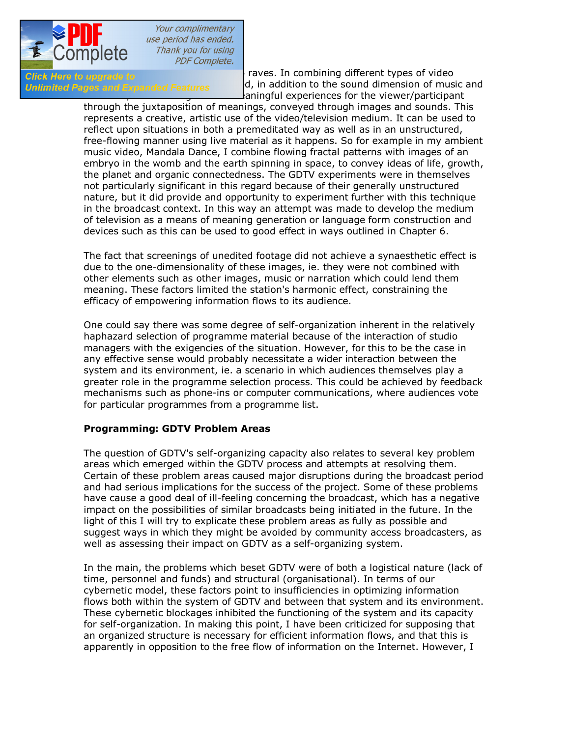raves. In combining different types of video d, in addition to the sound dimension of music and aningful experiences for the viewer/participant through the juxtaposition of meanings, conveyed through images and sounds. This represents a creative, artistic use of the video/television medium. It can be used to reflect upon situations in both a premeditated way as well as in an unstructured, free-flowing manner using live material as it happens. So for example in my ambient music video, Mandala Dance, I combine flowing fractal patterns with images of an embryo in the womb and the earth spinning in space, to convey ideas of life, growth, the planet and organic connectedness. The GDTV experiments were in themselves not particularly significant in this regard because of their generally unstructured nature, but it did provide and opportunity to experiment further with this technique in the broadcast context. In this way an attempt was made to develop the medium of television as a means of meaning generation or language form construction and devices such as this can be used to good effect in ways outlined in Chapter 6.

The fact that screenings of unedited footage did not achieve a synaesthetic effect is due to the one-dimensionality of these images, ie. they were not combined with other elements such as other images, music or narration which could lend them meaning. These factors limited the station's harmonic effect, constraining the efficacy of empowering information flows to its audience.

One could say there was some degree of self-organization inherent in the relatively haphazard selection of programme material because of the interaction of studio managers with the exigencies of the situation. However, for this to be the case in any effective sense would probably necessitate a wider interaction between the system and its environment, ie. a scenario in which audiences themselves play a greater role in the programme selection process. This could be achieved by feedback mechanisms such as phone-ins or computer communications, where audiences vote for particular programmes from a programme list.

**Programming: GDTV Problem Areas**

The question of GDTV's self-organizing capacity also relates to several key problem areas which emerged within the GDTV process and attempts at resolving them. Certain of these problem areas caused major disruptions during the broadcast period and had serious implications for the success of the project. Some of these problems have cause a good deal of ill-feeling concerning the broadcast, which has a negative impact on the possibilities of similar broadcasts being initiated in the future. In the light of this I will try to explicate these problem areas as fully as possible and suggest ways in which they might be avoided by community access broadcasters, as well as assessing their impact on GDTV as a self-organizing system.

In the main, the problems which beset GDTV were of both a logistical nature (lack of time, personnel and funds) and structural (organisational). In terms of our cybernetic model, these factors point to insufficiencies in optimizing information flows both within the system of GDTV and between that system and its environment. These cybernetic blockages inhibited the functioning of the system and its capacity for self-organization. In making this point, I have been criticized for supposing that an organized structure is necessary for efficient information flows, and that this is apparently in opposition to the free flow of information on the Internet. However, I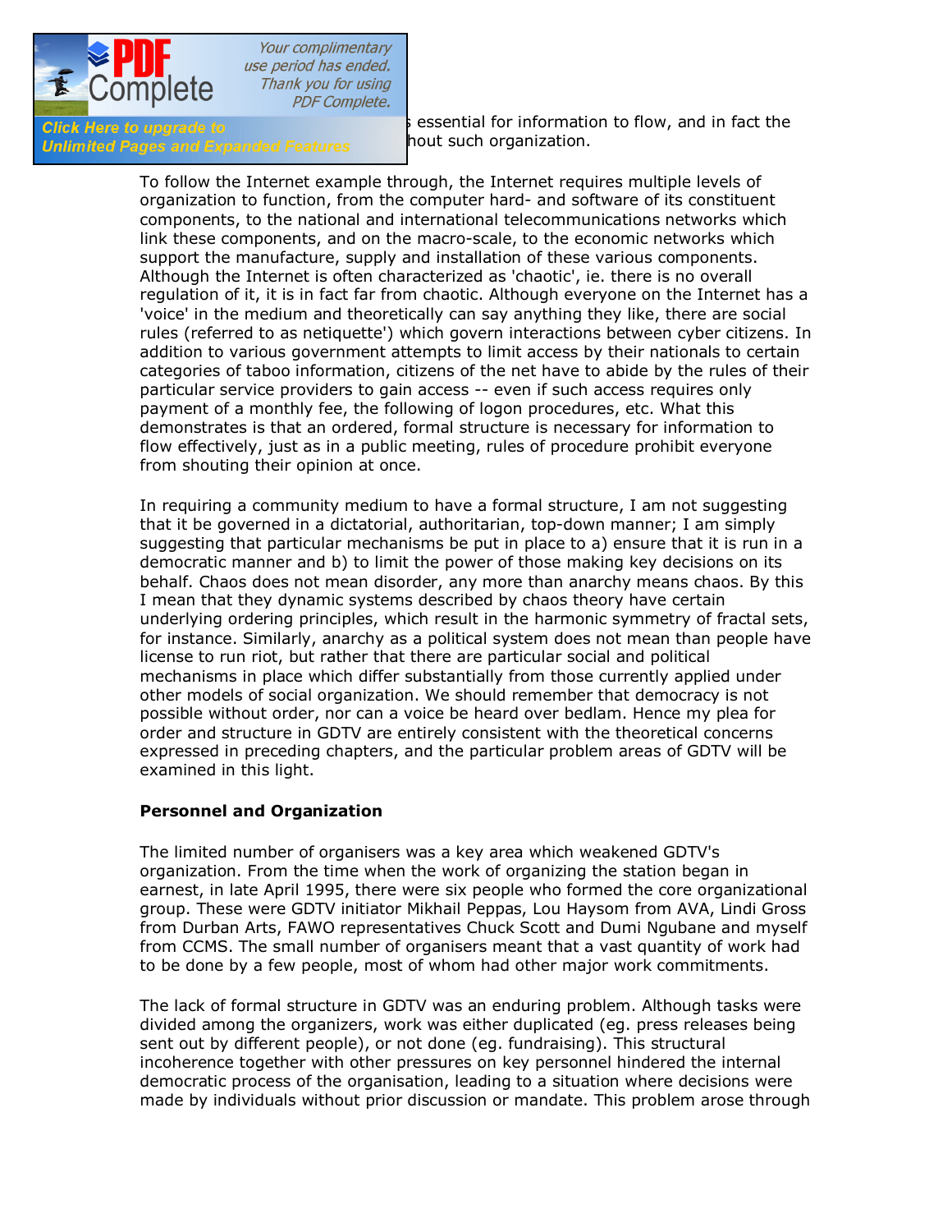essential for information to flow, and in fact the hout such organization.

To follow the Internet example through, the Internet requires multiple levels of organization to function, from the computer hard- and software of its constituent components, to the national and international telecommunications networks which link these components, and on the macro-scale, to the economic networks which support the manufacture, supply and installation of these various components. Although the Internet is often characterized as 'chaotic', ie. there is no overall regulation of it, it is in fact far from chaotic. Although everyone on the Internet has a 'voice' in the medium and theoretically can say anything they like, there are social rules (referred to as netiquette') which govern interactions between cyber citizens. In addition to various government attempts to limit access by their nationals to certain categories of taboo information, citizens of the net have to abide by the rules of their particular service providers to gain access -- even if such access requires only payment of a monthly fee, the following of logon procedures, etc. What this demonstrates is that an ordered, formal structure is necessary for information to flow effectively, just as in a public meeting, rules of procedure prohibit everyone from shouting their opinion at once.

In requiring a community medium to have a formal structure, I am not suggesting that it be governed in a dictatorial, authoritarian, top-down manner; I am simply suggesting that particular mechanisms be put in place to a) ensure that it is run in a democratic manner and b) to limit the power of those making key decisions on its behalf. Chaos does not mean disorder, any more than anarchy means chaos. By this I mean that they dynamic systems described by chaos theory have certain underlying ordering principles, which result in the harmonic symmetry of fractal sets, for instance. Similarly, anarchy as a political system does not mean than people have license to run riot, but rather that there are particular social and political mechanisms in place which differ substantially from those currently applied under other models of social organization. We should remember that democracy is not possible without order, nor can a voice be heard over bedlam. Hence my plea for order and structure in GDTV are entirely consistent with the theoretical concerns expressed in preceding chapters, and the particular problem areas of GDTV will be examined in this light.

**Personnel and Organization**

The limited number of organisers was a key area which weakened GDTV's organization. From the time when the work of organizing the station began in earnest, in late April 1995, there were six people who formed the core organizational group. These were GDTV initiator Mikhail Peppas, Lou Haysom from AVA, Lindi Gross from Durban Arts, FAWO representatives Chuck Scott and Dumi Ngubane and myself from CCMS. The small number of organisers meant that a vast quantity of work had to be done by a few people, most of whom had other major work commitments.

The lack of formal structure in GDTV was an enduring problem. Although tasks were divided among the organizers, work was either duplicated (eg. press releases being sent out by different people), or not done (eg. fundraising). This structural incoherence together with other pressures on key personnel hindered the internal democratic process of the organisation, leading to a situation where decisions were made by individuals without prior discussion or mandate. This problem arose through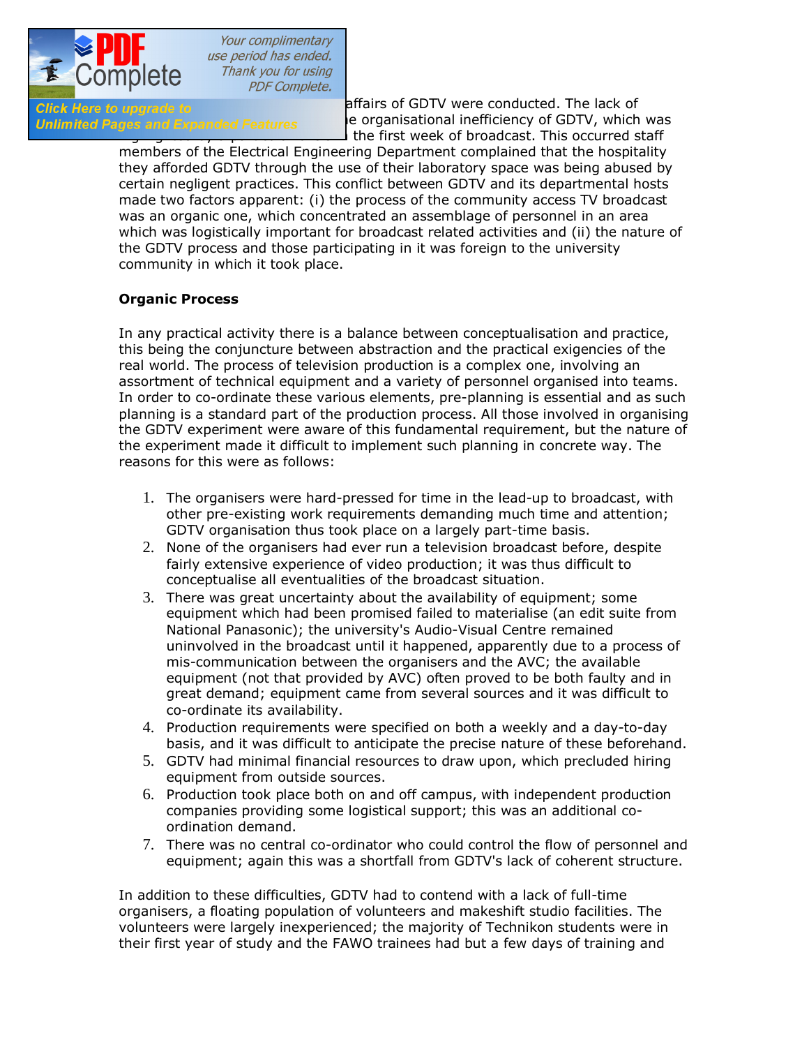affairs of GDTV were conducted. The lack of ... e organisational inefficiency of GDTV, which was ... the first week of broadcast. This occurred staff members of the Electrical Engineering Department complained that the hospitality they afforded GDTV through the use of their laboratory space was being abused by certain negligent practices. This conflict between GDTV and its departmental hosts made two factors apparent: (i) the process of the community access TV broadcast was an organic one, which concentrated an assemblage of personnel in an area which was logistically important for broadcast related activities and (ii) the nature of the GDTV process and those participating in it was foreign to the university community in which it took place.

**Organic Process**

In any practical activity there is a balance between conceptualisation and practice, this being the conjuncture between abstraction and the practical exigencies of the real world. The process of television production is a complex one, involving an assortment of technical equipment and a variety of personnel organised into teams. In order to co-ordinate these various elements, pre-planning is essential and as such planning is a standard part of the production process. All those involved in organising the GDTV experiment were aware of this fundamental requirement, but the nature of the experiment made it difficult to implement such planning in concrete way. The reasons for this were as follows:

1. The organisers were hard-pressed for time in the lead-up to broadcast, with other pre-existing work requirements demanding much time and attention; GDTV organisation thus took place on a largely part-time basis.
2. None of the organisers had ever run a television broadcast before, despite fairly extensive experience of video production; it was thus difficult to conceptualise all eventualities of the broadcast situation.
3. There was great uncertainty about the availability of equipment; some equipment which had been promised failed to materialise (an edit suite from National Panasonic); the university's Audio-Visual Centre remained uninvolved in the broadcast until it happened, apparently due to a process of mis-communication between the organisers and the AVC; the available equipment (not that provided by AVC) often proved to be both faulty and in great demand; equipment came from several sources and it was difficult to co-ordinate its availability.
4. Production requirements were specified on both a weekly and a day-to-day basis, and it was difficult to anticipate the precise nature of these beforehand.
5. GDTV had minimal financial resources to draw upon, which precluded hiring equipment from outside sources.
6. Production took place both on and off campus, with independent production companies providing some logistical support; this was an additional co-ordination demand.
7. There was no central co-ordinator who could control the flow of personnel and equipment; again this was a shortfall from GDTV's lack of coherent structure.

In addition to these difficulties, GDTV had to contend with a lack of full-time organisers, a floating population of volunteers and makeshift studio facilities. The volunteers were largely inexperienced; the majority of Technikon students were in their first year of study and the FAWO trainees had but a few days of training and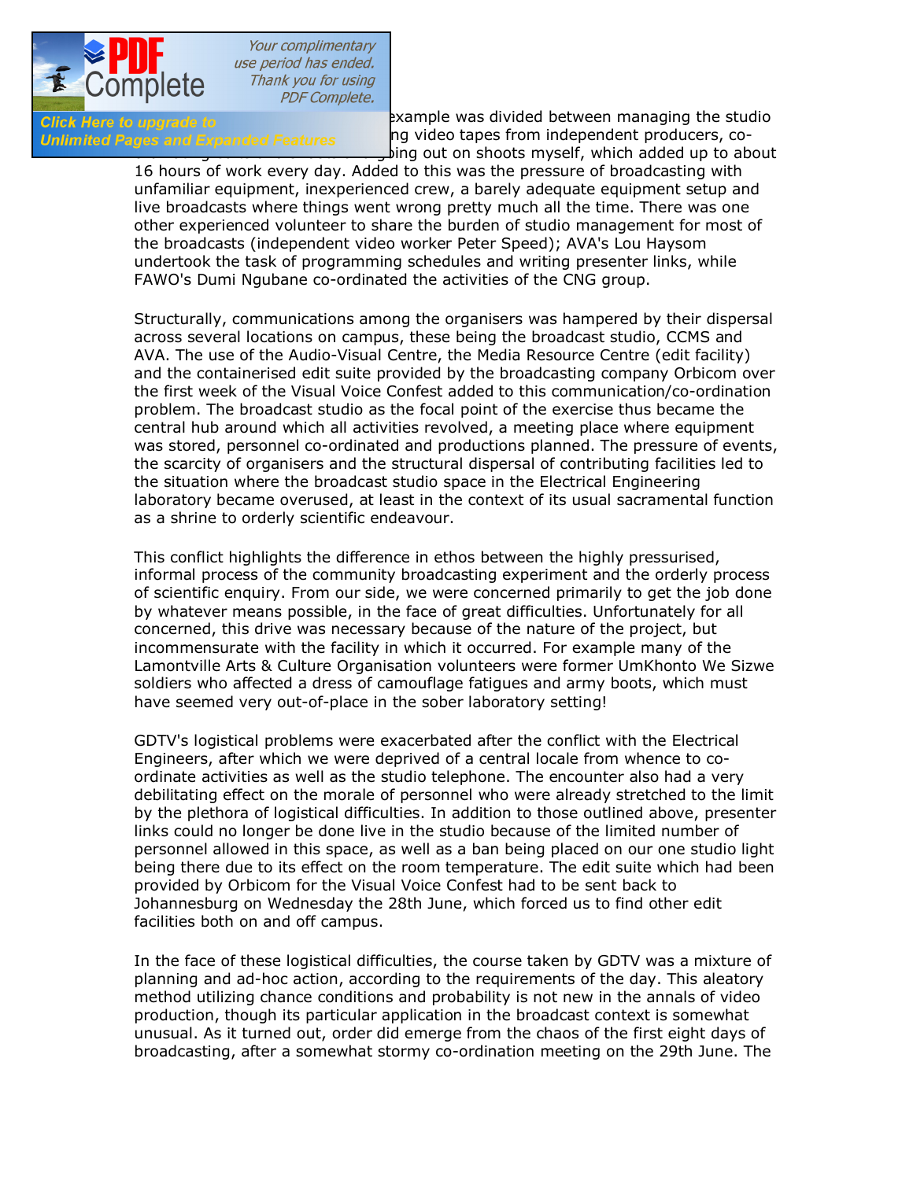example was divided between managing the studio ... ng video tapes from independent producers, co- ... ing out on shoots myself, which added up to about 16 hours of work every day. Added to this was the pressure of broadcasting with unfamiliar equipment, inexperienced crew, a barely adequate equipment setup and live broadcasts where things went wrong pretty much all the time. There was one other experienced volunteer to share the burden of studio management for most of the broadcasts (independent video worker Peter Speed); AVA's Lou Haysom undertook the task of programming schedules and writing presenter links, while FAWO's Dumi Ngubane co-ordinated the activities of the CNG group.

Structurally, communications among the organisers was hampered by their dispersal across several locations on campus, these being the broadcast studio, CCMS and AVA. The use of the Audio-Visual Centre, the Media Resource Centre (edit facility) and the containerised edit suite provided by the broadcasting company Orbicom over the first week of the Visual Voice Confest added to this communication/co-ordination problem. The broadcast studio as the focal point of the exercise thus became the central hub around which all activities revolved, a meeting place where equipment was stored, personnel co-ordinated and productions planned. The pressure of events, the scarcity of organisers and the structural dispersal of contributing facilities led to the situation where the broadcast studio space in the Electrical Engineering laboratory became overused, at least in the context of its usual sacramental function as a shrine to orderly scientific endeavour.

This conflict highlights the difference in ethos between the highly pressurised, informal process of the community broadcasting experiment and the orderly process of scientific enquiry. From our side, we were concerned primarily to get the job done by whatever means possible, in the face of great difficulties. Unfortunately for all concerned, this drive was necessary because of the nature of the project, but incommensurate with the facility in which it occurred. For example many of the Lamontville Arts & Culture Organisation volunteers were former UmKhonto We Sizwe soldiers who affected a dress of camouflage fatigues and army boots, which must have seemed very out-of-place in the sober laboratory setting!

GDTV's logistical problems were exacerbated after the conflict with the Electrical Engineers, after which we were deprived of a central locale from whence to co-ordinate activities as well as the studio telephone. The encounter also had a very debilitating effect on the morale of personnel who were already stretched to the limit by the plethora of logistical difficulties. In addition to those outlined above, presenter links could no longer be done live in the studio because of the limited number of personnel allowed in this space, as well as a ban being placed on our one studio light being there due to its effect on the room temperature. The edit suite which had been provided by Orbicom for the Visual Voice Confest had to be sent back to Johannesburg on Wednesday the 28th June, which forced us to find other edit facilities both on and off campus.

In the face of these logistical difficulties, the course taken by GDTV was a mixture of planning and ad-hoc action, according to the requirements of the day. This aleatory method utilizing chance conditions and probability is not new in the annals of video production, though its particular application in the broadcast context is somewhat unusual. As it turned out, order did emerge from the chaos of the first eight days of broadcasting, after a somewhat stormy co-ordination meeting on the 29th June. The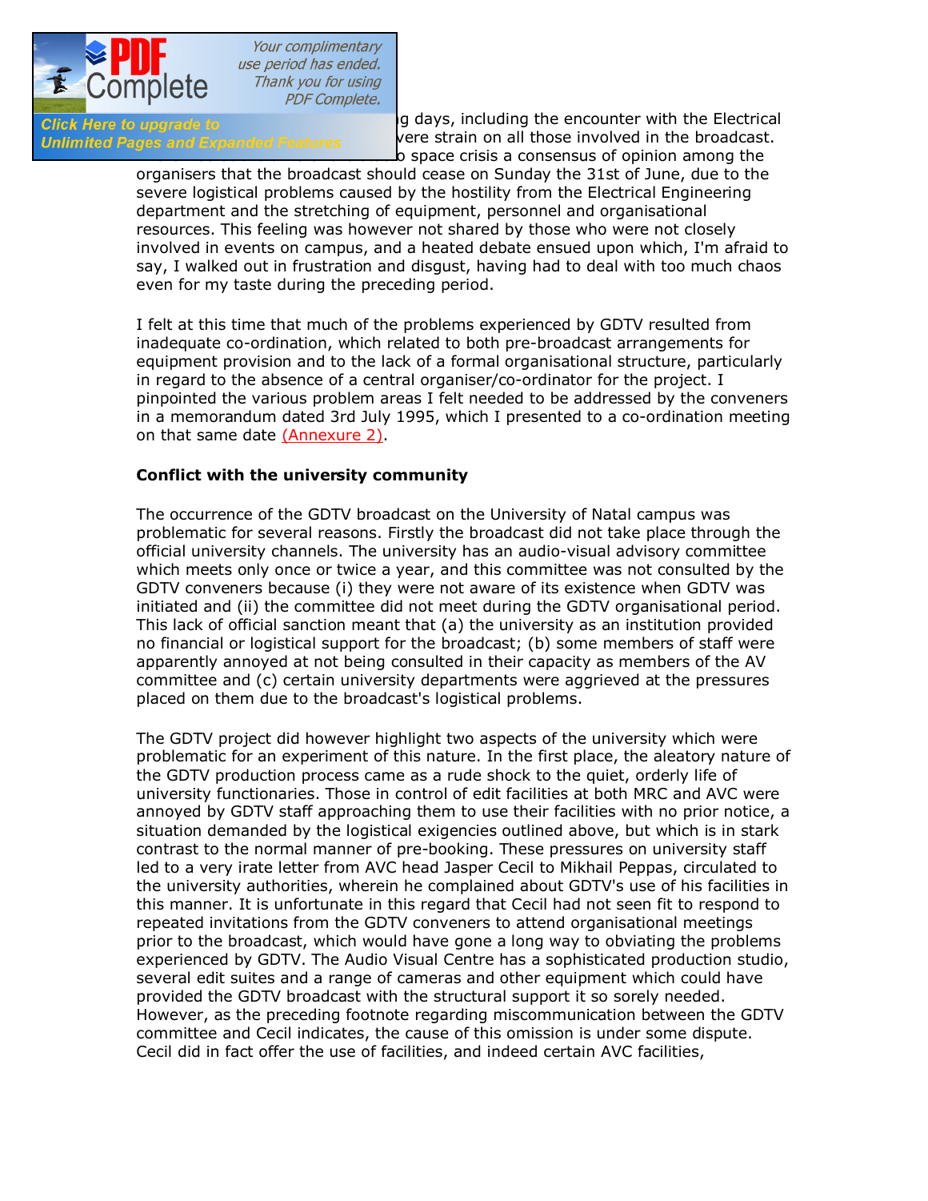g days, including the encounter with the Electrical
vere strain on all those involved in the broadcast.
o space crisis a consensus of opinion among the organisers that the broadcast should cease on Sunday the 31st of June, due to the severe logistical problems caused by the hostility from the Electrical Engineering department and the stretching of equipment, personnel and organisational resources. This feeling was however not shared by those who were not closely involved in events on campus, and a heated debate ensued upon which, I'm afraid to say, I walked out in frustration and disgust, having had to deal with too much chaos even for my taste during the preceding period.

I felt at this time that much of the problems experienced by GDTV resulted from inadequate co-ordination, which related to both pre-broadcast arrangements for equipment provision and to the lack of a formal organisational structure, particularly in regard to the absence of a central organiser/co-ordinator for the project. I pinpointed the various problem areas I felt needed to be addressed by the conveners in a memorandum dated 3rd July 1995, which I presented to a co-ordination meeting on that same date (Annexure 2).

**Conflict with the university community**

The occurrence of the GDTV broadcast on the University of Natal campus was problematic for several reasons. Firstly the broadcast did not take place through the official university channels. The university has an audio-visual advisory committee which meets only once or twice a year, and this committee was not consulted by the GDTV conveners because (i) they were not aware of its existence when GDTV was initiated and (ii) the committee did not meet during the GDTV organisational period. This lack of official sanction meant that (a) the university as an institution provided no financial or logistical support for the broadcast; (b) some members of staff were apparently annoyed at not being consulted in their capacity as members of the AV committee and (c) certain university departments were aggrieved at the pressures placed on them due to the broadcast's logistical problems.

The GDTV project did however highlight two aspects of the university which were problematic for an experiment of this nature. In the first place, the aleatory nature of the GDTV production process came as a rude shock to the quiet, orderly life of university functionaries. Those in control of edit facilities at both MRC and AVC were annoyed by GDTV staff approaching them to use their facilities with no prior notice, a situation demanded by the logistical exigencies outlined above, but which is in stark contrast to the normal manner of pre-booking. These pressures on university staff led to a very irate letter from AVC head Jasper Cecil to Mikhail Peppas, circulated to the university authorities, wherein he complained about GDTV's use of his facilities in this manner. It is unfortunate in this regard that Cecil had not seen fit to respond to repeated invitations from the GDTV conveners to attend organisational meetings prior to the broadcast, which would have gone a long way to obviating the problems experienced by GDTV. The Audio Visual Centre has a sophisticated production studio, several edit suites and a range of cameras and other equipment which could have provided the GDTV broadcast with the structural support it so sorely needed. However, as the preceding footnote regarding miscommunication between the GDTV committee and Cecil indicates, the cause of this omission is under some dispute. Cecil did in fact offer the use of facilities, and indeed certain AVC facilities,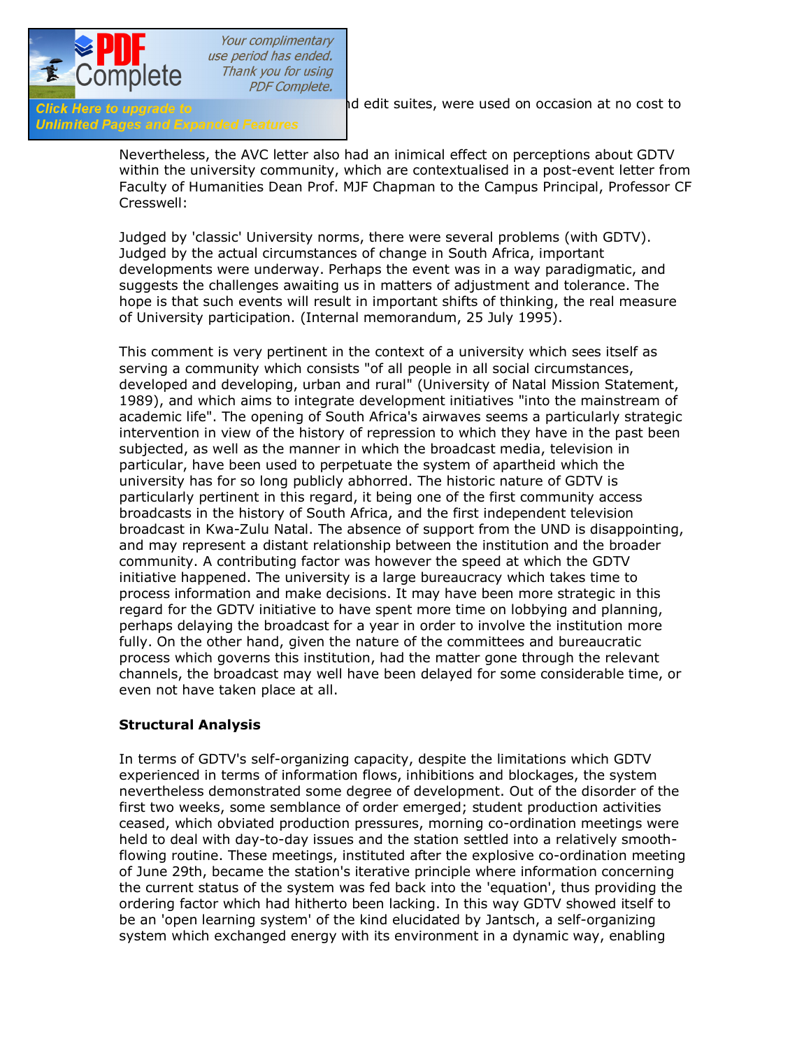...nd edit suites, were used on occasion at no cost to

Nevertheless, the AVC letter also had an inimical effect on perceptions about GDTV within the university community, which are contextualised in a post-event letter from Faculty of Humanities Dean Prof. MJF Chapman to the Campus Principal, Professor CF Cresswell:

Judged by 'classic' University norms, there were several problems (with GDTV). Judged by the actual circumstances of change in South Africa, important developments were underway. Perhaps the event was in a way paradigmatic, and suggests the challenges awaiting us in matters of adjustment and tolerance. The hope is that such events will result in important shifts of thinking, the real measure of University participation. (Internal memorandum, 25 July 1995).

This comment is very pertinent in the context of a university which sees itself as serving a community which consists "of all people in all social circumstances, developed and developing, urban and rural" (University of Natal Mission Statement, 1989), and which aims to integrate development initiatives "into the mainstream of academic life". The opening of South Africa's airwaves seems a particularly strategic intervention in view of the history of repression to which they have in the past been subjected, as well as the manner in which the broadcast media, television in particular, have been used to perpetuate the system of apartheid which the university has for so long publicly abhorred. The historic nature of GDTV is particularly pertinent in this regard, it being one of the first community access broadcasts in the history of South Africa, and the first independent television broadcast in Kwa-Zulu Natal. The absence of support from the UND is disappointing, and may represent a distant relationship between the institution and the broader community. A contributing factor was however the speed at which the GDTV initiative happened. The university is a large bureaucracy which takes time to process information and make decisions. It may have been more strategic in this regard for the GDTV initiative to have spent more time on lobbying and planning, perhaps delaying the broadcast for a year in order to involve the institution more fully. On the other hand, given the nature of the committees and bureaucratic process which governs this institution, had the matter gone through the relevant channels, the broadcast may well have been delayed for some considerable time, or even not have taken place at all.

**Structural Analysis**

In terms of GDTV's self-organizing capacity, despite the limitations which GDTV experienced in terms of information flows, inhibitions and blockages, the system nevertheless demonstrated some degree of development. Out of the disorder of the first two weeks, some semblance of order emerged; student production activities ceased, which obviated production pressures, morning co-ordination meetings were held to deal with day-to-day issues and the station settled into a relatively smooth-flowing routine. These meetings, instituted after the explosive co-ordination meeting of June 29th, became the station's iterative principle where information concerning the current status of the system was fed back into the 'equation', thus providing the ordering factor which had hitherto been lacking. In this way GDTV showed itself to be an 'open learning system' of the kind elucidated by Jantsch, a self-organizing system which exchanged energy with its environment in a dynamic way, enabling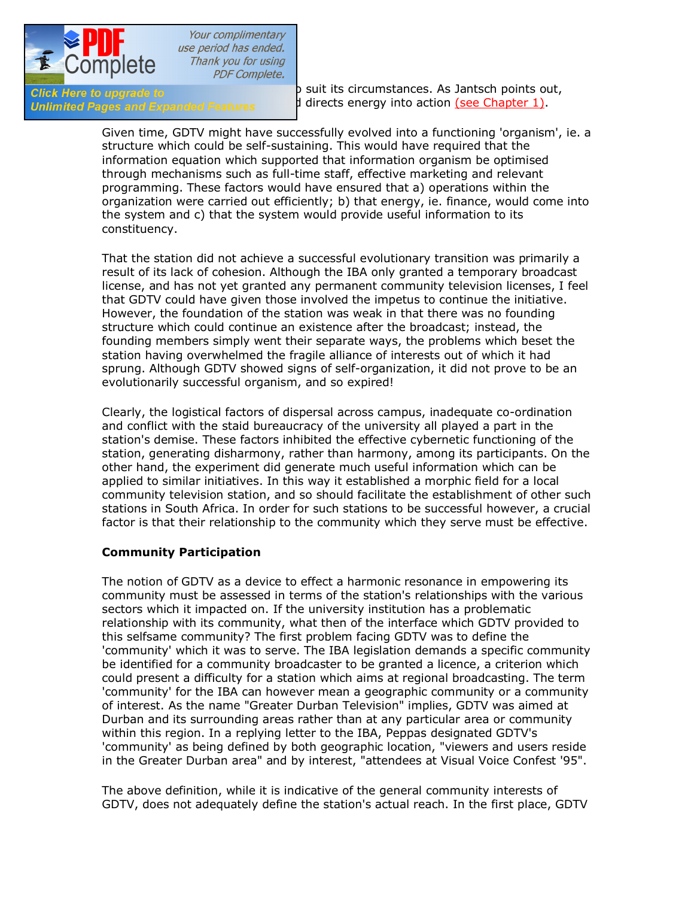suit its circumstances. As Jantsch points out, directs energy into action (see Chapter 1).

Given time, GDTV might have successfully evolved into a functioning 'organism', ie. a structure which could be self-sustaining. This would have required that the information equation which supported that information organism be optimised through mechanisms such as full-time staff, effective marketing and relevant programming. These factors would have ensured that a) operations within the organization were carried out efficiently; b) that energy, ie. finance, would come into the system and c) that the system would provide useful information to its constituency.

That the station did not achieve a successful evolutionary transition was primarily a result of its lack of cohesion. Although the IBA only granted a temporary broadcast license, and has not yet granted any permanent community television licenses, I feel that GDTV could have given those involved the impetus to continue the initiative. However, the foundation of the station was weak in that there was no founding structure which could continue an existence after the broadcast; instead, the founding members simply went their separate ways, the problems which beset the station having overwhelmed the fragile alliance of interests out of which it had sprung. Although GDTV showed signs of self-organization, it did not prove to be an evolutionarily successful organism, and so expired!

Clearly, the logistical factors of dispersal across campus, inadequate co-ordination and conflict with the staid bureaucracy of the university all played a part in the station's demise. These factors inhibited the effective cybernetic functioning of the station, generating disharmony, rather than harmony, among its participants. On the other hand, the experiment did generate much useful information which can be applied to similar initiatives. In this way it established a morphic field for a local community television station, and so should facilitate the establishment of other such stations in South Africa. In order for such stations to be successful however, a crucial factor is that their relationship to the community which they serve must be effective.

**Community Participation**

The notion of GDTV as a device to effect a harmonic resonance in empowering its community must be assessed in terms of the station's relationships with the various sectors which it impacted on. If the university institution has a problematic relationship with its community, what then of the interface which GDTV provided to this selfsame community? The first problem facing GDTV was to define the 'community' which it was to serve. The IBA legislation demands a specific community be identified for a community broadcaster to be granted a licence, a criterion which could present a difficulty for a station which aims at regional broadcasting. The term 'community' for the IBA can however mean a geographic community or a community of interest. As the name "Greater Durban Television" implies, GDTV was aimed at Durban and its surrounding areas rather than at any particular area or community within this region. In a replying letter to the IBA, Peppas designated GDTV's 'community' as being defined by both geographic location, "viewers and users reside in the Greater Durban area" and by interest, "attendees at Visual Voice Confest '95".

The above definition, while it is indicative of the general community interests of GDTV, does not adequately define the station's actual reach. In the first place, GDTV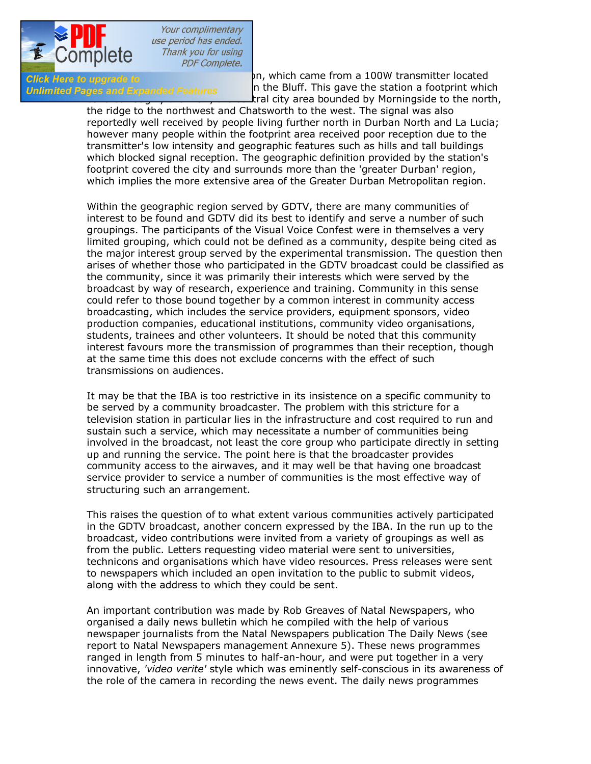n, which came from a 100W transmitter located n the Bluff. This gave the station a footprint which tral city area bounded by Morningside to the north, the ridge to the northwest and Chatsworth to the west. The signal was also reportedly well received by people living further north in Durban North and La Lucia; however many people within the footprint area received poor reception due to the transmitter's low intensity and geographic features such as hills and tall buildings which blocked signal reception. The geographic definition provided by the station's footprint covered the city and surrounds more than the 'greater Durban' region, which implies the more extensive area of the Greater Durban Metropolitan region.

Within the geographic region served by GDTV, there are many communities of interest to be found and GDTV did its best to identify and serve a number of such groupings. The participants of the Visual Voice Confest were in themselves a very limited grouping, which could not be defined as a community, despite being cited as the major interest group served by the experimental transmission. The question then arises of whether those who participated in the GDTV broadcast could be classified as the community, since it was primarily their interests which were served by the broadcast by way of research, experience and training. Community in this sense could refer to those bound together by a common interest in community access broadcasting, which includes the service providers, equipment sponsors, video production companies, educational institutions, community video organisations, students, trainees and other volunteers. It should be noted that this community interest favours more the transmission of programmes than their reception, though at the same time this does not exclude concerns with the effect of such transmissions on audiences.

It may be that the IBA is too restrictive in its insistence on a specific community to be served by a community broadcaster. The problem with this structure for a television station in particular lies in the infrastructure and cost required to run and sustain such a service, which may necessitate a number of communities being involved in the broadcast, not least the core group who participate directly in setting up and running the service. The point here is that the broadcaster provides community access to the airwaves, and it may well be that having one broadcast service provider to service a number of communities is the most effective way of structuring such an arrangement.

This raises the question of to what extent various communities actively participated in the GDTV broadcast, another concern expressed by the IBA. In the run up to the broadcast, video contributions were invited from a variety of groupings as well as from the public. Letters requesting video material were sent to universities, technicons and organisations which have video resources. Press releases were sent to newspapers which included an open invitation to the public to submit videos, along with the address to which they could be sent.

An important contribution was made by Rob Greaves of Natal Newspapers, who organised a daily news bulletin which he compiled with the help of various newspaper journalists from the Natal Newspapers publication The Daily News (see report to Natal Newspapers management Annexure 5). These news programmes ranged in length from 5 minutes to half-an-hour, and were put together in a very innovative, *'video verite'* style which was eminently self-conscious in its awareness of the role of the camera in recording the news event. The daily news programmes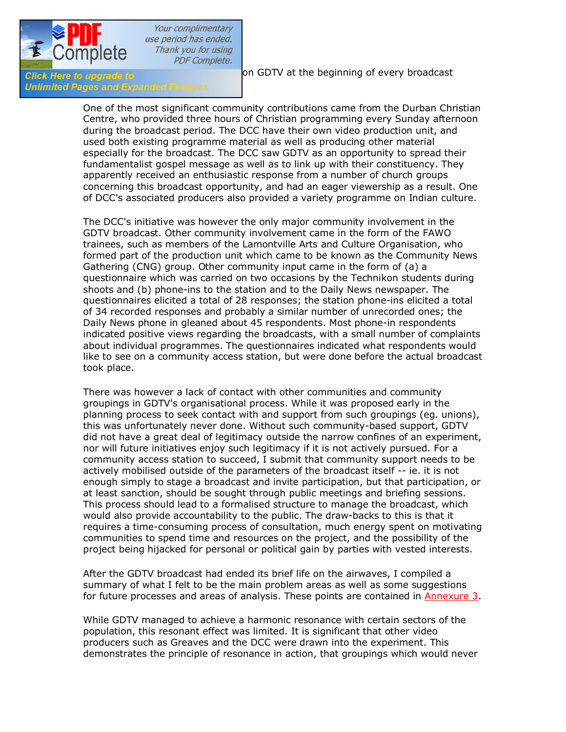on GDTV at the beginning of every broadcast

One of the most significant community contributions came from the Durban Christian Centre, who provided three hours of Christian programming every Sunday afternoon during the broadcast period. The DCC have their own video production unit, and used both existing programme material as well as producing other material especially for the broadcast. The DCC saw GDTV as an opportunity to spread their fundamentalist gospel message as well as to link up with their constituency. They apparently received an enthusiastic response from a number of church groups concerning this broadcast opportunity, and had an eager viewership as a result. One of DCC's associated producers also provided a variety programme on Indian culture.

The DCC's initiative was however the only major community involvement in the GDTV broadcast. Other community involvement came in the form of the FAWO trainees, such as members of the Lamontville Arts and Culture Organisation, who formed part of the production unit which came to be known as the Community News Gathering (CNG) group. Other community input came in the form of (a) a questionnaire which was carried on two occasions by the Technikon students during shoots and (b) phone-ins to the station and to the Daily News newspaper. The questionnaires elicited a total of 28 responses; the station phone-ins elicited a total of 34 recorded responses and probably a similar number of unrecorded ones; the Daily News phone in gleaned about 45 respondents. Most phone-in respondents indicated positive views regarding the broadcasts, with a small number of complaints about individual programmes. The questionnaires indicated what respondents would like to see on a community access station, but were done before the actual broadcast took place.

There was however a lack of contact with other communities and community groupings in GDTV's organisational process. While it was proposed early in the planning process to seek contact with and support from such groupings (eg. unions), this was unfortunately never done. Without such community-based support, GDTV did not have a great deal of legitimacy outside the narrow confines of an experiment, nor will future initiatives enjoy such legitimacy if it is not actively pursued. For a community access station to succeed, I submit that community support needs to be actively mobilised outside of the parameters of the broadcast itself -- ie. it is not enough simply to stage a broadcast and invite participation, but that participation, or at least sanction, should be sought through public meetings and briefing sessions. This process should lead to a formalised structure to manage the broadcast, which would also provide accountability to the public. The draw-backs to this is that it requires a time-consuming process of consultation, much energy spent on motivating communities to spend time and resources on the project, and the possibility of the project being hijacked for personal or political gain by parties with vested interests.

After the GDTV broadcast had ended its brief life on the airwaves, I compiled a summary of what I felt to be the main problem areas as well as some suggestions for future processes and areas of analysis. These points are contained in Annexure 3.

While GDTV managed to achieve a harmonic resonance with certain sectors of the population, this resonant effect was limited. It is significant that other video producers such as Greaves and the DCC were drawn into the experiment. This demonstrates the principle of resonance in action, that groupings which would never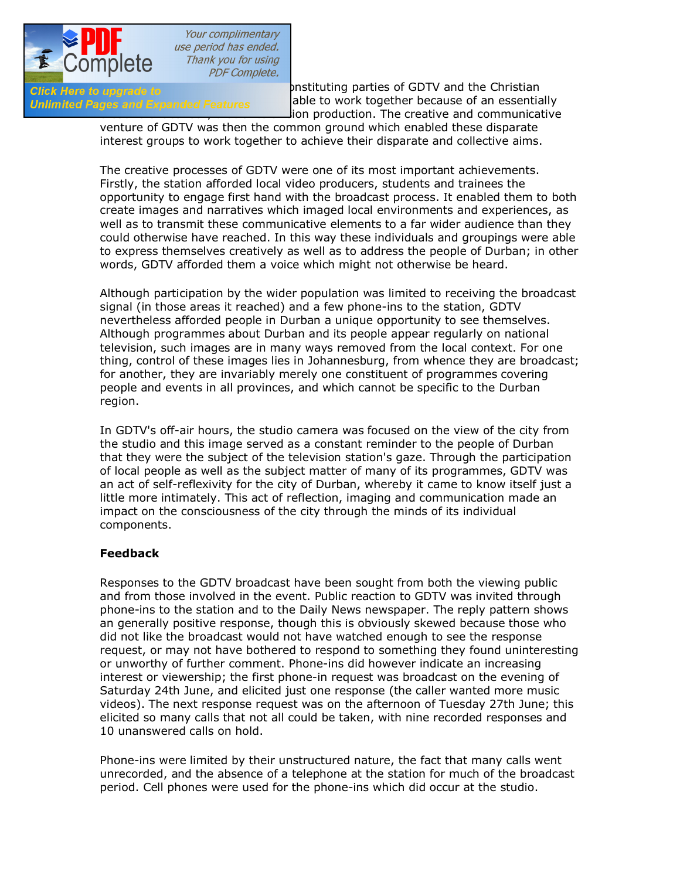...nstituting parties of GDTV and the Christian ... able to work together because of an essentially ... ion production. The creative and communicative venture of GDTV was then the common ground which enabled these disparate interest groups to work together to achieve their disparate and collective aims.

The creative processes of GDTV were one of its most important achievements. Firstly, the station afforded local video producers, students and trainees the opportunity to engage first hand with the broadcast process. It enabled them to both create images and narratives which imaged local environments and experiences, as well as to transmit these communicative elements to a far wider audience than they could otherwise have reached. In this way these individuals and groupings were able to express themselves creatively as well as to address the people of Durban; in other words, GDTV afforded them a voice which might not otherwise be heard.

Although participation by the wider population was limited to receiving the broadcast signal (in those areas it reached) and a few phone-ins to the station, GDTV nevertheless afforded people in Durban a unique opportunity to see themselves. Although programmes about Durban and its people appear regularly on national television, such images are in many ways removed from the local context. For one thing, control of these images lies in Johannesburg, from whence they are broadcast; for another, they are invariably merely one constituent of programmes covering people and events in all provinces, and which cannot be specific to the Durban region.

In GDTV's off-air hours, the studio camera was focused on the view of the city from the studio and this image served as a constant reminder to the people of Durban that they were the subject of the television station's gaze. Through the participation of local people as well as the subject matter of many of its programmes, GDTV was an act of self-reflexivity for the city of Durban, whereby it came to know itself just a little more intimately. This act of reflection, imaging and communication made an impact on the consciousness of the city through the minds of its individual components.

**Feedback**

Responses to the GDTV broadcast have been sought from both the viewing public and from those involved in the event. Public reaction to GDTV was invited through phone-ins to the station and to the Daily News newspaper. The reply pattern shows an generally positive response, though this is obviously skewed because those who did not like the broadcast would not have watched enough to see the response request, or may not have bothered to respond to something they found uninteresting or unworthy of further comment. Phone-ins did however indicate an increasing interest or viewership; the first phone-in request was broadcast on the evening of Saturday 24th June, and elicited just one response (the caller wanted more music videos). The next response request was on the afternoon of Tuesday 27th June; this elicited so many calls that not all could be taken, with nine recorded responses and 10 unanswered calls on hold.

Phone-ins were limited by their unstructured nature, the fact that many calls went unrecorded, and the absence of a telephone at the station for much of the broadcast period. Cell phones were used for the phone-ins which did occur at the studio.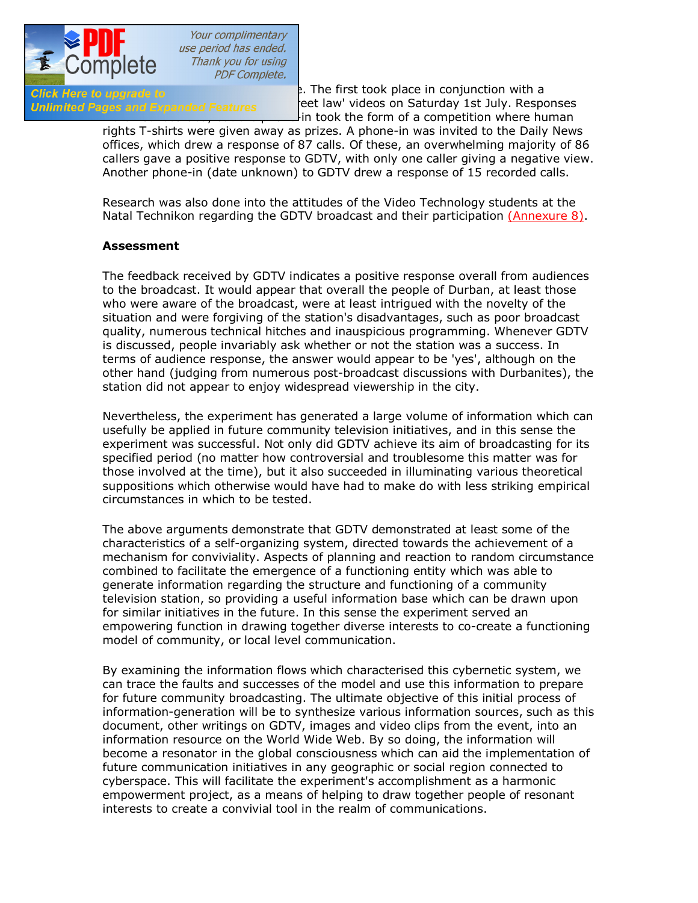. The first took place in conjunction with a eet law' videos on Saturday 1st July. Responses in took the form of a competition where human rights T-shirts were given away as prizes. A phone-in was invited to the Daily News offices, which drew a response of 87 calls. Of these, an overwhelming majority of 86 callers gave a positive response to GDTV, with only one caller giving a negative view. Another phone-in (date unknown) to GDTV drew a response of 15 recorded calls.

Research was also done into the attitudes of the Video Technology students at the Natal Technikon regarding the GDTV broadcast and their participation (Annexure 8).

**Assessment**

The feedback received by GDTV indicates a positive response overall from audiences to the broadcast. It would appear that overall the people of Durban, at least those who were aware of the broadcast, were at least intrigued with the novelty of the situation and were forgiving of the station's disadvantages, such as poor broadcast quality, numerous technical hitches and inauspicious programming. Whenever GDTV is discussed, people invariably ask whether or not the station was a success. In terms of audience response, the answer would appear to be 'yes', although on the other hand (judging from numerous post-broadcast discussions with Durbanites), the station did not appear to enjoy widespread viewership in the city.

Nevertheless, the experiment has generated a large volume of information which can usefully be applied in future community television initiatives, and in this sense the experiment was successful. Not only did GDTV achieve its aim of broadcasting for its specified period (no matter how controversial and troublesome this matter was for those involved at the time), but it also succeeded in illuminating various theoretical suppositions which otherwise would have had to make do with less striking empirical circumstances in which to be tested.

The above arguments demonstrate that GDTV demonstrated at least some of the characteristics of a self-organizing system, directed towards the achievement of a mechanism for conviviality. Aspects of planning and reaction to random circumstance combined to facilitate the emergence of a functioning entity which was able to generate information regarding the structure and functioning of a community television station, so providing a useful information base which can be drawn upon for similar initiatives in the future. In this sense the experiment served an empowering function in drawing together diverse interests to co-create a functioning model of community, or local level communication.

By examining the information flows which characterised this cybernetic system, we can trace the faults and successes of the model and use this information to prepare for future community broadcasting. The ultimate objective of this initial process of information-generation will be to synthesize various information sources, such as this document, other writings on GDTV, images and video clips from the event, into an information resource on the World Wide Web. By so doing, the information will become a resonator in the global consciousness which can aid the implementation of future communication initiatives in any geographic or social region connected to cyberspace. This will facilitate the experiment's accomplishment as a harmonic empowerment project, as a means of helping to draw together people of resonant interests to create a convivial tool in the realm of communications.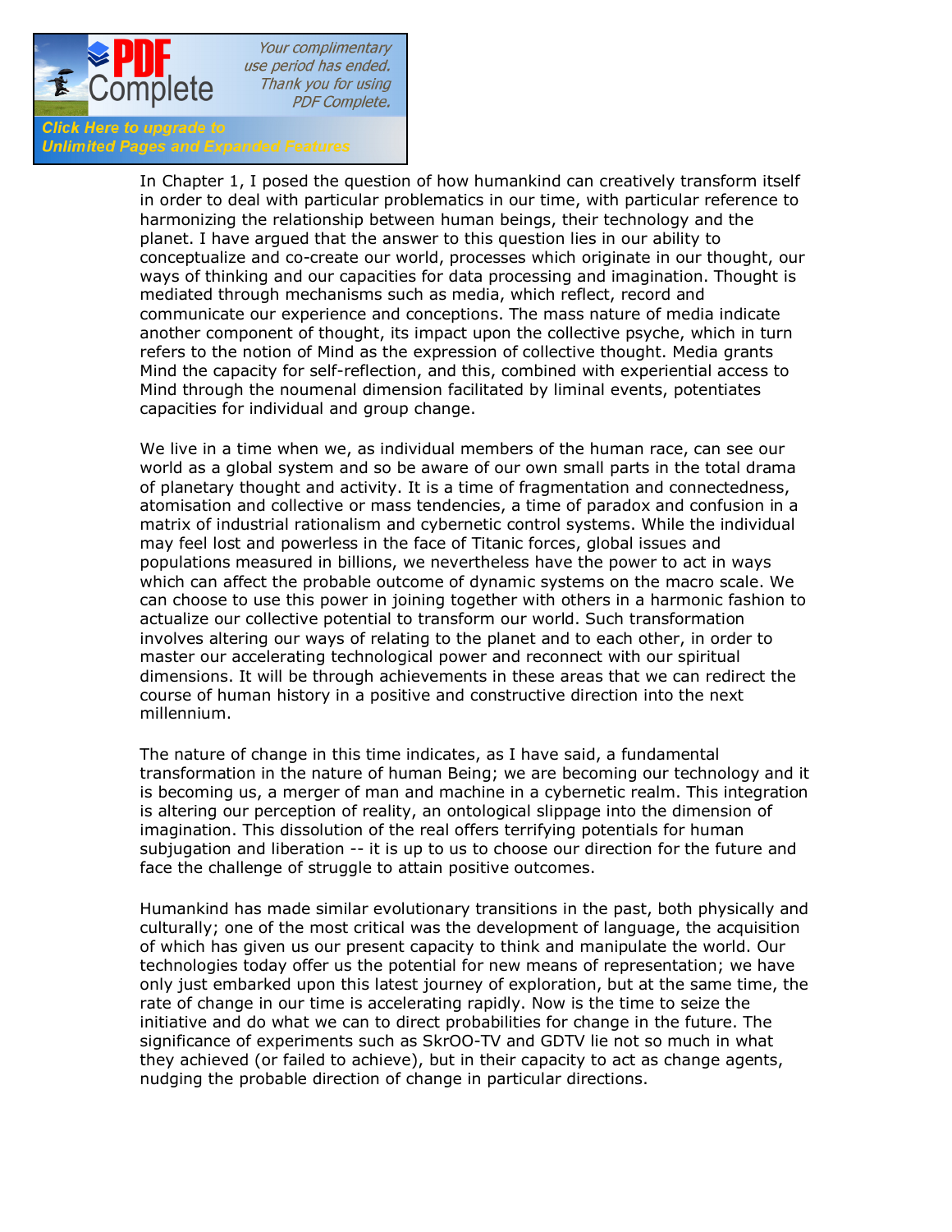In Chapter 1, I posed the question of how humankind can creatively transform itself in order to deal with particular problematics in our time, with particular reference to harmonizing the relationship between human beings, their technology and the planet. I have argued that the answer to this question lies in our ability to conceptualize and co-create our world, processes which originate in our thought, our ways of thinking and our capacities for data processing and imagination. Thought is mediated through mechanisms such as media, which reflect, record and communicate our experience and conceptions. The mass nature of media indicate another component of thought, its impact upon the collective psyche, which in turn refers to the notion of Mind as the expression of collective thought. Media grants Mind the capacity for self-reflection, and this, combined with experiential access to Mind through the noumenal dimension facilitated by liminal events, potentiates capacities for individual and group change.

We live in a time when we, as individual members of the human race, can see our world as a global system and so be aware of our own small parts in the total drama of planetary thought and activity. It is a time of fragmentation and connectedness, atomisation and collective or mass tendencies, a time of paradox and confusion in a matrix of industrial rationalism and cybernetic control systems. While the individual may feel lost and powerless in the face of Titanic forces, global issues and populations measured in billions, we nevertheless have the power to act in ways which can affect the probable outcome of dynamic systems on the macro scale. We can choose to use this power in joining together with others in a harmonic fashion to actualize our collective potential to transform our world. Such transformation involves altering our ways of relating to the planet and to each other, in order to master our accelerating technological power and reconnect with our spiritual dimensions. It will be through achievements in these areas that we can redirect the course of human history in a positive and constructive direction into the next millennium.

The nature of change in this time indicates, as I have said, a fundamental transformation in the nature of human Being; we are becoming our technology and it is becoming us, a merger of man and machine in a cybernetic realm. This integration is altering our perception of reality, an ontological slippage into the dimension of imagination. This dissolution of the real offers terrifying potentials for human subjugation and liberation -- it is up to us to choose our direction for the future and face the challenge of struggle to attain positive outcomes.

Humankind has made similar evolutionary transitions in the past, both physically and culturally; one of the most critical was the development of language, the acquisition of which has given us our present capacity to think and manipulate the world. Our technologies today offer us the potential for new means of representation; we have only just embarked upon this latest journey of exploration, but at the same time, the rate of change in our time is accelerating rapidly. Now is the time to seize the initiative and do what we can to direct probabilities for change in the future. The significance of experiments such as SkrOO-TV and GDTV lie not so much in what they achieved (or failed to achieve), but in their capacity to act as change agents, nudging the probable direction of change in particular directions.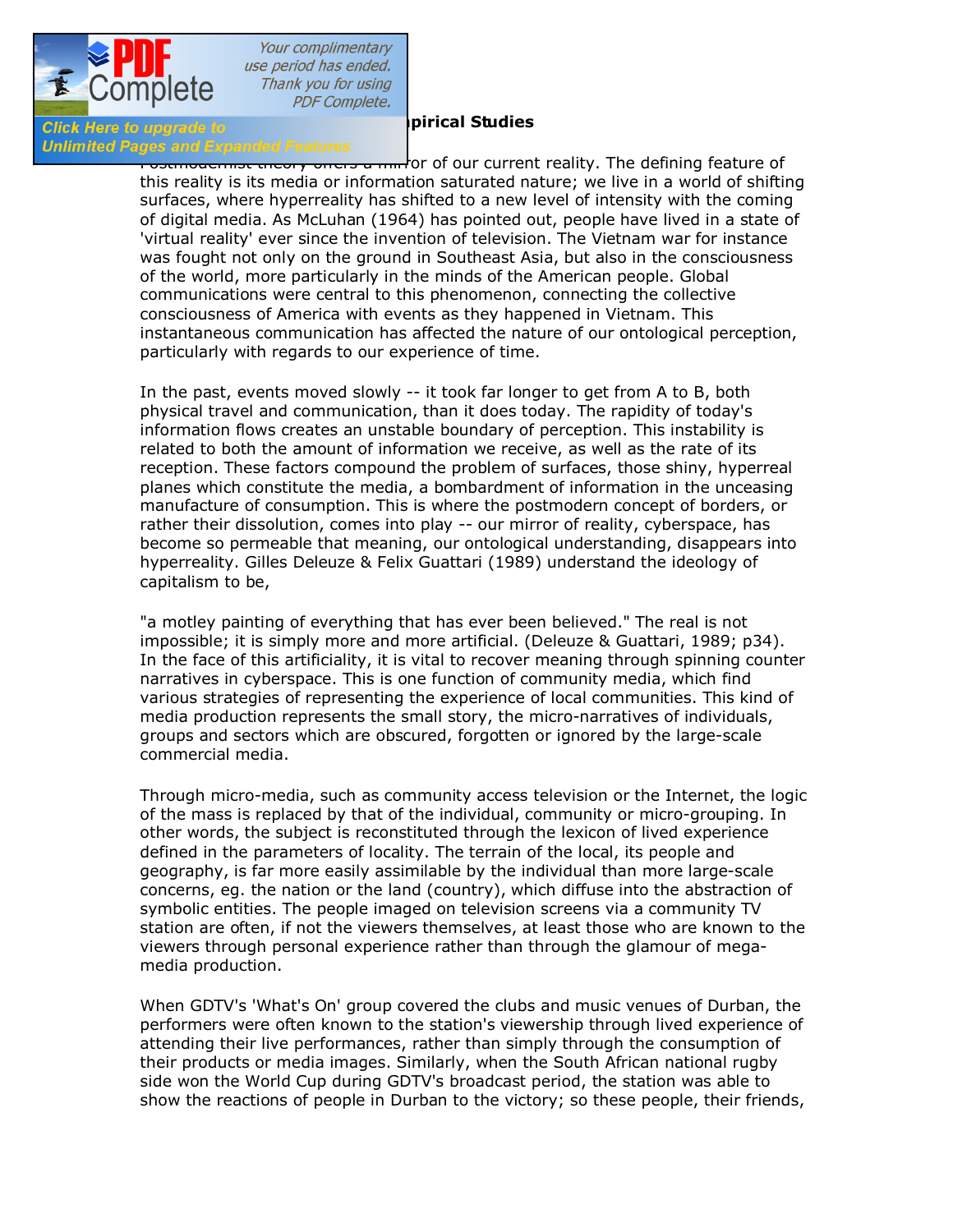### ...pirical Studies

...ror of our current reality. The defining feature of this reality is its media or information saturated nature; we live in a world of shifting surfaces, where hyperreality has shifted to a new level of intensity with the coming of digital media. As McLuhan (1964) has pointed out, people have lived in a state of 'virtual reality' ever since the invention of television. The Vietnam war for instance was fought not only on the ground in Southeast Asia, but also in the consciousness of the world, more particularly in the minds of the American people. Global communications were central to this phenomenon, connecting the collective consciousness of America with events as they happened in Vietnam. This instantaneous communication has affected the nature of our ontological perception, particularly with regards to our experience of time.

In the past, events moved slowly -- it took far longer to get from A to B, both physical travel and communication, than it does today. The rapidity of today's information flows creates an unstable boundary of perception. This instability is related to both the amount of information we receive, as well as the rate of its reception. These factors compound the problem of surfaces, those shiny, hyperreal planes which constitute the media, a bombardment of information in the unceasing manufacture of consumption. This is where the postmodern concept of borders, or rather their dissolution, comes into play -- our mirror of reality, cyberspace, has become so permeable that meaning, our ontological understanding, disappears into hyperreality. Gilles Deleuze & Felix Guattari (1989) understand the ideology of capitalism to be,

"a motley painting of everything that has ever been believed." The real is not impossible; it is simply more and more artificial. (Deleuze & Guattari, 1989; p34). In the face of this artificiality, it is vital to recover meaning through spinning counter narratives in cyberspace. This is one function of community media, which find various strategies of representing the experience of local communities. This kind of media production represents the small story, the micro-narratives of individuals, groups and sectors which are obscured, forgotten or ignored by the large-scale commercial media.

Through micro-media, such as community access television or the Internet, the logic of the mass is replaced by that of the individual, community or micro-grouping. In other words, the subject is reconstituted through the lexicon of lived experience defined in the parameters of locality. The terrain of the local, its people and geography, is far more easily assimilable by the individual than more large-scale concerns, eg. the nation or the land (country), which diffuse into the abstraction of symbolic entities. The people imaged on television screens via a community TV station are often, if not the viewers themselves, at least those who are known to the viewers through personal experience rather than through the glamour of mega-media production.

When GDTV's 'What's On' group covered the clubs and music venues of Durban, the performers were often known to the station's viewership through lived experience of attending their live performances, rather than simply through the consumption of their products or media images. Similarly, when the South African national rugby side won the World Cup during GDTV's broadcast period, the station was able to show the reactions of people in Durban to the victory; so these people, their friends,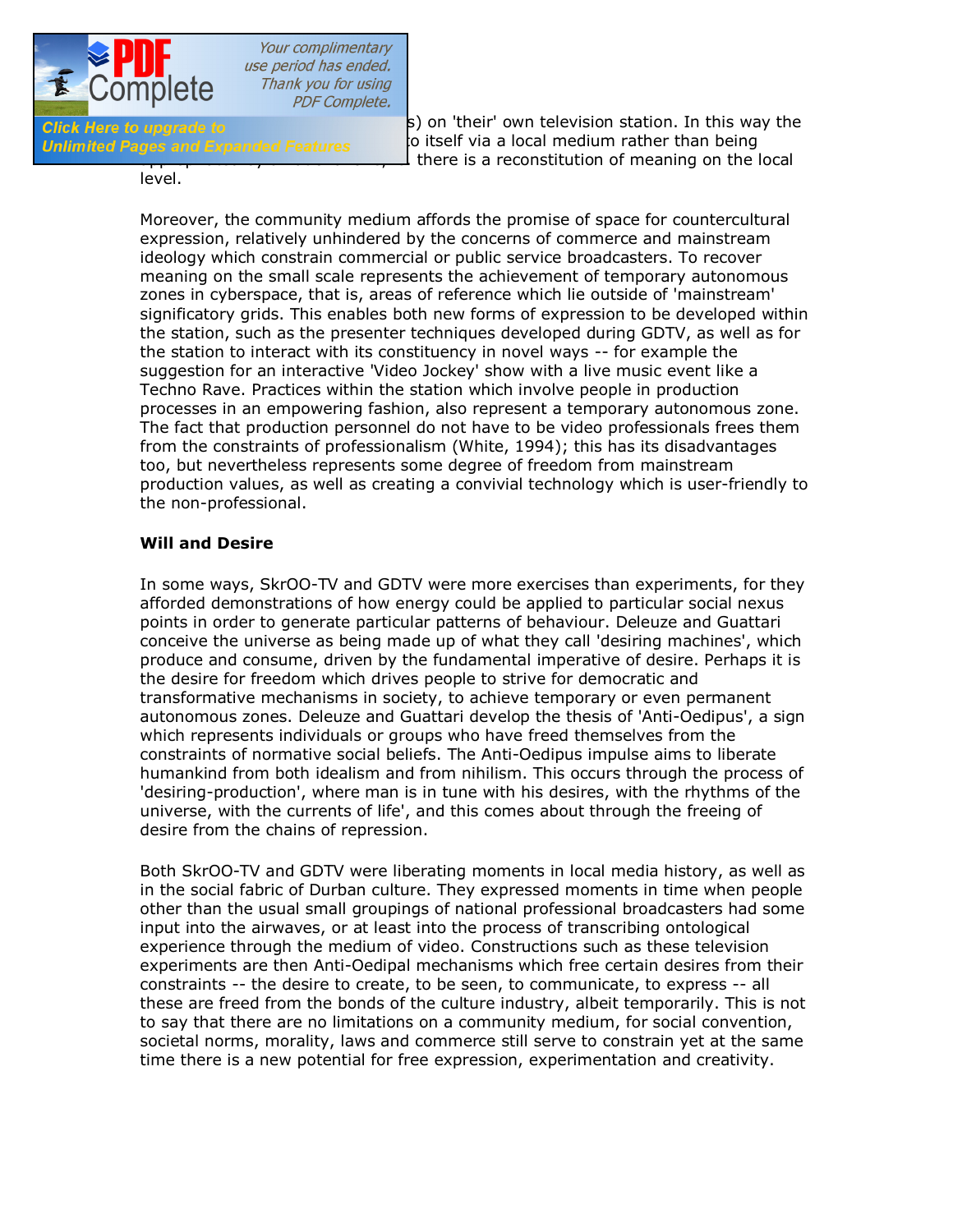s) on 'their' own television station. In this way the o itself via a local medium rather than being there is a reconstitution of meaning on the local level.

Moreover, the community medium affords the promise of space for countercultural expression, relatively unhindered by the concerns of commerce and mainstream ideology which constrain commercial or public service broadcasters. To recover meaning on the small scale represents the achievement of temporary autonomous zones in cyberspace, that is, areas of reference which lie outside of 'mainstream' significatory grids. This enables both new forms of expression to be developed within the station, such as the presenter techniques developed during GDTV, as well as for the station to interact with its constituency in novel ways -- for example the suggestion for an interactive 'Video Jockey' show with a live music event like a Techno Rave. Practices within the station which involve people in production processes in an empowering fashion, also represent a temporary autonomous zone. The fact that production personnel do not have to be video professionals frees them from the constraints of professionalism (White, 1994); this has its disadvantages too, but nevertheless represents some degree of freedom from mainstream production values, as well as creating a convivial technology which is user-friendly to the non-professional.

**Will and Desire**

In some ways, SkrOO-TV and GDTV were more exercises than experiments, for they afforded demonstrations of how energy could be applied to particular social nexus points in order to generate particular patterns of behaviour. Deleuze and Guattari conceive the universe as being made up of what they call 'desiring machines', which produce and consume, driven by the fundamental imperative of desire. Perhaps it is the desire for freedom which drives people to strive for democratic and transformative mechanisms in society, to achieve temporary or even permanent autonomous zones. Deleuze and Guattari develop the thesis of 'Anti-Oedipus', a sign which represents individuals or groups who have freed themselves from the constraints of normative social beliefs. The Anti-Oedipus impulse aims to liberate humankind from both idealism and from nihilism. This occurs through the process of 'desiring-production', where man is in tune with his desires, with the rhythms of the universe, with the currents of life', and this comes about through the freeing of desire from the chains of repression.

Both SkrOO-TV and GDTV were liberating moments in local media history, as well as in the social fabric of Durban culture. They expressed moments in time when people other than the usual small groupings of national professional broadcasters had some input into the airwaves, or at least into the process of transcribing ontological experience through the medium of video. Constructions such as these television experiments are then Anti-Oedipal mechanisms which free certain desires from their constraints -- the desire to create, to be seen, to communicate, to express -- all these are freed from the bonds of the culture industry, albeit temporarily. This is not to say that there are no limitations on a community medium, for social convention, societal norms, morality, laws and commerce still serve to constrain yet at the same time there is a new potential for free expression, experimentation and creativity.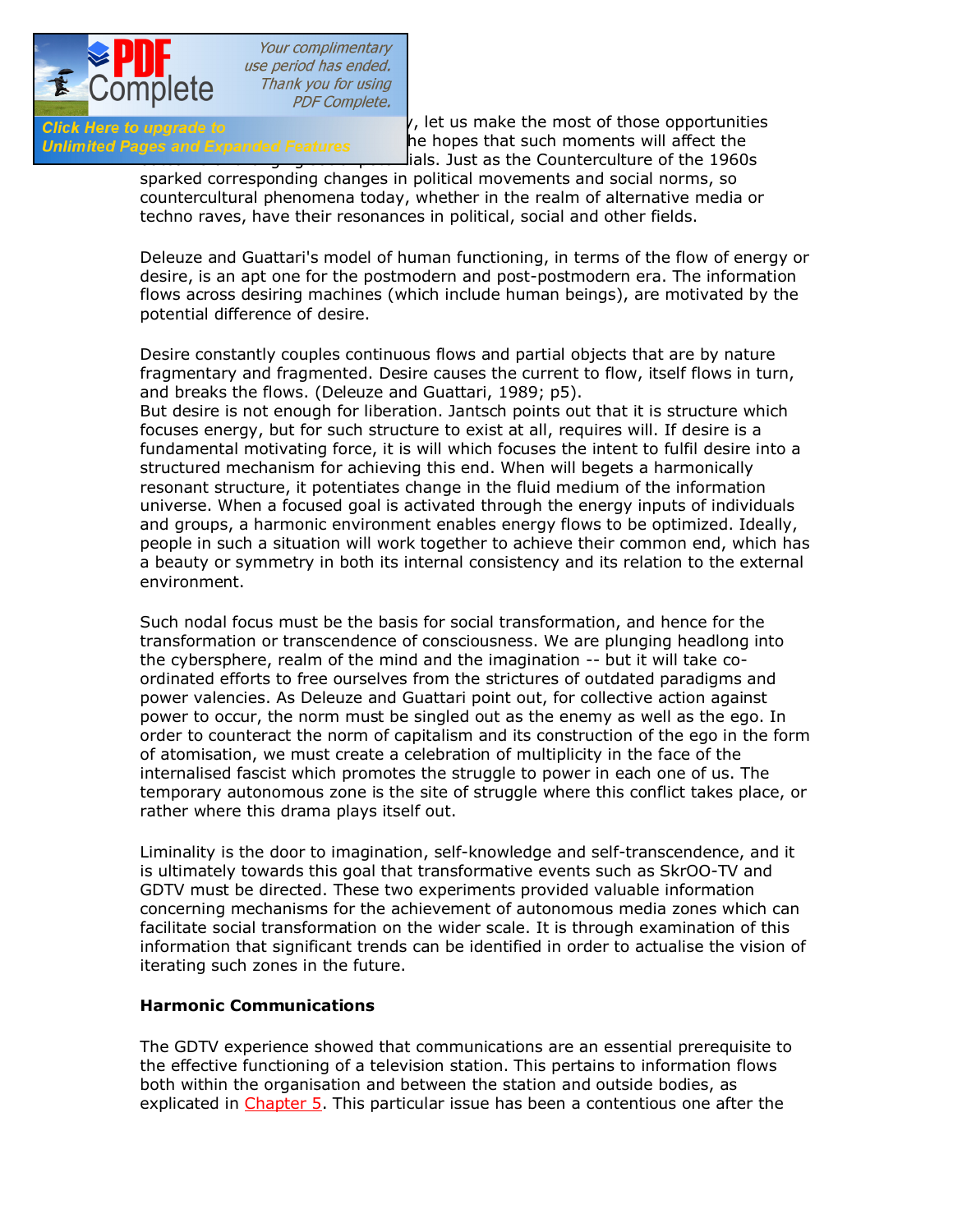, let us make the most of those opportunities he hopes that such moments will affect the ials. Just as the Counterculture of the 1960s sparked corresponding changes in political movements and social norms, so countercultural phenomena today, whether in the realm of alternative media or techno raves, have their resonances in political, social and other fields.

Deleuze and Guattari's model of human functioning, in terms of the flow of energy or desire, is an apt one for the postmodern and post-postmodern era. The information flows across desiring machines (which include human beings), are motivated by the potential difference of desire.

Desire constantly couples continuous flows and partial objects that are by nature fragmentary and fragmented. Desire causes the current to flow, itself flows in turn, and breaks the flows. (Deleuze and Guattari, 1989; p5).
But desire is not enough for liberation. Jantsch points out that it is structure which focuses energy, but for such structure to exist at all, requires will. If desire is a fundamental motivating force, it is will which focuses the intent to fulfil desire into a structured mechanism for achieving this end. When will begets a harmonically resonant structure, it potentiates change in the fluid medium of the information universe. When a focused goal is activated through the energy inputs of individuals and groups, a harmonic environment enables energy flows to be optimized. Ideally, people in such a situation will work together to achieve their common end, which has a beauty or symmetry in both its internal consistency and its relation to the external environment.

Such nodal focus must be the basis for social transformation, and hence for the transformation or transcendence of consciousness. We are plunging headlong into the cybersphere, realm of the mind and the imagination -- but it will take co-ordinated efforts to free ourselves from the strictures of outdated paradigms and power valencies. As Deleuze and Guattari point out, for collective action against power to occur, the norm must be singled out as the enemy as well as the ego. In order to counteract the norm of capitalism and its construction of the ego in the form of atomisation, we must create a celebration of multiplicity in the face of the internalised fascist which promotes the struggle to power in each one of us. The temporary autonomous zone is the site of struggle where this conflict takes place, or rather where this drama plays itself out.

Liminality is the door to imagination, self-knowledge and self-transcendence, and it is ultimately towards this goal that transformative events such as SkrOO-TV and GDTV must be directed. These two experiments provided valuable information concerning mechanisms for the achievement of autonomous media zones which can facilitate social transformation on the wider scale. It is through examination of this information that significant trends can be identified in order to actualise the vision of iterating such zones in the future.

**Harmonic Communications**

The GDTV experience showed that communications are an essential prerequisite to the effective functioning of a television station. This pertains to information flows both within the organisation and between the station and outside bodies, as explicated in Chapter 5. This particular issue has been a contentious one after the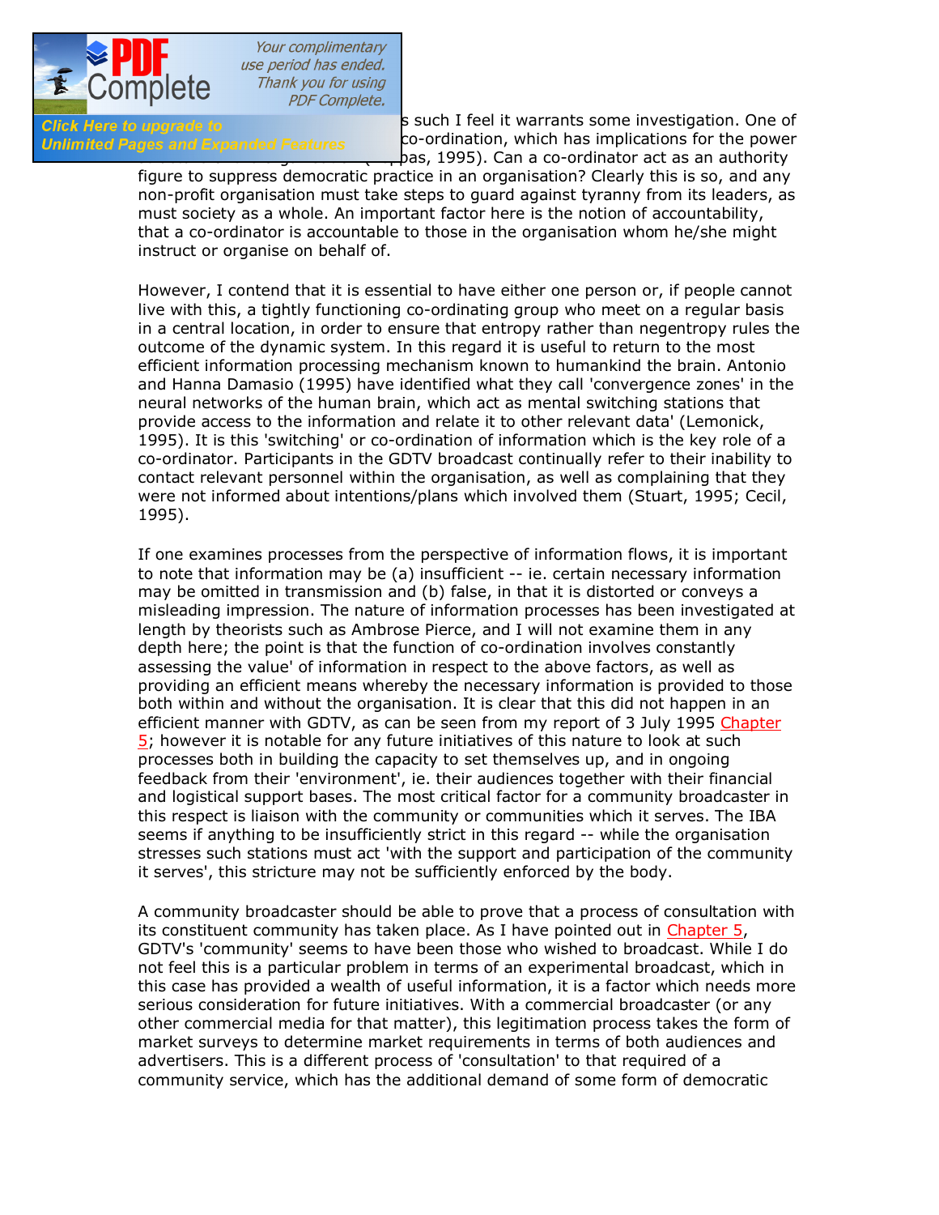s such I feel it warrants some investigation. One of co-ordination, which has implications for the power pas, 1995). Can a co-ordinator act as an authority figure to suppress democratic practice in an organisation? Clearly this is so, and any non-profit organisation must take steps to guard against tyranny from its leaders, as must society as a whole. An important factor here is the notion of accountability, that a co-ordinator is accountable to those in the organisation whom he/she might instruct or organise on behalf of.

However, I contend that it is essential to have either one person or, if people cannot live with this, a tightly functioning co-ordinating group who meet on a regular basis in a central location, in order to ensure that entropy rather than negentropy rules the outcome of the dynamic system. In this regard it is useful to return to the most efficient information processing mechanism known to humankind the brain. Antonio and Hanna Damasio (1995) have identified what they call 'convergence zones' in the neural networks of the human brain, which act as mental switching stations that provide access to the information and relate it to other relevant data' (Lemonick, 1995). It is this 'switching' or co-ordination of information which is the key role of a co-ordinator. Participants in the GDTV broadcast continually refer to their inability to contact relevant personnel within the organisation, as well as complaining that they were not informed about intentions/plans which involved them (Stuart, 1995; Cecil, 1995).

If one examines processes from the perspective of information flows, it is important to note that information may be (a) insufficient -- ie. certain necessary information may be omitted in transmission and (b) false, in that it is distorted or conveys a misleading impression. The nature of information processes has been investigated at length by theorists such as Ambrose Pierce, and I will not examine them in any depth here; the point is that the function of co-ordination involves constantly assessing the value' of information in respect to the above factors, as well as providing an efficient means whereby the necessary information is provided to those both within and without the organisation. It is clear that this did not happen in an efficient manner with GDTV, as can be seen from my report of 3 July 1995 Chapter 5; however it is notable for any future initiatives of this nature to look at such processes both in building the capacity to set themselves up, and in ongoing feedback from their 'environment', ie. their audiences together with their financial and logistical support bases. The most critical factor for a community broadcaster in this respect is liaison with the community or communities which it serves. The IBA seems if anything to be insufficiently strict in this regard -- while the organisation stresses such stations must act 'with the support and participation of the community it serves', this stricture may not be sufficiently enforced by the body.

A community broadcaster should be able to prove that a process of consultation with its constituent community has taken place. As I have pointed out in Chapter 5, GDTV's 'community' seems to have been those who wished to broadcast. While I do not feel this is a particular problem in terms of an experimental broadcast, which in this case has provided a wealth of useful information, it is a factor which needs more serious consideration for future initiatives. With a commercial broadcaster (or any other commercial media for that matter), this legitimation process takes the form of market surveys to determine market requirements in terms of both audiences and advertisers. This is a different process of 'consultation' to that required of a community service, which has the additional demand of some form of democratic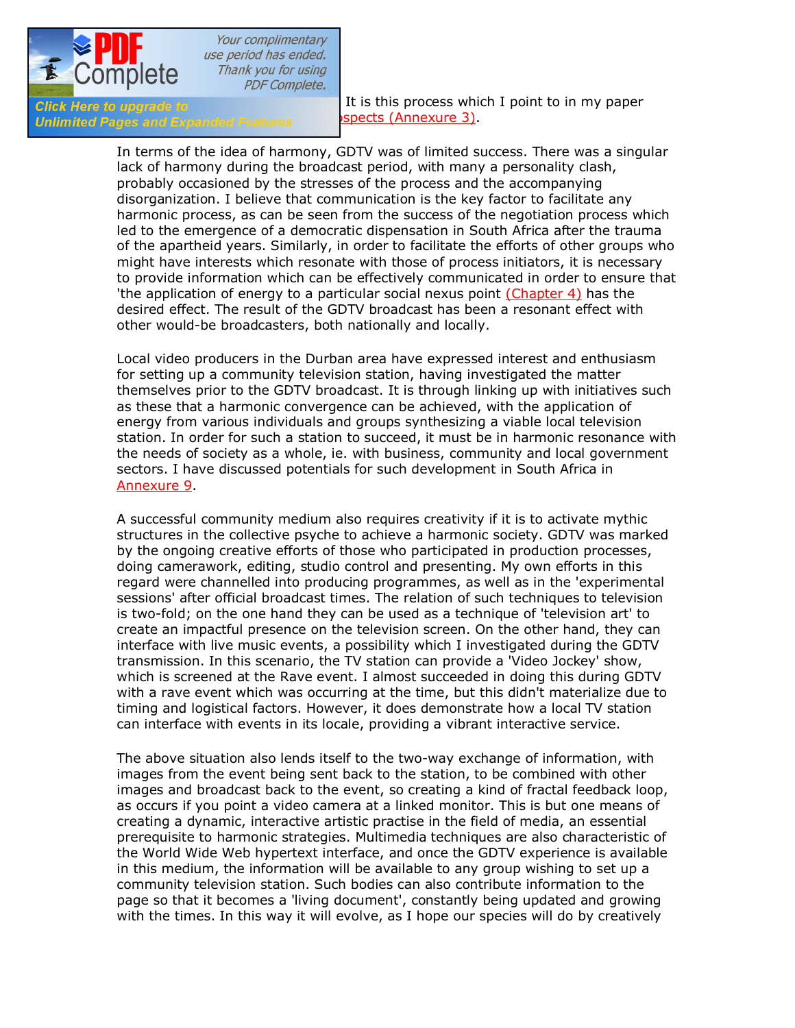It is this process which I point to in my paper ...spects (Annexure 3).

In terms of the idea of harmony, GDTV was of limited success. There was a singular lack of harmony during the broadcast period, with many a personality clash, probably occasioned by the stresses of the process and the accompanying disorganization. I believe that communication is the key factor to facilitate any harmonic process, as can be seen from the success of the negotiation process which led to the emergence of a democratic dispensation in South Africa after the trauma of the apartheid years. Similarly, in order to facilitate the efforts of other groups who might have interests which resonate with those of process initiators, it is necessary to provide information which can be effectively communicated in order to ensure that 'the application of energy to a particular social nexus point (Chapter 4) has the desired effect. The result of the GDTV broadcast has been a resonant effect with other would-be broadcasters, both nationally and locally.

Local video producers in the Durban area have expressed interest and enthusiasm for setting up a community television station, having investigated the matter themselves prior to the GDTV broadcast. It is through linking up with initiatives such as these that a harmonic convergence can be achieved, with the application of energy from various individuals and groups synthesizing a viable local television station. In order for such a station to succeed, it must be in harmonic resonance with the needs of society as a whole, ie. with business, community and local government sectors. I have discussed potentials for such development in South Africa in Annexure 9.

A successful community medium also requires creativity if it is to activate mythic structures in the collective psyche to achieve a harmonic society. GDTV was marked by the ongoing creative efforts of those who participated in production processes, doing camerawork, editing, studio control and presenting. My own efforts in this regard were channelled into producing programmes, as well as in the 'experimental sessions' after official broadcast times. The relation of such techniques to television is two-fold; on the one hand they can be used as a technique of 'television art' to create an impactful presence on the television screen. On the other hand, they can interface with live music events, a possibility which I investigated during the GDTV transmission. In this scenario, the TV station can provide a 'Video Jockey' show, which is screened at the Rave event. I almost succeeded in doing this during GDTV with a rave event which was occurring at the time, but this didn't materialize due to timing and logistical factors. However, it does demonstrate how a local TV station can interface with events in its locale, providing a vibrant interactive service.

The above situation also lends itself to the two-way exchange of information, with images from the event being sent back to the station, to be combined with other images and broadcast back to the event, so creating a kind of fractal feedback loop, as occurs if you point a video camera at a linked monitor. This is but one means of creating a dynamic, interactive artistic practise in the field of media, an essential prerequisite to harmonic strategies. Multimedia techniques are also characteristic of the World Wide Web hypertext interface, and once the GDTV experience is available in this medium, the information will be available to any group wishing to set up a community television station. Such bodies can also contribute information to the page so that it becomes a 'living document', constantly being updated and growing with the times. In this way it will evolve, as I hope our species will do by creatively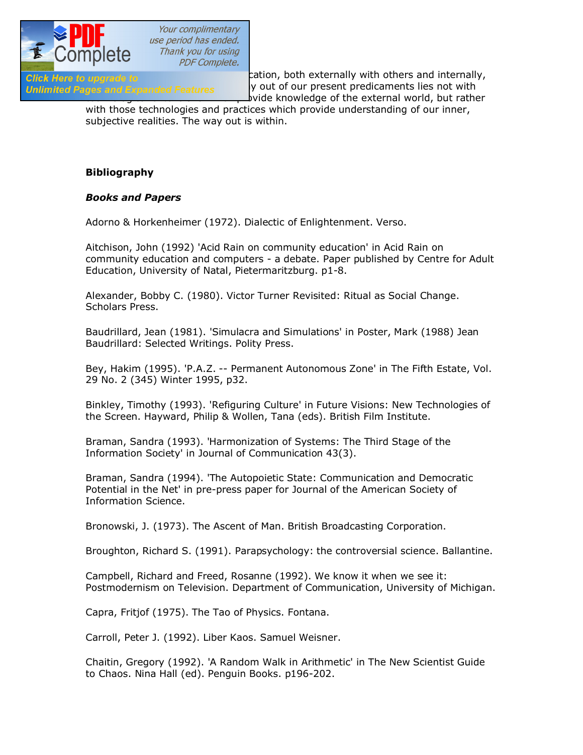cation, both externally with others and internally, y out of our present predicaments lies not with ovide knowledge of the external world, but rather with those technologies and practices which provide understanding of our inner, subjective realities. The way out is within.

## Bibliography

### *Books and Papers*

Adorno & Horkenheimer (1972). Dialectic of Enlightenment. Verso.

Aitchison, John (1992) 'Acid Rain on community education' in Acid Rain on community education and computers - a debate. Paper published by Centre for Adult Education, University of Natal, Pietermaritzburg. p1-8.

Alexander, Bobby C. (1980). Victor Turner Revisited: Ritual as Social Change. Scholars Press.

Baudrillard, Jean (1981). 'Simulacra and Simulations' in Poster, Mark (1988) Jean Baudrillard: Selected Writings. Polity Press.

Bey, Hakim (1995). 'P.A.Z. -- Permanent Autonomous Zone' in The Fifth Estate, Vol. 29 No. 2 (345) Winter 1995, p32.

Binkley, Timothy (1993). 'Refiguring Culture' in Future Visions: New Technologies of the Screen. Hayward, Philip & Wollen, Tana (eds). British Film Institute.

Braman, Sandra (1993). 'Harmonization of Systems: The Third Stage of the Information Society' in Journal of Communication 43(3).

Braman, Sandra (1994). 'The Autopoietic State: Communication and Democratic Potential in the Net' in pre-press paper for Journal of the American Society of Information Science.

Bronowski, J. (1973). The Ascent of Man. British Broadcasting Corporation.

Broughton, Richard S. (1991). Parapsychology: the controversial science. Ballantine.

Campbell, Richard and Freed, Rosanne (1992). We know it when we see it: Postmodernism on Television. Department of Communication, University of Michigan.

Capra, Fritjof (1975). The Tao of Physics. Fontana.

Carroll, Peter J. (1992). Liber Kaos. Samuel Weisner.

Chaitin, Gregory (1992). 'A Random Walk in Arithmetic' in The New Scientist Guide to Chaos. Nina Hall (ed). Penguin Books. p196-202.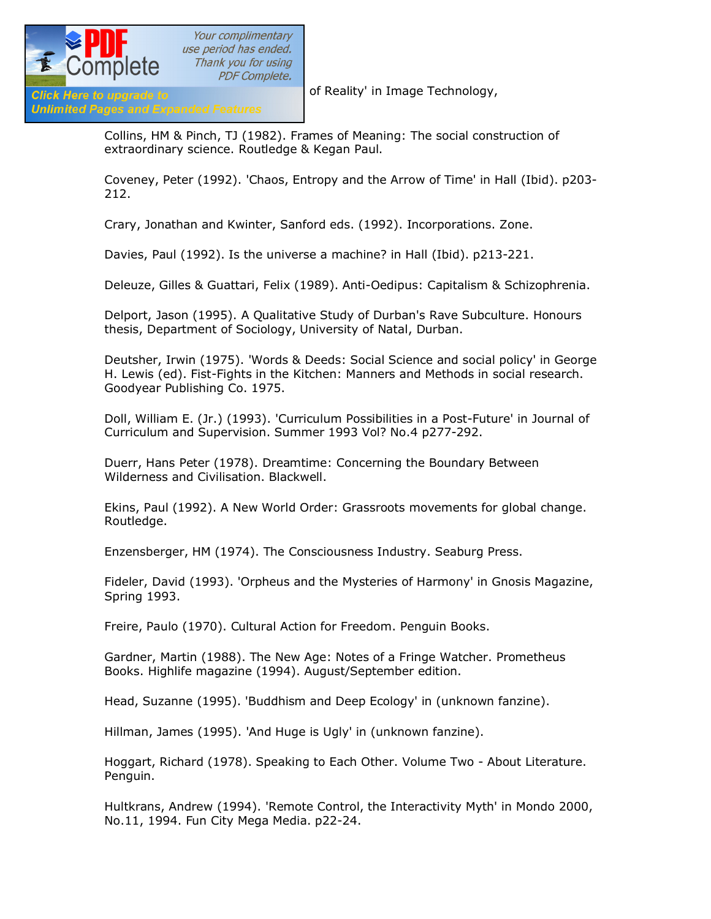of Reality' in Image Technology,

Collins, HM & Pinch, TJ (1982). Frames of Meaning: The social construction of extraordinary science. Routledge & Kegan Paul.

Coveney, Peter (1992). 'Chaos, Entropy and the Arrow of Time' in Hall (Ibid). p203-212.

Crary, Jonathan and Kwinter, Sanford eds. (1992). Incorporations. Zone.

Davies, Paul (1992). Is the universe a machine? in Hall (Ibid). p213-221.

Deleuze, Gilles & Guattari, Felix (1989). Anti-Oedipus: Capitalism & Schizophrenia.

Delport, Jason (1995). A Qualitative Study of Durban's Rave Subculture. Honours thesis, Department of Sociology, University of Natal, Durban.

Deutsher, Irwin (1975). 'Words & Deeds: Social Science and social policy' in George H. Lewis (ed). Fist-Fights in the Kitchen: Manners and Methods in social research. Goodyear Publishing Co. 1975.

Doll, William E. (Jr.) (1993). 'Curriculum Possibilities in a Post-Future' in Journal of Curriculum and Supervision. Summer 1993 Vol? No.4 p277-292.

Duerr, Hans Peter (1978). Dreamtime: Concerning the Boundary Between Wilderness and Civilisation. Blackwell.

Ekins, Paul (1992). A New World Order: Grassroots movements for global change. Routledge.

Enzensberger, HM (1974). The Consciousness Industry. Seaburg Press.

Fideler, David (1993). 'Orpheus and the Mysteries of Harmony' in Gnosis Magazine, Spring 1993.

Freire, Paulo (1970). Cultural Action for Freedom. Penguin Books.

Gardner, Martin (1988). The New Age: Notes of a Fringe Watcher. Prometheus Books. Highlife magazine (1994). August/September edition.

Head, Suzanne (1995). 'Buddhism and Deep Ecology' in (unknown fanzine).

Hillman, James (1995). 'And Huge is Ugly' in (unknown fanzine).

Hoggart, Richard (1978). Speaking to Each Other. Volume Two - About Literature. Penguin.

Hultkrans, Andrew (1994). 'Remote Control, the Interactivity Myth' in Mondo 2000, No.11, 1994. Fun City Mega Media. p22-24.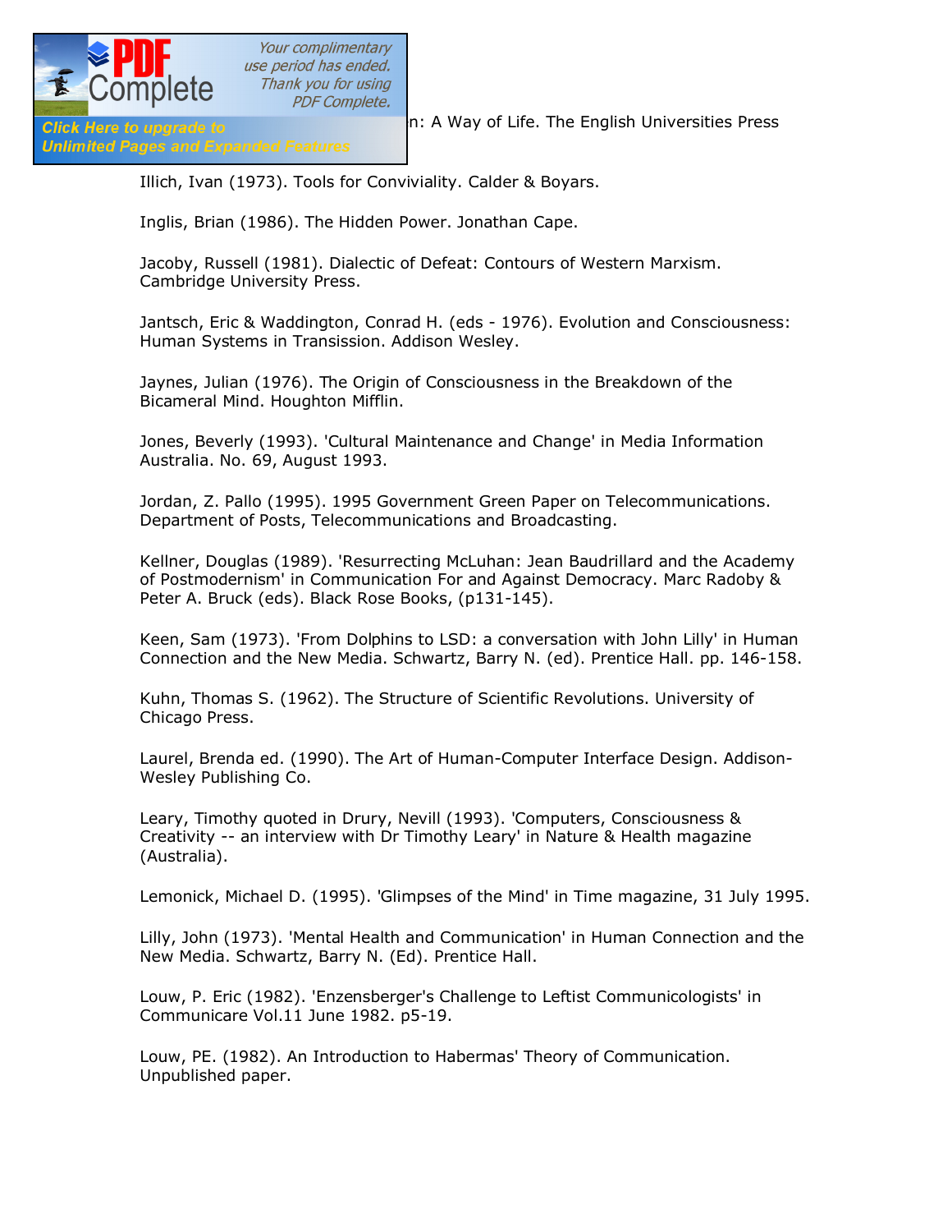n: A Way of Life. The English Universities Press

Illich, Ivan (1973). Tools for Conviviality. Calder & Boyars.

Inglis, Brian (1986). The Hidden Power. Jonathan Cape.

Jacoby, Russell (1981). Dialectic of Defeat: Contours of Western Marxism. Cambridge University Press.

Jantsch, Eric & Waddington, Conrad H. (eds - 1976). Evolution and Consciousness: Human Systems in Transission. Addison Wesley.

Jaynes, Julian (1976). The Origin of Consciousness in the Breakdown of the Bicameral Mind. Houghton Mifflin.

Jones, Beverly (1993). 'Cultural Maintenance and Change' in Media Information Australia. No. 69, August 1993.

Jordan, Z. Pallo (1995). 1995 Government Green Paper on Telecommunications. Department of Posts, Telecommunications and Broadcasting.

Kellner, Douglas (1989). 'Resurrecting McLuhan: Jean Baudrillard and the Academy of Postmodernism' in Communication For and Against Democracy. Marc Radoby & Peter A. Bruck (eds). Black Rose Books, (p131-145).

Keen, Sam (1973). 'From Dolphins to LSD: a conversation with John Lilly' in Human Connection and the New Media. Schwartz, Barry N. (ed). Prentice Hall. pp. 146-158.

Kuhn, Thomas S. (1962). The Structure of Scientific Revolutions. University of Chicago Press.

Laurel, Brenda ed. (1990). The Art of Human-Computer Interface Design. Addison-Wesley Publishing Co.

Leary, Timothy quoted in Drury, Nevill (1993). 'Computers, Consciousness & Creativity -- an interview with Dr Timothy Leary' in Nature & Health magazine (Australia).

Lemonick, Michael D. (1995). 'Glimpses of the Mind' in Time magazine, 31 July 1995.

Lilly, John (1973). 'Mental Health and Communication' in Human Connection and the New Media. Schwartz, Barry N. (Ed). Prentice Hall.

Louw, P. Eric (1982). 'Enzensberger's Challenge to Leftist Communicologists' in Communicare Vol.11 June 1982. p5-19.

Louw, PE. (1982). An Introduction to Habermas' Theory of Communication. Unpublished paper.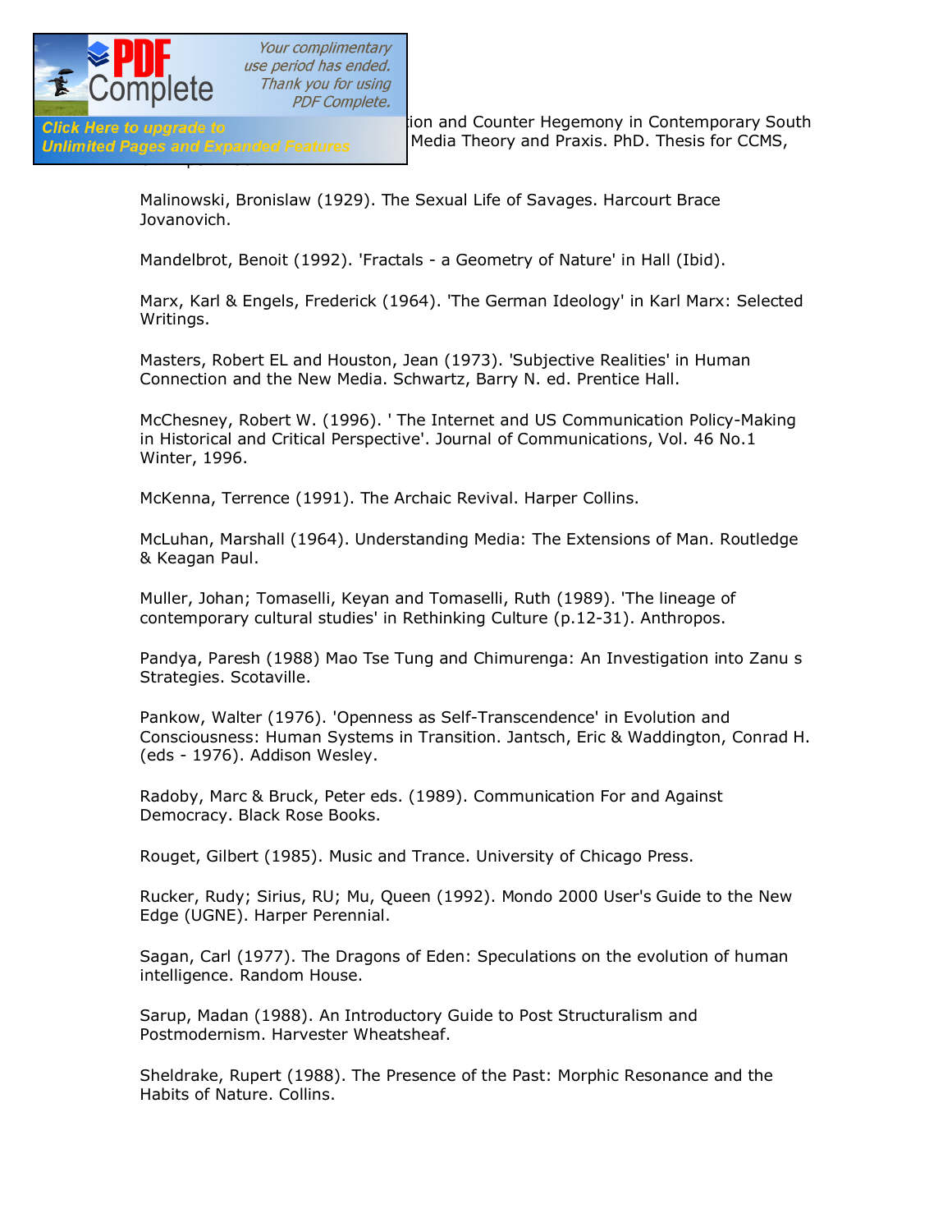...ion and Counter Hegemony in Contemporary South ... Media Theory and Praxis. PhD. Thesis for CCMS, ...

Malinowski, Bronislaw (1929). The Sexual Life of Savages. Harcourt Brace Jovanovich.

Mandelbrot, Benoit (1992). 'Fractals - a Geometry of Nature' in Hall (Ibid).

Marx, Karl & Engels, Frederick (1964). 'The German Ideology' in Karl Marx: Selected Writings.

Masters, Robert EL and Houston, Jean (1973). 'Subjective Realities' in Human Connection and the New Media. Schwartz, Barry N. ed. Prentice Hall.

McChesney, Robert W. (1996). ' The Internet and US Communication Policy-Making in Historical and Critical Perspective'. Journal of Communications, Vol. 46 No.1 Winter, 1996.

McKenna, Terrence (1991). The Archaic Revival. Harper Collins.

McLuhan, Marshall (1964). Understanding Media: The Extensions of Man. Routledge & Keagan Paul.

Muller, Johan; Tomaselli, Keyan and Tomaselli, Ruth (1989). 'The lineage of contemporary cultural studies' in Rethinking Culture (p.12-31). Anthropos.

Pandya, Paresh (1988) Mao Tse Tung and Chimurenga: An Investigation into Zanu s Strategies. Scotaville.

Pankow, Walter (1976). 'Openness as Self-Transcendence' in Evolution and Consciousness: Human Systems in Transition. Jantsch, Eric & Waddington, Conrad H. (eds - 1976). Addison Wesley.

Radoby, Marc & Bruck, Peter eds. (1989). Communication For and Against Democracy. Black Rose Books.

Rouget, Gilbert (1985). Music and Trance. University of Chicago Press.

Rucker, Rudy; Sirius, RU; Mu, Queen (1992). Mondo 2000 User's Guide to the New Edge (UGNE). Harper Perennial.

Sagan, Carl (1977). The Dragons of Eden: Speculations on the evolution of human intelligence. Random House.

Sarup, Madan (1988). An Introductory Guide to Post Structuralism and Postmodernism. Harvester Wheatsheaf.

Sheldrake, Rupert (1988). The Presence of the Past: Morphic Resonance and the Habits of Nature. Collins.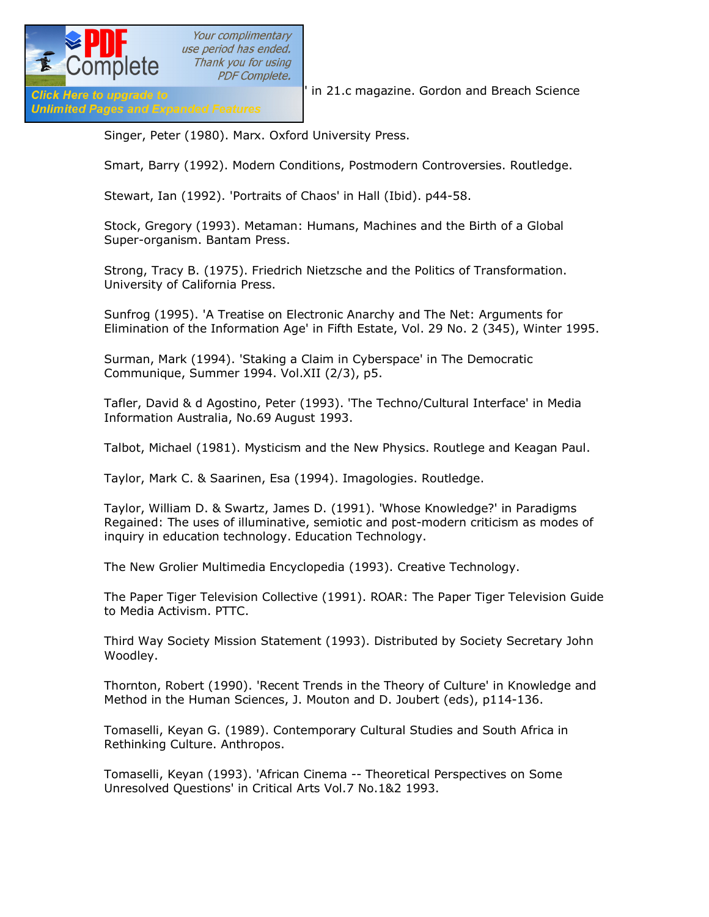' in 21.c magazine. Gordon and Breach Science

Singer, Peter (1980). Marx. Oxford University Press.

Smart, Barry (1992). Modern Conditions, Postmodern Controversies. Routledge.

Stewart, Ian (1992). 'Portraits of Chaos' in Hall (Ibid). p44-58.

Stock, Gregory (1993). Metaman: Humans, Machines and the Birth of a Global Super-organism. Bantam Press.

Strong, Tracy B. (1975). Friedrich Nietzsche and the Politics of Transformation. University of California Press.

Sunfrog (1995). 'A Treatise on Electronic Anarchy and The Net: Arguments for Elimination of the Information Age' in Fifth Estate, Vol. 29 No. 2 (345), Winter 1995.

Surman, Mark (1994). 'Staking a Claim in Cyberspace' in The Democratic Communique, Summer 1994. Vol.XII (2/3), p5.

Tafler, David & d Agostino, Peter (1993). 'The Techno/Cultural Interface' in Media Information Australia, No.69 August 1993.

Talbot, Michael (1981). Mysticism and the New Physics. Routlege and Keagan Paul.

Taylor, Mark C. & Saarinen, Esa (1994). Imagologies. Routledge.

Taylor, William D. & Swartz, James D. (1991). 'Whose Knowledge?' in Paradigms Regained: The uses of illuminative, semiotic and post-modern criticism as modes of inquiry in education technology. Education Technology.

The New Grolier Multimedia Encyclopedia (1993). Creative Technology.

The Paper Tiger Television Collective (1991). ROAR: The Paper Tiger Television Guide to Media Activism. PTTC.

Third Way Society Mission Statement (1993). Distributed by Society Secretary John Woodley.

Thornton, Robert (1990). 'Recent Trends in the Theory of Culture' in Knowledge and Method in the Human Sciences, J. Mouton and D. Joubert (eds), p114-136.

Tomaselli, Keyan G. (1989). Contemporary Cultural Studies and South Africa in Rethinking Culture. Anthropos.

Tomaselli, Keyan (1993). 'African Cinema -- Theoretical Perspectives on Some Unresolved Questions' in Critical Arts Vol.7 No.1&2 1993.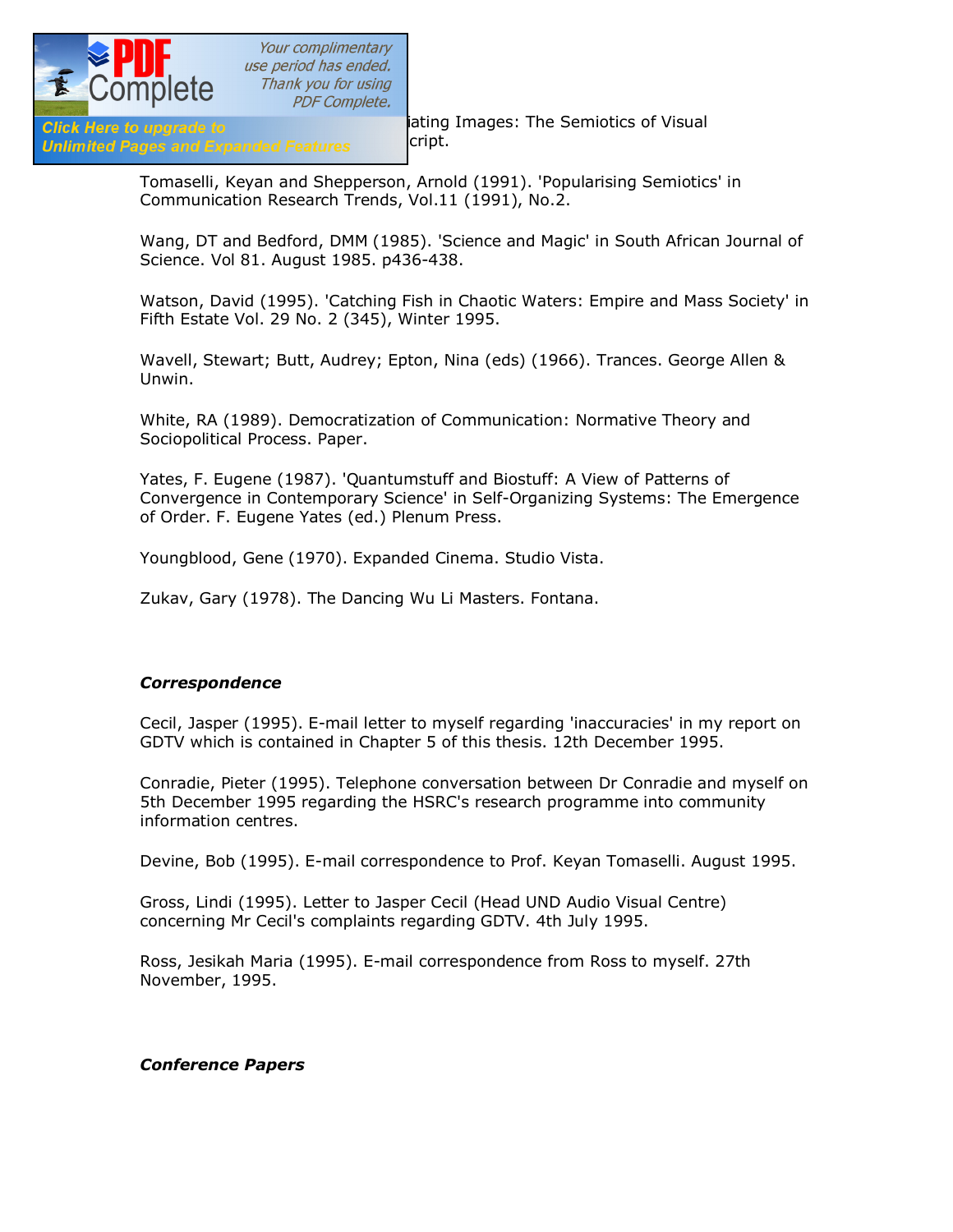iating Images: The Semiotics of Visual cript.

Tomaselli, Keyan and Shepperson, Arnold (1991). 'Popularising Semiotics' in Communication Research Trends, Vol.11 (1991), No.2.

Wang, DT and Bedford, DMM (1985). 'Science and Magic' in South African Journal of Science. Vol 81. August 1985. p436-438.

Watson, David (1995). 'Catching Fish in Chaotic Waters: Empire and Mass Society' in Fifth Estate Vol. 29 No. 2 (345), Winter 1995.

Wavell, Stewart; Butt, Audrey; Epton, Nina (eds) (1966). Trances. George Allen & Unwin.

White, RA (1989). Democratization of Communication: Normative Theory and Sociopolitical Process. Paper.

Yates, F. Eugene (1987). 'Quantumstuff and Biostuff: A View of Patterns of Convergence in Contemporary Science' in Self-Organizing Systems: The Emergence of Order. F. Eugene Yates (ed.) Plenum Press.

Youngblood, Gene (1970). Expanded Cinema. Studio Vista.

Zukav, Gary (1978). The Dancing Wu Li Masters. Fontana.

***Correspondence***

Cecil, Jasper (1995). E-mail letter to myself regarding 'inaccuracies' in my report on GDTV which is contained in Chapter 5 of this thesis. 12th December 1995.

Conradie, Pieter (1995). Telephone conversation between Dr Conradie and myself on 5th December 1995 regarding the HSRC's research programme into community information centres.

Devine, Bob (1995). E-mail correspondence to Prof. Keyan Tomaselli. August 1995.

Gross, Lindi (1995). Letter to Jasper Cecil (Head UND Audio Visual Centre) concerning Mr Cecil's complaints regarding GDTV. 4th July 1995.

Ross, Jesikah Maria (1995). E-mail correspondence from Ross to myself. 27th November, 1995.

***Conference Papers***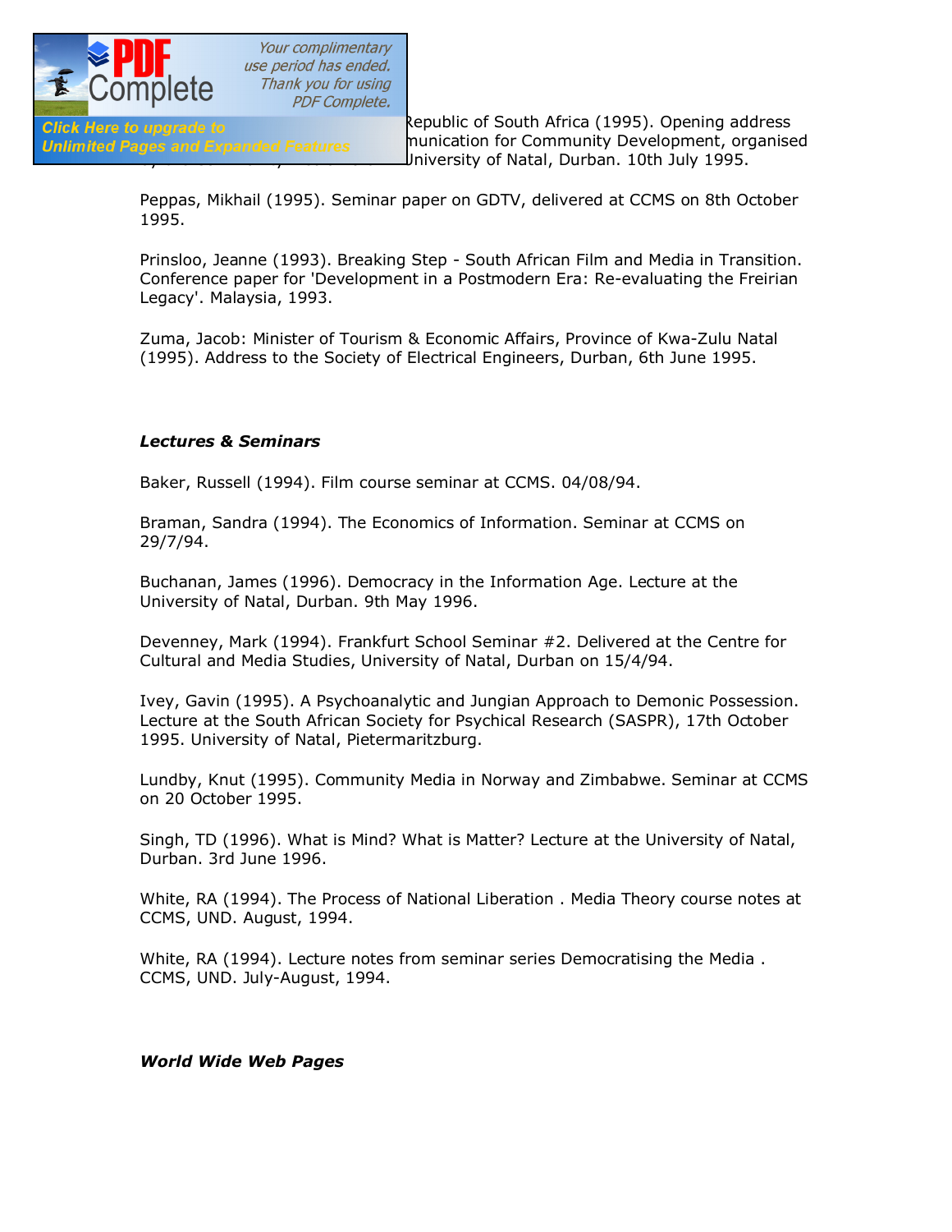Republic of South Africa (1995). Opening address munication for Community Development, organised University of Natal, Durban. 10th July 1995.

Peppas, Mikhail (1995). Seminar paper on GDTV, delivered at CCMS on 8th October 1995.

Prinsloo, Jeanne (1993). Breaking Step - South African Film and Media in Transition. Conference paper for 'Development in a Postmodern Era: Re-evaluating the Freirian Legacy'. Malaysia, 1993.

Zuma, Jacob: Minister of Tourism & Economic Affairs, Province of Kwa-Zulu Natal (1995). Address to the Society of Electrical Engineers, Durban, 6th June 1995.

***Lectures & Seminars***

Baker, Russell (1994). Film course seminar at CCMS. 04/08/94.

Braman, Sandra (1994). The Economics of Information. Seminar at CCMS on 29/7/94.

Buchanan, James (1996). Democracy in the Information Age. Lecture at the University of Natal, Durban. 9th May 1996.

Devenney, Mark (1994). Frankfurt School Seminar #2. Delivered at the Centre for Cultural and Media Studies, University of Natal, Durban on 15/4/94.

Ivey, Gavin (1995). A Psychoanalytic and Jungian Approach to Demonic Possession. Lecture at the South African Society for Psychical Research (SASPR), 17th October 1995. University of Natal, Pietermaritzburg.

Lundby, Knut (1995). Community Media in Norway and Zimbabwe. Seminar at CCMS on 20 October 1995.

Singh, TD (1996). What is Mind? What is Matter? Lecture at the University of Natal, Durban. 3rd June 1996.

White, RA (1994). The Process of National Liberation . Media Theory course notes at CCMS, UND. August, 1994.

White, RA (1994). Lecture notes from seminar series Democratising the Media . CCMS, UND. July-August, 1994.

***World Wide Web Pages***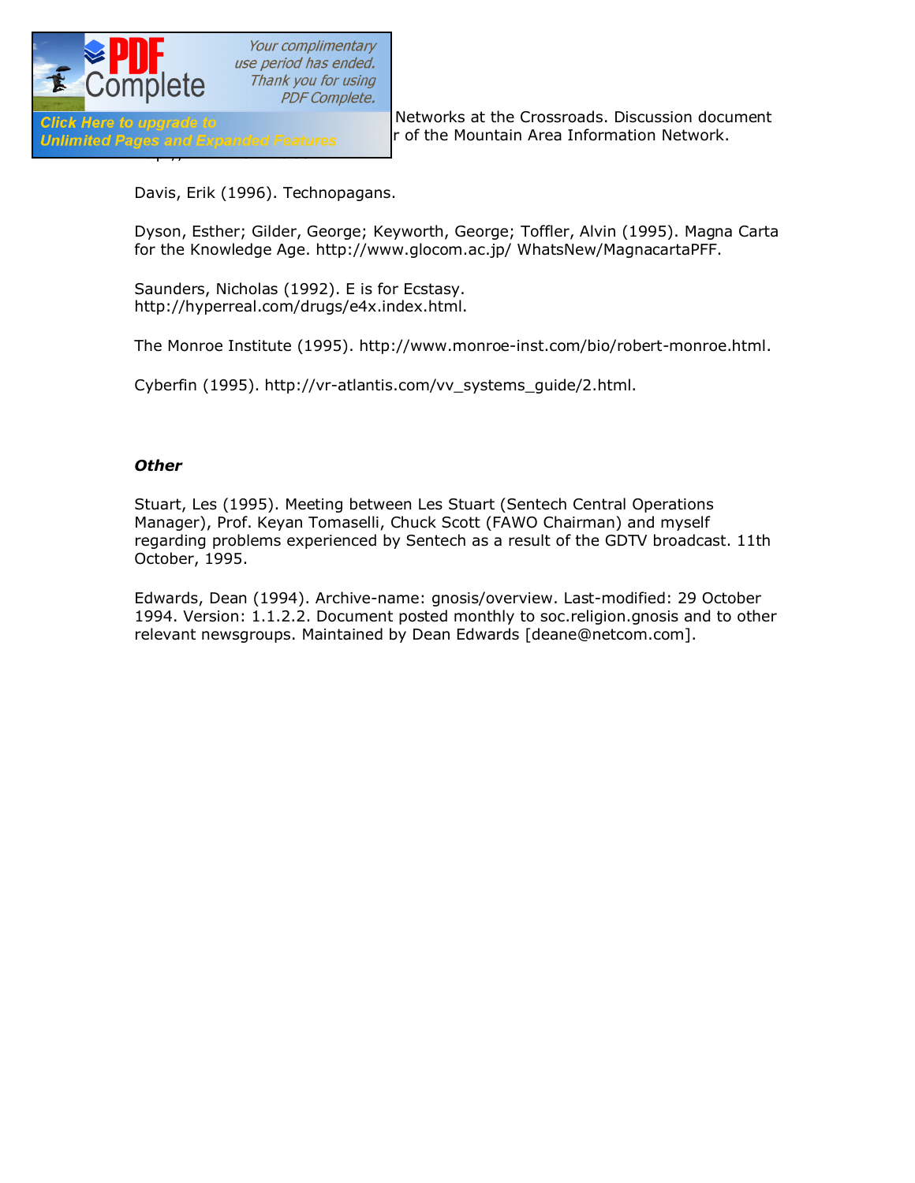Networks at the Crossroads. Discussion document r of the Mountain Area Information Network.

Davis, Erik (1996). Technopagans.

Dyson, Esther; Gilder, George; Keyworth, George; Toffler, Alvin (1995). Magna Carta for the Knowledge Age. http://www.glocom.ac.jp/ WhatsNew/MagnacartaPFF.

Saunders, Nicholas (1992). E is for Ecstasy. http://hyperreal.com/drugs/e4x.index.html.

The Monroe Institute (1995). http://www.monroe-inst.com/bio/robert-monroe.html.

Cyberfin (1995). http://vr-atlantis.com/vv_systems_guide/2.html.

***Other***

Stuart, Les (1995). Meeting between Les Stuart (Sentech Central Operations Manager), Prof. Keyan Tomaselli, Chuck Scott (FAWO Chairman) and myself regarding problems experienced by Sentech as a result of the GDTV broadcast. 11th October, 1995.

Edwards, Dean (1994). Archive-name: gnosis/overview. Last-modified: 29 October 1994. Version: 1.1.2.2. Document posted monthly to soc.religion.gnosis and to other relevant newsgroups. Maintained by Dean Edwards [deane@netcom.com].